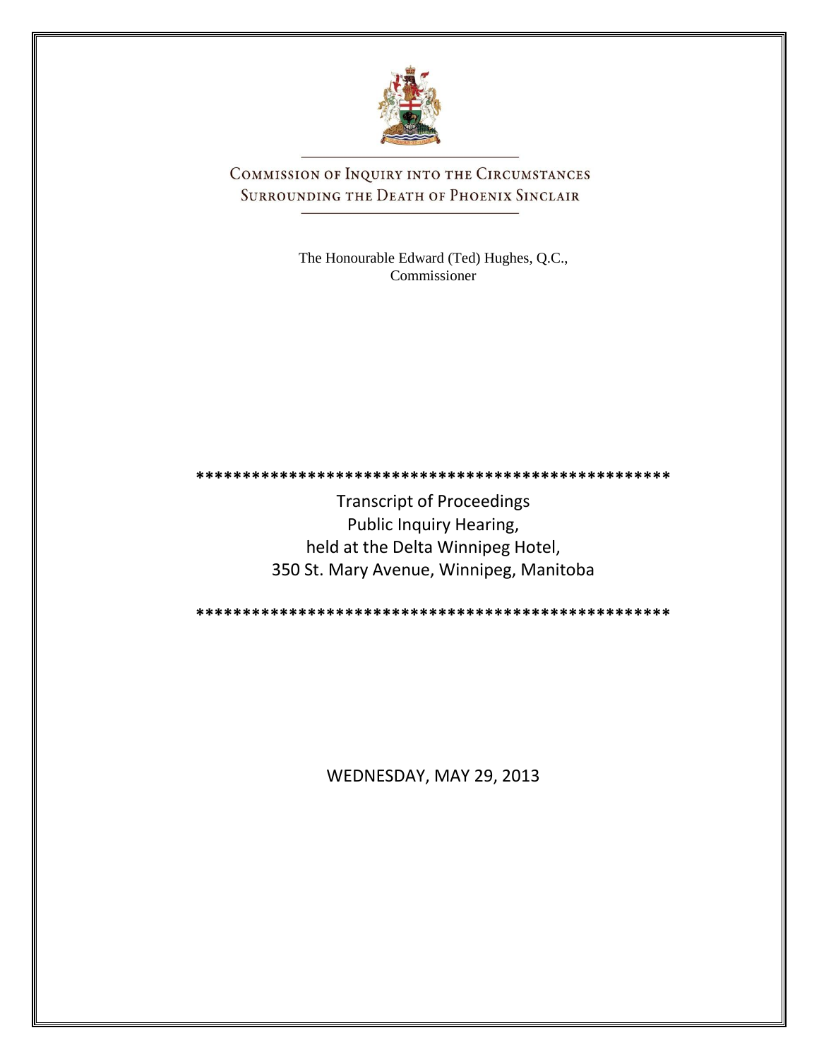# Commission of Inquiry into the Circumstances Surrounding the Death of Phoenix Sinclair

The Honourable Edward (Ted) Hughes, Q.C.,
Commissioner

**************************************************

Transcript of Proceedings
Public Inquiry Hearing,
held at the Delta Winnipeg Hotel,
350 St. Mary Avenue, Winnipeg, Manitoba

**************************************************

WEDNESDAY, MAY 29, 2013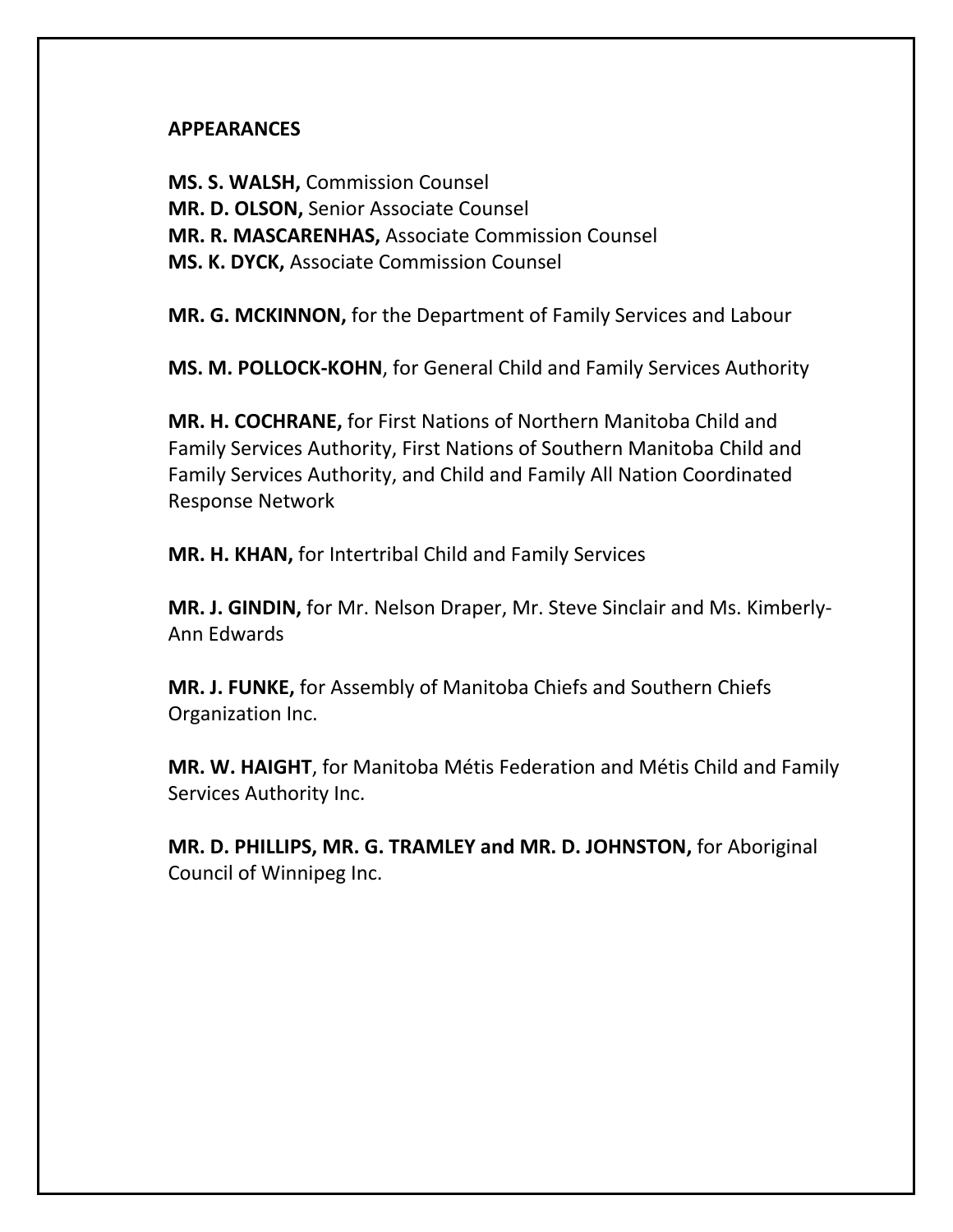**APPEARANCES**

**MS. S. WALSH,** Commission Counsel
**MR. D. OLSON,** Senior Associate Counsel
**MR. R. MASCARENHAS,** Associate Commission Counsel
**MS. K. DYCK,** Associate Commission Counsel

**MR. G. MCKINNON,** for the Department of Family Services and Labour

**MS. M. POLLOCK-KOHN**, for General Child and Family Services Authority

**MR. H. COCHRANE,** for First Nations of Northern Manitoba Child and Family Services Authority, First Nations of Southern Manitoba Child and Family Services Authority, and Child and Family All Nation Coordinated Response Network

**MR. H. KHAN,** for Intertribal Child and Family Services

**MR. J. GINDIN,** for Mr. Nelson Draper, Mr. Steve Sinclair and Ms. Kimberly-Ann Edwards

**MR. J. FUNKE,** for Assembly of Manitoba Chiefs and Southern Chiefs Organization Inc.

**MR. W. HAIGHT**, for Manitoba Métis Federation and Métis Child and Family Services Authority Inc.

**MR. D. PHILLIPS, MR. G. TRAMLEY and MR. D. JOHNSTON,** for Aboriginal Council of Winnipeg Inc.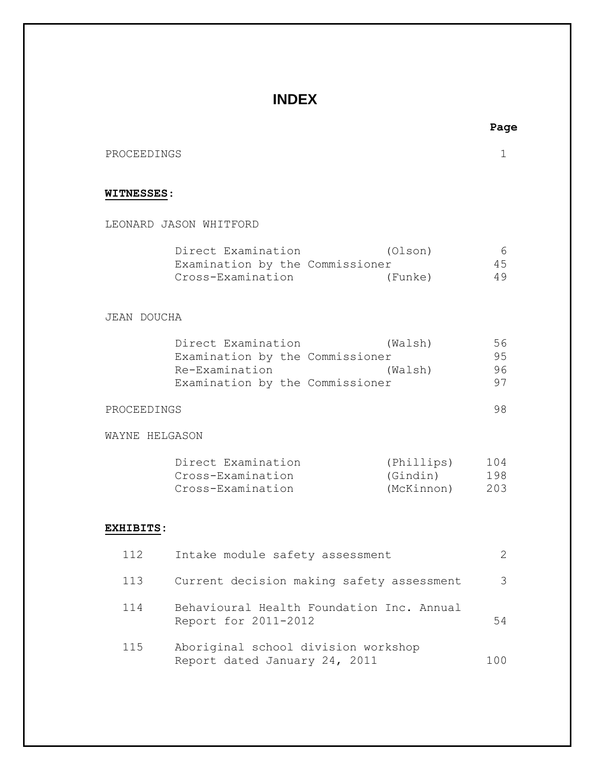# INDEX

| | | | Page |
|---|---|---|---|
| PROCEEDINGS | | | 1 |

**WITNESSES**:

LEONARD JASON WHITFORD

| | | |
|---|---|---|
| Direct Examination | (Olson) | 6 |
| Examination by the Commissioner | | 45 |
| Cross-Examination | (Funke) | 49 |

JEAN DOUCHA

| | | |
|---|---|---|
| Direct Examination | (Walsh) | 56 |
| Examination by the Commissioner | | 95 |
| Re-Examination | (Walsh) | 96 |
| Examination by the Commissioner | | 97 |

| | |
|---|---|
| PROCEEDINGS | 98 |

WAYNE HELGASON

| | | |
|---|---|---|
| Direct Examination | (Phillips) | 104 |
| Cross-Examination | (Gindin) | 198 |
| Cross-Examination | (McKinnon) | 203 |

**EXHIBITS**:

| | | |
|---|---|---|
| 112 | Intake module safety assessment | 2 |
| 113 | Current decision making safety assessment | 3 |
| 114 | Behavioural Health Foundation Inc. Annual Report for 2011-2012 | 54 |
| 115 | Aboriginal school division workshop Report dated January 24, 2011 | 100 |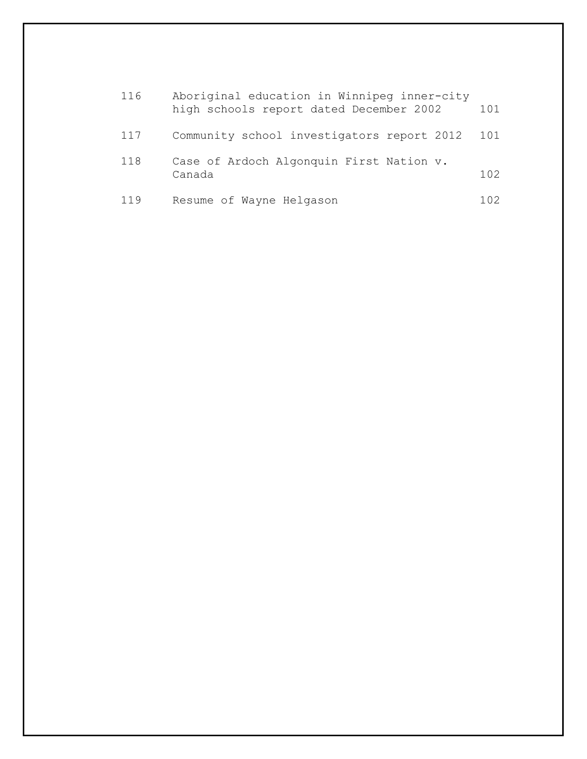| | | |
|---|---|---|
| 116 | Aboriginal education in Winnipeg inner-city high schools report dated December 2002 | 101 |
| 117 | Community school investigators report 2012 | 101 |
| 118 | Case of Ardoch Algonquin First Nation v. Canada | 102 |
| 119 | Resume of Wayne Helgason | 102 |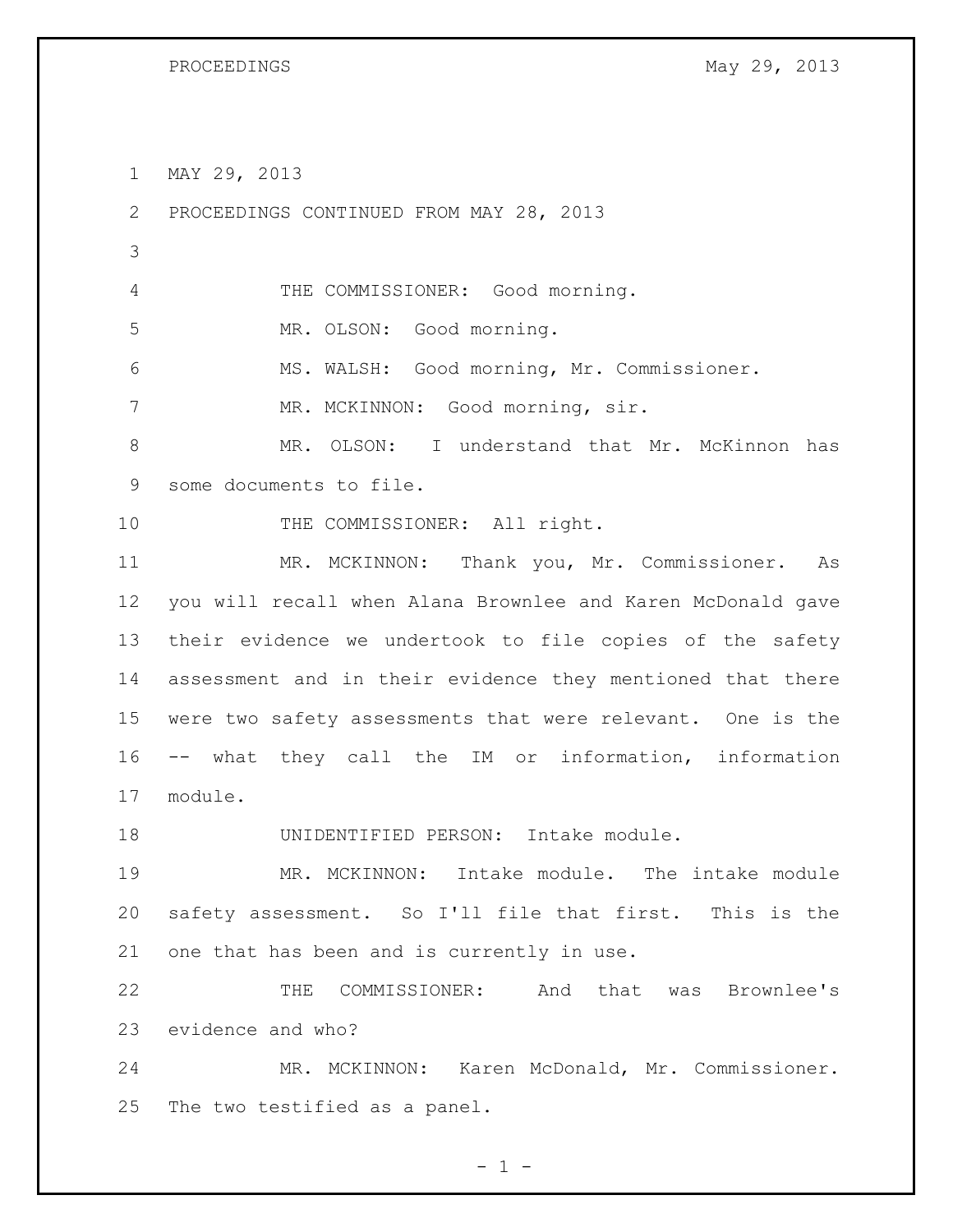MAY 29, 2013

PROCEEDINGS CONTINUED FROM MAY 28, 2013

THE COMMISSIONER: Good morning.

MR. OLSON: Good morning.

MS. WALSH: Good morning, Mr. Commissioner.

MR. MCKINNON: Good morning, sir.

MR. OLSON: I understand that Mr. McKinnon has some documents to file.

THE COMMISSIONER: All right.

MR. MCKINNON: Thank you, Mr. Commissioner. As you will recall when Alana Brownlee and Karen McDonald gave their evidence we undertook to file copies of the safety assessment and in their evidence they mentioned that there were two safety assessments that were relevant. One is the -- what they call the IM or information, information module.

UNIDENTIFIED PERSON: Intake module.

MR. MCKINNON: Intake module. The intake module safety assessment. So I'll file that first. This is the one that has been and is currently in use.

THE COMMISSIONER: And that was Brownlee's evidence and who?

MR. MCKINNON: Karen McDonald, Mr. Commissioner. The two testified as a panel.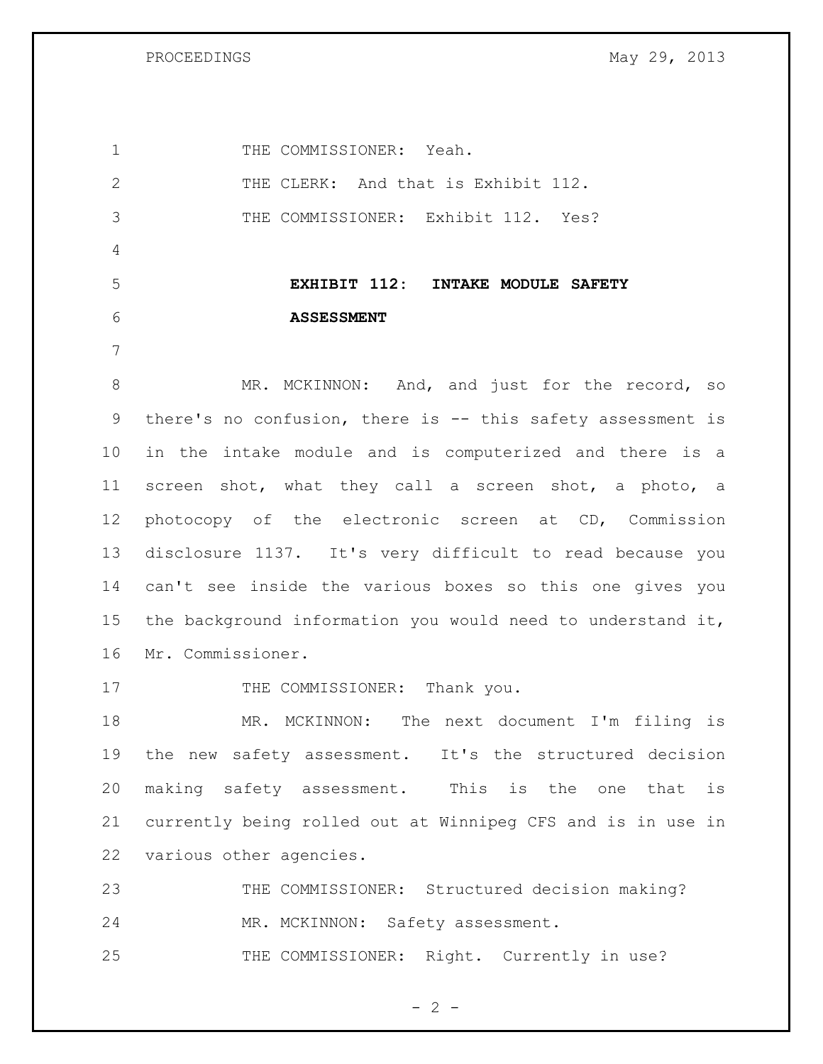THE COMMISSIONER: Yeah.

THE CLERK: And that is Exhibit 112.

THE COMMISSIONER: Exhibit 112. Yes?

**EXHIBIT 112: INTAKE MODULE SAFETY ASSESSMENT**

MR. MCKINNON: And, and just for the record, so there's no confusion, there is -- this safety assessment is in the intake module and is computerized and there is a screen shot, what they call a screen shot, a photo, a photocopy of the electronic screen at CD, Commission disclosure 1137. It's very difficult to read because you can't see inside the various boxes so this one gives you the background information you would need to understand it, Mr. Commissioner.

THE COMMISSIONER: Thank you.

MR. MCKINNON: The next document I'm filing is the new safety assessment. It's the structured decision making safety assessment. This is the one that is currently being rolled out at Winnipeg CFS and is in use in various other agencies.

THE COMMISSIONER: Structured decision making?

MR. MCKINNON: Safety assessment.

THE COMMISSIONER: Right. Currently in use?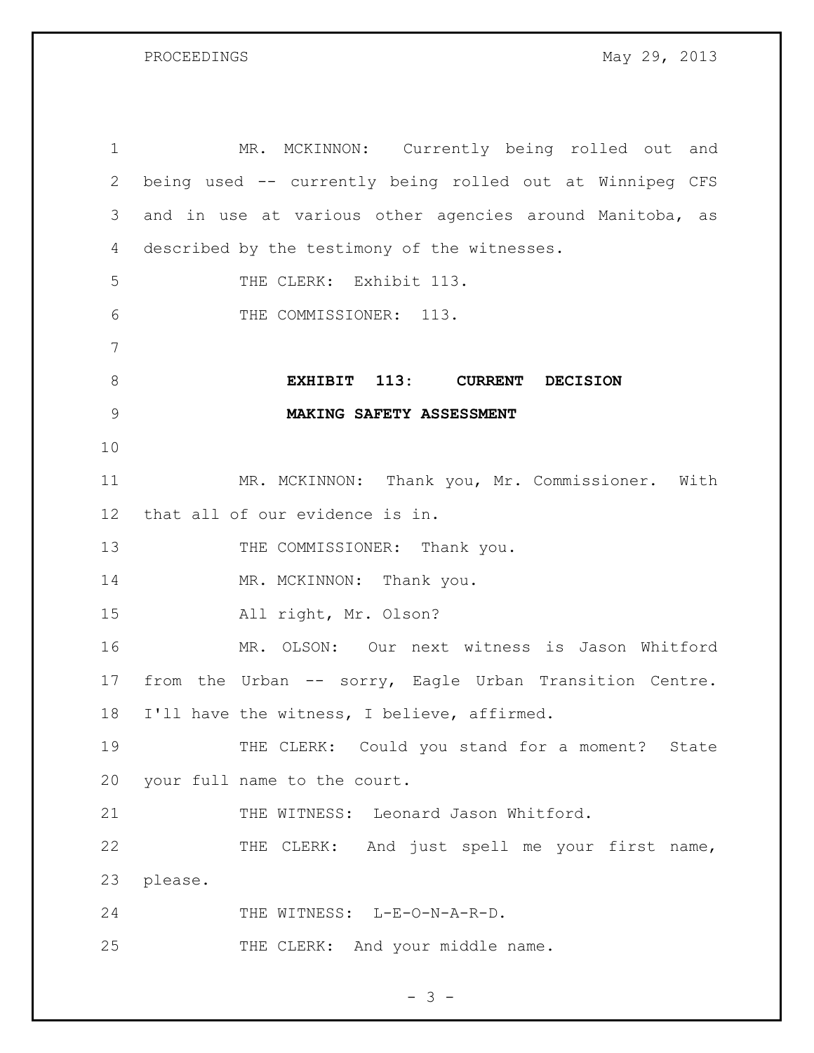MR. MCKINNON: Currently being rolled out and being used -- currently being rolled out at Winnipeg CFS and in use at various other agencies around Manitoba, as described by the testimony of the witnesses.

THE CLERK: Exhibit 113.

THE COMMISSIONER: 113.

**EXHIBIT 113: CURRENT DECISION MAKING SAFETY ASSESSMENT**

MR. MCKINNON: Thank you, Mr. Commissioner. With that all of our evidence is in.

THE COMMISSIONER: Thank you.

MR. MCKINNON: Thank you.

All right, Mr. Olson?

MR. OLSON: Our next witness is Jason Whitford from the Urban -- sorry, Eagle Urban Transition Centre. I'll have the witness, I believe, affirmed.

THE CLERK: Could you stand for a moment? State your full name to the court.

THE WITNESS: Leonard Jason Whitford.

THE CLERK: And just spell me your first name, please.

THE WITNESS: L-E-O-N-A-R-D.

THE CLERK: And your middle name.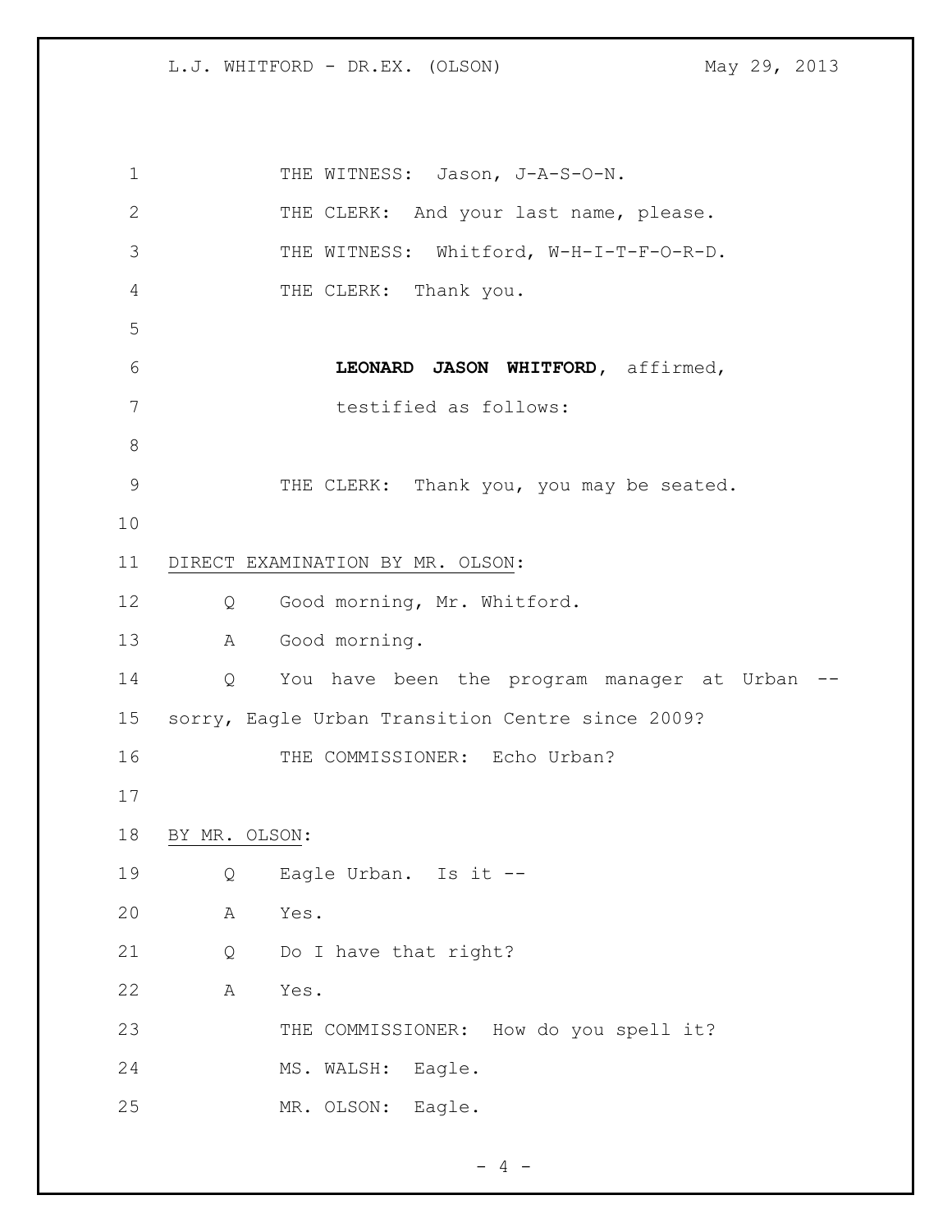THE WITNESS: Jason, J-A-S-O-N.

THE CLERK: And your last name, please.

THE WITNESS: Whitford, W-H-I-T-F-O-R-D.

THE CLERK: Thank you.

**LEONARD JASON WHITFORD**, affirmed,
testified as follows:

THE CLERK: Thank you, you may be seated.

DIRECT EXAMINATION BY MR. OLSON:

Q Good morning, Mr. Whitford.

A Good morning.

Q You have been the program manager at Urban -- sorry, Eagle Urban Transition Centre since 2009?

THE COMMISSIONER: Echo Urban?

BY MR. OLSON:

Q Eagle Urban. Is it --

A Yes.

Q Do I have that right?

A Yes.

THE COMMISSIONER: How do you spell it?

MS. WALSH: Eagle.

MR. OLSON: Eagle.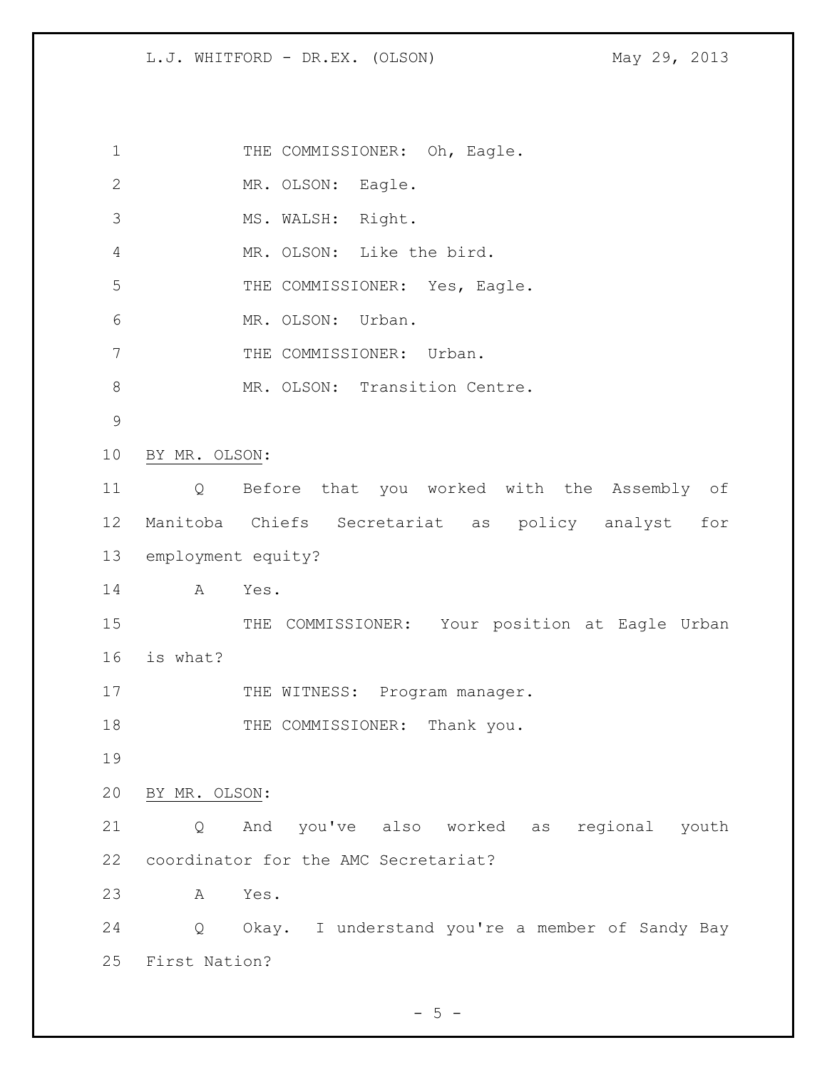THE COMMISSIONER: Oh, Eagle.

MR. OLSON: Eagle.

MS. WALSH: Right.

MR. OLSON: Like the bird.

THE COMMISSIONER: Yes, Eagle.

MR. OLSON: Urban.

THE COMMISSIONER: Urban.

MR. OLSON: Transition Centre.

BY MR. OLSON:

Q Before that you worked with the Assembly of Manitoba Chiefs Secretariat as policy analyst for employment equity?

A Yes.

THE COMMISSIONER: Your position at Eagle Urban is what?

THE WITNESS: Program manager.

THE COMMISSIONER: Thank you.

BY MR. OLSON:

Q And you've also worked as regional youth coordinator for the AMC Secretariat?

A Yes.

Q Okay. I understand you're a member of Sandy Bay First Nation?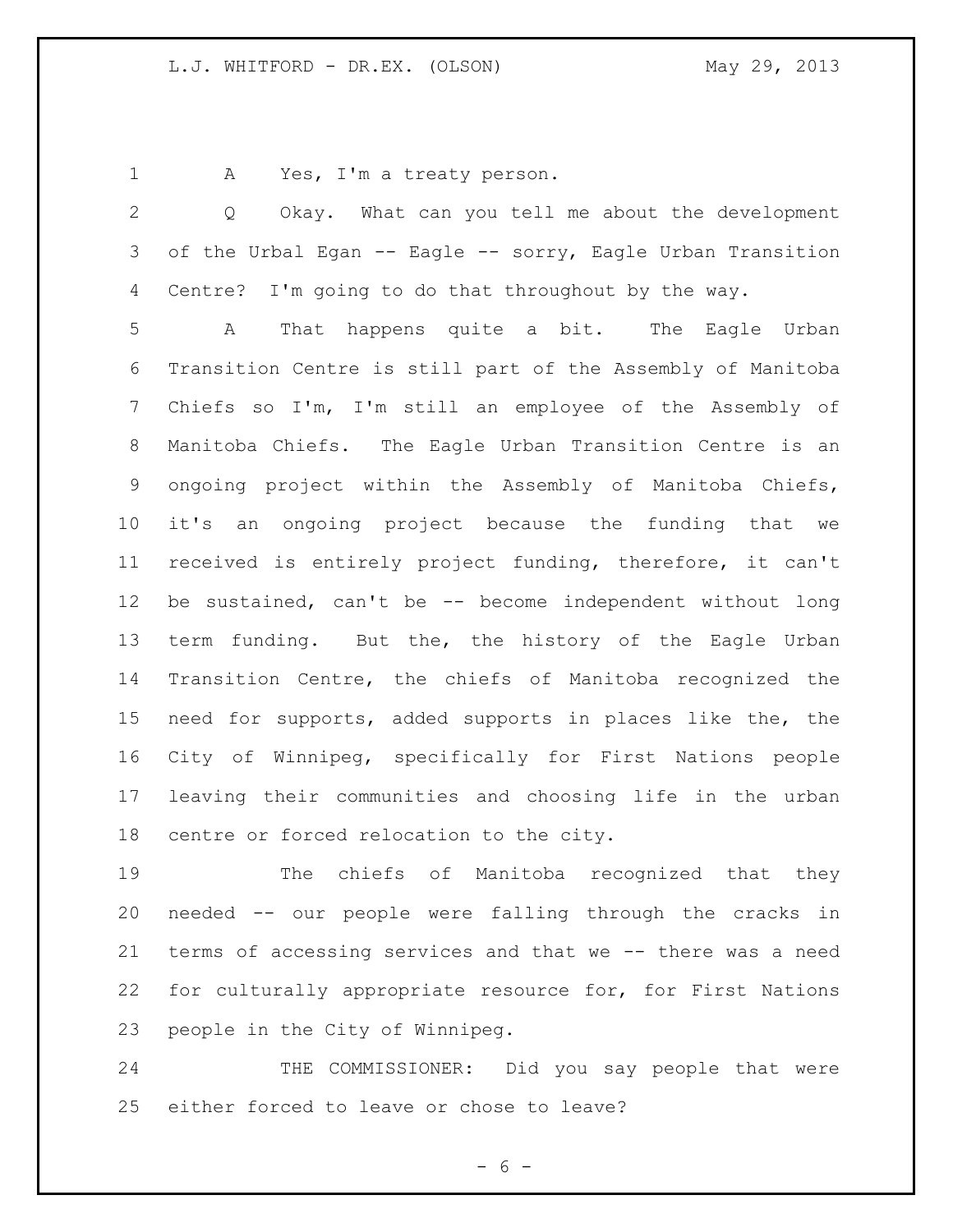A Yes, I'm a treaty person.

Q Okay. What can you tell me about the development of the Urbal Egan -- Eagle -- sorry, Eagle Urban Transition Centre? I'm going to do that throughout by the way.

A That happens quite a bit. The Eagle Urban Transition Centre is still part of the Assembly of Manitoba Chiefs so I'm, I'm still an employee of the Assembly of Manitoba Chiefs. The Eagle Urban Transition Centre is an ongoing project within the Assembly of Manitoba Chiefs, it's an ongoing project because the funding that we received is entirely project funding, therefore, it can't be sustained, can't be -- become independent without long term funding. But the, the history of the Eagle Urban Transition Centre, the chiefs of Manitoba recognized the need for supports, added supports in places like the, the City of Winnipeg, specifically for First Nations people leaving their communities and choosing life in the urban centre or forced relocation to the city.

The chiefs of Manitoba recognized that they needed -- our people were falling through the cracks in terms of accessing services and that we -- there was a need for culturally appropriate resource for, for First Nations people in the City of Winnipeg.

THE COMMISSIONER: Did you say people that were either forced to leave or chose to leave?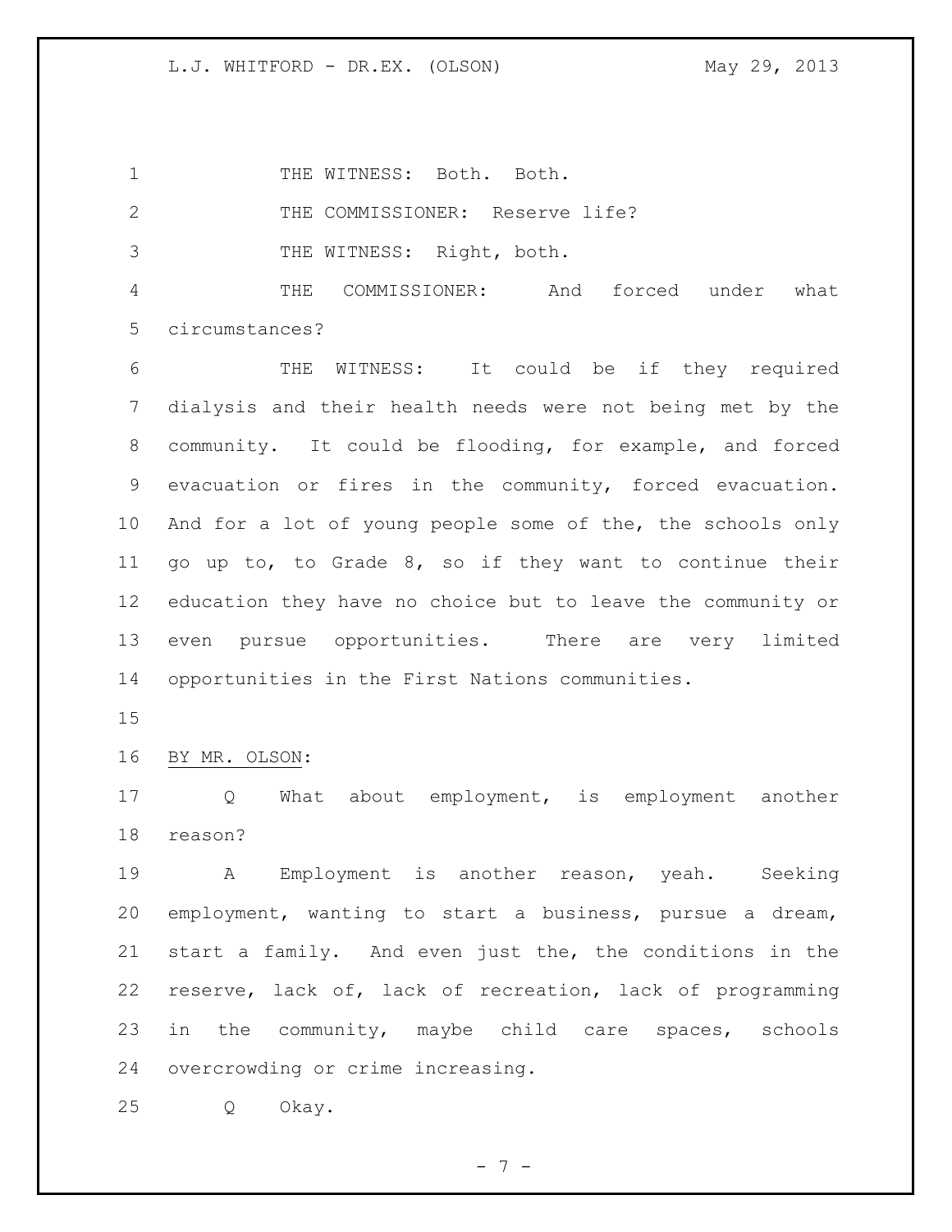THE WITNESS: Both. Both.

THE COMMISSIONER: Reserve life?

THE WITNESS: Right, both.

THE COMMISSIONER: And forced under what circumstances?

THE WITNESS: It could be if they required dialysis and their health needs were not being met by the community. It could be flooding, for example, and forced evacuation or fires in the community, forced evacuation. And for a lot of young people some of the, the schools only go up to, to Grade 8, so if they want to continue their education they have no choice but to leave the community or even pursue opportunities. There are very limited opportunities in the First Nations communities.

BY MR. OLSON:

Q What about employment, is employment another reason?

A Employment is another reason, yeah. Seeking employment, wanting to start a business, pursue a dream, start a family. And even just the, the conditions in the reserve, lack of, lack of recreation, lack of programming in the community, maybe child care spaces, schools overcrowding or crime increasing.

Q Okay.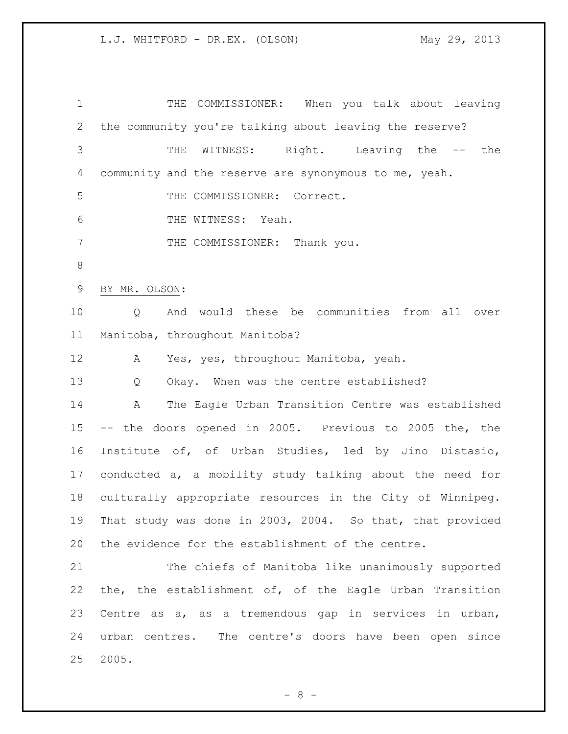THE COMMISSIONER: When you talk about leaving the community you're talking about leaving the reserve?

THE WITNESS: Right. Leaving the -- the community and the reserve are synonymous to me, yeah.

THE COMMISSIONER: Correct.

THE WITNESS: Yeah.

THE COMMISSIONER: Thank you.

BY MR. OLSON:

Q And would these be communities from all over Manitoba, throughout Manitoba?

A Yes, yes, throughout Manitoba, yeah.

Q Okay. When was the centre established?

A The Eagle Urban Transition Centre was established -- the doors opened in 2005. Previous to 2005 the, the Institute of, of Urban Studies, led by Jino Distasio, conducted a, a mobility study talking about the need for culturally appropriate resources in the City of Winnipeg. That study was done in 2003, 2004. So that, that provided the evidence for the establishment of the centre.

The chiefs of Manitoba like unanimously supported the, the establishment of, of the Eagle Urban Transition Centre as a, as a tremendous gap in services in urban, urban centres. The centre's doors have been open since 2005.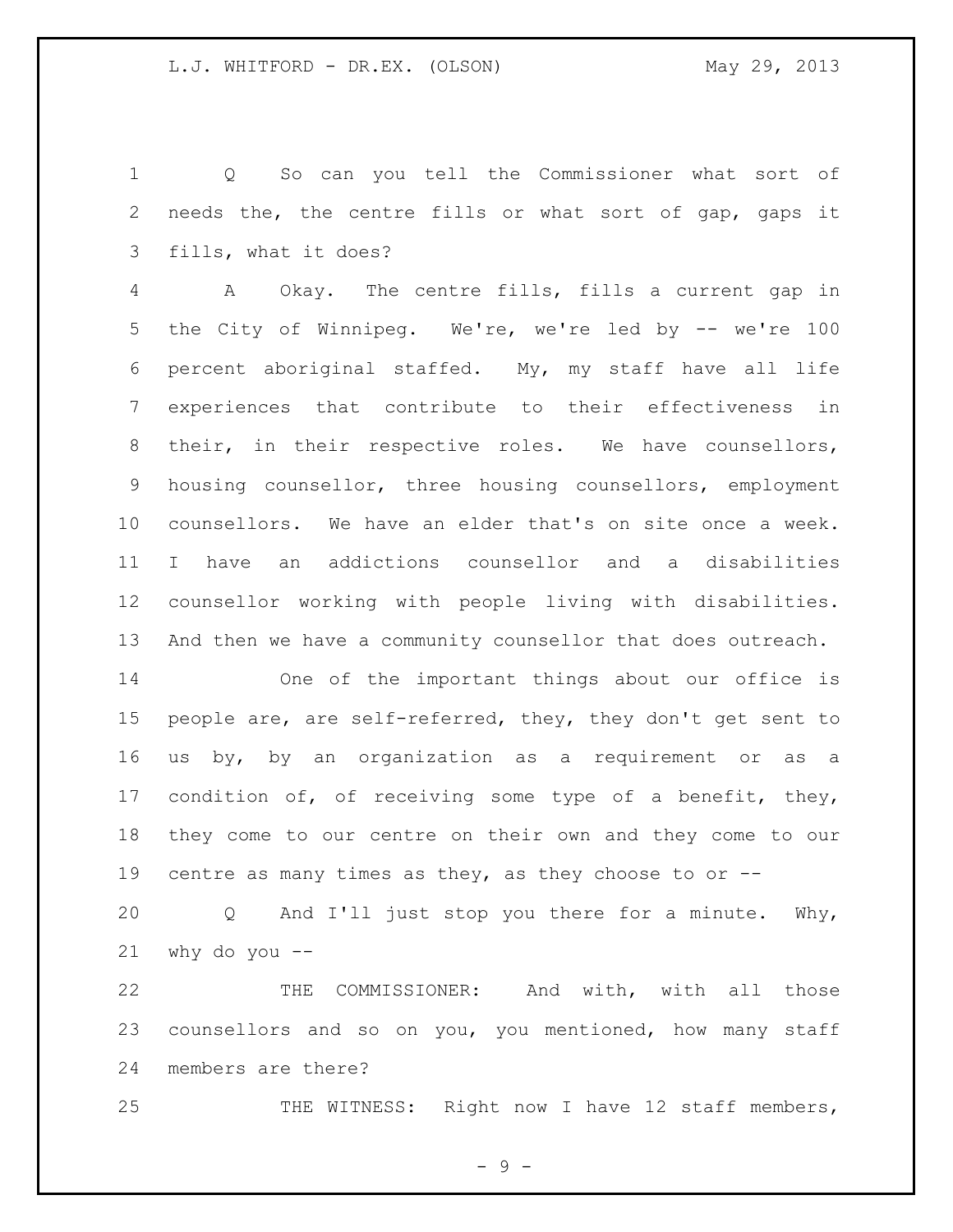Q So can you tell the Commissioner what sort of needs the, the centre fills or what sort of gap, gaps it fills, what it does?

A Okay. The centre fills, fills a current gap in the City of Winnipeg. We're, we're led by -- we're 100 percent aboriginal staffed. My, my staff have all life experiences that contribute to their effectiveness in their, in their respective roles. We have counsellors, housing counsellor, three housing counsellors, employment counsellors. We have an elder that's on site once a week. I have an addictions counsellor and a disabilities counsellor working with people living with disabilities. And then we have a community counsellor that does outreach.

One of the important things about our office is people are, are self-referred, they, they don't get sent to us by, by an organization as a requirement or as a condition of, of receiving some type of a benefit, they, they come to our centre on their own and they come to our centre as many times as they, as they choose to or --

Q And I'll just stop you there for a minute. Why, why do you --

THE COMMISSIONER: And with, with all those counsellors and so on you, you mentioned, how many staff members are there?

THE WITNESS: Right now I have 12 staff members,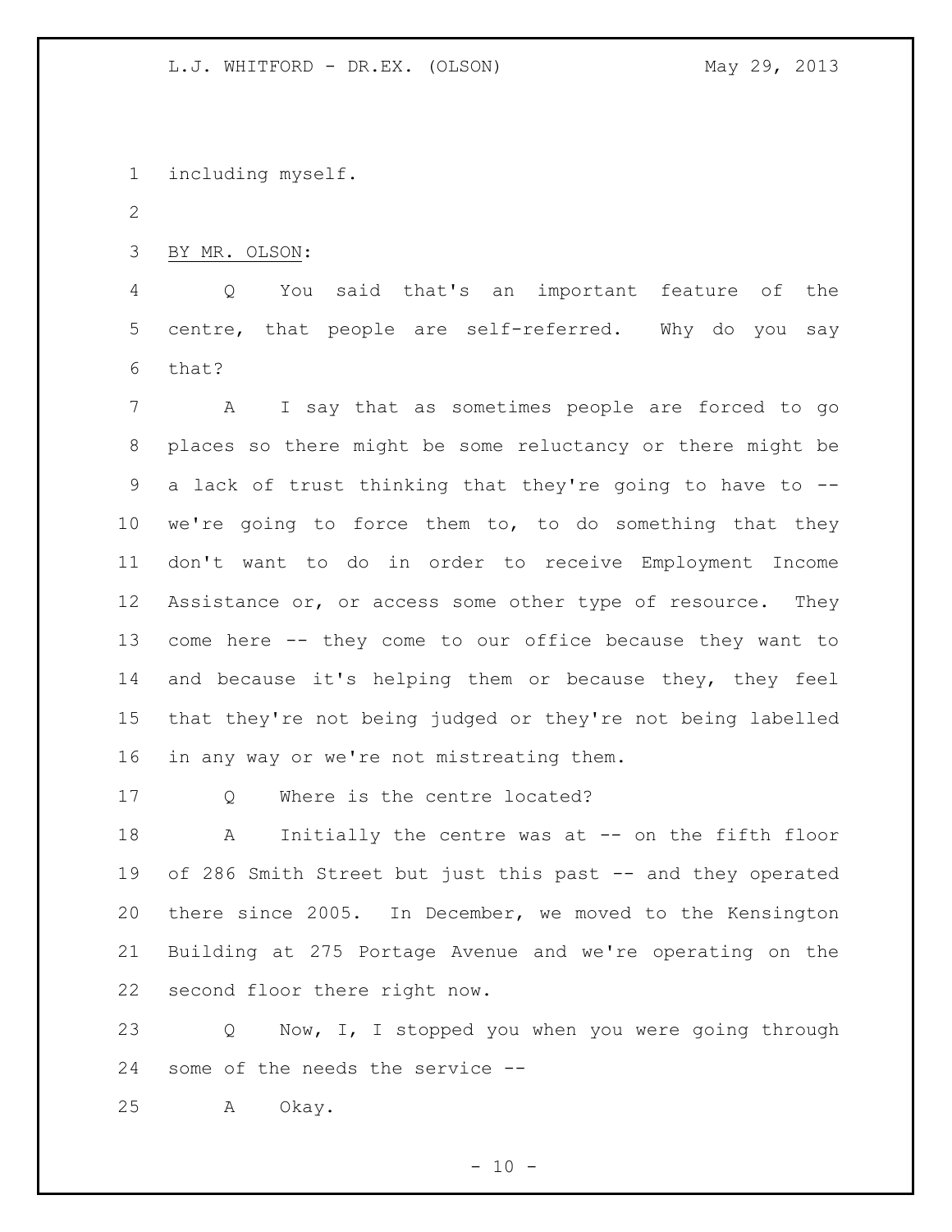including myself.

BY MR. OLSON:

Q You said that's an important feature of the centre, that people are self-referred. Why do you say that?

A I say that as sometimes people are forced to go places so there might be some reluctancy or there might be a lack of trust thinking that they're going to have to -- we're going to force them to, to do something that they don't want to do in order to receive Employment Income Assistance or, or access some other type of resource. They come here -- they come to our office because they want to and because it's helping them or because they, they feel that they're not being judged or they're not being labelled in any way or we're not mistreating them.

Q Where is the centre located?

A Initially the centre was at -- on the fifth floor of 286 Smith Street but just this past -- and they operated there since 2005. In December, we moved to the Kensington Building at 275 Portage Avenue and we're operating on the second floor there right now.

Q Now, I, I stopped you when you were going through some of the needs the service --

A Okay.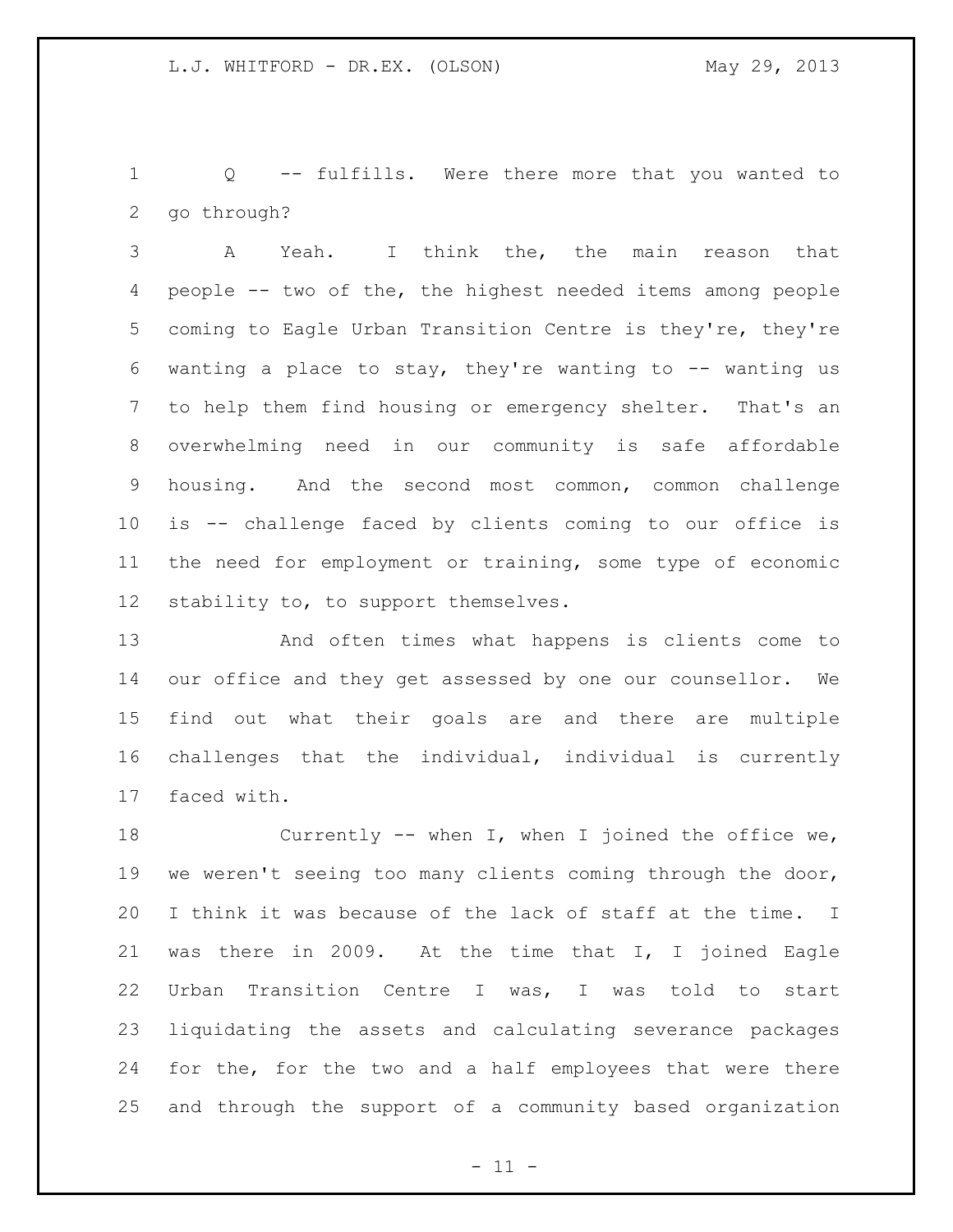Q -- fulfills. Were there more that you wanted to go through?

A Yeah. I think the, the main reason that people -- two of the, the highest needed items among people coming to Eagle Urban Transition Centre is they're, they're wanting a place to stay, they're wanting to -- wanting us to help them find housing or emergency shelter. That's an overwhelming need in our community is safe affordable housing. And the second most common, common challenge is -- challenge faced by clients coming to our office is the need for employment or training, some type of economic stability to, to support themselves.

And often times what happens is clients come to our office and they get assessed by one our counsellor. We find out what their goals are and there are multiple challenges that the individual, individual is currently faced with.

Currently -- when I, when I joined the office we, we weren't seeing too many clients coming through the door, I think it was because of the lack of staff at the time. I was there in 2009. At the time that I, I joined Eagle Urban Transition Centre I was, I was told to start liquidating the assets and calculating severance packages for the, for the two and a half employees that were there and through the support of a community based organization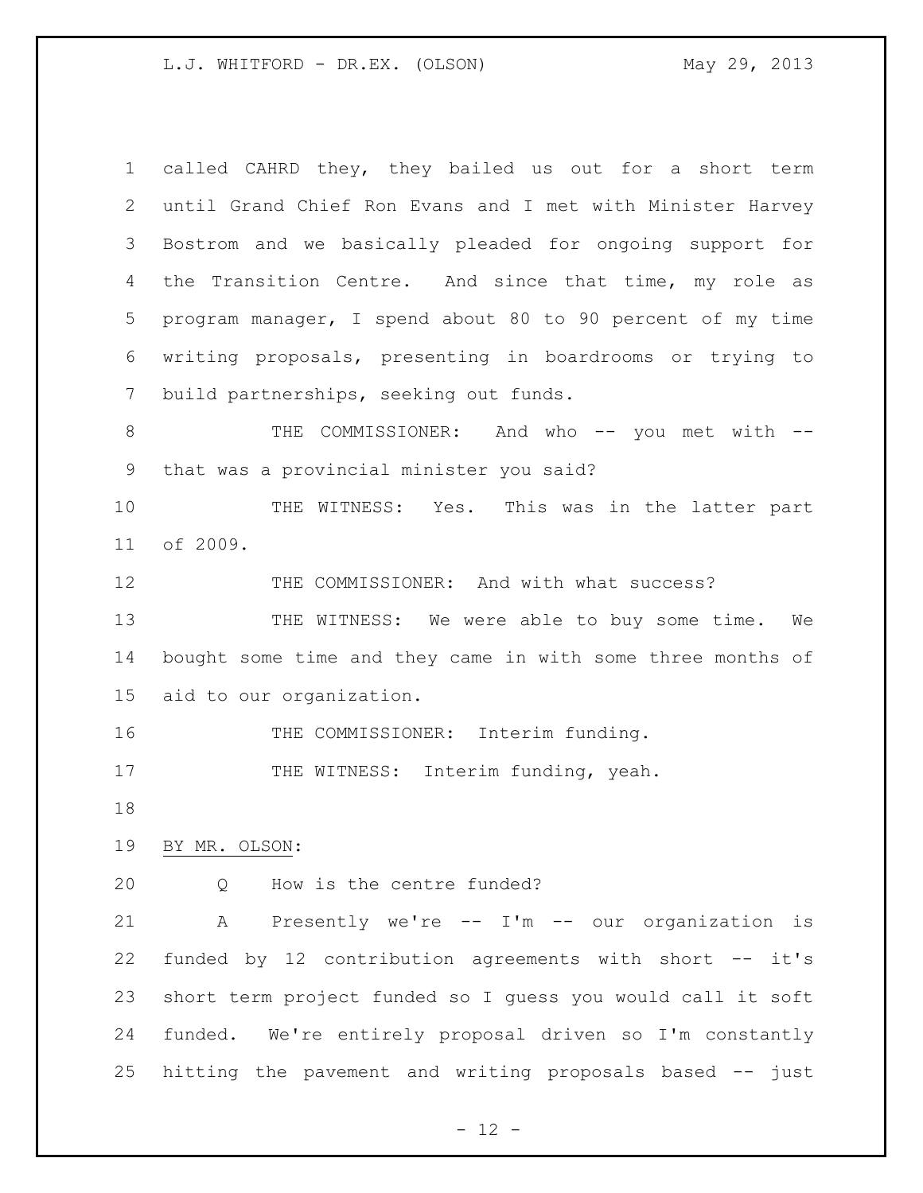called CAHRD they, they bailed us out for a short term until Grand Chief Ron Evans and I met with Minister Harvey Bostrom and we basically pleaded for ongoing support for the Transition Centre. And since that time, my role as program manager, I spend about 80 to 90 percent of my time writing proposals, presenting in boardrooms or trying to build partnerships, seeking out funds.

THE COMMISSIONER: And who -- you met with -- that was a provincial minister you said?

THE WITNESS: Yes. This was in the latter part of 2009.

THE COMMISSIONER: And with what success?

THE WITNESS: We were able to buy some time. We bought some time and they came in with some three months of aid to our organization.

THE COMMISSIONER: Interim funding.

THE WITNESS: Interim funding, yeah.

BY MR. OLSON:

Q How is the centre funded?

A Presently we're -- I'm -- our organization is funded by 12 contribution agreements with short -- it's short term project funded so I guess you would call it soft funded. We're entirely proposal driven so I'm constantly hitting the pavement and writing proposals based -- just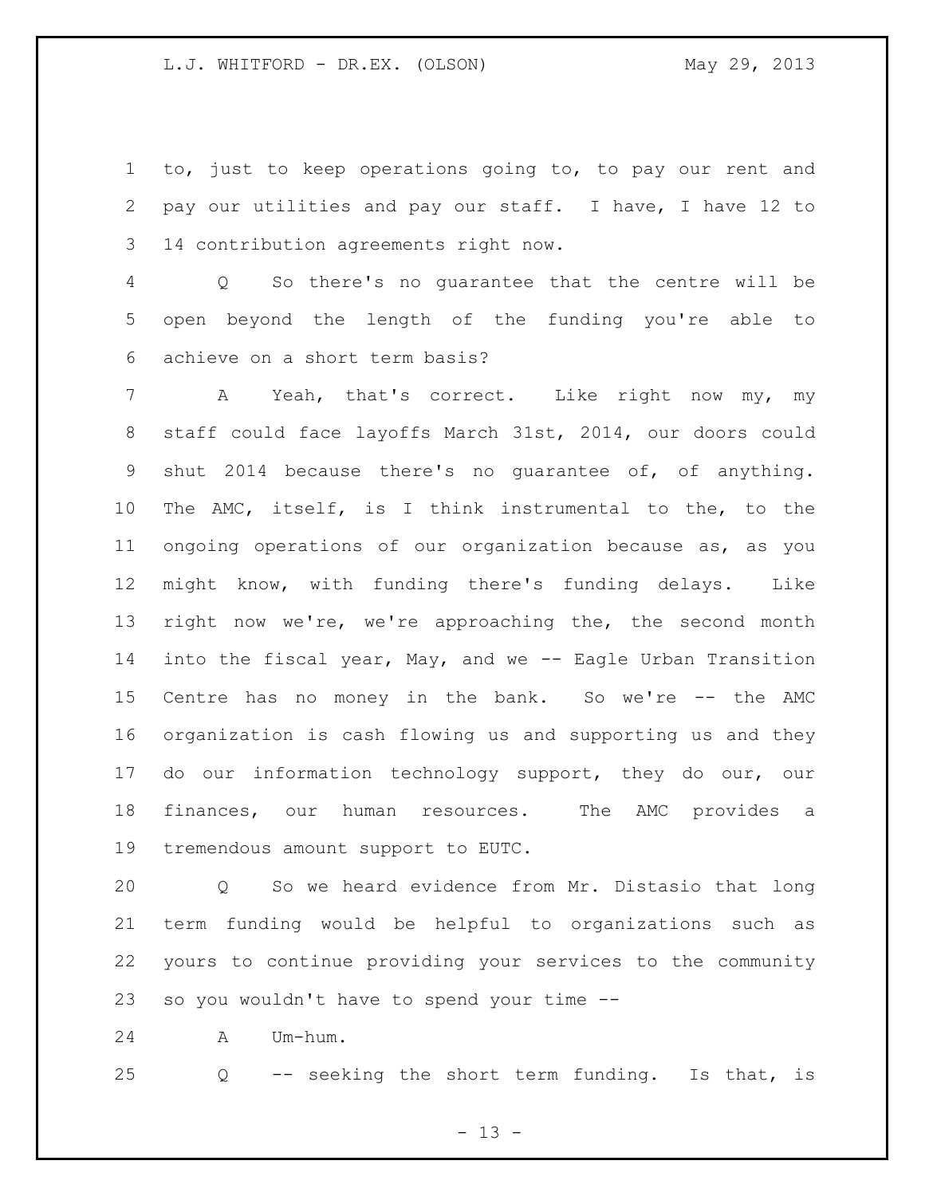to, just to keep operations going to, to pay our rent and pay our utilities and pay our staff. I have, I have 12 to 14 contribution agreements right now.

Q So there's no guarantee that the centre will be open beyond the length of the funding you're able to achieve on a short term basis?

A Yeah, that's correct. Like right now my, my staff could face layoffs March 31st, 2014, our doors could shut 2014 because there's no guarantee of, of anything. The AMC, itself, is I think instrumental to the, to the ongoing operations of our organization because as, as you might know, with funding there's funding delays. Like right now we're, we're approaching the, the second month into the fiscal year, May, and we -- Eagle Urban Transition Centre has no money in the bank. So we're -- the AMC organization is cash flowing us and supporting us and they do our information technology support, they do our, our finances, our human resources. The AMC provides a tremendous amount support to EUTC.

Q So we heard evidence from Mr. Distasio that long term funding would be helpful to organizations such as yours to continue providing your services to the community so you wouldn't have to spend your time --

A Um-hum.

Q -- seeking the short term funding. Is that, is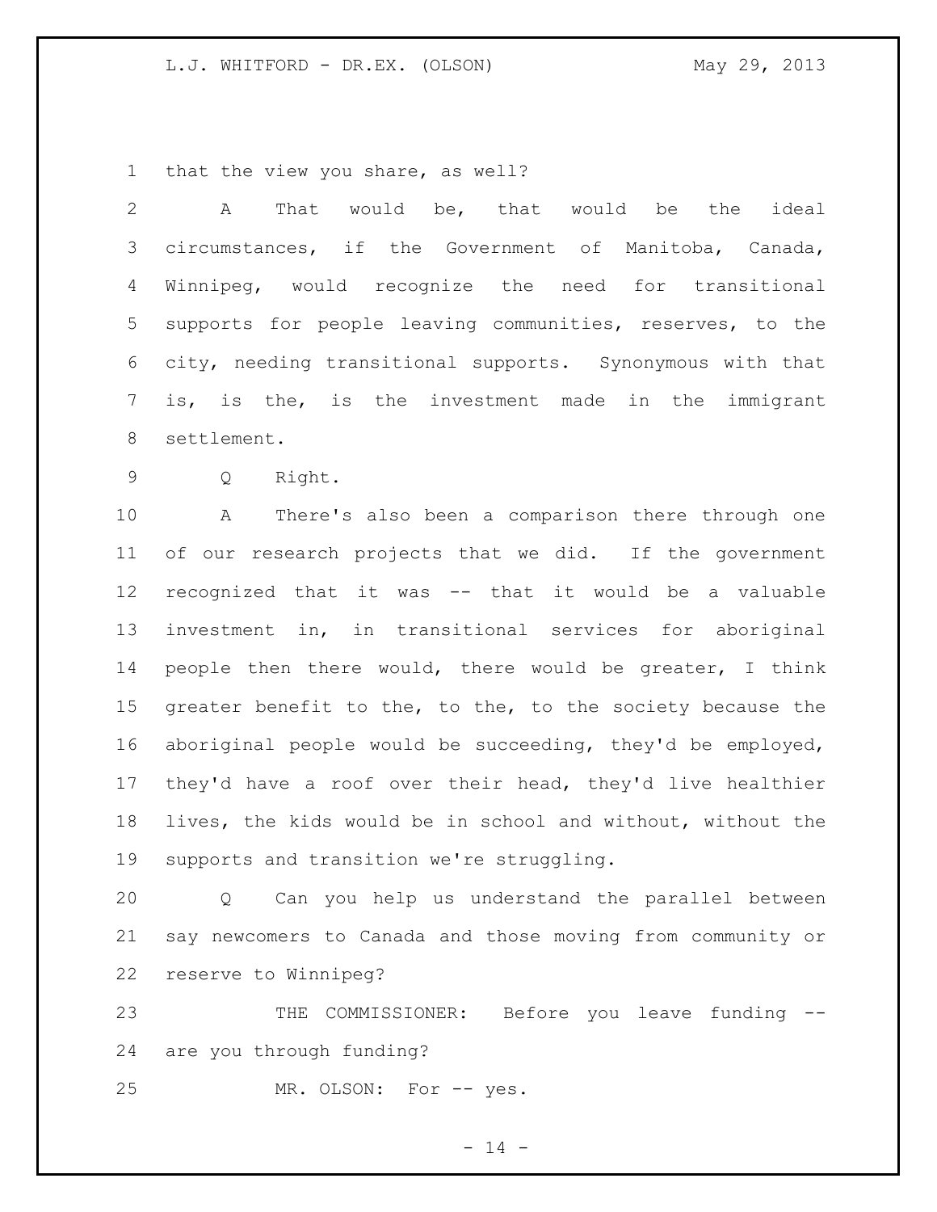that the view you share, as well?

A That would be, that would be the ideal circumstances, if the Government of Manitoba, Canada, Winnipeg, would recognize the need for transitional supports for people leaving communities, reserves, to the city, needing transitional supports. Synonymous with that is, is the, is the investment made in the immigrant settlement.

Q Right.

A There's also been a comparison there through one of our research projects that we did. If the government recognized that it was -- that it would be a valuable investment in, in transitional services for aboriginal people then there would, there would be greater, I think greater benefit to the, to the, to the society because the aboriginal people would be succeeding, they'd be employed, they'd have a roof over their head, they'd live healthier lives, the kids would be in school and without, without the supports and transition we're struggling.

Q Can you help us understand the parallel between say newcomers to Canada and those moving from community or reserve to Winnipeg?

THE COMMISSIONER: Before you leave funding -- are you through funding?

MR. OLSON: For -- yes.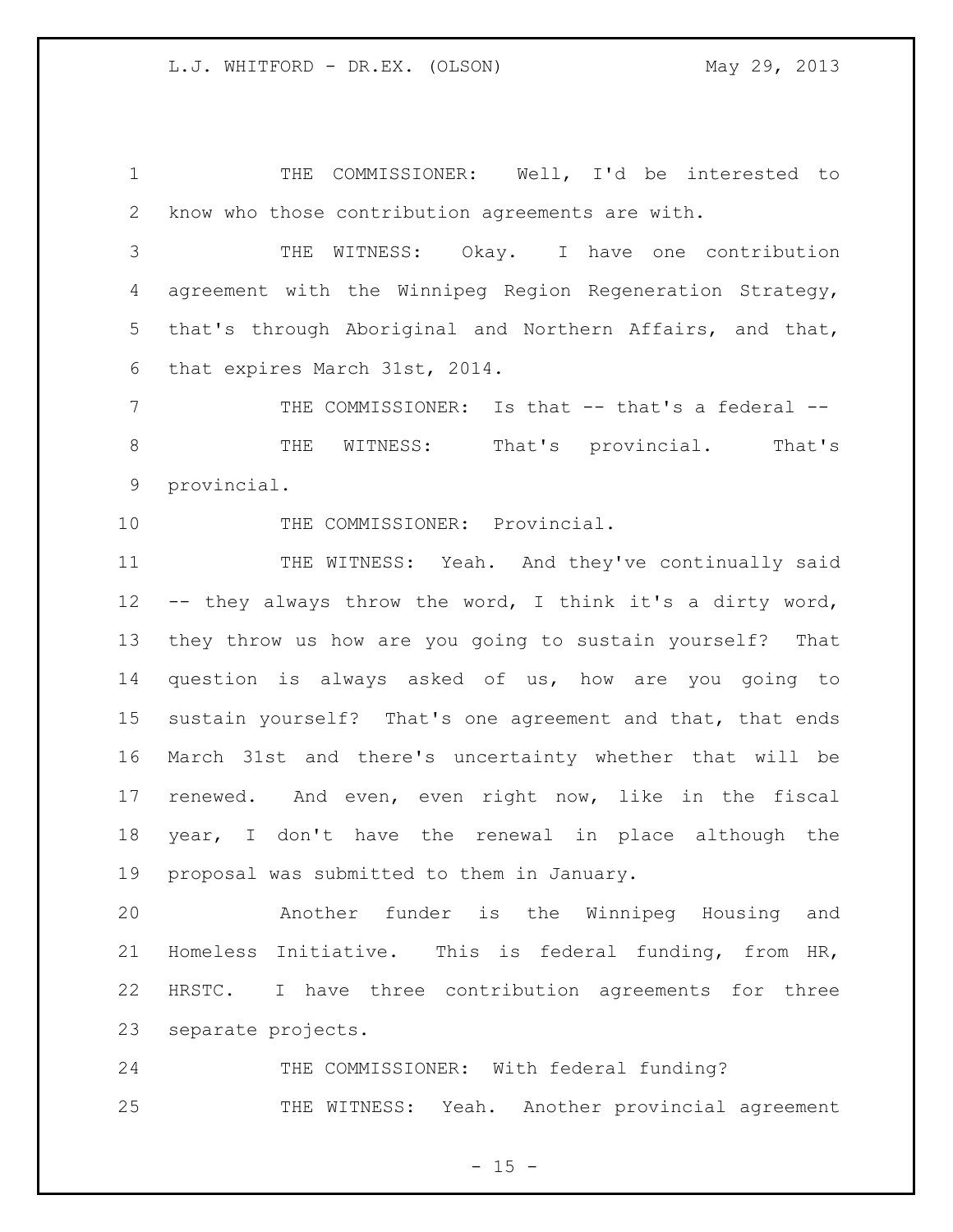THE COMMISSIONER: Well, I'd be interested to know who those contribution agreements are with.

THE WITNESS: Okay. I have one contribution agreement with the Winnipeg Region Regeneration Strategy, that's through Aboriginal and Northern Affairs, and that, that expires March 31st, 2014.

THE COMMISSIONER: Is that -- that's a federal --

THE WITNESS: That's provincial. That's provincial.

THE COMMISSIONER: Provincial.

THE WITNESS: Yeah. And they've continually said -- they always throw the word, I think it's a dirty word, they throw us how are you going to sustain yourself? That question is always asked of us, how are you going to sustain yourself? That's one agreement and that, that ends March 31st and there's uncertainty whether that will be renewed. And even, even right now, like in the fiscal year, I don't have the renewal in place although the proposal was submitted to them in January.

Another funder is the Winnipeg Housing and Homeless Initiative. This is federal funding, from HR, HRSTC. I have three contribution agreements for three separate projects.

THE COMMISSIONER: With federal funding?

THE WITNESS: Yeah. Another provincial agreement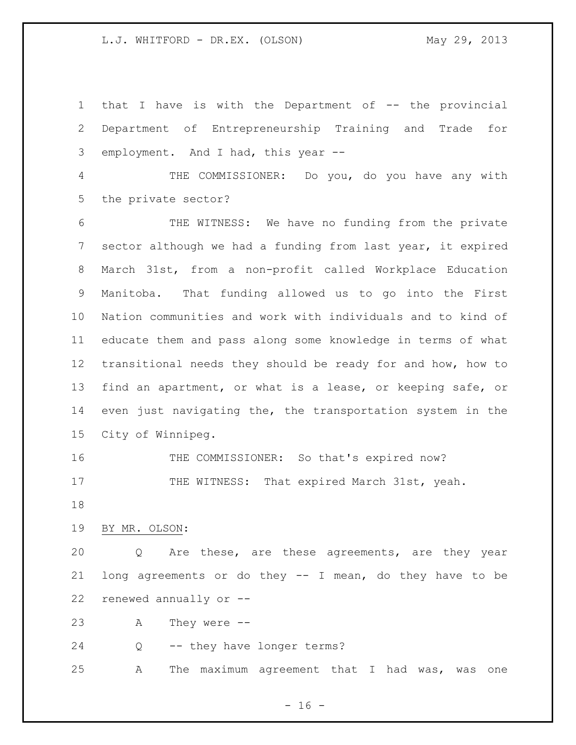that I have is with the Department of -- the provincial Department of Entrepreneurship Training and Trade for employment. And I had, this year --

THE COMMISSIONER: Do you, do you have any with the private sector?

THE WITNESS: We have no funding from the private sector although we had a funding from last year, it expired March 31st, from a non-profit called Workplace Education Manitoba. That funding allowed us to go into the First Nation communities and work with individuals and to kind of educate them and pass along some knowledge in terms of what transitional needs they should be ready for and how, how to find an apartment, or what is a lease, or keeping safe, or even just navigating the, the transportation system in the City of Winnipeg.

THE COMMISSIONER: So that's expired now?

THE WITNESS: That expired March 31st, yeah.

BY MR. OLSON:

Q Are these, are these agreements, are they year long agreements or do they -- I mean, do they have to be renewed annually or --

A They were --

Q -- they have longer terms?

A The maximum agreement that I had was, was one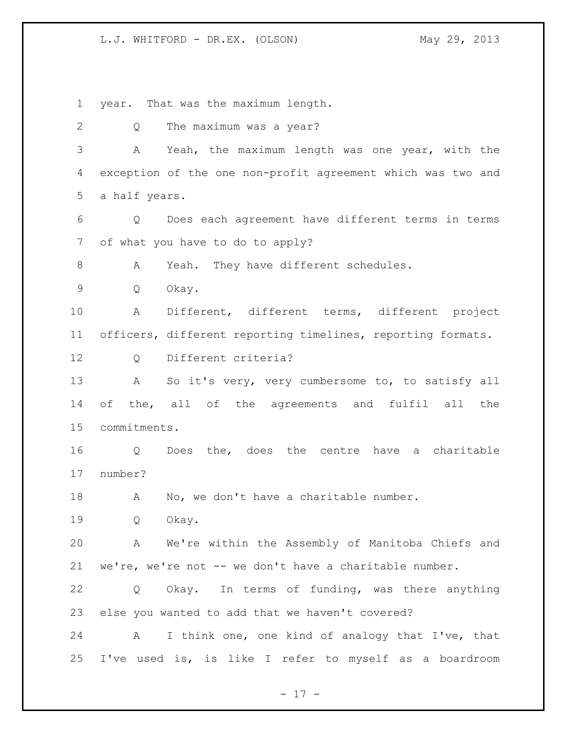year. That was the maximum length.

Q The maximum was a year?

A Yeah, the maximum length was one year, with the exception of the one non-profit agreement which was two and a half years.

Q Does each agreement have different terms in terms of what you have to do to apply?

A Yeah. They have different schedules.

Q Okay.

A Different, different terms, different project officers, different reporting timelines, reporting formats.

Q Different criteria?

A So it's very, very cumbersome to, to satisfy all of the, all of the agreements and fulfil all the commitments.

Q Does the, does the centre have a charitable number?

A No, we don't have a charitable number.

Q Okay.

A We're within the Assembly of Manitoba Chiefs and we're, we're not -- we don't have a charitable number.

Q Okay. In terms of funding, was there anything else you wanted to add that we haven't covered?

A I think one, one kind of analogy that I've, that I've used is, is like I refer to myself as a boardroom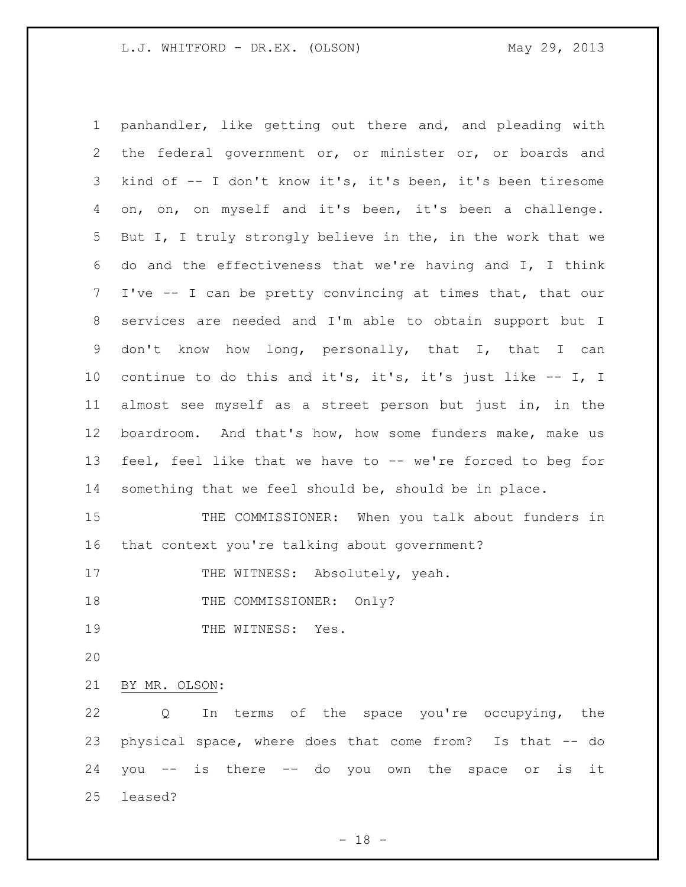panhandler, like getting out there and, and pleading with the federal government or, or minister or, or boards and kind of -- I don't know it's, it's been, it's been tiresome on, on, on myself and it's been, it's been a challenge. But I, I truly strongly believe in the, in the work that we do and the effectiveness that we're having and I, I think I've -- I can be pretty convincing at times that, that our services are needed and I'm able to obtain support but I don't know how long, personally, that I, that I can continue to do this and it's, it's, it's just like -- I, I almost see myself as a street person but just in, in the boardroom. And that's how, how some funders make, make us feel, feel like that we have to -- we're forced to beg for something that we feel should be, should be in place.

THE COMMISSIONER: When you talk about funders in that context you're talking about government?

THE WITNESS: Absolutely, yeah.

THE COMMISSIONER: Only?

THE WITNESS: Yes.

BY MR. OLSON:

Q In terms of the space you're occupying, the physical space, where does that come from? Is that -- do you -- is there -- do you own the space or is it leased?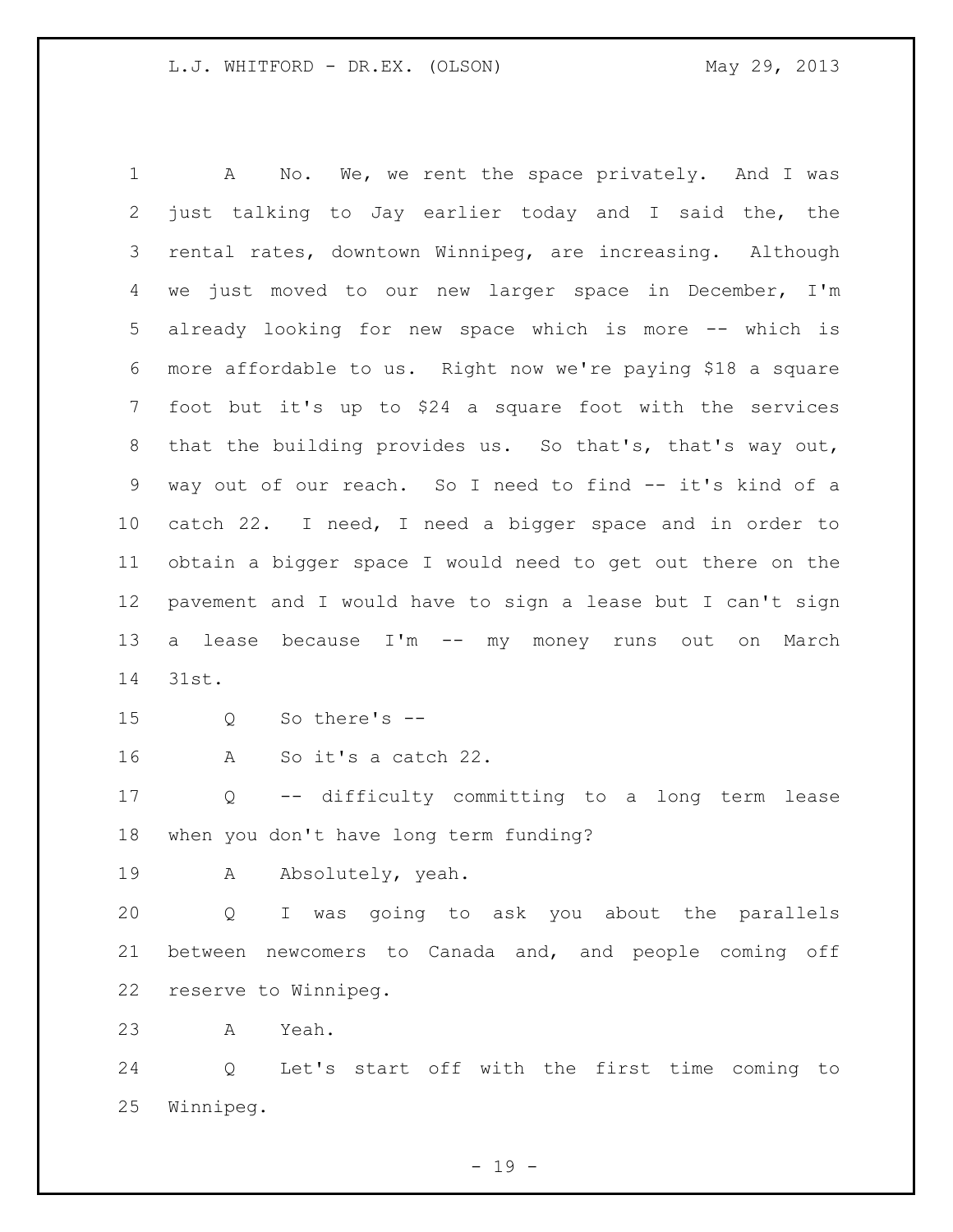A No. We, we rent the space privately. And I was just talking to Jay earlier today and I said the, the rental rates, downtown Winnipeg, are increasing. Although we just moved to our new larger space in December, I'm already looking for new space which is more -- which is more affordable to us. Right now we're paying $18 a square foot but it's up to $24 a square foot with the services that the building provides us. So that's, that's way out, way out of our reach. So I need to find -- it's kind of a catch 22. I need, I need a bigger space and in order to obtain a bigger space I would need to get out there on the pavement and I would have to sign a lease but I can't sign a lease because I'm -- my money runs out on March 31st.

Q So there's --

A So it's a catch 22.

Q -- difficulty committing to a long term lease when you don't have long term funding?

A Absolutely, yeah.

Q I was going to ask you about the parallels between newcomers to Canada and, and people coming off reserve to Winnipeg.

A Yeah.

Q Let's start off with the first time coming to Winnipeg.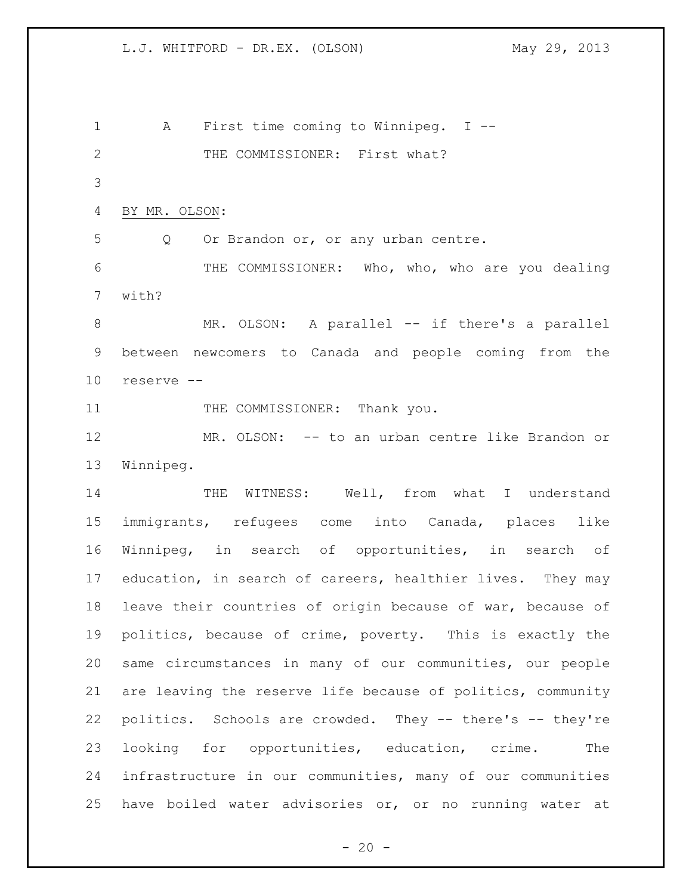A First time coming to Winnipeg. I --

THE COMMISSIONER: First what?

BY MR. OLSON:

Q Or Brandon or, or any urban centre.

THE COMMISSIONER: Who, who, who are you dealing with?

MR. OLSON: A parallel -- if there's a parallel between newcomers to Canada and people coming from the reserve --

THE COMMISSIONER: Thank you.

MR. OLSON: -- to an urban centre like Brandon or Winnipeg.

THE WITNESS: Well, from what I understand immigrants, refugees come into Canada, places like Winnipeg, in search of opportunities, in search of education, in search of careers, healthier lives. They may leave their countries of origin because of war, because of politics, because of crime, poverty. This is exactly the same circumstances in many of our communities, our people are leaving the reserve life because of politics, community politics. Schools are crowded. They -- there's -- they're looking for opportunities, education, crime. The infrastructure in our communities, many of our communities have boiled water advisories or, or no running water at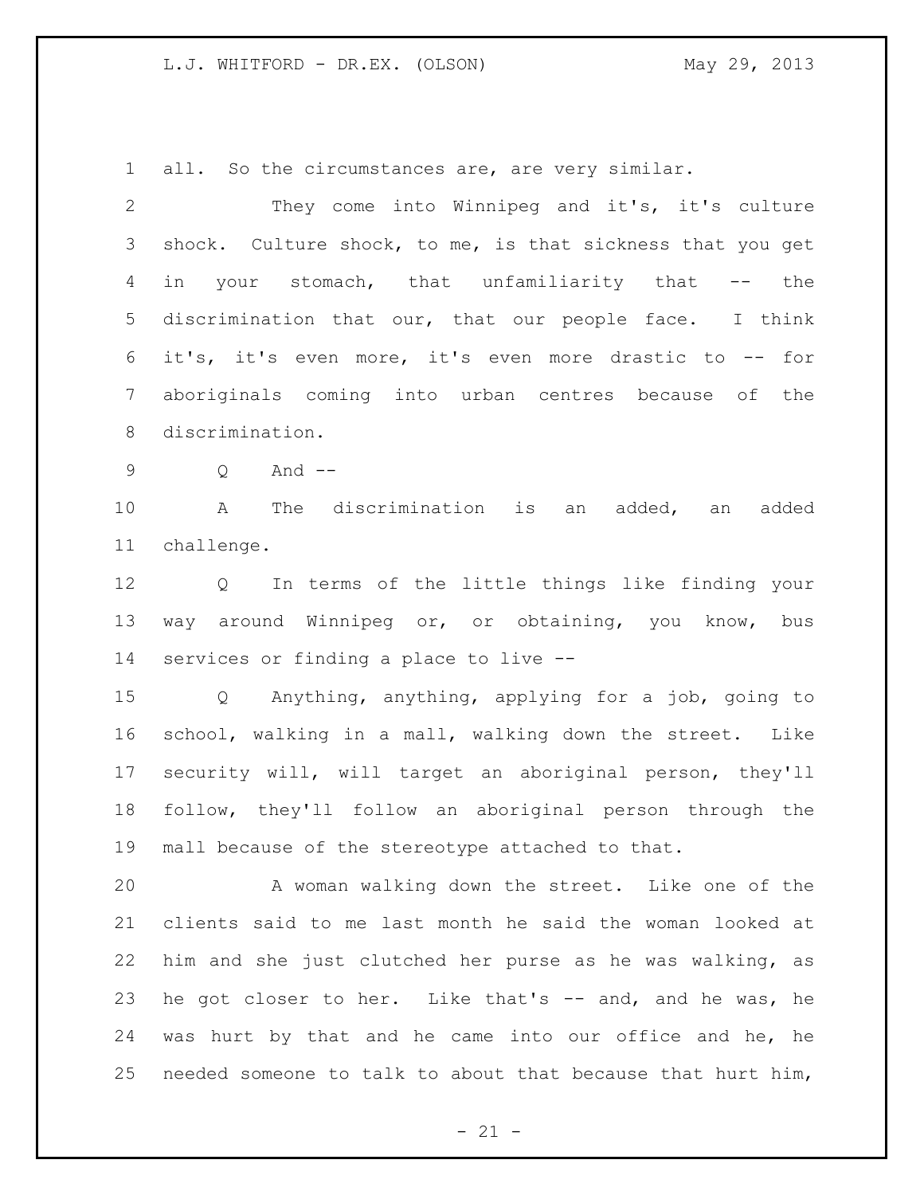all. So the circumstances are, are very similar.

They come into Winnipeg and it's, it's culture shock. Culture shock, to me, is that sickness that you get in your stomach, that unfamiliarity that -- the discrimination that our, that our people face. I think it's, it's even more, it's even more drastic to -- for aboriginals coming into urban centres because of the discrimination.

Q And --

A The discrimination is an added, an added challenge.

Q In terms of the little things like finding your way around Winnipeg or, or obtaining, you know, bus services or finding a place to live --

Q Anything, anything, applying for a job, going to school, walking in a mall, walking down the street. Like security will, will target an aboriginal person, they'll follow, they'll follow an aboriginal person through the mall because of the stereotype attached to that.

A woman walking down the street. Like one of the clients said to me last month he said the woman looked at him and she just clutched her purse as he was walking, as he got closer to her. Like that's -- and, and he was, he was hurt by that and he came into our office and he, he needed someone to talk to about that because that hurt him,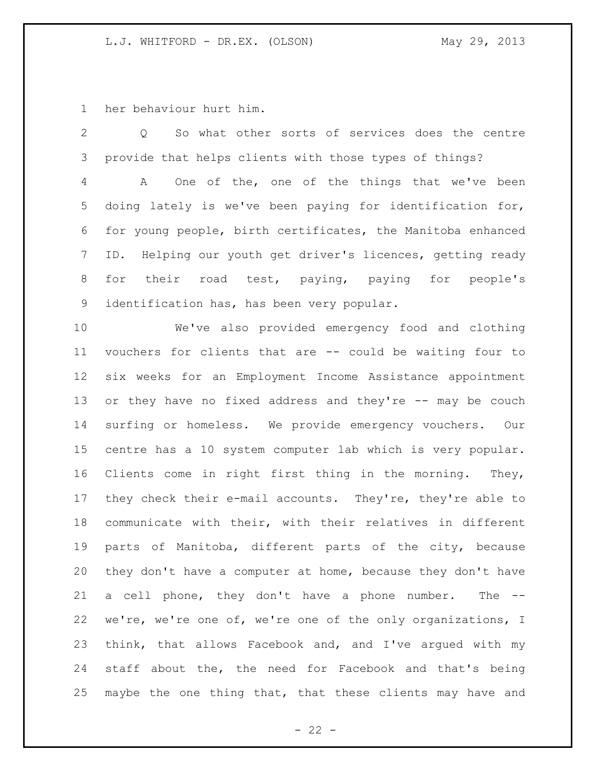her behaviour hurt him.

Q So what other sorts of services does the centre provide that helps clients with those types of things?

A One of the, one of the things that we've been doing lately is we've been paying for identification for, for young people, birth certificates, the Manitoba enhanced ID. Helping our youth get driver's licences, getting ready for their road test, paying, paying for people's identification has, has been very popular.

We've also provided emergency food and clothing vouchers for clients that are -- could be waiting four to six weeks for an Employment Income Assistance appointment or they have no fixed address and they're -- may be couch surfing or homeless. We provide emergency vouchers. Our centre has a 10 system computer lab which is very popular. Clients come in right first thing in the morning. They, they check their e-mail accounts. They're, they're able to communicate with their, with their relatives in different parts of Manitoba, different parts of the city, because they don't have a computer at home, because they don't have a cell phone, they don't have a phone number. The -- we're, we're one of, we're one of the only organizations, I think, that allows Facebook and, and I've argued with my staff about the, the need for Facebook and that's being maybe the one thing that, that these clients may have and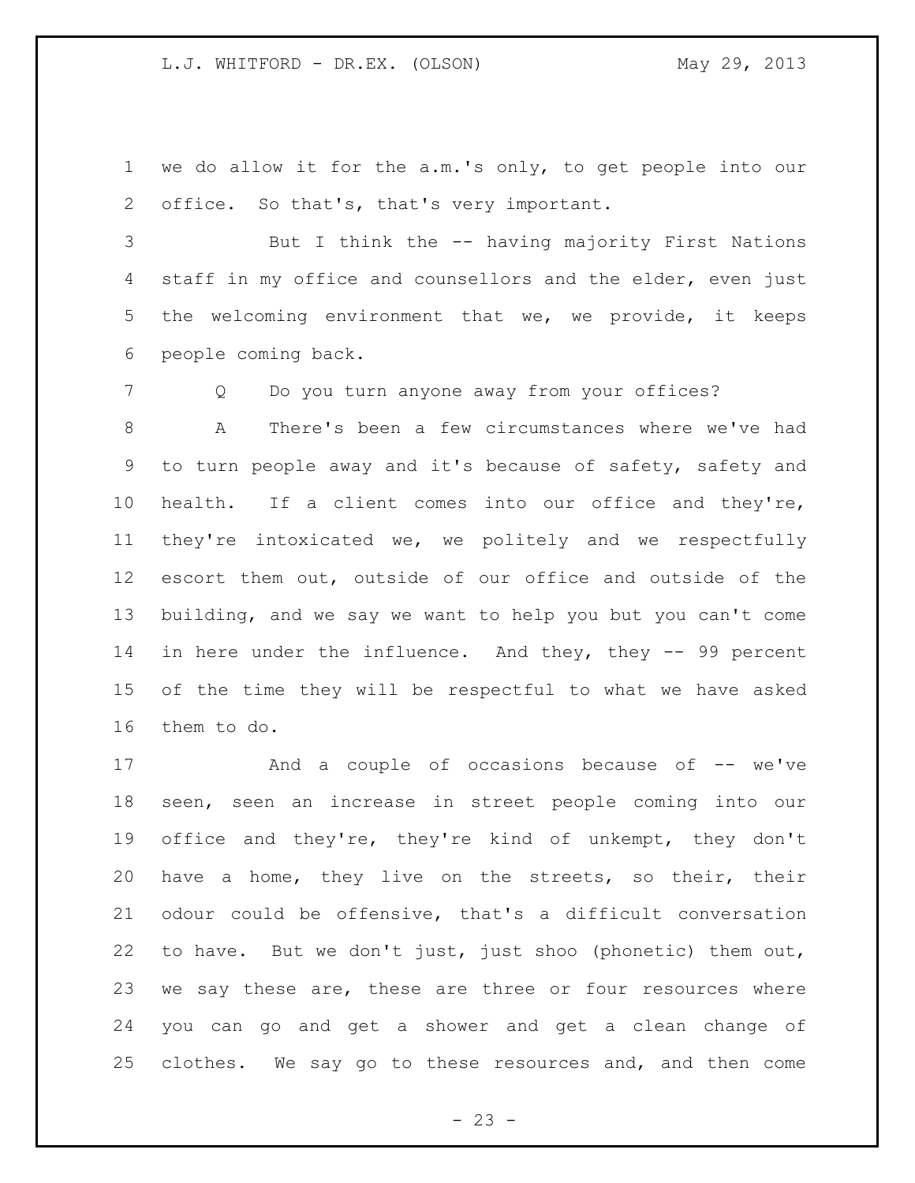we do allow it for the a.m.'s only, to get people into our office. So that's, that's very important.

But I think the -- having majority First Nations staff in my office and counsellors and the elder, even just the welcoming environment that we, we provide, it keeps people coming back.

Q Do you turn anyone away from your offices?

A There's been a few circumstances where we've had to turn people away and it's because of safety, safety and health. If a client comes into our office and they're, they're intoxicated we, we politely and we respectfully escort them out, outside of our office and outside of the building, and we say we want to help you but you can't come in here under the influence. And they, they -- 99 percent of the time they will be respectful to what we have asked them to do.

And a couple of occasions because of -- we've seen, seen an increase in street people coming into our office and they're, they're kind of unkempt, they don't have a home, they live on the streets, so their, their odour could be offensive, that's a difficult conversation to have. But we don't just, just shoo (phonetic) them out, we say these are, these are three or four resources where you can go and get a shower and get a clean change of clothes. We say go to these resources and, and then come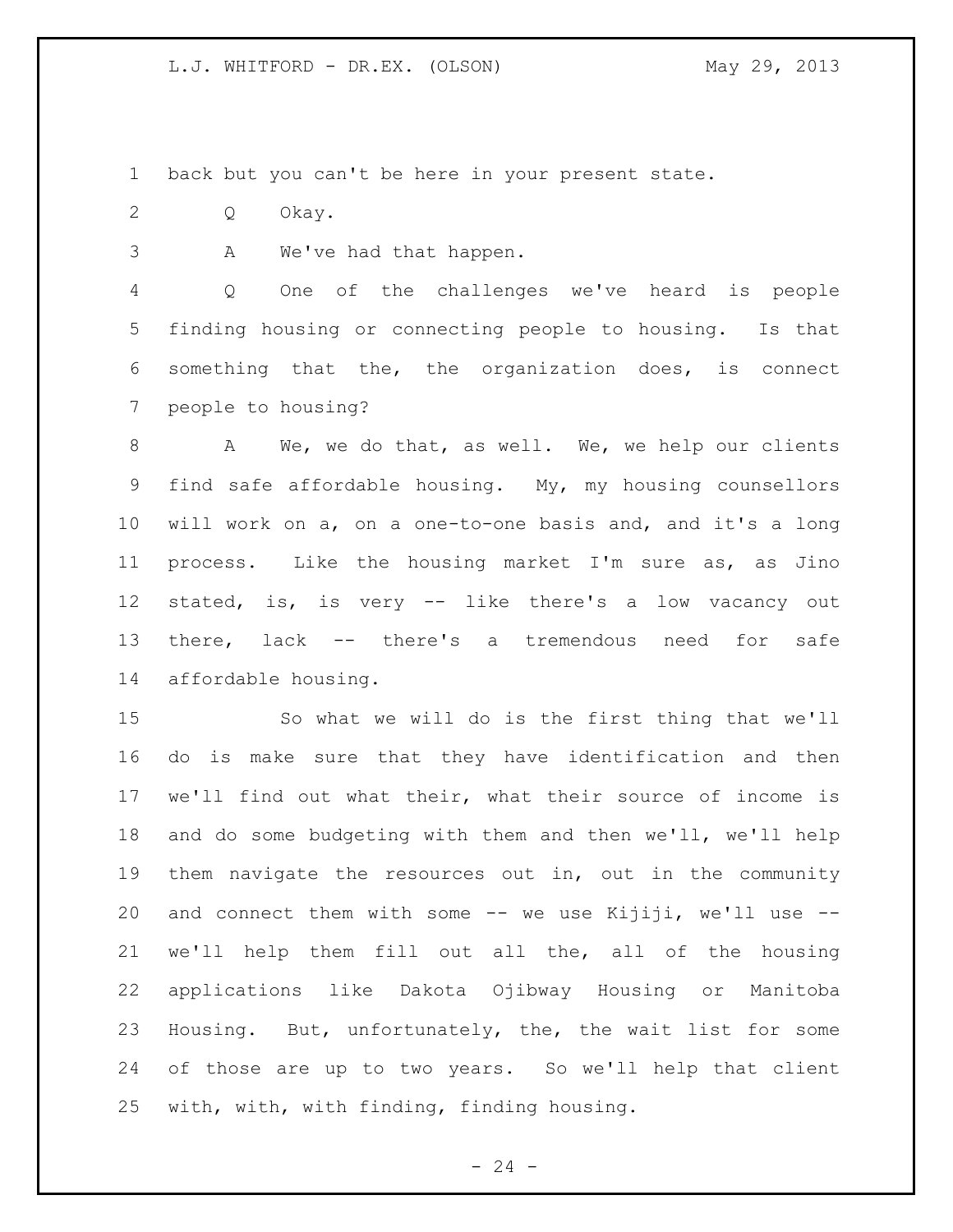back but you can't be here in your present state.

Q Okay.

A We've had that happen.

Q One of the challenges we've heard is people finding housing or connecting people to housing. Is that something that the, the organization does, is connect people to housing?

A We, we do that, as well. We, we help our clients find safe affordable housing. My, my housing counsellors will work on a, on a one-to-one basis and, and it's a long process. Like the housing market I'm sure as, as Jino stated, is, is very -- like there's a low vacancy out there, lack -- there's a tremendous need for safe affordable housing.

So what we will do is the first thing that we'll do is make sure that they have identification and then we'll find out what their, what their source of income is and do some budgeting with them and then we'll, we'll help them navigate the resources out in, out in the community and connect them with some -- we use Kijiji, we'll use -- we'll help them fill out all the, all of the housing applications like Dakota Ojibway Housing or Manitoba Housing. But, unfortunately, the, the wait list for some of those are up to two years. So we'll help that client with, with, with finding, finding housing.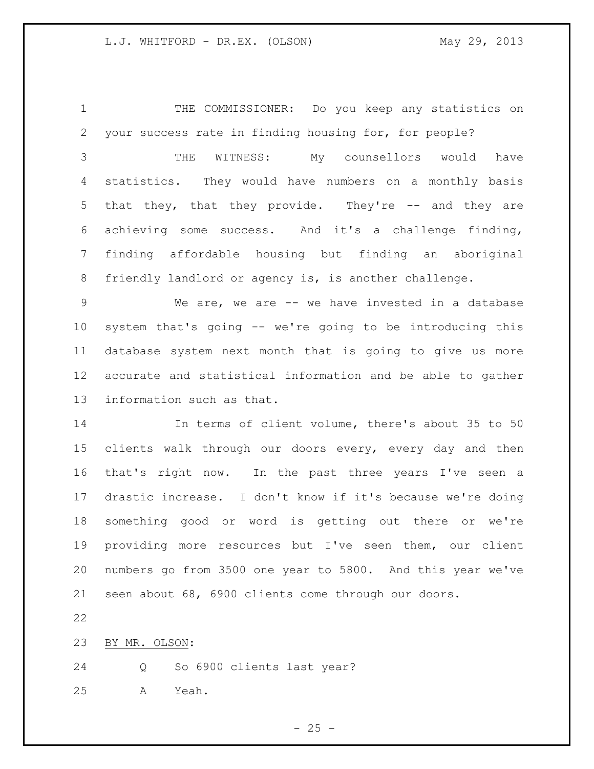THE COMMISSIONER: Do you keep any statistics on your success rate in finding housing for, for people?

THE WITNESS: My counsellors would have statistics. They would have numbers on a monthly basis that they, that they provide. They're -- and they are achieving some success. And it's a challenge finding, finding affordable housing but finding an aboriginal friendly landlord or agency is, is another challenge.

We are, we are -- we have invested in a database system that's going -- we're going to be introducing this database system next month that is going to give us more accurate and statistical information and be able to gather information such as that.

In terms of client volume, there's about 35 to 50 clients walk through our doors every, every day and then that's right now. In the past three years I've seen a drastic increase. I don't know if it's because we're doing something good or word is getting out there or we're providing more resources but I've seen them, our client numbers go from 3500 one year to 5800. And this year we've seen about 68, 6900 clients come through our doors.

BY MR. OLSON:

Q So 6900 clients last year?

A Yeah.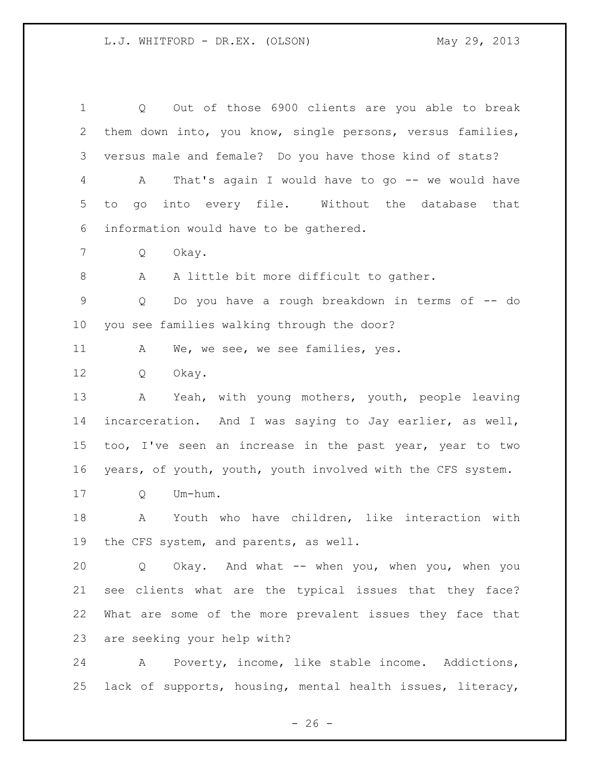Q Out of those 6900 clients are you able to break them down into, you know, single persons, versus families, versus male and female? Do you have those kind of stats?

A That's again I would have to go -- we would have to go into every file. Without the database that information would have to be gathered.

Q Okay.

A A little bit more difficult to gather.

Q Do you have a rough breakdown in terms of -- do you see families walking through the door?

A We, we see, we see families, yes.

Q Okay.

A Yeah, with young mothers, youth, people leaving incarceration. And I was saying to Jay earlier, as well, too, I've seen an increase in the past year, year to two years, of youth, youth, youth involved with the CFS system.

Q Um-hum.

A Youth who have children, like interaction with the CFS system, and parents, as well.

Q Okay. And what -- when you, when you, when you see clients what are the typical issues that they face? What are some of the more prevalent issues they face that are seeking your help with?

A Poverty, income, like stable income. Addictions, lack of supports, housing, mental health issues, literacy,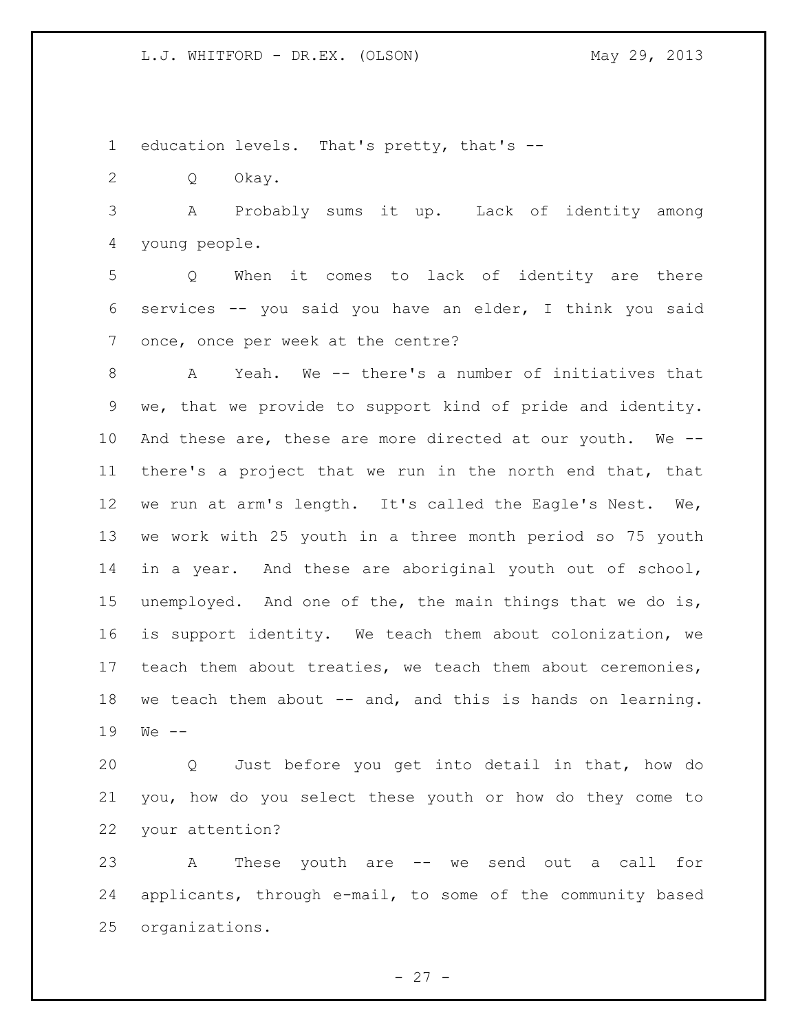education levels. That's pretty, that's --

Q Okay.

A Probably sums it up. Lack of identity among young people.

Q When it comes to lack of identity are there services -- you said you have an elder, I think you said once, once per week at the centre?

A Yeah. We -- there's a number of initiatives that we, that we provide to support kind of pride and identity. And these are, these are more directed at our youth. We -- there's a project that we run in the north end that, that we run at arm's length. It's called the Eagle's Nest. We, we work with 25 youth in a three month period so 75 youth in a year. And these are aboriginal youth out of school, unemployed. And one of the, the main things that we do is, is support identity. We teach them about colonization, we teach them about treaties, we teach them about ceremonies, we teach them about -- and, and this is hands on learning. We --

Q Just before you get into detail in that, how do you, how do you select these youth or how do they come to your attention?

A These youth are -- we send out a call for applicants, through e-mail, to some of the community based organizations.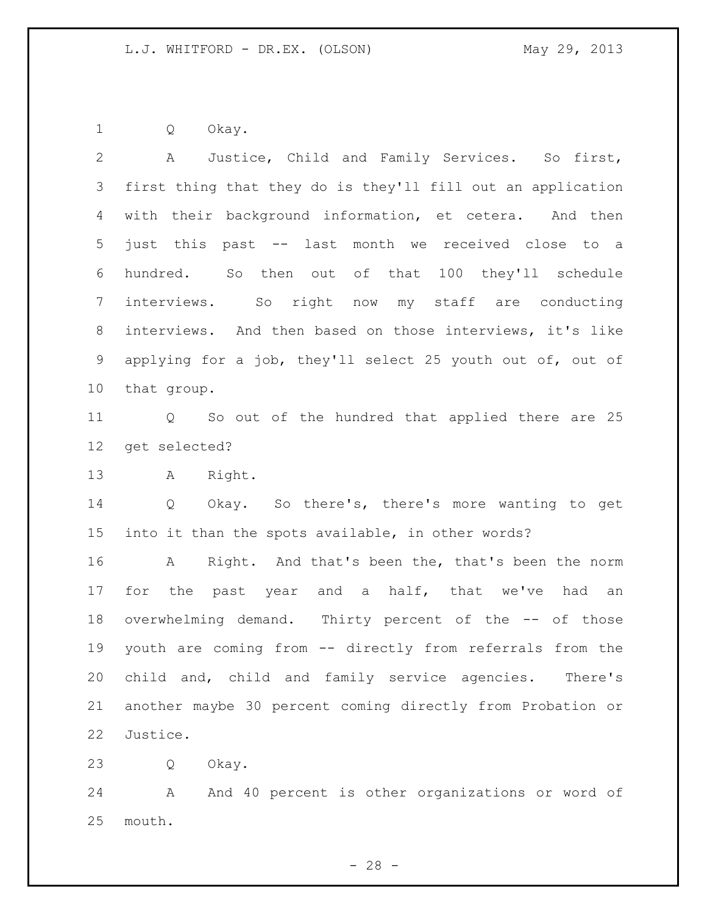Q Okay.

A Justice, Child and Family Services. So first, first thing that they do is they'll fill out an application with their background information, et cetera. And then just this past -- last month we received close to a hundred. So then out of that 100 they'll schedule interviews. So right now my staff are conducting interviews. And then based on those interviews, it's like applying for a job, they'll select 25 youth out of, out of that group.

Q So out of the hundred that applied there are 25 get selected?

A Right.

Q Okay. So there's, there's more wanting to get into it than the spots available, in other words?

A Right. And that's been the, that's been the norm for the past year and a half, that we've had an overwhelming demand. Thirty percent of the -- of those youth are coming from -- directly from referrals from the child and, child and family service agencies. There's another maybe 30 percent coming directly from Probation or Justice.

Q Okay.

A And 40 percent is other organizations or word of mouth.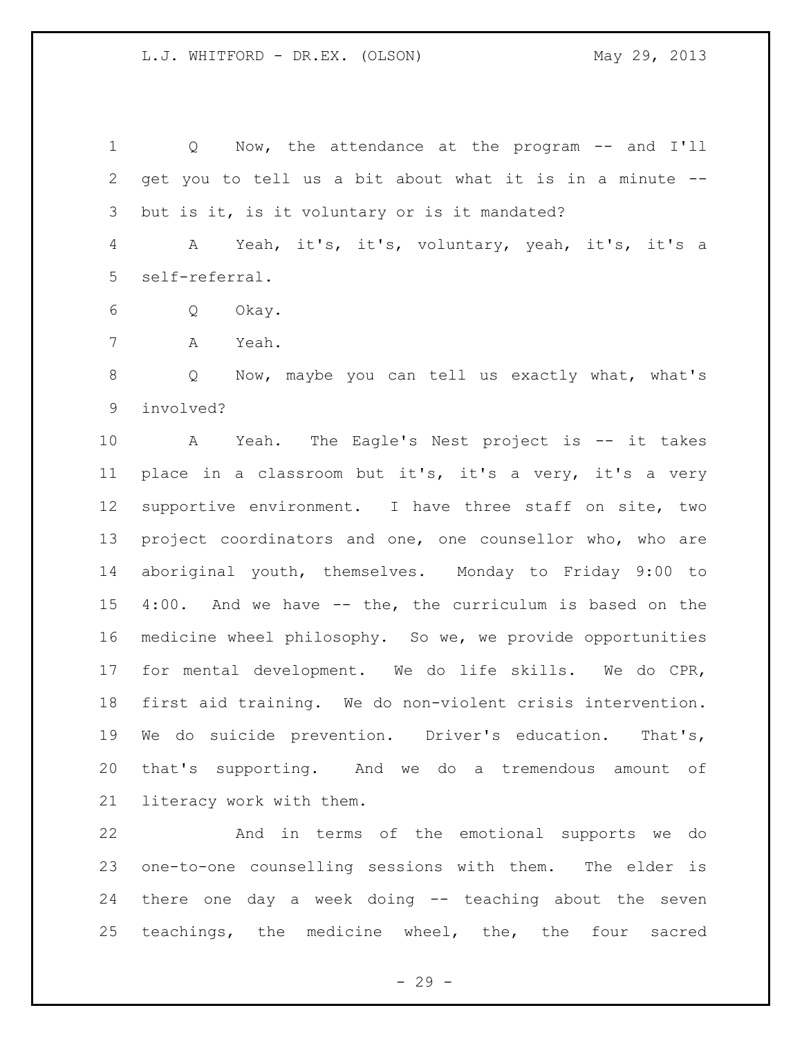Q Now, the attendance at the program -- and I'll get you to tell us a bit about what it is in a minute -- but is it, is it voluntary or is it mandated?

A Yeah, it's, it's, voluntary, yeah, it's, it's a self-referral.

Q Okay.

A Yeah.

Q Now, maybe you can tell us exactly what, what's involved?

A Yeah. The Eagle's Nest project is -- it takes place in a classroom but it's, it's a very, it's a very supportive environment. I have three staff on site, two project coordinators and one, one counsellor who, who are aboriginal youth, themselves. Monday to Friday 9:00 to 4:00. And we have -- the, the curriculum is based on the medicine wheel philosophy. So we, we provide opportunities for mental development. We do life skills. We do CPR, first aid training. We do non-violent crisis intervention. We do suicide prevention. Driver's education. That's, that's supporting. And we do a tremendous amount of literacy work with them.

And in terms of the emotional supports we do one-to-one counselling sessions with them. The elder is there one day a week doing -- teaching about the seven teachings, the medicine wheel, the, the four sacred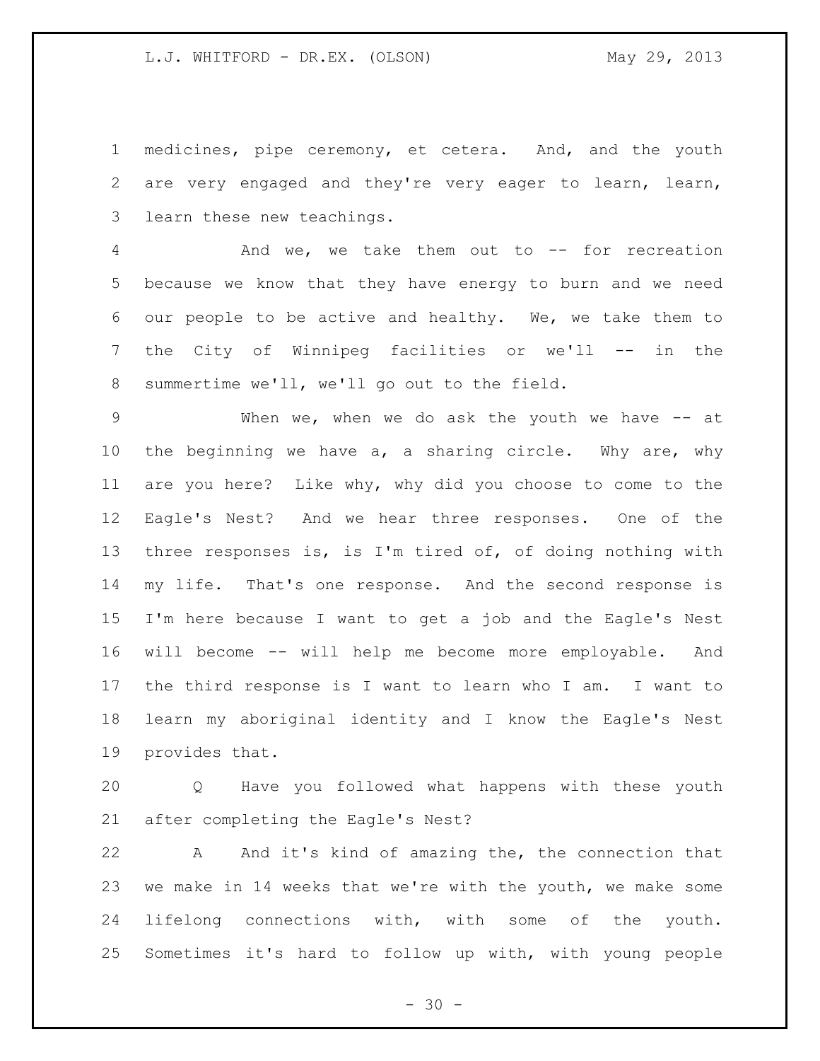medicines, pipe ceremony, et cetera. And, and the youth are very engaged and they're very eager to learn, learn, learn these new teachings.

And we, we take them out to -- for recreation because we know that they have energy to burn and we need our people to be active and healthy. We, we take them to the City of Winnipeg facilities or we'll -- in the summertime we'll, we'll go out to the field.

When we, when we do ask the youth we have -- at the beginning we have a, a sharing circle. Why are, why are you here? Like why, why did you choose to come to the Eagle's Nest? And we hear three responses. One of the three responses is, is I'm tired of, of doing nothing with my life. That's one response. And the second response is I'm here because I want to get a job and the Eagle's Nest will become -- will help me become more employable. And the third response is I want to learn who I am. I want to learn my aboriginal identity and I know the Eagle's Nest provides that.

Q Have you followed what happens with these youth after completing the Eagle's Nest?

A And it's kind of amazing the, the connection that we make in 14 weeks that we're with the youth, we make some lifelong connections with, with some of the youth. Sometimes it's hard to follow up with, with young people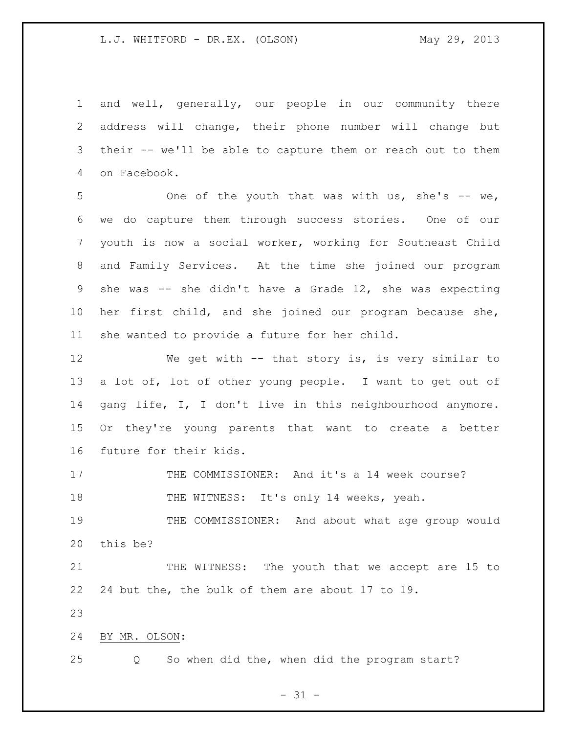and well, generally, our people in our community there address will change, their phone number will change but their -- we'll be able to capture them or reach out to them on Facebook.

One of the youth that was with us, she's -- we, we do capture them through success stories. One of our youth is now a social worker, working for Southeast Child and Family Services. At the time she joined our program she was -- she didn't have a Grade 12, she was expecting her first child, and she joined our program because she, she wanted to provide a future for her child.

We get with -- that story is, is very similar to a lot of, lot of other young people. I want to get out of gang life, I, I don't live in this neighbourhood anymore. Or they're young parents that want to create a better future for their kids.

THE COMMISSIONER: And it's a 14 week course?

THE WITNESS: It's only 14 weeks, yeah.

THE COMMISSIONER: And about what age group would this be?

THE WITNESS: The youth that we accept are 15 to 24 but the, the bulk of them are about 17 to 19.

BY MR. OLSON:

Q So when did the, when did the program start?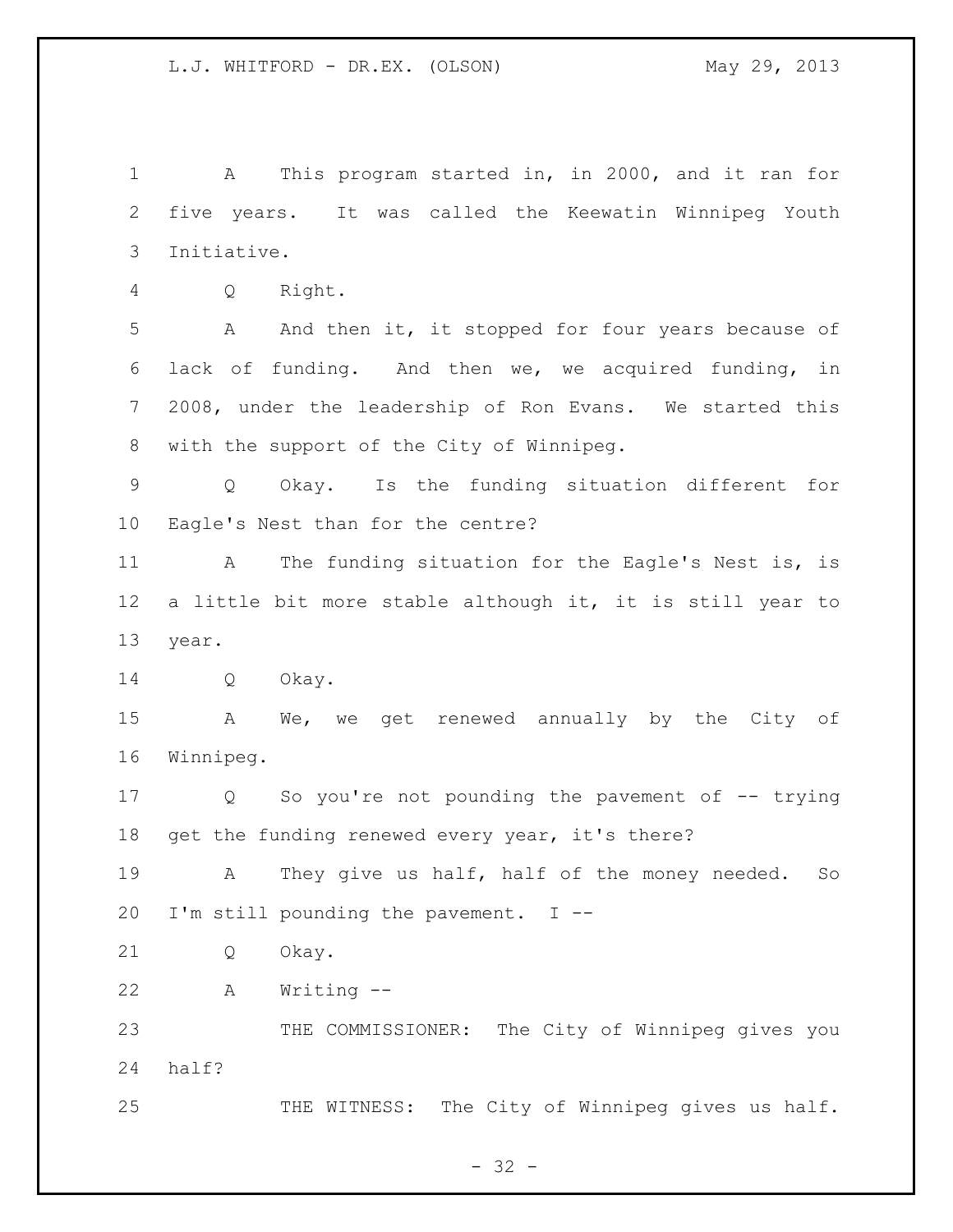A This program started in, in 2000, and it ran for five years. It was called the Keewatin Winnipeg Youth Initiative.

Q Right.

A And then it, it stopped for four years because of lack of funding. And then we, we acquired funding, in 2008, under the leadership of Ron Evans. We started this with the support of the City of Winnipeg.

Q Okay. Is the funding situation different for Eagle's Nest than for the centre?

A The funding situation for the Eagle's Nest is, is a little bit more stable although it, it is still year to year.

Q Okay.

A We, we get renewed annually by the City of Winnipeg.

Q So you're not pounding the pavement of -- trying get the funding renewed every year, it's there?

A They give us half, half of the money needed. So I'm still pounding the pavement. I --

Q Okay.

A Writing --

THE COMMISSIONER: The City of Winnipeg gives you half?

THE WITNESS: The City of Winnipeg gives us half.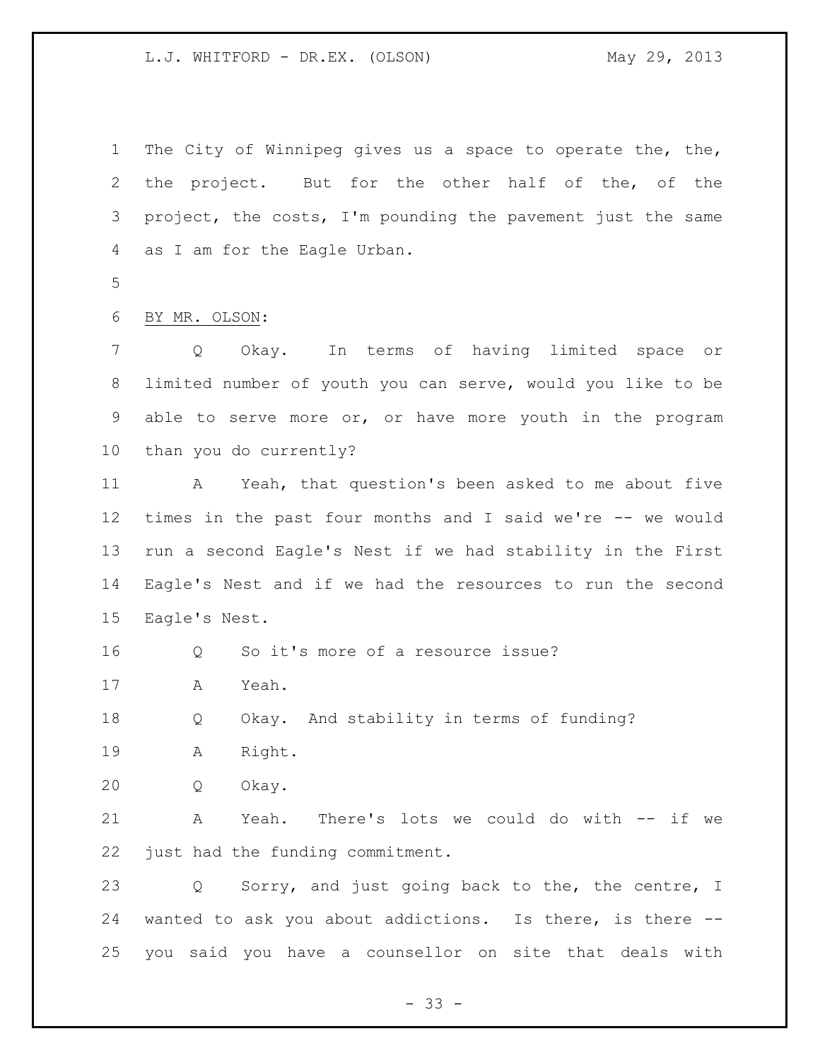The City of Winnipeg gives us a space to operate the, the, the project. But for the other half of the, of the project, the costs, I'm pounding the pavement just the same as I am for the Eagle Urban.

BY MR. OLSON:

Q Okay. In terms of having limited space or limited number of youth you can serve, would you like to be able to serve more or, or have more youth in the program than you do currently?

A Yeah, that question's been asked to me about five times in the past four months and I said we're -- we would run a second Eagle's Nest if we had stability in the First Eagle's Nest and if we had the resources to run the second Eagle's Nest.

Q So it's more of a resource issue?

A Yeah.

Q Okay. And stability in terms of funding?

A Right.

Q Okay.

A Yeah. There's lots we could do with -- if we just had the funding commitment.

Q Sorry, and just going back to the, the centre, I wanted to ask you about addictions. Is there, is there -- you said you have a counsellor on site that deals with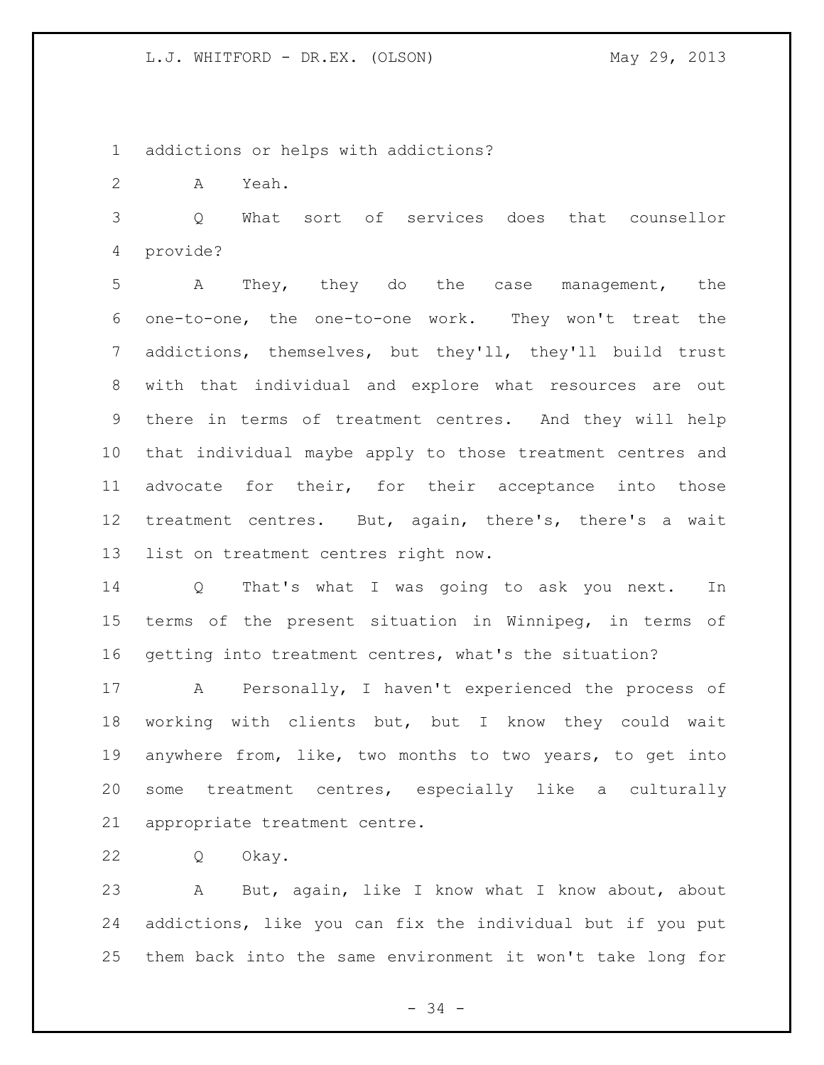addictions or helps with addictions?

A Yeah.

Q What sort of services does that counsellor provide?

A They, they do the case management, the one-to-one, the one-to-one work. They won't treat the addictions, themselves, but they'll, they'll build trust with that individual and explore what resources are out there in terms of treatment centres. And they will help that individual maybe apply to those treatment centres and advocate for their, for their acceptance into those treatment centres. But, again, there's, there's a wait list on treatment centres right now.

Q That's what I was going to ask you next. In terms of the present situation in Winnipeg, in terms of getting into treatment centres, what's the situation?

A Personally, I haven't experienced the process of working with clients but, but I know they could wait anywhere from, like, two months to two years, to get into some treatment centres, especially like a culturally appropriate treatment centre.

Q Okay.

A But, again, like I know what I know about, about addictions, like you can fix the individual but if you put them back into the same environment it won't take long for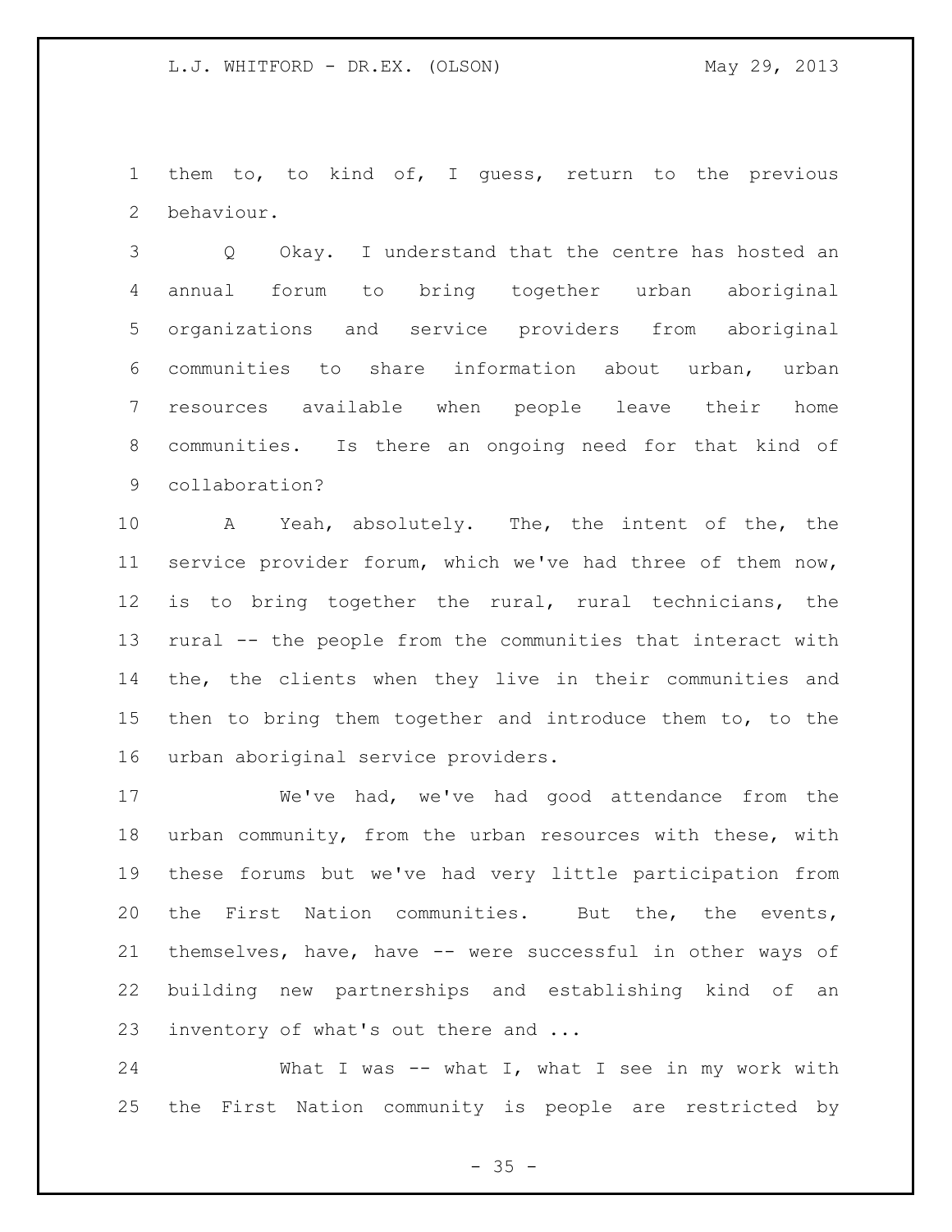them to, to kind of, I guess, return to the previous behaviour.

Q Okay. I understand that the centre has hosted an annual forum to bring together urban aboriginal organizations and service providers from aboriginal communities to share information about urban, urban resources available when people leave their home communities. Is there an ongoing need for that kind of collaboration?

A Yeah, absolutely. The, the intent of the, the service provider forum, which we've had three of them now, is to bring together the rural, rural technicians, the rural -- the people from the communities that interact with the, the clients when they live in their communities and then to bring them together and introduce them to, to the urban aboriginal service providers.

We've had, we've had good attendance from the urban community, from the urban resources with these, with these forums but we've had very little participation from the First Nation communities. But the, the events, themselves, have, have -- were successful in other ways of building new partnerships and establishing kind of an inventory of what's out there and ...

What I was -- what I, what I see in my work with the First Nation community is people are restricted by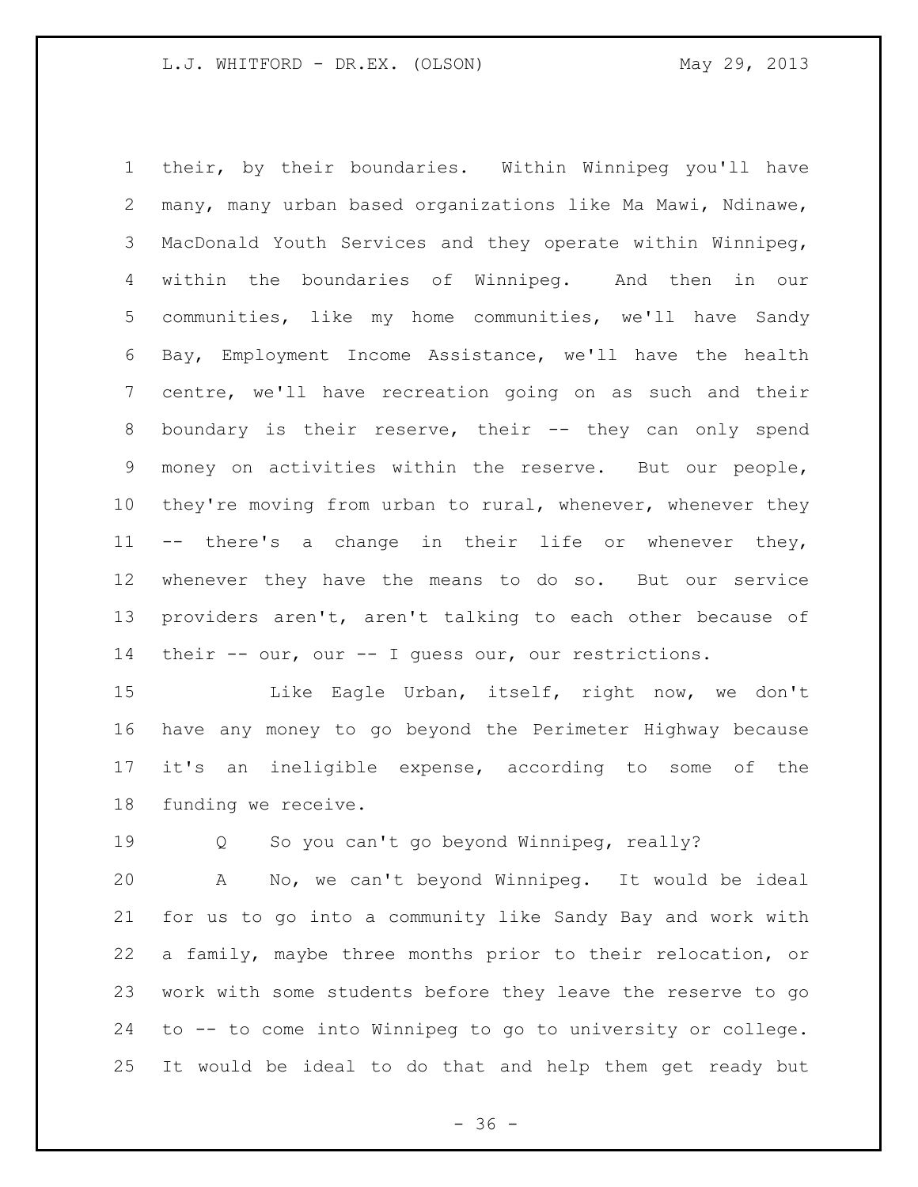their, by their boundaries. Within Winnipeg you'll have many, many urban based organizations like Ma Mawi, Ndinawe, MacDonald Youth Services and they operate within Winnipeg, within the boundaries of Winnipeg. And then in our communities, like my home communities, we'll have Sandy Bay, Employment Income Assistance, we'll have the health centre, we'll have recreation going on as such and their boundary is their reserve, their -- they can only spend money on activities within the reserve. But our people, they're moving from urban to rural, whenever, whenever they -- there's a change in their life or whenever they, whenever they have the means to do so. But our service providers aren't, aren't talking to each other because of their -- our, our -- I guess our, our restrictions.

Like Eagle Urban, itself, right now, we don't have any money to go beyond the Perimeter Highway because it's an ineligible expense, according to some of the funding we receive.

Q So you can't go beyond Winnipeg, really?

A No, we can't beyond Winnipeg. It would be ideal for us to go into a community like Sandy Bay and work with a family, maybe three months prior to their relocation, or work with some students before they leave the reserve to go to -- to come into Winnipeg to go to university or college. It would be ideal to do that and help them get ready but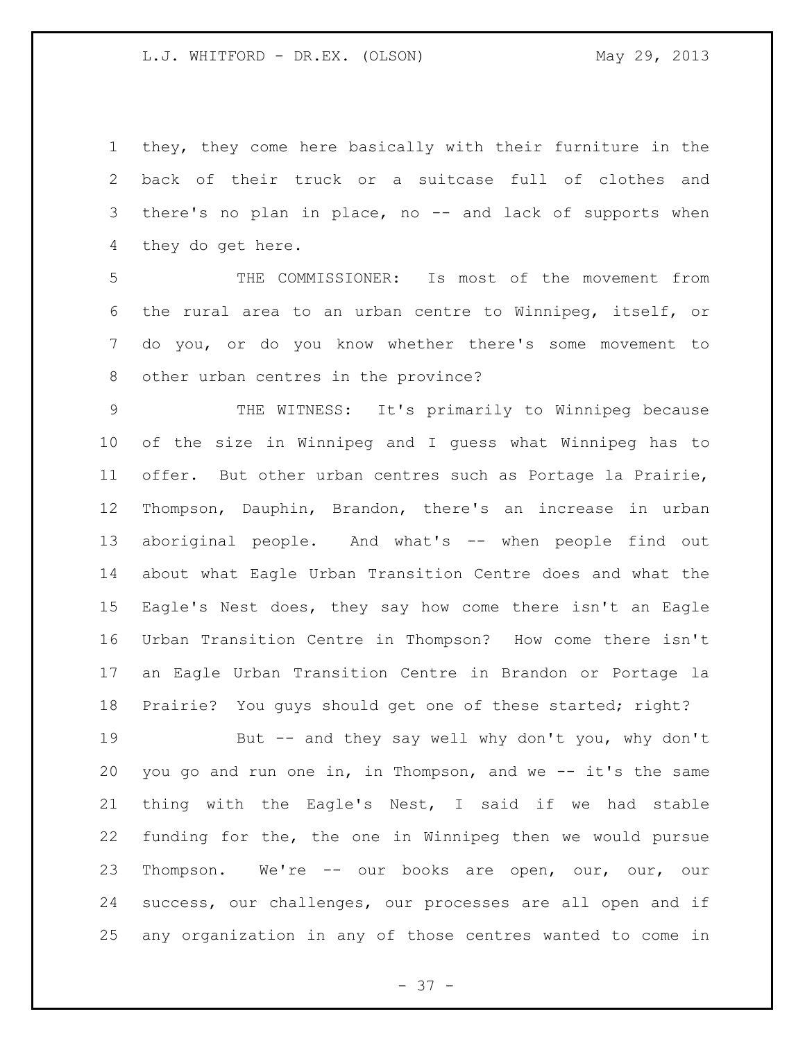they, they come here basically with their furniture in the back of their truck or a suitcase full of clothes and there's no plan in place, no -- and lack of supports when they do get here.

THE COMMISSIONER: Is most of the movement from the rural area to an urban centre to Winnipeg, itself, or do you, or do you know whether there's some movement to other urban centres in the province?

THE WITNESS: It's primarily to Winnipeg because of the size in Winnipeg and I guess what Winnipeg has to offer. But other urban centres such as Portage la Prairie, Thompson, Dauphin, Brandon, there's an increase in urban aboriginal people. And what's -- when people find out about what Eagle Urban Transition Centre does and what the Eagle's Nest does, they say how come there isn't an Eagle Urban Transition Centre in Thompson? How come there isn't an Eagle Urban Transition Centre in Brandon or Portage la Prairie? You guys should get one of these started; right?

But -- and they say well why don't you, why don't you go and run one in, in Thompson, and we -- it's the same thing with the Eagle's Nest, I said if we had stable funding for the, the one in Winnipeg then we would pursue Thompson. We're -- our books are open, our, our, our success, our challenges, our processes are all open and if any organization in any of those centres wanted to come in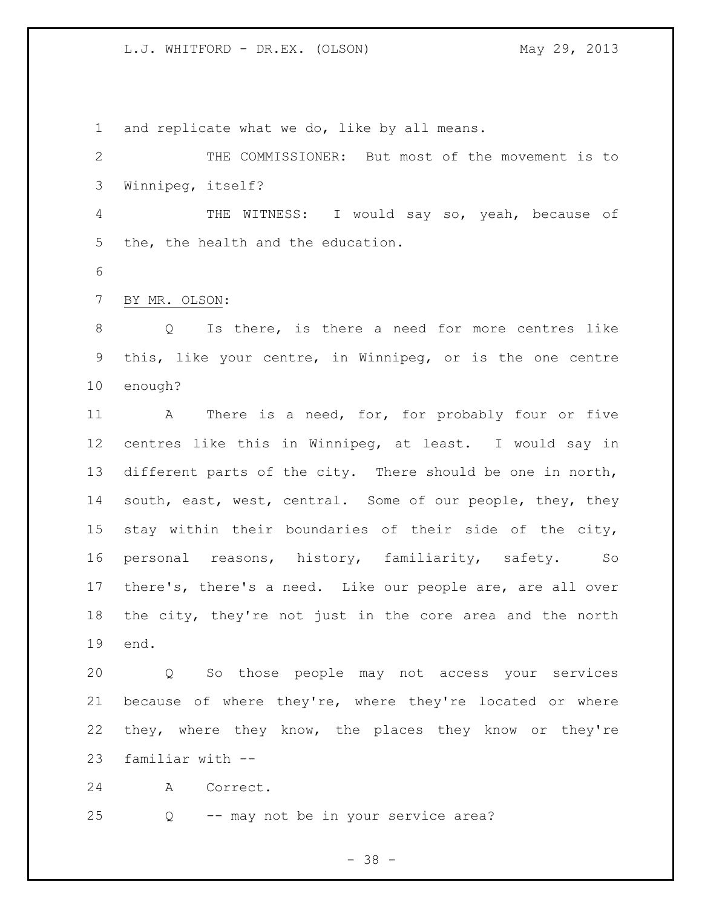and replicate what we do, like by all means.

THE COMMISSIONER: But most of the movement is to Winnipeg, itself?

THE WITNESS: I would say so, yeah, because of the, the health and the education.

BY MR. OLSON:

Q Is there, is there a need for more centres like this, like your centre, in Winnipeg, or is the one centre enough?

A There is a need, for, for probably four or five centres like this in Winnipeg, at least. I would say in different parts of the city. There should be one in north, south, east, west, central. Some of our people, they, they stay within their boundaries of their side of the city, personal reasons, history, familiarity, safety. So there's, there's a need. Like our people are, are all over the city, they're not just in the core area and the north end.

Q So those people may not access your services because of where they're, where they're located or where they, where they know, the places they know or they're familiar with --

A Correct.

Q -- may not be in your service area?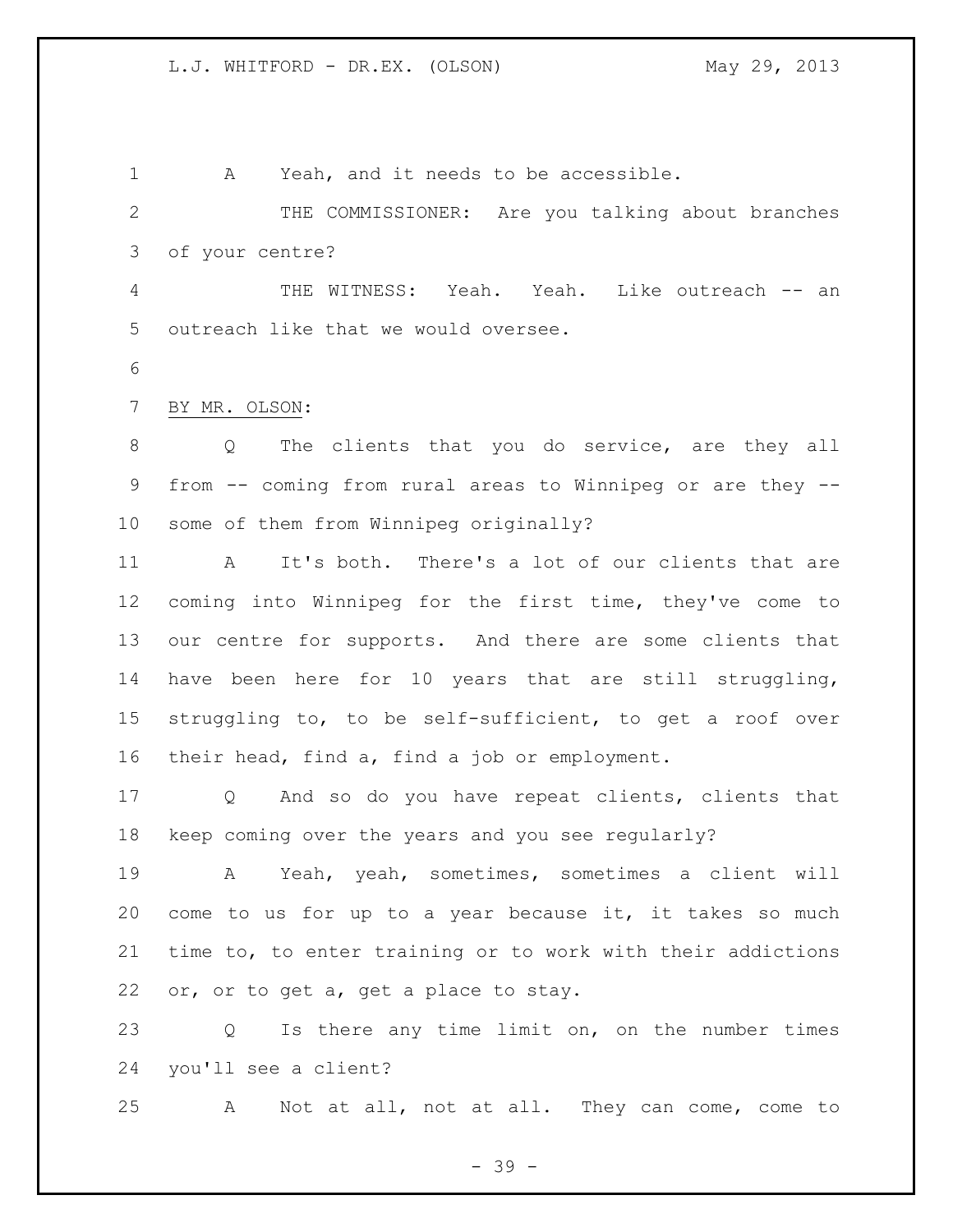A Yeah, and it needs to be accessible.

THE COMMISSIONER: Are you talking about branches of your centre?

THE WITNESS: Yeah. Yeah. Like outreach -- an outreach like that we would oversee.

BY MR. OLSON:

Q The clients that you do service, are they all from -- coming from rural areas to Winnipeg or are they -- some of them from Winnipeg originally?

A It's both. There's a lot of our clients that are coming into Winnipeg for the first time, they've come to our centre for supports. And there are some clients that have been here for 10 years that are still struggling, struggling to, to be self-sufficient, to get a roof over their head, find a, find a job or employment.

Q And so do you have repeat clients, clients that keep coming over the years and you see regularly?

A Yeah, yeah, sometimes, sometimes a client will come to us for up to a year because it, it takes so much time to, to enter training or to work with their addictions or, or to get a, get a place to stay.

Q Is there any time limit on, on the number times you'll see a client?

A Not at all, not at all. They can come, come to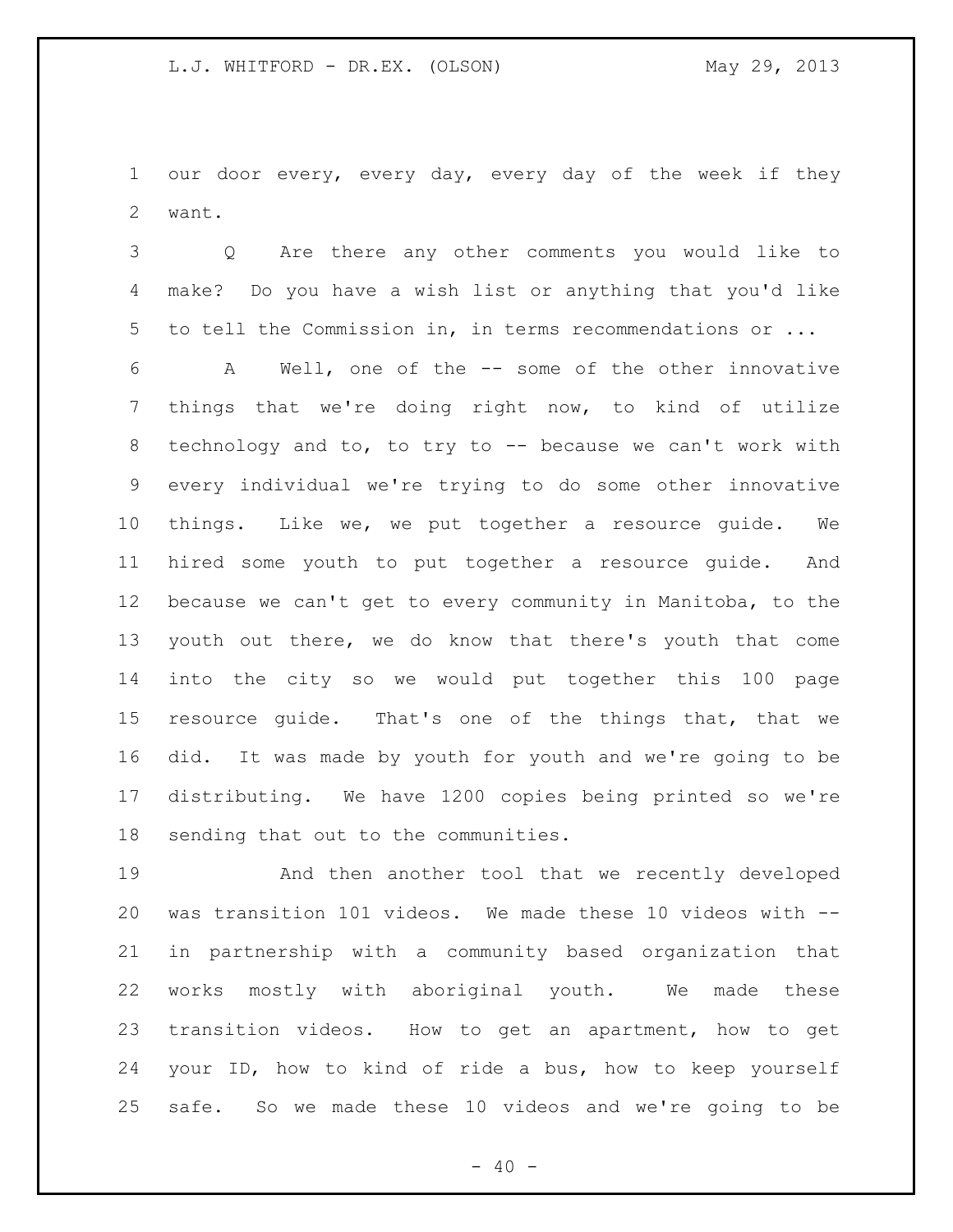our door every, every day, every day of the week if they want.

Q Are there any other comments you would like to make? Do you have a wish list or anything that you'd like to tell the Commission in, in terms recommendations or ...

A Well, one of the -- some of the other innovative things that we're doing right now, to kind of utilize technology and to, to try to -- because we can't work with every individual we're trying to do some other innovative things. Like we, we put together a resource guide. We hired some youth to put together a resource guide. And because we can't get to every community in Manitoba, to the youth out there, we do know that there's youth that come into the city so we would put together this 100 page resource guide. That's one of the things that, that we did. It was made by youth for youth and we're going to be distributing. We have 1200 copies being printed so we're sending that out to the communities.

And then another tool that we recently developed was transition 101 videos. We made these 10 videos with -- in partnership with a community based organization that works mostly with aboriginal youth. We made these transition videos. How to get an apartment, how to get your ID, how to kind of ride a bus, how to keep yourself safe. So we made these 10 videos and we're going to be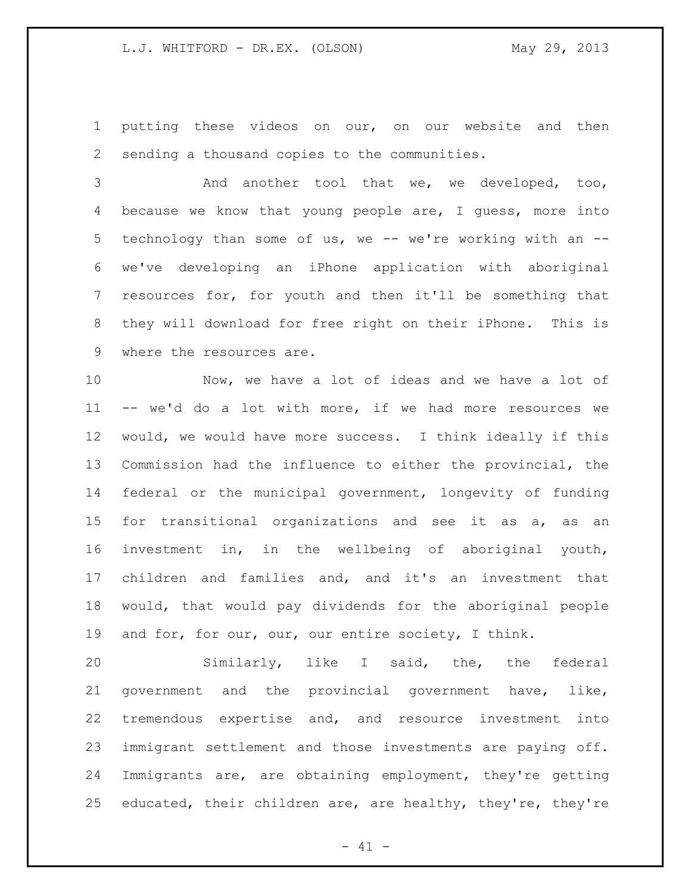putting these videos on our, on our website and then sending a thousand copies to the communities.

And another tool that we, we developed, too, because we know that young people are, I guess, more into technology than some of us, we -- we're working with an -- we've developing an iPhone application with aboriginal resources for, for youth and then it'll be something that they will download for free right on their iPhone. This is where the resources are.

Now, we have a lot of ideas and we have a lot of -- we'd do a lot with more, if we had more resources we would, we would have more success. I think ideally if this Commission had the influence to either the provincial, the federal or the municipal government, longevity of funding for transitional organizations and see it as a, as an investment in, in the wellbeing of aboriginal youth, children and families and, and it's an investment that would, that would pay dividends for the aboriginal people and for, for our, our, our entire society, I think.

Similarly, like I said, the, the federal government and the provincial government have, like, tremendous expertise and, and resource investment into immigrant settlement and those investments are paying off. Immigrants are, are obtaining employment, they're getting educated, their children are, are healthy, they're, they're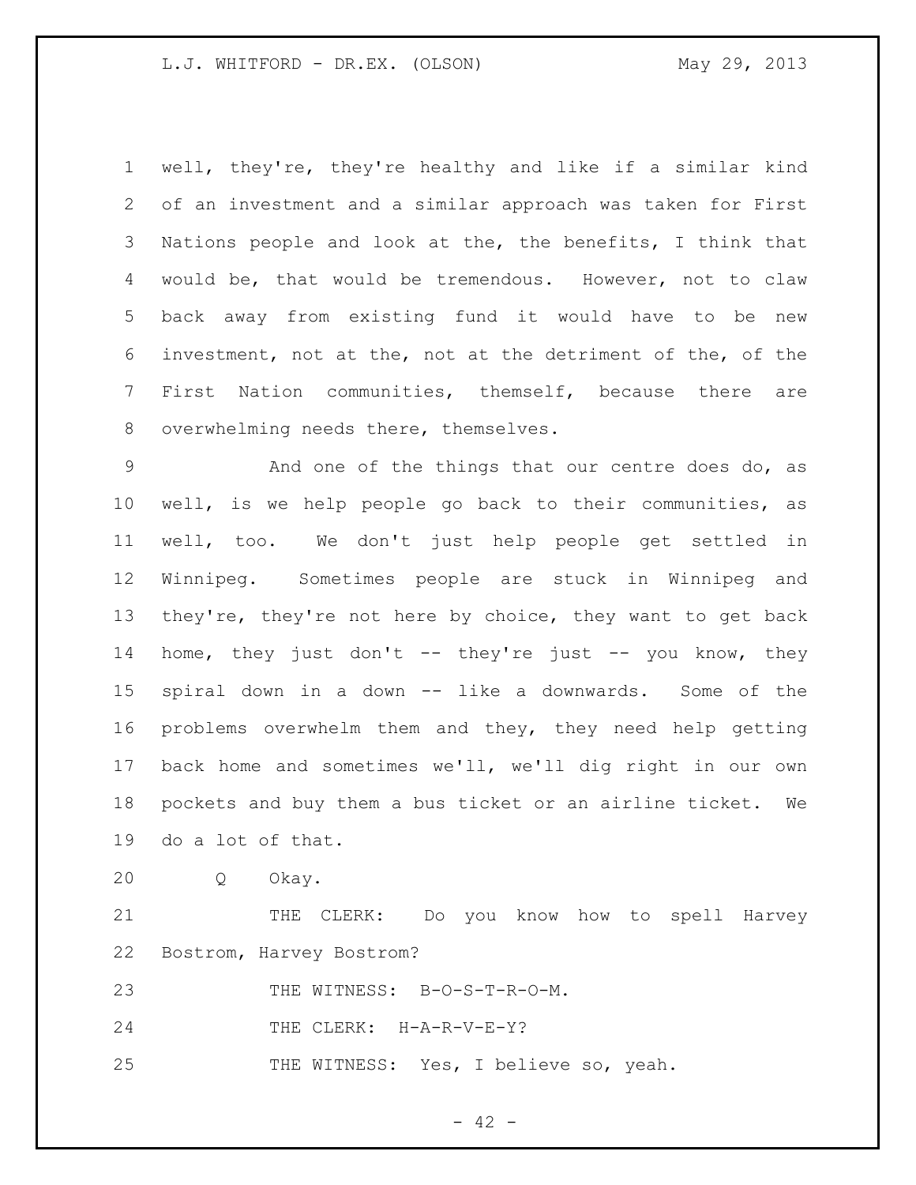well, they're, they're healthy and like if a similar kind of an investment and a similar approach was taken for First Nations people and look at the, the benefits, I think that would be, that would be tremendous. However, not to claw back away from existing fund it would have to be new investment, not at the, not at the detriment of the, of the First Nation communities, themself, because there are overwhelming needs there, themselves.

And one of the things that our centre does do, as well, is we help people go back to their communities, as well, too. We don't just help people get settled in Winnipeg. Sometimes people are stuck in Winnipeg and they're, they're not here by choice, they want to get back home, they just don't -- they're just -- you know, they spiral down in a down -- like a downwards. Some of the problems overwhelm them and they, they need help getting back home and sometimes we'll, we'll dig right in our own pockets and buy them a bus ticket or an airline ticket. We do a lot of that.

Q Okay.

THE CLERK: Do you know how to spell Harvey Bostrom, Harvey Bostrom?

THE WITNESS: B-O-S-T-R-O-M.

THE CLERK: H-A-R-V-E-Y?

THE WITNESS: Yes, I believe so, yeah.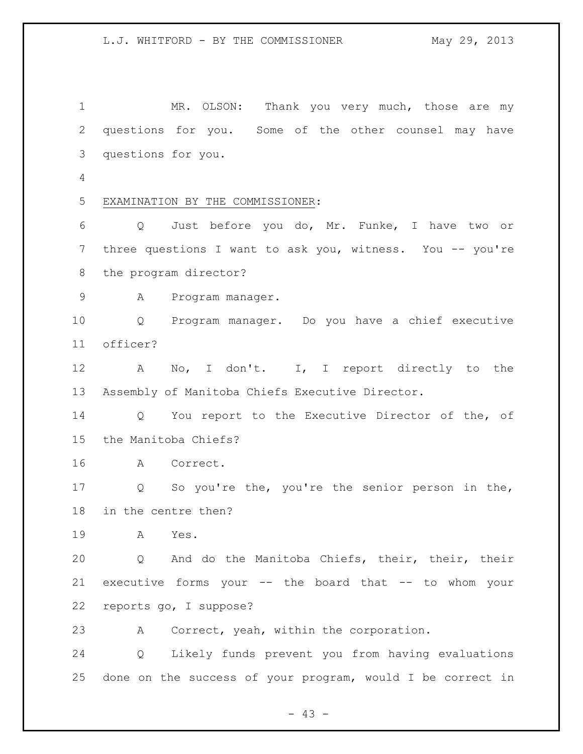MR. OLSON: Thank you very much, those are my questions for you. Some of the other counsel may have questions for you.

EXAMINATION BY THE COMMISSIONER:

Q Just before you do, Mr. Funke, I have two or three questions I want to ask you, witness. You -- you're the program director?

A Program manager.

Q Program manager. Do you have a chief executive officer?

A No, I don't. I, I report directly to the Assembly of Manitoba Chiefs Executive Director.

Q You report to the Executive Director of the, of the Manitoba Chiefs?

A Correct.

Q So you're the, you're the senior person in the, in the centre then?

A Yes.

Q And do the Manitoba Chiefs, their, their, their executive forms your -- the board that -- to whom your reports go, I suppose?

A Correct, yeah, within the corporation.

Q Likely funds prevent you from having evaluations done on the success of your program, would I be correct in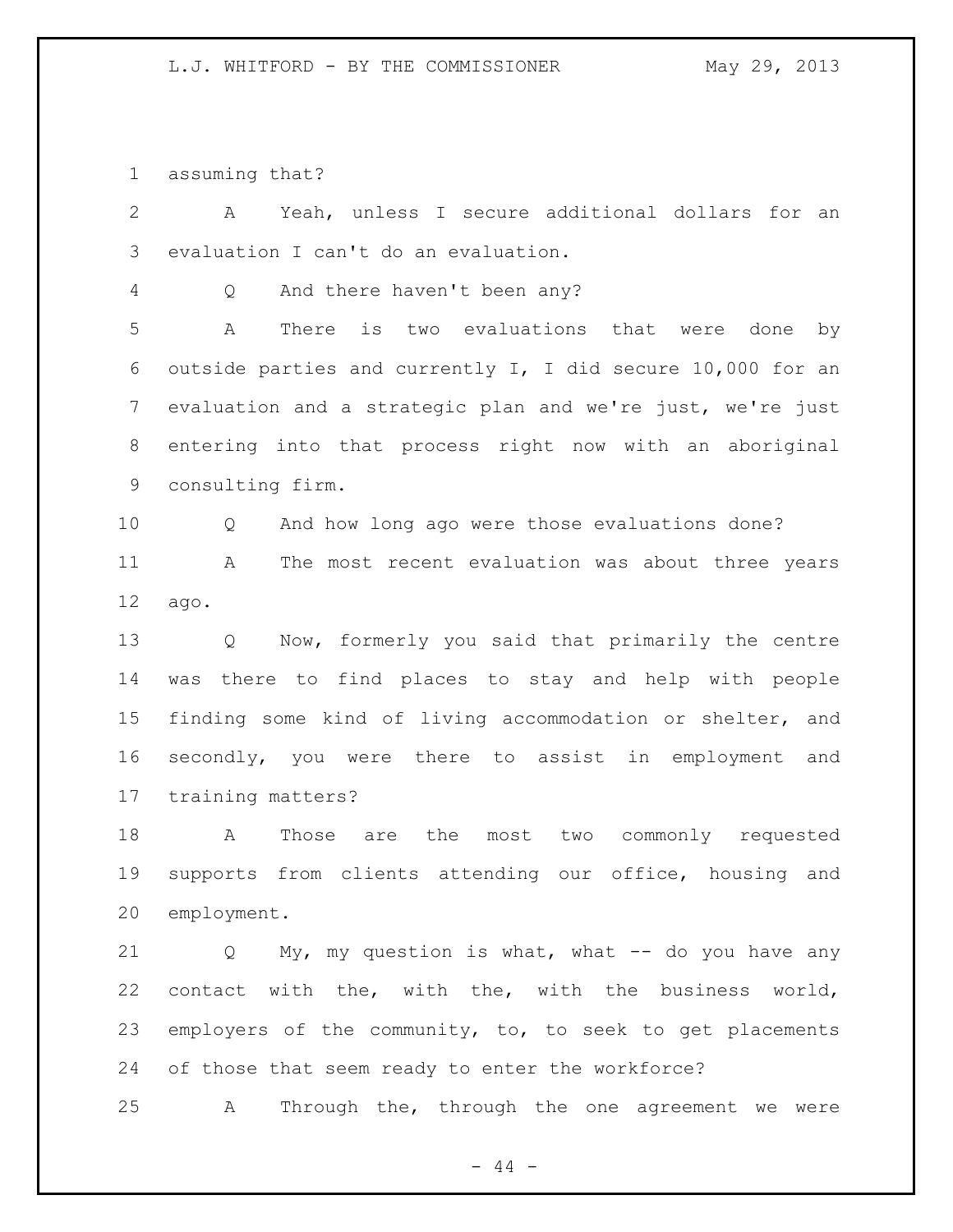assuming that?

A Yeah, unless I secure additional dollars for an evaluation I can't do an evaluation.

Q And there haven't been any?

A There is two evaluations that were done by outside parties and currently I, I did secure 10,000 for an evaluation and a strategic plan and we're just, we're just entering into that process right now with an aboriginal consulting firm.

Q And how long ago were those evaluations done?

A The most recent evaluation was about three years ago.

Q Now, formerly you said that primarily the centre was there to find places to stay and help with people finding some kind of living accommodation or shelter, and secondly, you were there to assist in employment and training matters?

A Those are the most two commonly requested supports from clients attending our office, housing and employment.

Q My, my question is what, what -- do you have any contact with the, with the, with the business world, employers of the community, to, to seek to get placements of those that seem ready to enter the workforce?

A Through the, through the one agreement we were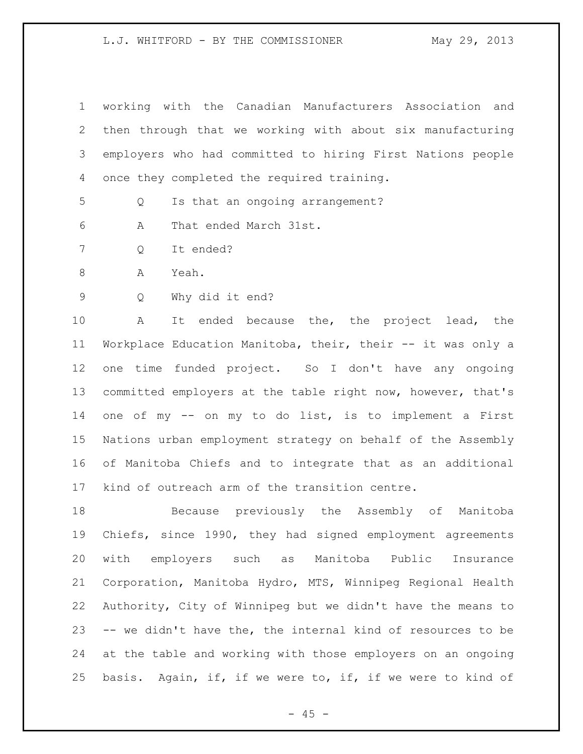working with the Canadian Manufacturers Association and then through that we working with about six manufacturing employers who had committed to hiring First Nations people once they completed the required training.

Q Is that an ongoing arrangement?

A That ended March 31st.

Q It ended?

A Yeah.

Q Why did it end?

A It ended because the, the project lead, the Workplace Education Manitoba, their, their -- it was only a one time funded project. So I don't have any ongoing committed employers at the table right now, however, that's one of my -- on my to do list, is to implement a First Nations urban employment strategy on behalf of the Assembly of Manitoba Chiefs and to integrate that as an additional kind of outreach arm of the transition centre.

Because previously the Assembly of Manitoba Chiefs, since 1990, they had signed employment agreements with employers such as Manitoba Public Insurance Corporation, Manitoba Hydro, MTS, Winnipeg Regional Health Authority, City of Winnipeg but we didn't have the means to -- we didn't have the, the internal kind of resources to be at the table and working with those employers on an ongoing basis. Again, if, if we were to, if, if we were to kind of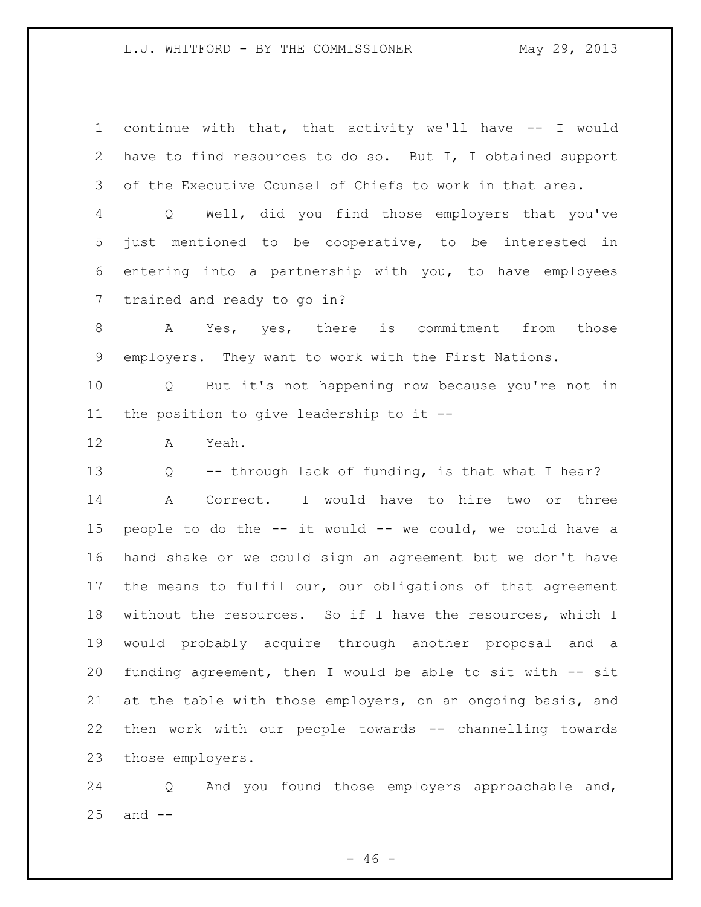continue with that, that activity we'll have -- I would have to find resources to do so. But I, I obtained support of the Executive Counsel of Chiefs to work in that area.

Q Well, did you find those employers that you've just mentioned to be cooperative, to be interested in entering into a partnership with you, to have employees trained and ready to go in?

A Yes, yes, there is commitment from those employers. They want to work with the First Nations.

Q But it's not happening now because you're not in the position to give leadership to it --

A Yeah.

Q -- through lack of funding, is that what I hear?

A Correct. I would have to hire two or three people to do the -- it would -- we could, we could have a hand shake or we could sign an agreement but we don't have the means to fulfil our, our obligations of that agreement without the resources. So if I have the resources, which I would probably acquire through another proposal and a funding agreement, then I would be able to sit with -- sit at the table with those employers, on an ongoing basis, and then work with our people towards -- channelling towards those employers.

Q And you found those employers approachable and, and --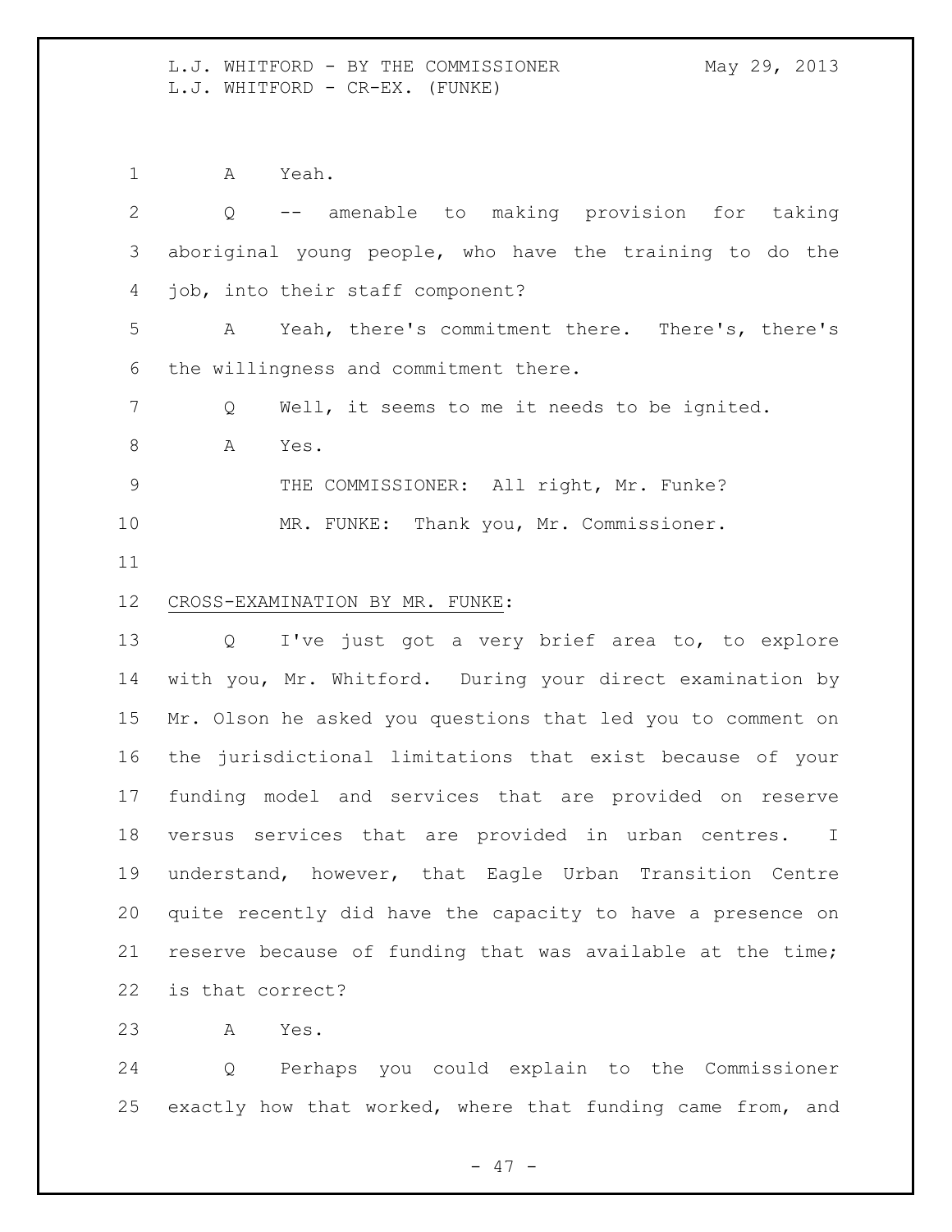A Yeah.

Q -- amenable to making provision for taking aboriginal young people, who have the training to do the job, into their staff component?

A Yeah, there's commitment there. There's, there's the willingness and commitment there.

Q Well, it seems to me it needs to be ignited.

A Yes.

THE COMMISSIONER: All right, Mr. Funke?

MR. FUNKE: Thank you, Mr. Commissioner.

CROSS-EXAMINATION BY MR. FUNKE:

Q I've just got a very brief area to, to explore with you, Mr. Whitford. During your direct examination by Mr. Olson he asked you questions that led you to comment on the jurisdictional limitations that exist because of your funding model and services that are provided on reserve versus services that are provided in urban centres. I understand, however, that Eagle Urban Transition Centre quite recently did have the capacity to have a presence on reserve because of funding that was available at the time; is that correct?

A Yes.

Q Perhaps you could explain to the Commissioner exactly how that worked, where that funding came from, and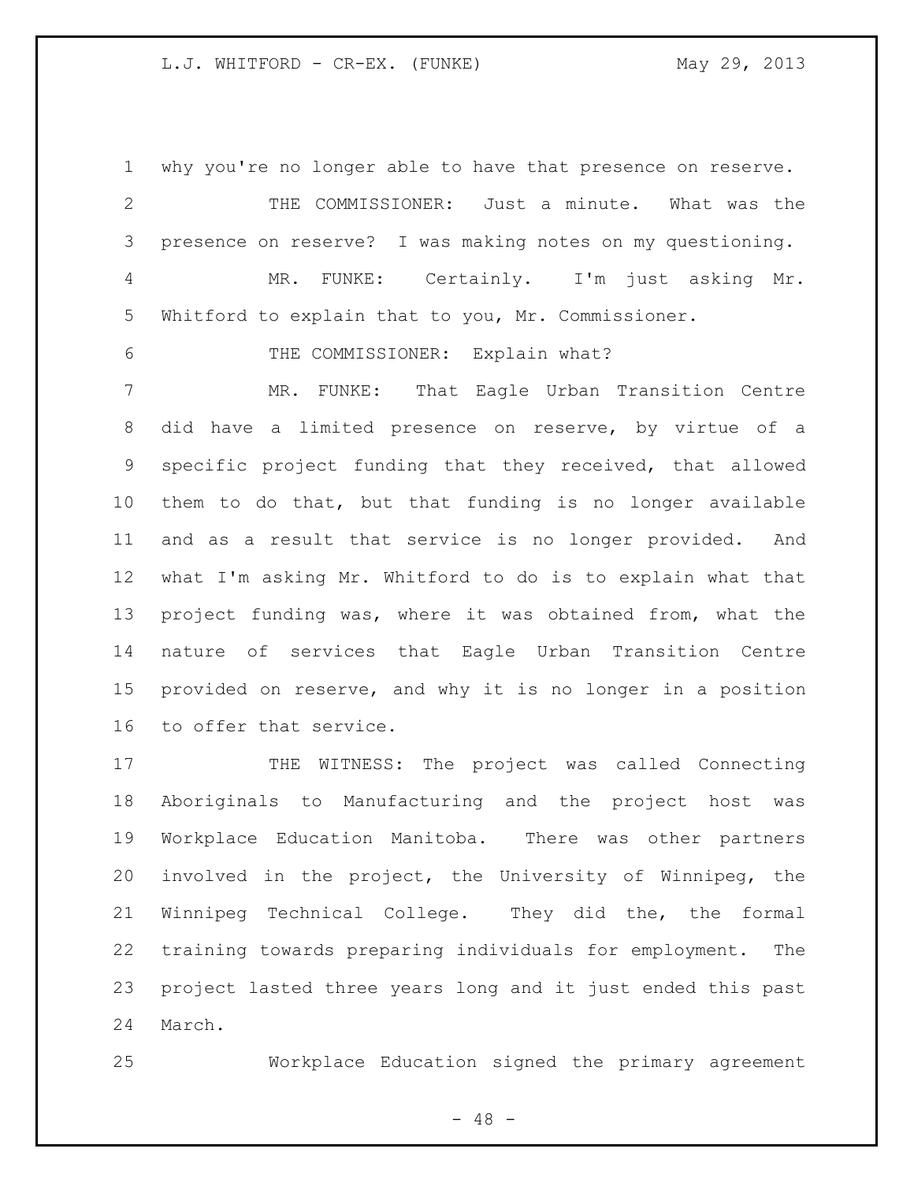why you're no longer able to have that presence on reserve.

THE COMMISSIONER: Just a minute. What was the presence on reserve? I was making notes on my questioning.

MR. FUNKE: Certainly. I'm just asking Mr. Whitford to explain that to you, Mr. Commissioner.

THE COMMISSIONER: Explain what?

MR. FUNKE: That Eagle Urban Transition Centre did have a limited presence on reserve, by virtue of a specific project funding that they received, that allowed them to do that, but that funding is no longer available and as a result that service is no longer provided. And what I'm asking Mr. Whitford to do is to explain what that project funding was, where it was obtained from, what the nature of services that Eagle Urban Transition Centre provided on reserve, and why it is no longer in a position to offer that service.

THE WITNESS: The project was called Connecting Aboriginals to Manufacturing and the project host was Workplace Education Manitoba. There was other partners involved in the project, the University of Winnipeg, the Winnipeg Technical College. They did the, the formal training towards preparing individuals for employment. The project lasted three years long and it just ended this past March.

Workplace Education signed the primary agreement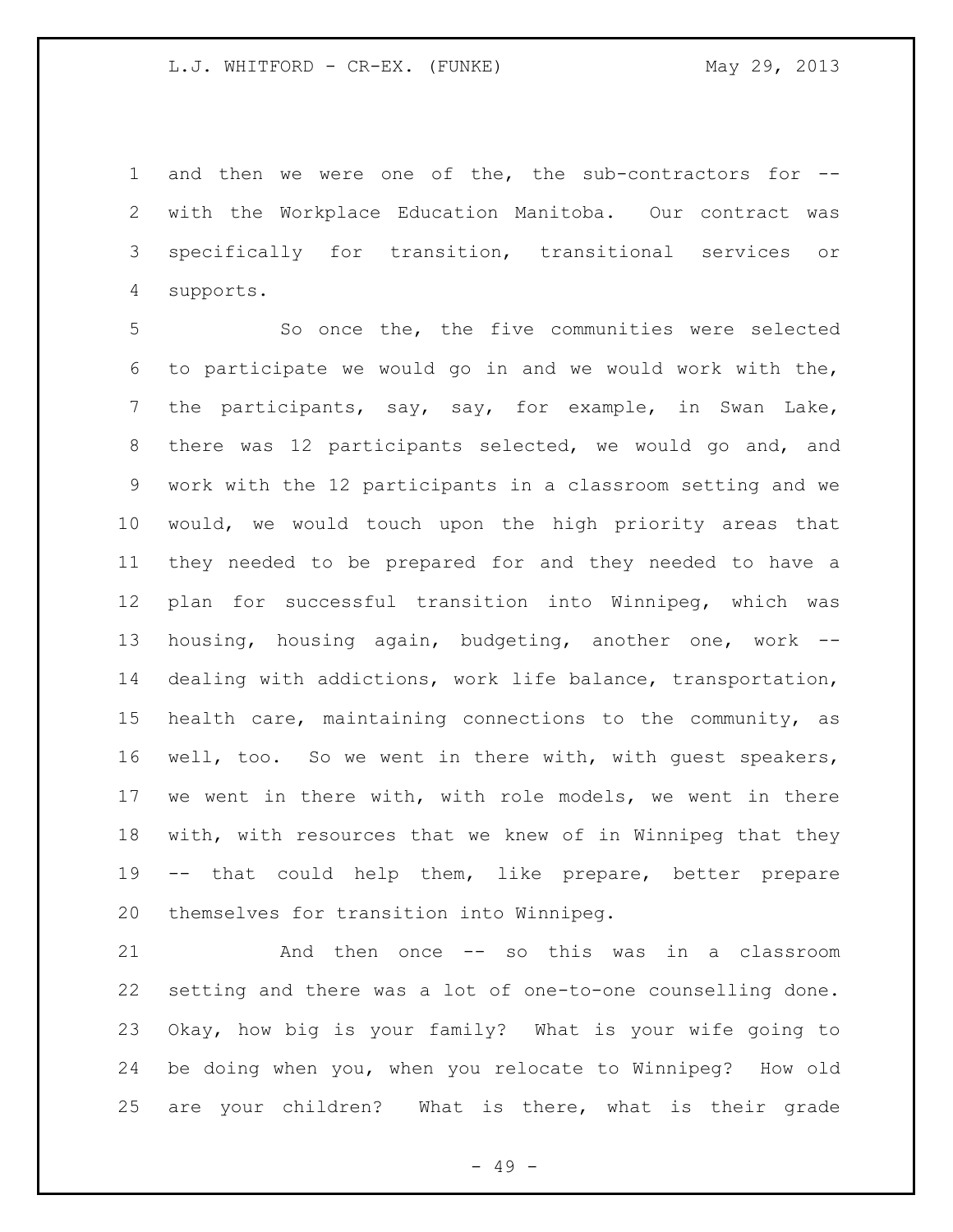and then we were one of the, the sub-contractors for -- with the Workplace Education Manitoba. Our contract was specifically for transition, transitional services or supports.

So once the, the five communities were selected to participate we would go in and we would work with the, the participants, say, say, for example, in Swan Lake, there was 12 participants selected, we would go and, and work with the 12 participants in a classroom setting and we would, we would touch upon the high priority areas that they needed to be prepared for and they needed to have a plan for successful transition into Winnipeg, which was housing, housing again, budgeting, another one, work -- dealing with addictions, work life balance, transportation, health care, maintaining connections to the community, as well, too. So we went in there with, with guest speakers, we went in there with, with role models, we went in there with, with resources that we knew of in Winnipeg that they -- that could help them, like prepare, better prepare themselves for transition into Winnipeg.

And then once -- so this was in a classroom setting and there was a lot of one-to-one counselling done. Okay, how big is your family? What is your wife going to be doing when you, when you relocate to Winnipeg? How old are your children? What is there, what is their grade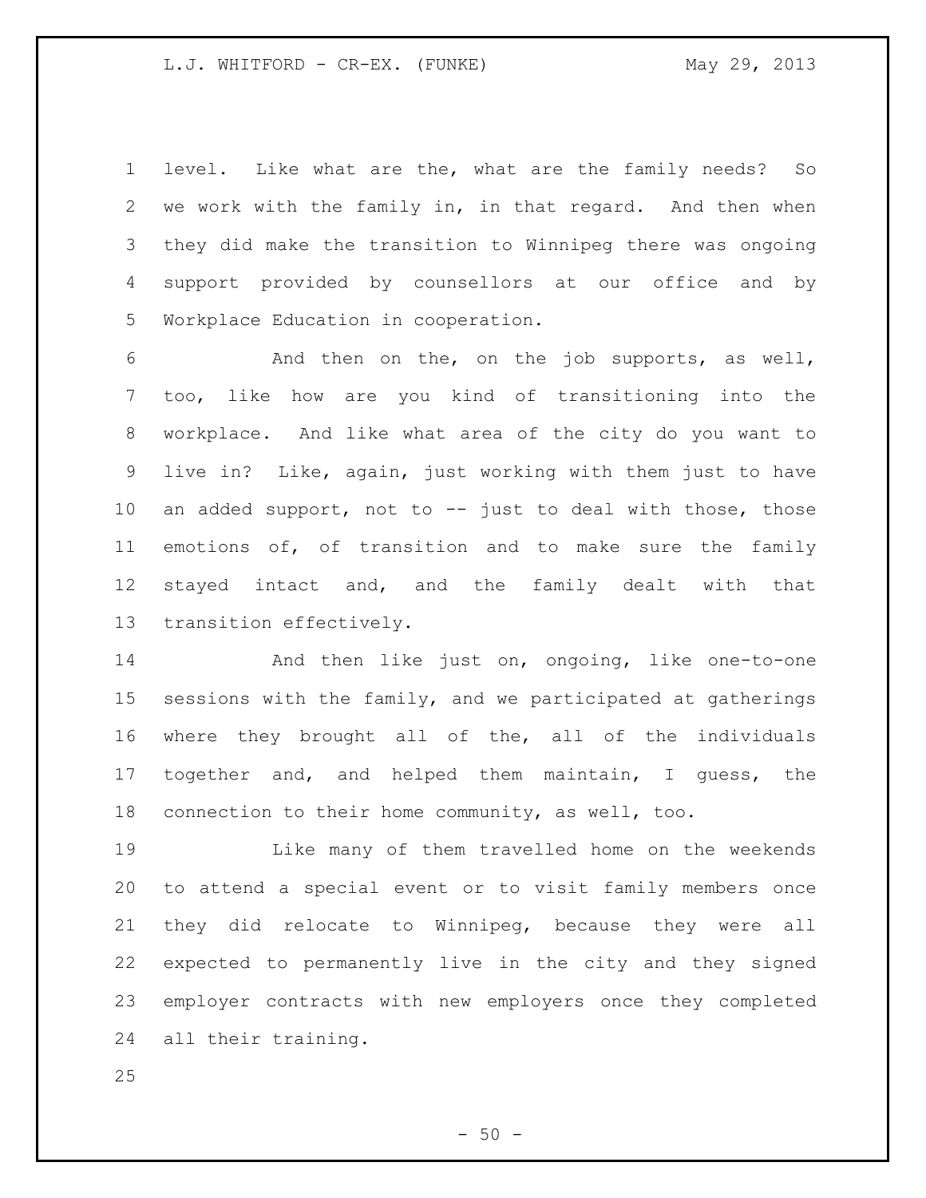level. Like what are the, what are the family needs? So we work with the family in, in that regard. And then when they did make the transition to Winnipeg there was ongoing support provided by counsellors at our office and by Workplace Education in cooperation.

And then on the, on the job supports, as well, too, like how are you kind of transitioning into the workplace. And like what area of the city do you want to live in? Like, again, just working with them just to have an added support, not to -- just to deal with those, those emotions of, of transition and to make sure the family stayed intact and, and the family dealt with that transition effectively.

And then like just on, ongoing, like one-to-one sessions with the family, and we participated at gatherings where they brought all of the, all of the individuals together and, and helped them maintain, I guess, the connection to their home community, as well, too.

Like many of them travelled home on the weekends to attend a special event or to visit family members once they did relocate to Winnipeg, because they were all expected to permanently live in the city and they signed employer contracts with new employers once they completed all their training.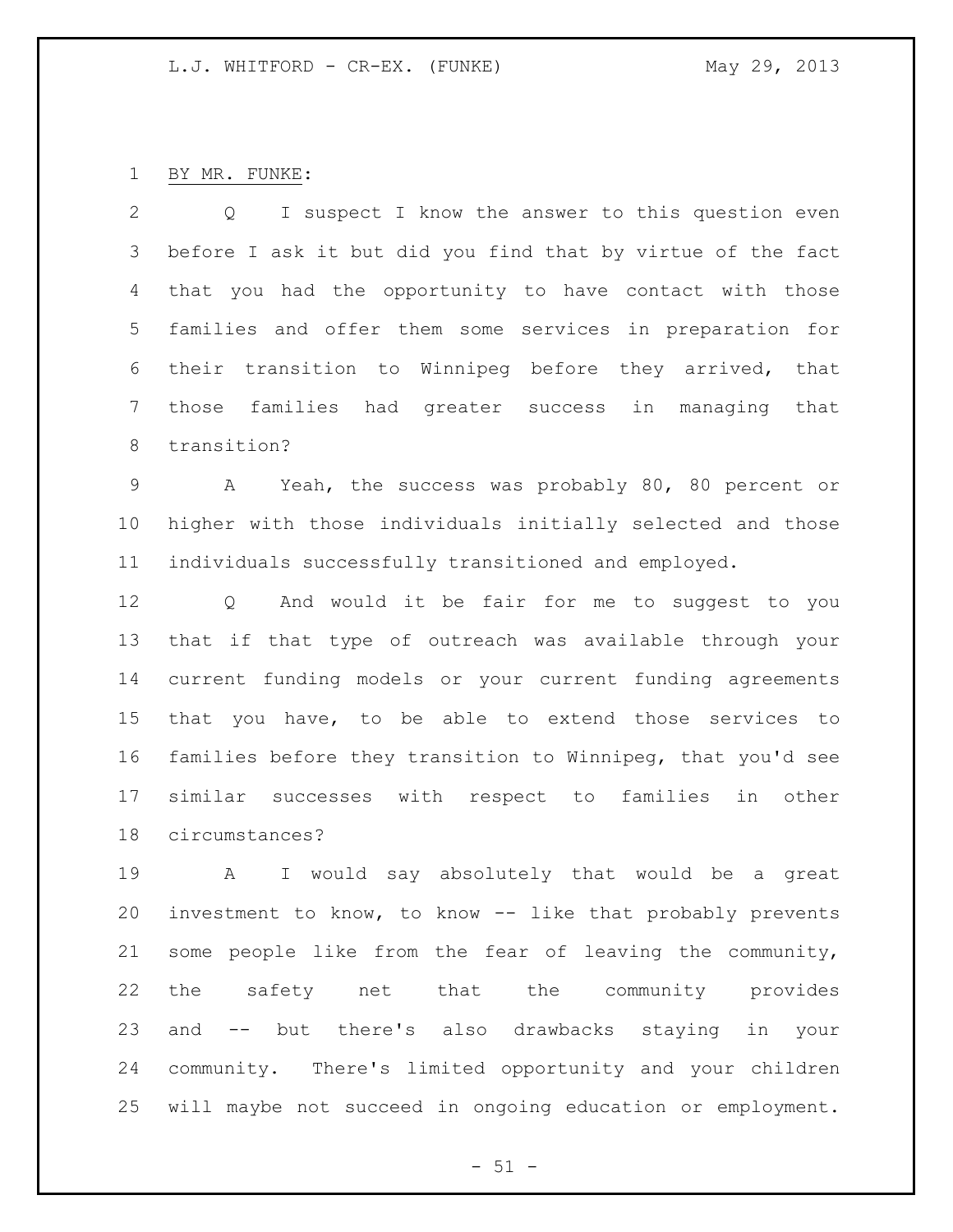BY MR. FUNKE:

Q I suspect I know the answer to this question even before I ask it but did you find that by virtue of the fact that you had the opportunity to have contact with those families and offer them some services in preparation for their transition to Winnipeg before they arrived, that those families had greater success in managing that transition?

A Yeah, the success was probably 80, 80 percent or higher with those individuals initially selected and those individuals successfully transitioned and employed.

Q And would it be fair for me to suggest to you that if that type of outreach was available through your current funding models or your current funding agreements that you have, to be able to extend those services to families before they transition to Winnipeg, that you'd see similar successes with respect to families in other circumstances?

A I would say absolutely that would be a great investment to know, to know -- like that probably prevents some people like from the fear of leaving the community, the safety net that the community provides and -- but there's also drawbacks staying in your community. There's limited opportunity and your children will maybe not succeed in ongoing education or employment.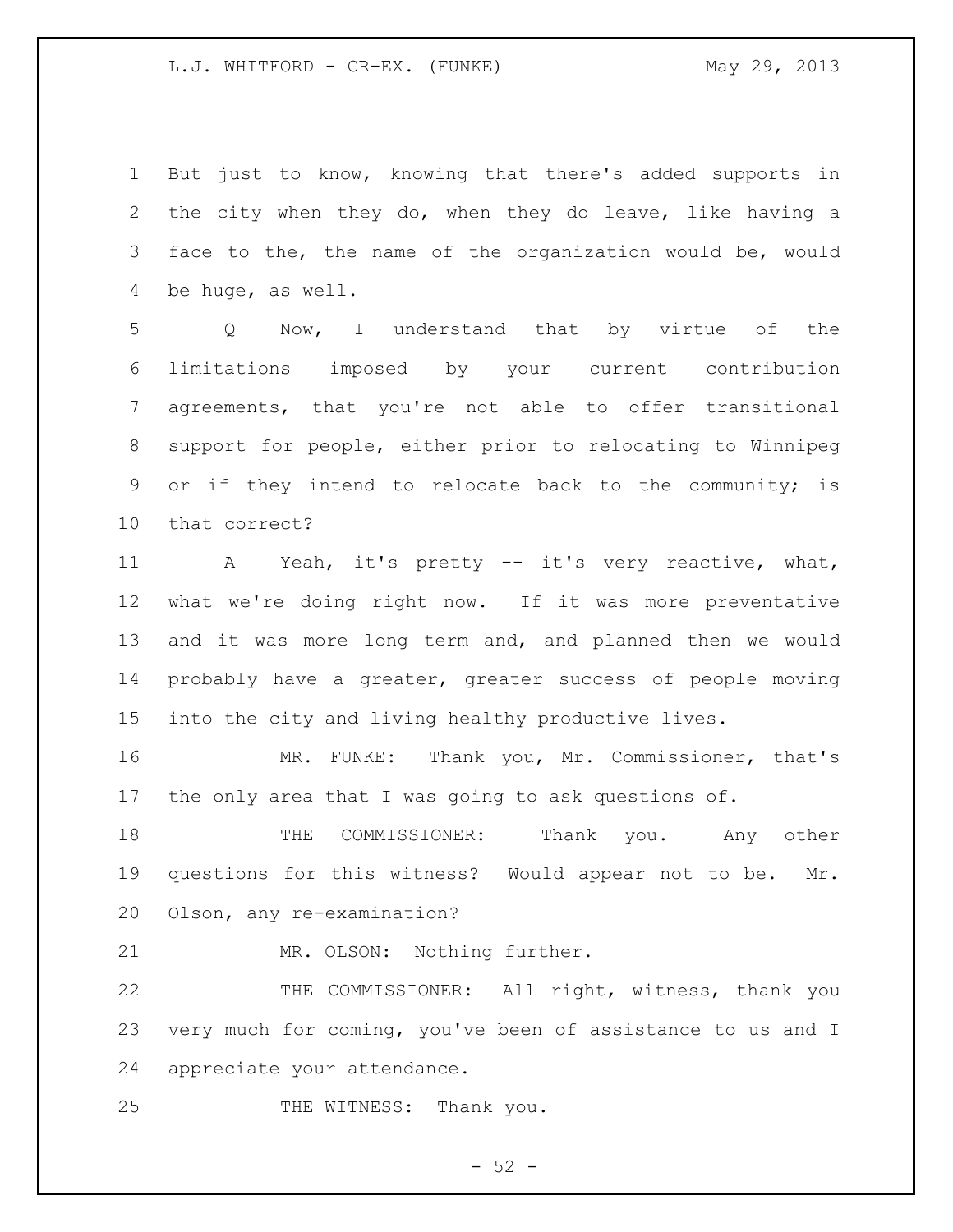But just to know, knowing that there's added supports in the city when they do, when they do leave, like having a face to the, the name of the organization would be, would be huge, as well.

Q Now, I understand that by virtue of the limitations imposed by your current contribution agreements, that you're not able to offer transitional support for people, either prior to relocating to Winnipeg or if they intend to relocate back to the community; is that correct?

A Yeah, it's pretty -- it's very reactive, what, what we're doing right now. If it was more preventative and it was more long term and, and planned then we would probably have a greater, greater success of people moving into the city and living healthy productive lives.

MR. FUNKE: Thank you, Mr. Commissioner, that's the only area that I was going to ask questions of.

THE COMMISSIONER: Thank you. Any other questions for this witness? Would appear not to be. Mr. Olson, any re-examination?

MR. OLSON: Nothing further.

THE COMMISSIONER: All right, witness, thank you very much for coming, you've been of assistance to us and I appreciate your attendance.

THE WITNESS: Thank you.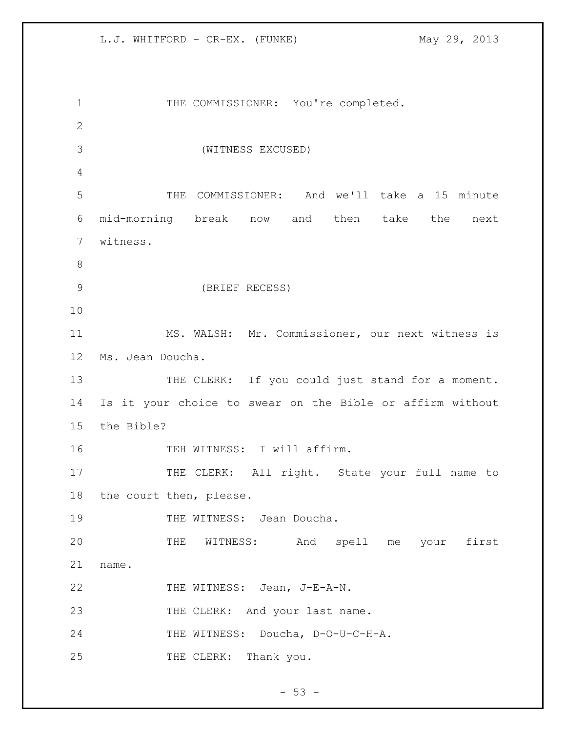THE COMMISSIONER: You're completed.

(WITNESS EXCUSED)

THE COMMISSIONER: And we'll take a 15 minute mid-morning break now and then take the next witness.

(BRIEF RECESS)

MS. WALSH: Mr. Commissioner, our next witness is Ms. Jean Doucha.

THE CLERK: If you could just stand for a moment. Is it your choice to swear on the Bible or affirm without the Bible?

TEH WITNESS: I will affirm.

THE CLERK: All right. State your full name to the court then, please.

THE WITNESS: Jean Doucha.

THE WITNESS: And spell me your first name.

THE WITNESS: Jean, J-E-A-N.

THE CLERK: And your last name.

THE WITNESS: Doucha, D-O-U-C-H-A.

THE CLERK: Thank you.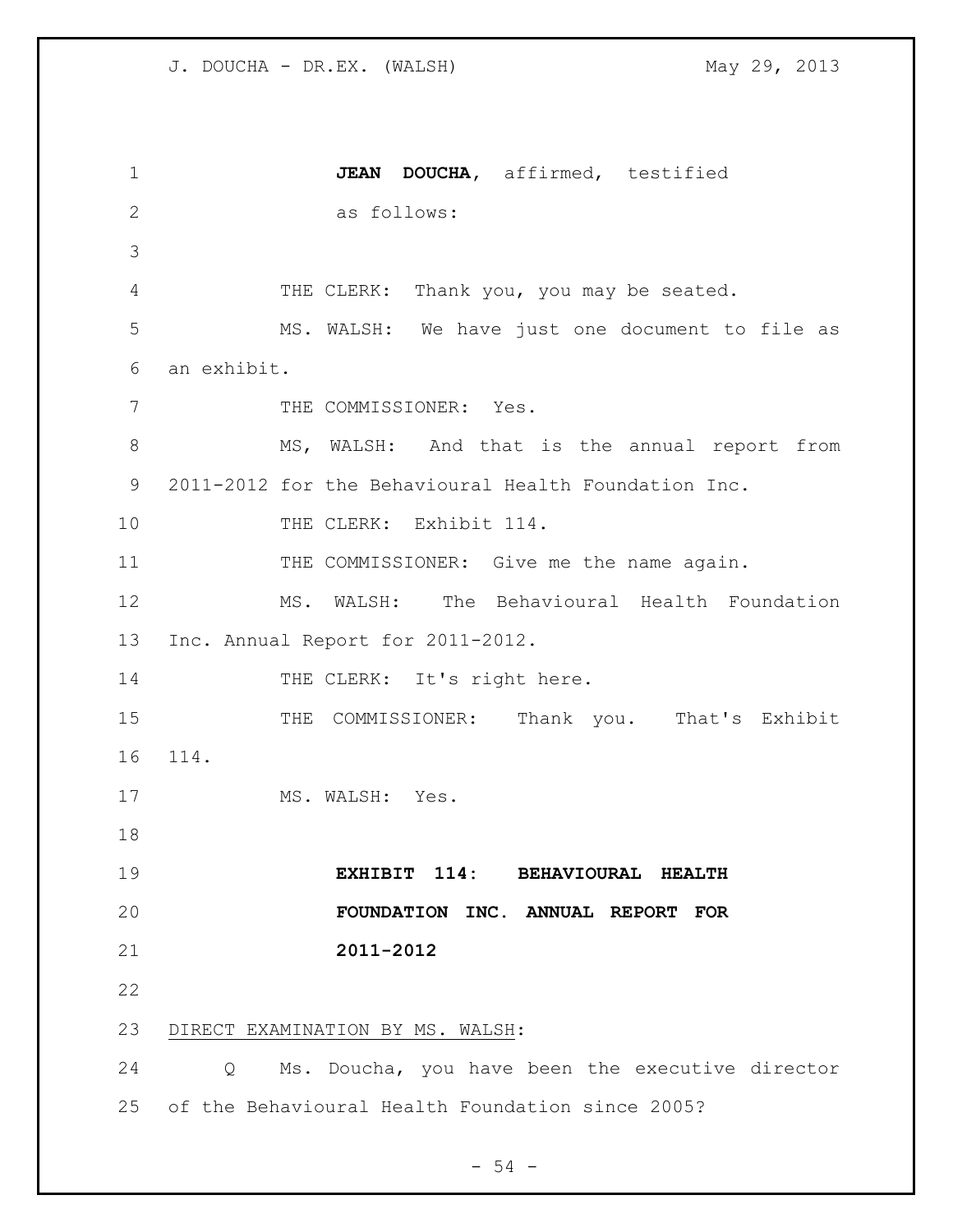**JEAN DOUCHA**, affirmed, testified as follows:

THE CLERK: Thank you, you may be seated.

MS. WALSH: We have just one document to file as an exhibit.

THE COMMISSIONER: Yes.

MS, WALSH: And that is the annual report from 2011-2012 for the Behavioural Health Foundation Inc.

THE CLERK: Exhibit 114.

THE COMMISSIONER: Give me the name again.

MS. WALSH: The Behavioural Health Foundation Inc. Annual Report for 2011-2012.

THE CLERK: It's right here.

THE COMMISSIONER: Thank you. That's Exhibit 114.

MS. WALSH: Yes.

**EXHIBIT 114: BEHAVIOURAL HEALTH FOUNDATION INC. ANNUAL REPORT FOR 2011-2012**

DIRECT EXAMINATION BY MS. WALSH:

Q Ms. Doucha, you have been the executive director of the Behavioural Health Foundation since 2005?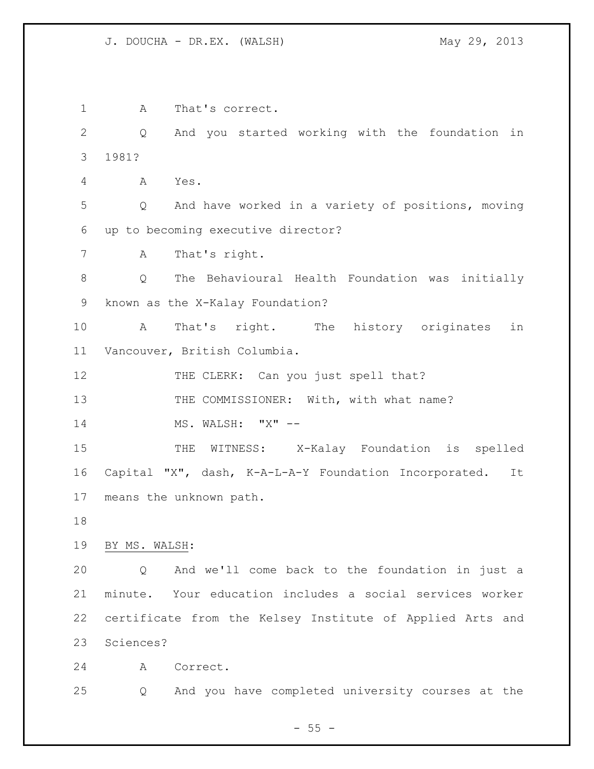A That's correct.

Q And you started working with the foundation in 1981?

A Yes.

Q And have worked in a variety of positions, moving up to becoming executive director?

A That's right.

Q The Behavioural Health Foundation was initially known as the X-Kalay Foundation?

A That's right. The history originates in Vancouver, British Columbia.

THE CLERK: Can you just spell that?

THE COMMISSIONER: With, with what name?

MS. WALSH: "X" --

THE WITNESS: X-Kalay Foundation is spelled Capital "X", dash, K-A-L-A-Y Foundation Incorporated. It means the unknown path.

BY MS. WALSH:

Q And we'll come back to the foundation in just a minute. Your education includes a social services worker certificate from the Kelsey Institute of Applied Arts and Sciences?

A Correct.

Q And you have completed university courses at the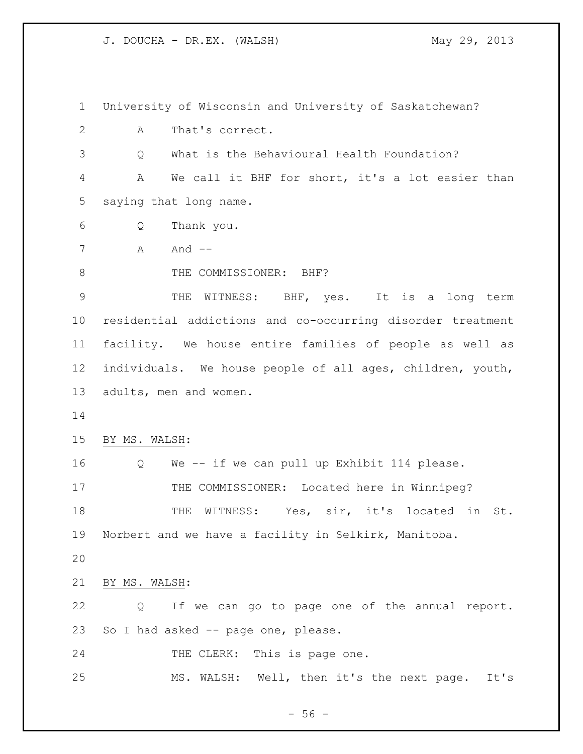University of Wisconsin and University of Saskatchewan?

A That's correct.

Q What is the Behavioural Health Foundation?

A We call it BHF for short, it's a lot easier than saying that long name.

Q Thank you.

A And --

THE COMMISSIONER: BHF?

THE WITNESS: BHF, yes. It is a long term residential addictions and co-occurring disorder treatment facility. We house entire families of people as well as individuals. We house people of all ages, children, youth, adults, men and women.

BY MS. WALSH:

Q We -- if we can pull up Exhibit 114 please.

THE COMMISSIONER: Located here in Winnipeg?

THE WITNESS: Yes, sir, it's located in St. Norbert and we have a facility in Selkirk, Manitoba.

BY MS. WALSH:

Q If we can go to page one of the annual report. So I had asked -- page one, please.

THE CLERK: This is page one.

MS. WALSH: Well, then it's the next page. It's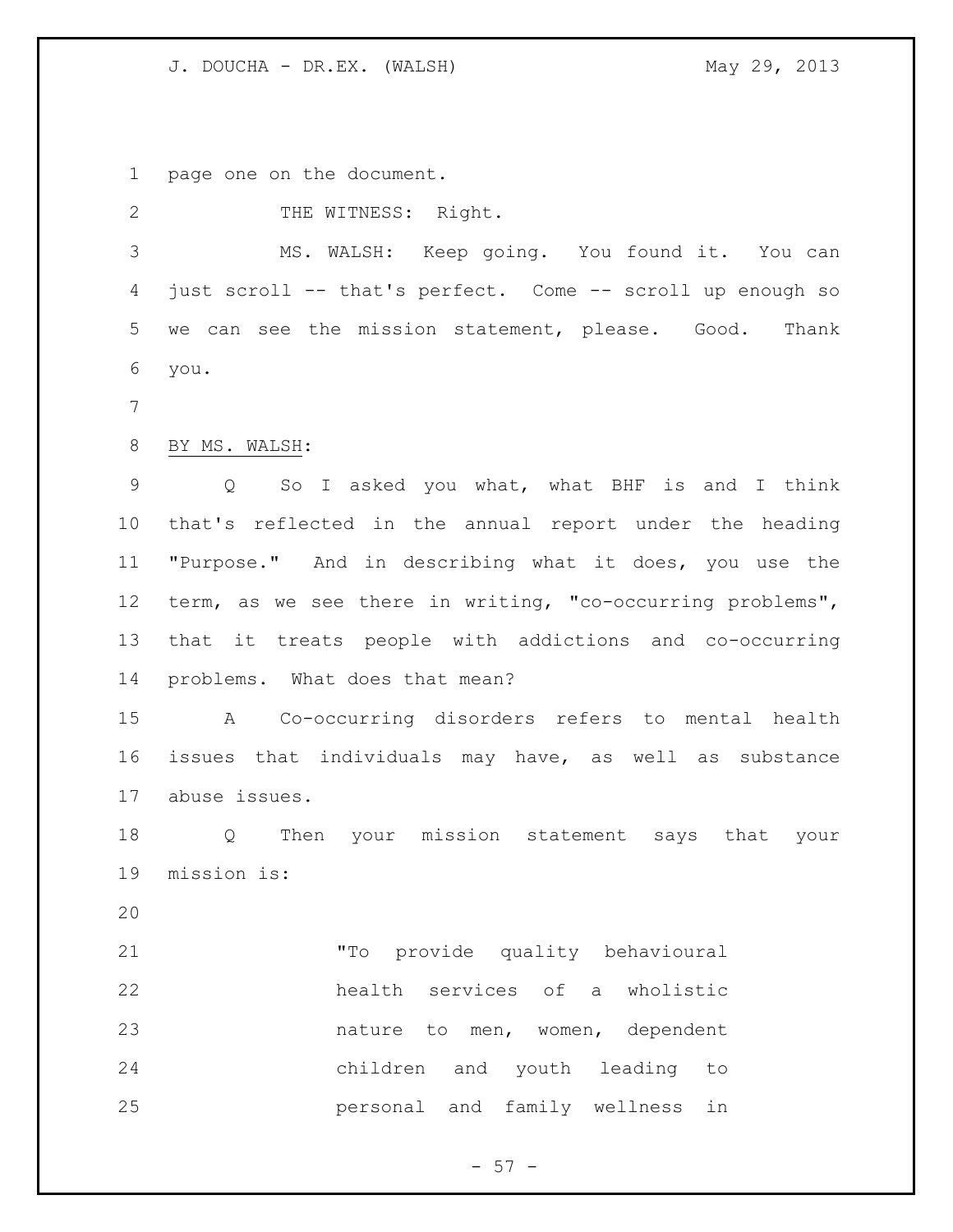page one on the document.

THE WITNESS: Right.

MS. WALSH: Keep going. You found it. You can just scroll -- that's perfect. Come -- scroll up enough so we can see the mission statement, please. Good. Thank you.

BY MS. WALSH:

Q So I asked you what, what BHF is and I think that's reflected in the annual report under the heading "Purpose." And in describing what it does, you use the term, as we see there in writing, "co-occurring problems", that it treats people with addictions and co-occurring problems. What does that mean?

A Co-occurring disorders refers to mental health issues that individuals may have, as well as substance abuse issues.

Q Then your mission statement says that your mission is:

> "To provide quality behavioural health services of a wholistic nature to men, women, dependent children and youth leading to personal and family wellness in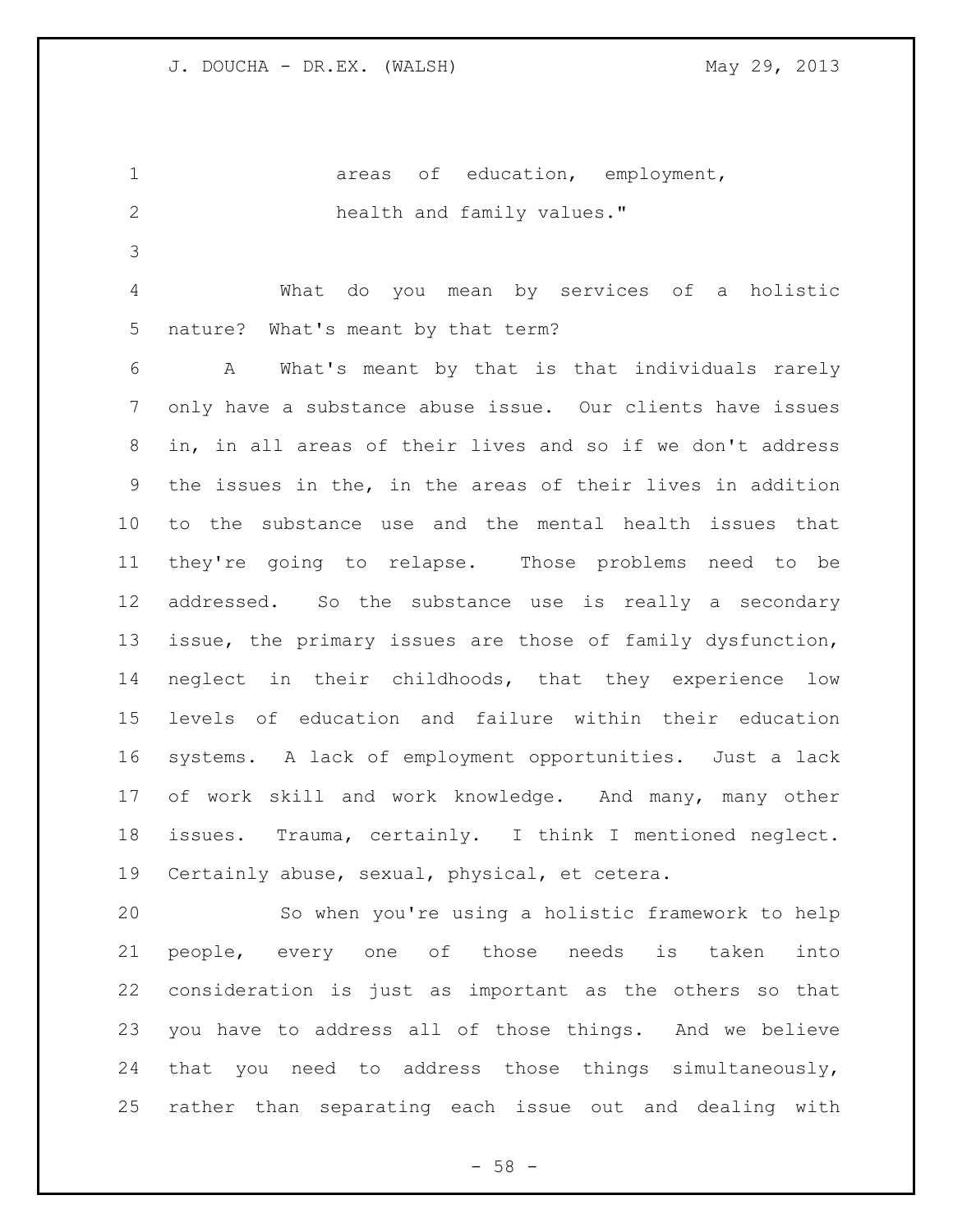areas of education, employment, health and family values."

What do you mean by services of a holistic nature? What's meant by that term?

A What's meant by that is that individuals rarely only have a substance abuse issue. Our clients have issues in, in all areas of their lives and so if we don't address the issues in the, in the areas of their lives in addition to the substance use and the mental health issues that they're going to relapse. Those problems need to be addressed. So the substance use is really a secondary issue, the primary issues are those of family dysfunction, neglect in their childhoods, that they experience low levels of education and failure within their education systems. A lack of employment opportunities. Just a lack of work skill and work knowledge. And many, many other issues. Trauma, certainly. I think I mentioned neglect. Certainly abuse, sexual, physical, et cetera.

So when you're using a holistic framework to help people, every one of those needs is taken into consideration is just as important as the others so that you have to address all of those things. And we believe that you need to address those things simultaneously, rather than separating each issue out and dealing with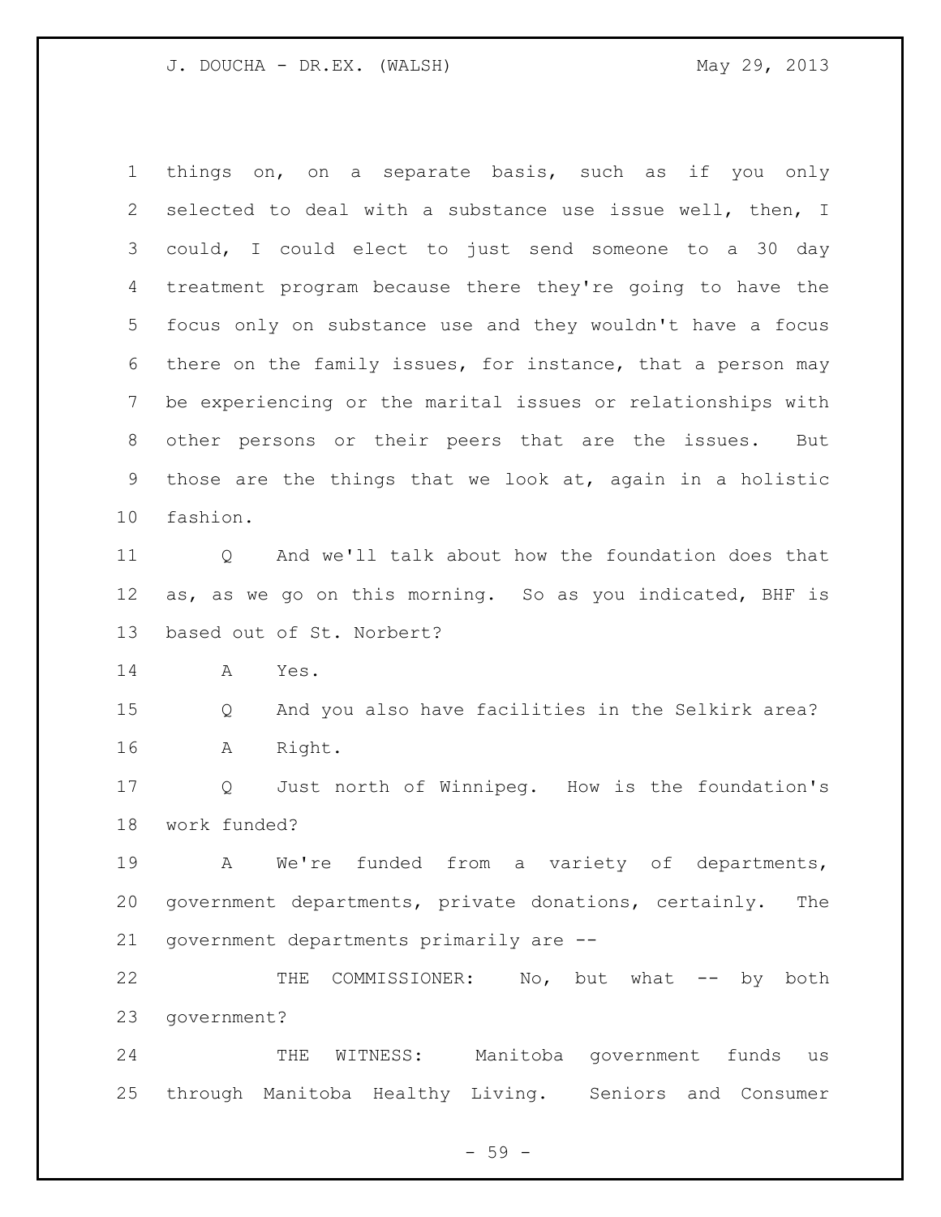things on, on a separate basis, such as if you only selected to deal with a substance use issue well, then, I could, I could elect to just send someone to a 30 day treatment program because there they're going to have the focus only on substance use and they wouldn't have a focus there on the family issues, for instance, that a person may be experiencing or the marital issues or relationships with other persons or their peers that are the issues. But those are the things that we look at, again in a holistic fashion.

Q And we'll talk about how the foundation does that as, as we go on this morning. So as you indicated, BHF is based out of St. Norbert?

A Yes.

Q And you also have facilities in the Selkirk area?

A Right.

Q Just north of Winnipeg. How is the foundation's work funded?

A We're funded from a variety of departments, government departments, private donations, certainly. The government departments primarily are --

THE COMMISSIONER: No, but what -- by both government?

THE WITNESS: Manitoba government funds us through Manitoba Healthy Living. Seniors and Consumer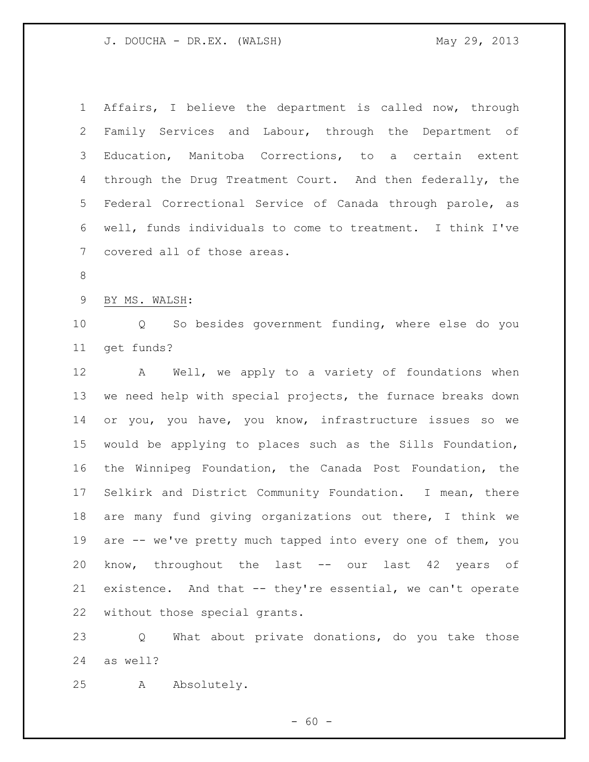Affairs, I believe the department is called now, through Family Services and Labour, through the Department of Education, Manitoba Corrections, to a certain extent through the Drug Treatment Court. And then federally, the Federal Correctional Service of Canada through parole, as well, funds individuals to come to treatment. I think I've covered all of those areas.

BY MS. WALSH:

Q So besides government funding, where else do you get funds?

A Well, we apply to a variety of foundations when we need help with special projects, the furnace breaks down or you, you have, you know, infrastructure issues so we would be applying to places such as the Sills Foundation, the Winnipeg Foundation, the Canada Post Foundation, the Selkirk and District Community Foundation. I mean, there are many fund giving organizations out there, I think we are -- we've pretty much tapped into every one of them, you know, throughout the last -- our last 42 years of existence. And that -- they're essential, we can't operate without those special grants.

Q What about private donations, do you take those as well?

A Absolutely.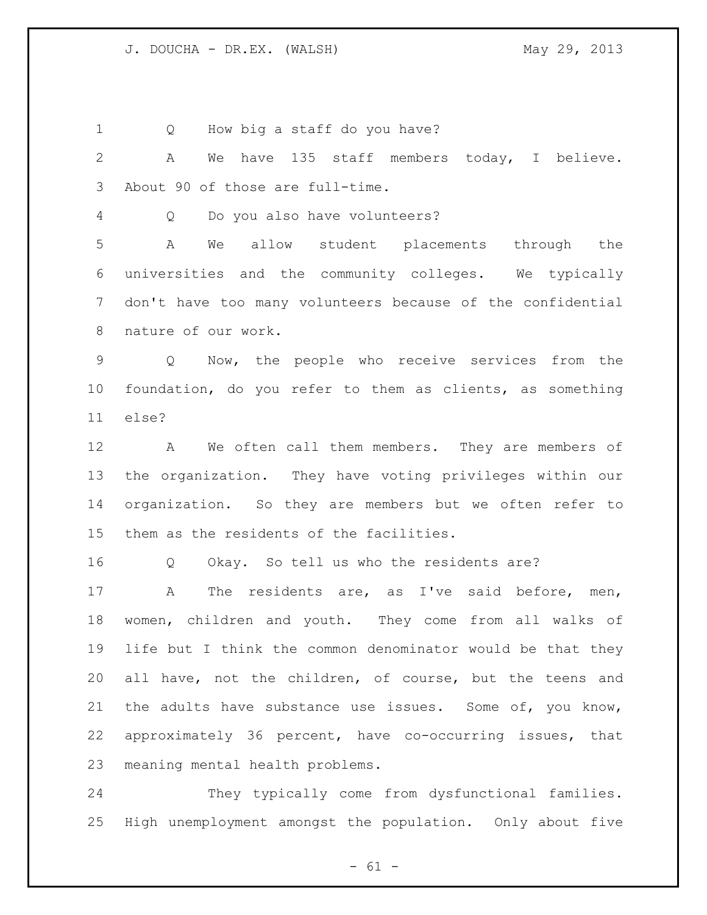Q How big a staff do you have?

A We have 135 staff members today, I believe. About 90 of those are full-time.

Q Do you also have volunteers?

A We allow student placements through the universities and the community colleges. We typically don't have too many volunteers because of the confidential nature of our work.

Q Now, the people who receive services from the foundation, do you refer to them as clients, as something else?

A We often call them members. They are members of the organization. They have voting privileges within our organization. So they are members but we often refer to them as the residents of the facilities.

Q Okay. So tell us who the residents are?

A The residents are, as I've said before, men, women, children and youth. They come from all walks of life but I think the common denominator would be that they all have, not the children, of course, but the teens and the adults have substance use issues. Some of, you know, approximately 36 percent, have co-occurring issues, that meaning mental health problems.

They typically come from dysfunctional families. High unemployment amongst the population. Only about five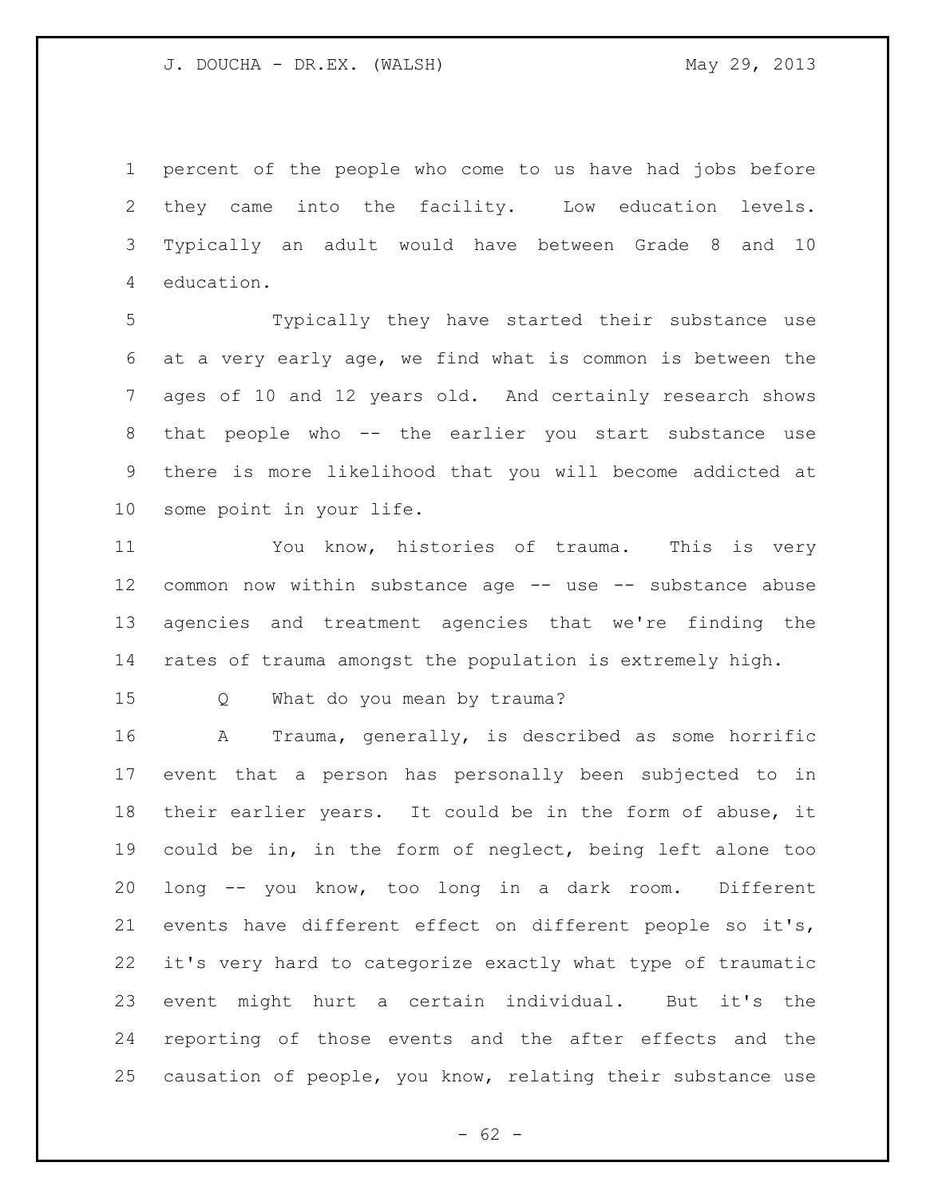percent of the people who come to us have had jobs before they came into the facility. Low education levels. Typically an adult would have between Grade 8 and 10 education.

Typically they have started their substance use at a very early age, we find what is common is between the ages of 10 and 12 years old. And certainly research shows that people who -- the earlier you start substance use there is more likelihood that you will become addicted at some point in your life.

You know, histories of trauma. This is very common now within substance age -- use -- substance abuse agencies and treatment agencies that we're finding the rates of trauma amongst the population is extremely high.

Q What do you mean by trauma?

A Trauma, generally, is described as some horrific event that a person has personally been subjected to in their earlier years. It could be in the form of abuse, it could be in, in the form of neglect, being left alone too long -- you know, too long in a dark room. Different events have different effect on different people so it's, it's very hard to categorize exactly what type of traumatic event might hurt a certain individual. But it's the reporting of those events and the after effects and the causation of people, you know, relating their substance use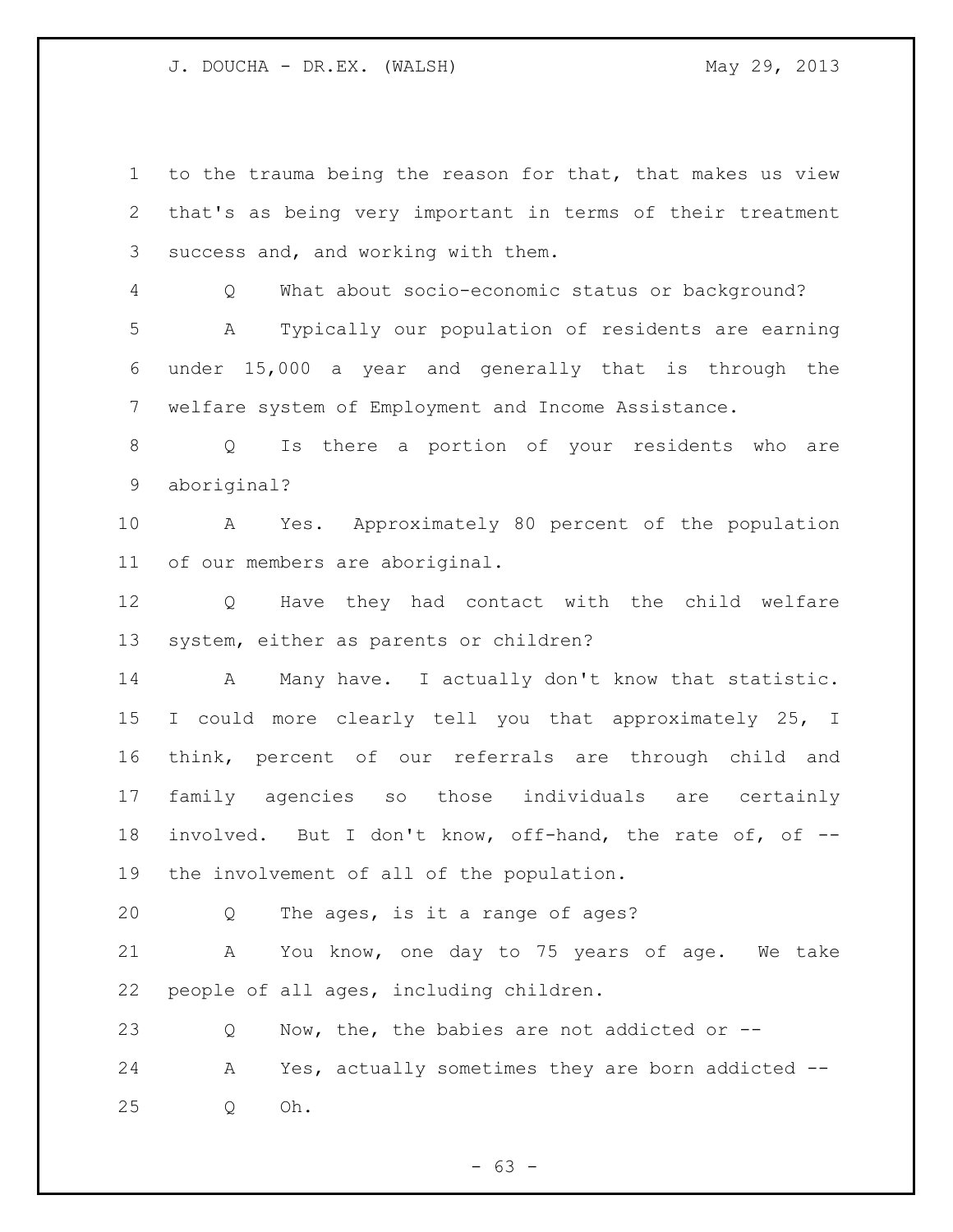to the trauma being the reason for that, that makes us view that's as being very important in terms of their treatment success and, and working with them.

Q What about socio-economic status or background?

A Typically our population of residents are earning under 15,000 a year and generally that is through the welfare system of Employment and Income Assistance.

Q Is there a portion of your residents who are aboriginal?

A Yes. Approximately 80 percent of the population of our members are aboriginal.

Q Have they had contact with the child welfare system, either as parents or children?

A Many have. I actually don't know that statistic. I could more clearly tell you that approximately 25, I think, percent of our referrals are through child and family agencies so those individuals are certainly involved. But I don't know, off-hand, the rate of, of -- the involvement of all of the population.

Q The ages, is it a range of ages?

A You know, one day to 75 years of age. We take people of all ages, including children.

Q Now, the, the babies are not addicted or --

A Yes, actually sometimes they are born addicted --

Q Oh.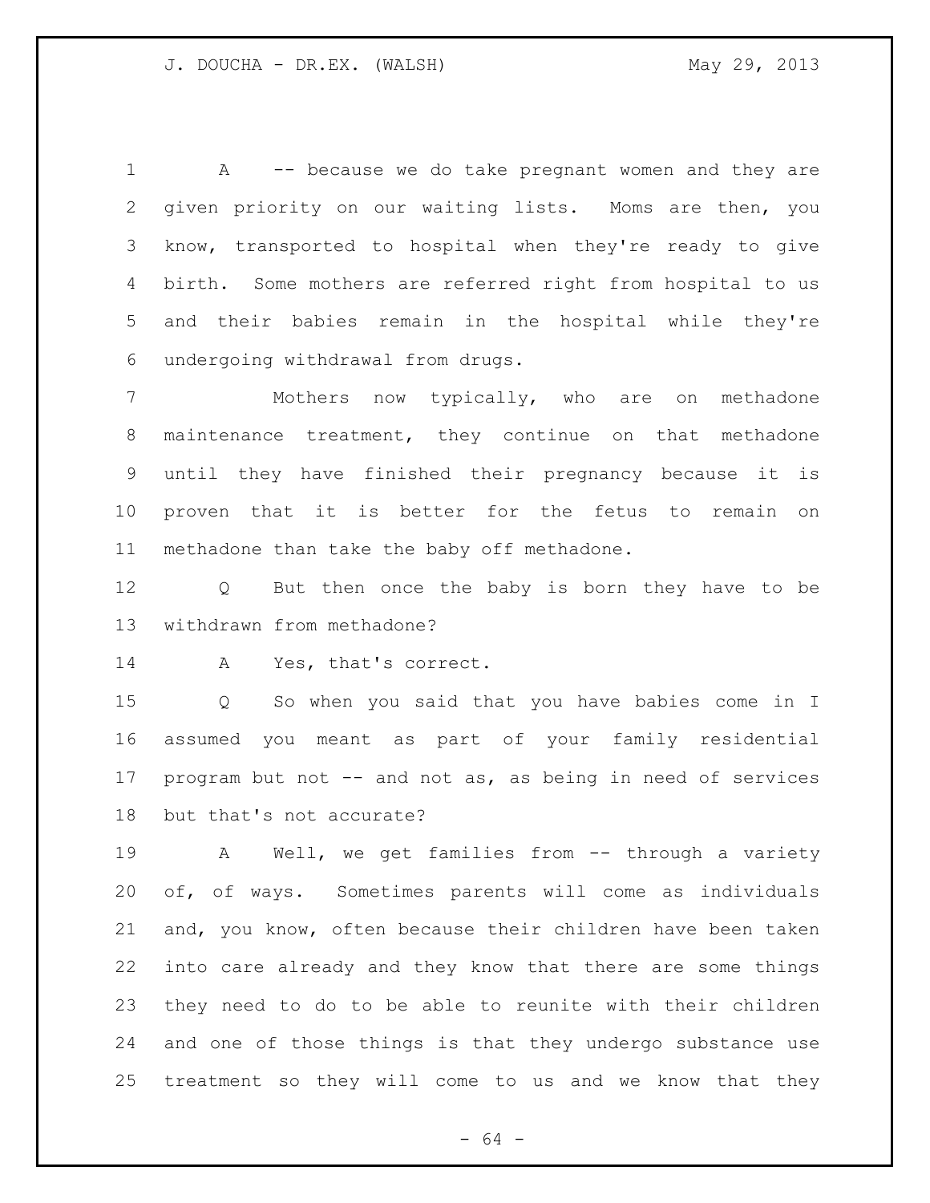A -- because we do take pregnant women and they are given priority on our waiting lists. Moms are then, you know, transported to hospital when they're ready to give birth. Some mothers are referred right from hospital to us and their babies remain in the hospital while they're undergoing withdrawal from drugs.

Mothers now typically, who are on methadone maintenance treatment, they continue on that methadone until they have finished their pregnancy because it is proven that it is better for the fetus to remain on methadone than take the baby off methadone.

Q But then once the baby is born they have to be withdrawn from methadone?

A Yes, that's correct.

Q So when you said that you have babies come in I assumed you meant as part of your family residential program but not -- and not as, as being in need of services but that's not accurate?

A Well, we get families from -- through a variety of, of ways. Sometimes parents will come as individuals and, you know, often because their children have been taken into care already and they know that there are some things they need to do to be able to reunite with their children and one of those things is that they undergo substance use treatment so they will come to us and we know that they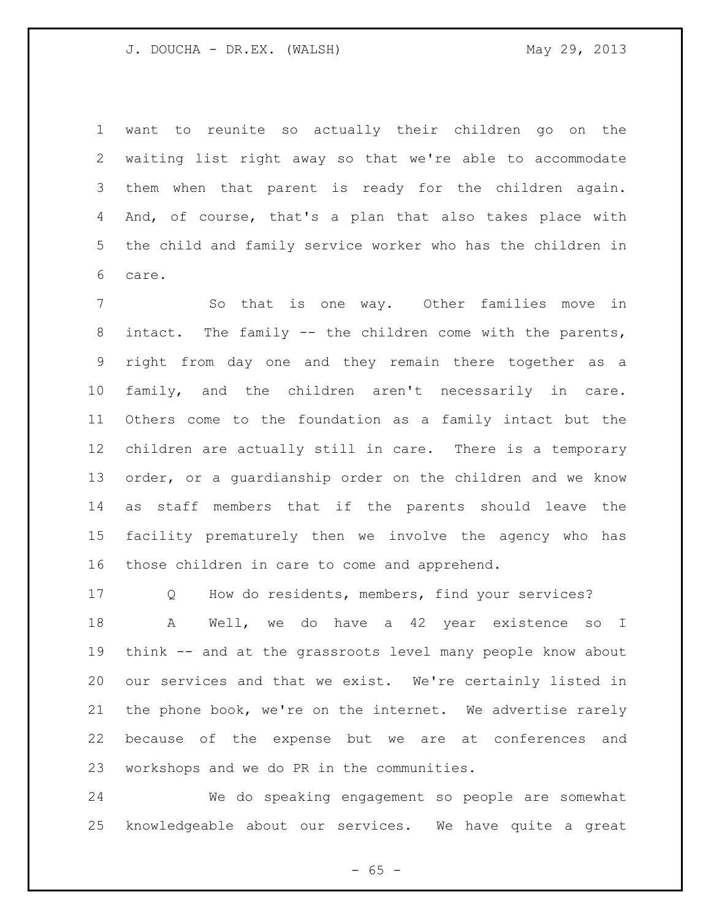want to reunite so actually their children go on the waiting list right away so that we're able to accommodate them when that parent is ready for the children again. And, of course, that's a plan that also takes place with the child and family service worker who has the children in care.

So that is one way. Other families move in intact. The family -- the children come with the parents, right from day one and they remain there together as a family, and the children aren't necessarily in care. Others come to the foundation as a family intact but the children are actually still in care. There is a temporary order, or a guardianship order on the children and we know as staff members that if the parents should leave the facility prematurely then we involve the agency who has those children in care to come and apprehend.

Q How do residents, members, find your services?

A Well, we do have a 42 year existence so I think -- and at the grassroots level many people know about our services and that we exist. We're certainly listed in the phone book, we're on the internet. We advertise rarely because of the expense but we are at conferences and workshops and we do PR in the communities.

We do speaking engagement so people are somewhat knowledgeable about our services. We have quite a great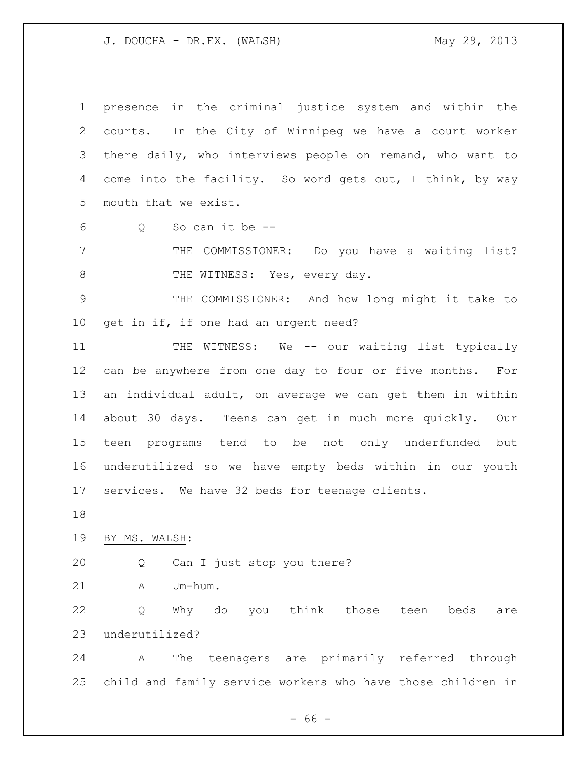presence in the criminal justice system and within the courts. In the City of Winnipeg we have a court worker there daily, who interviews people on remand, who want to come into the facility. So word gets out, I think, by way mouth that we exist.

Q So can it be --

THE COMMISSIONER: Do you have a waiting list?

THE WITNESS: Yes, every day.

THE COMMISSIONER: And how long might it take to get in if, if one had an urgent need?

THE WITNESS: We -- our waiting list typically can be anywhere from one day to four or five months. For an individual adult, on average we can get them in within about 30 days. Teens can get in much more quickly. Our teen programs tend to be not only underfunded but underutilized so we have empty beds within in our youth services. We have 32 beds for teenage clients.

BY MS. WALSH:

Q Can I just stop you there?

A Um-hum.

Q Why do you think those teen beds are underutilized?

A The teenagers are primarily referred through child and family service workers who have those children in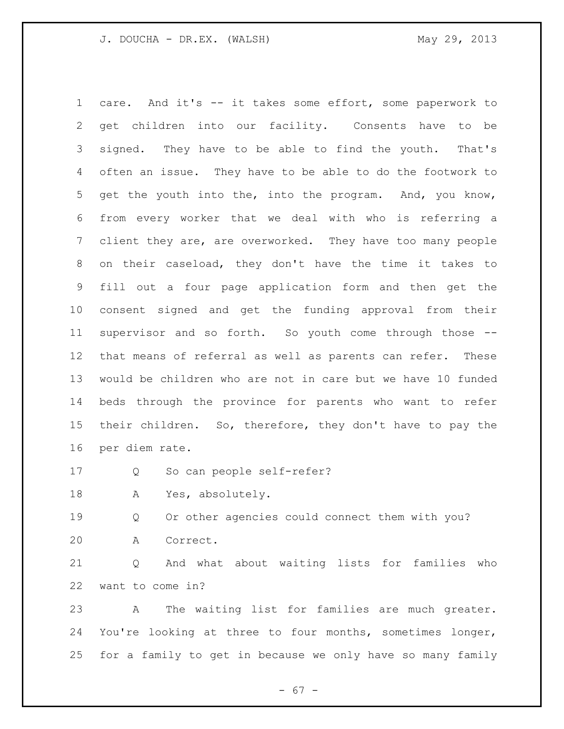care. And it's -- it takes some effort, some paperwork to get children into our facility. Consents have to be signed. They have to be able to find the youth. That's often an issue. They have to be able to do the footwork to get the youth into the, into the program. And, you know, from every worker that we deal with who is referring a client they are, are overworked. They have too many people on their caseload, they don't have the time it takes to fill out a four page application form and then get the consent signed and get the funding approval from their supervisor and so forth. So youth come through those -- that means of referral as well as parents can refer. These would be children who are not in care but we have 10 funded beds through the province for parents who want to refer their children. So, therefore, they don't have to pay the per diem rate.

Q So can people self-refer?

A Yes, absolutely.

Q Or other agencies could connect them with you?

A Correct.

Q And what about waiting lists for families who want to come in?

A The waiting list for families are much greater. You're looking at three to four months, sometimes longer, for a family to get in because we only have so many family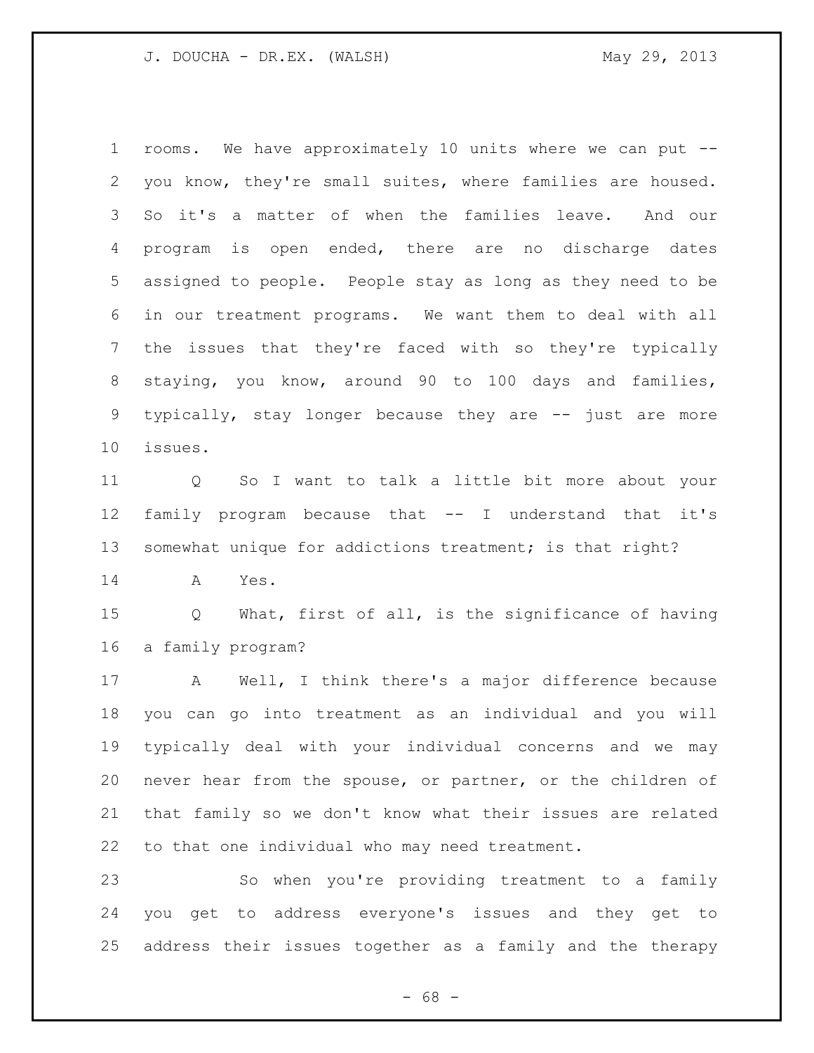rooms. We have approximately 10 units where we can put -- you know, they're small suites, where families are housed. So it's a matter of when the families leave. And our program is open ended, there are no discharge dates assigned to people. People stay as long as they need to be in our treatment programs. We want them to deal with all the issues that they're faced with so they're typically staying, you know, around 90 to 100 days and families, typically, stay longer because they are -- just are more issues.

Q So I want to talk a little bit more about your family program because that -- I understand that it's somewhat unique for addictions treatment; is that right?

A Yes.

Q What, first of all, is the significance of having a family program?

A Well, I think there's a major difference because you can go into treatment as an individual and you will typically deal with your individual concerns and we may never hear from the spouse, or partner, or the children of that family so we don't know what their issues are related to that one individual who may need treatment.

So when you're providing treatment to a family you get to address everyone's issues and they get to address their issues together as a family and the therapy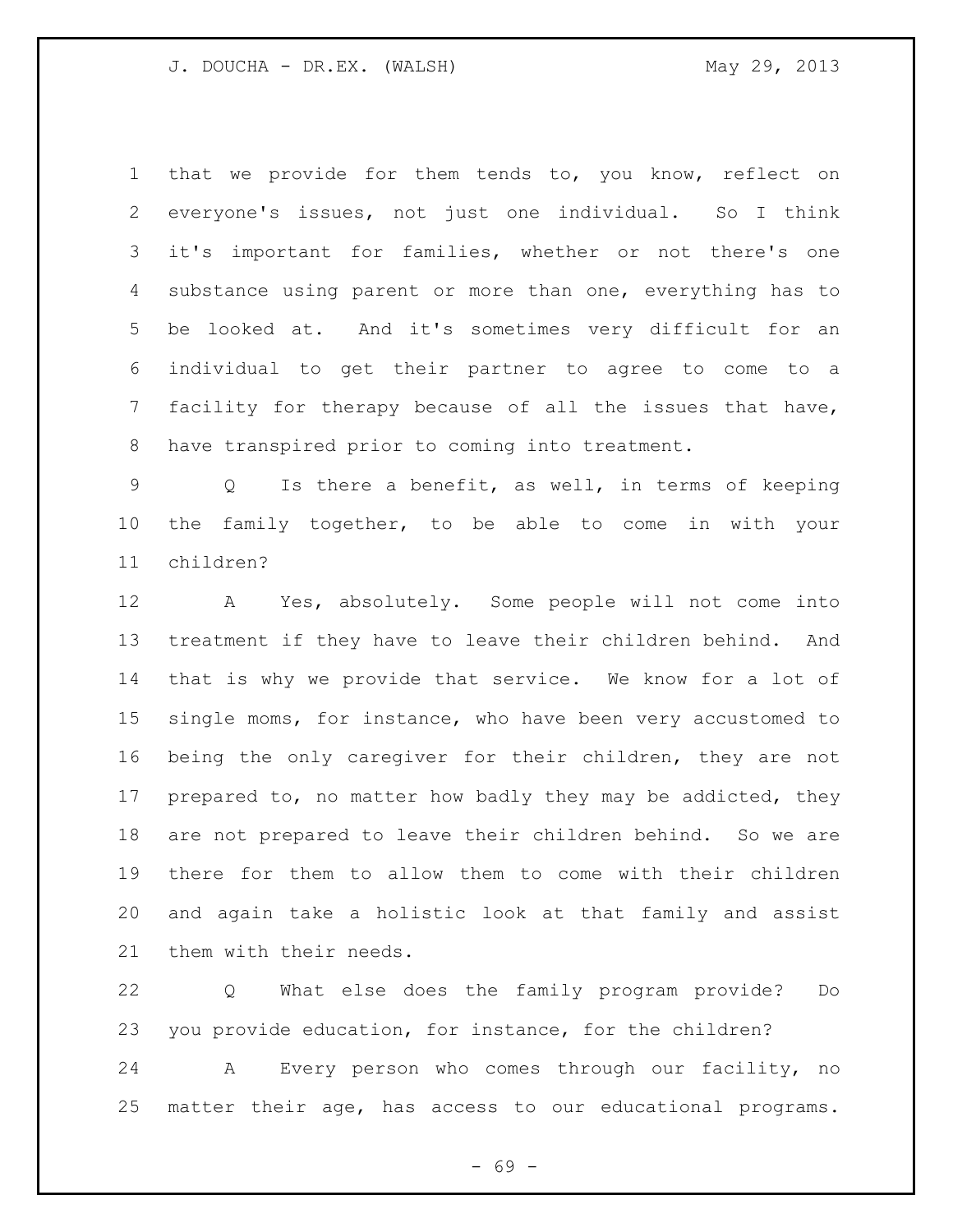that we provide for them tends to, you know, reflect on everyone's issues, not just one individual. So I think it's important for families, whether or not there's one substance using parent or more than one, everything has to be looked at. And it's sometimes very difficult for an individual to get their partner to agree to come to a facility for therapy because of all the issues that have, have transpired prior to coming into treatment.

Q Is there a benefit, as well, in terms of keeping the family together, to be able to come in with your children?

A Yes, absolutely. Some people will not come into treatment if they have to leave their children behind. And that is why we provide that service. We know for a lot of single moms, for instance, who have been very accustomed to being the only caregiver for their children, they are not prepared to, no matter how badly they may be addicted, they are not prepared to leave their children behind. So we are there for them to allow them to come with their children and again take a holistic look at that family and assist them with their needs.

Q What else does the family program provide? Do you provide education, for instance, for the children?

A Every person who comes through our facility, no matter their age, has access to our educational programs.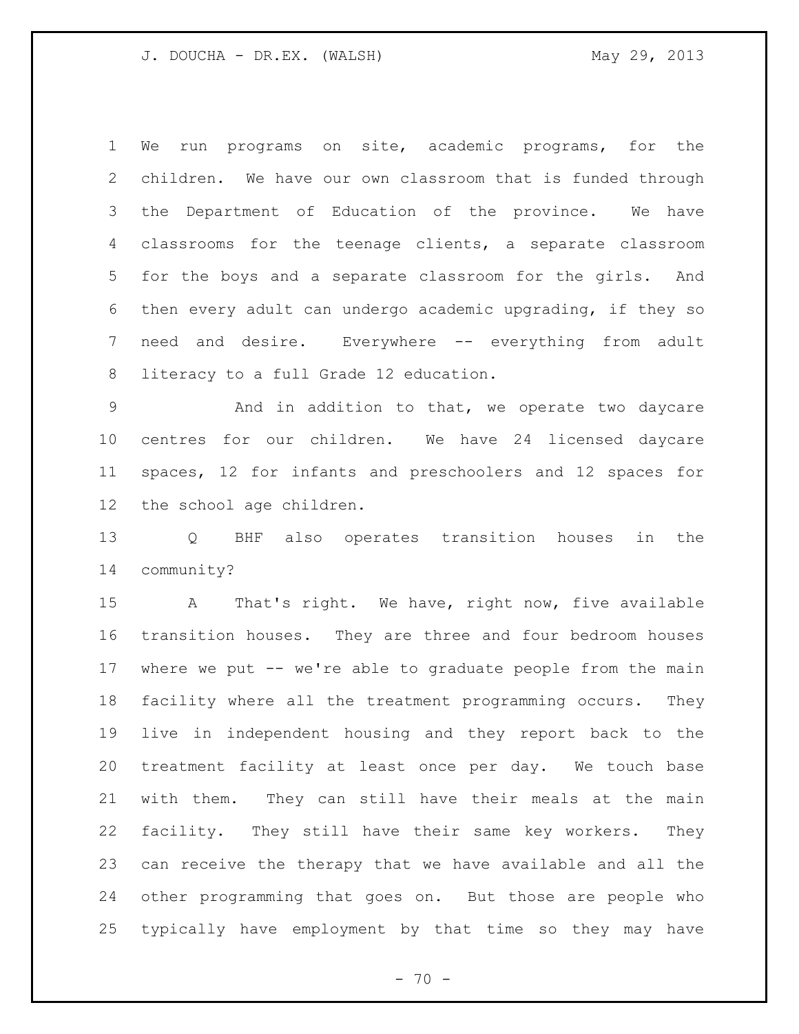We run programs on site, academic programs, for the children. We have our own classroom that is funded through the Department of Education of the province. We have classrooms for the teenage clients, a separate classroom for the boys and a separate classroom for the girls. And then every adult can undergo academic upgrading, if they so need and desire. Everywhere -- everything from adult literacy to a full Grade 12 education.

And in addition to that, we operate two daycare centres for our children. We have 24 licensed daycare spaces, 12 for infants and preschoolers and 12 spaces for the school age children.

Q BHF also operates transition houses in the community?

A That's right. We have, right now, five available transition houses. They are three and four bedroom houses where we put -- we're able to graduate people from the main facility where all the treatment programming occurs. They live in independent housing and they report back to the treatment facility at least once per day. We touch base with them. They can still have their meals at the main facility. They still have their same key workers. They can receive the therapy that we have available and all the other programming that goes on. But those are people who typically have employment by that time so they may have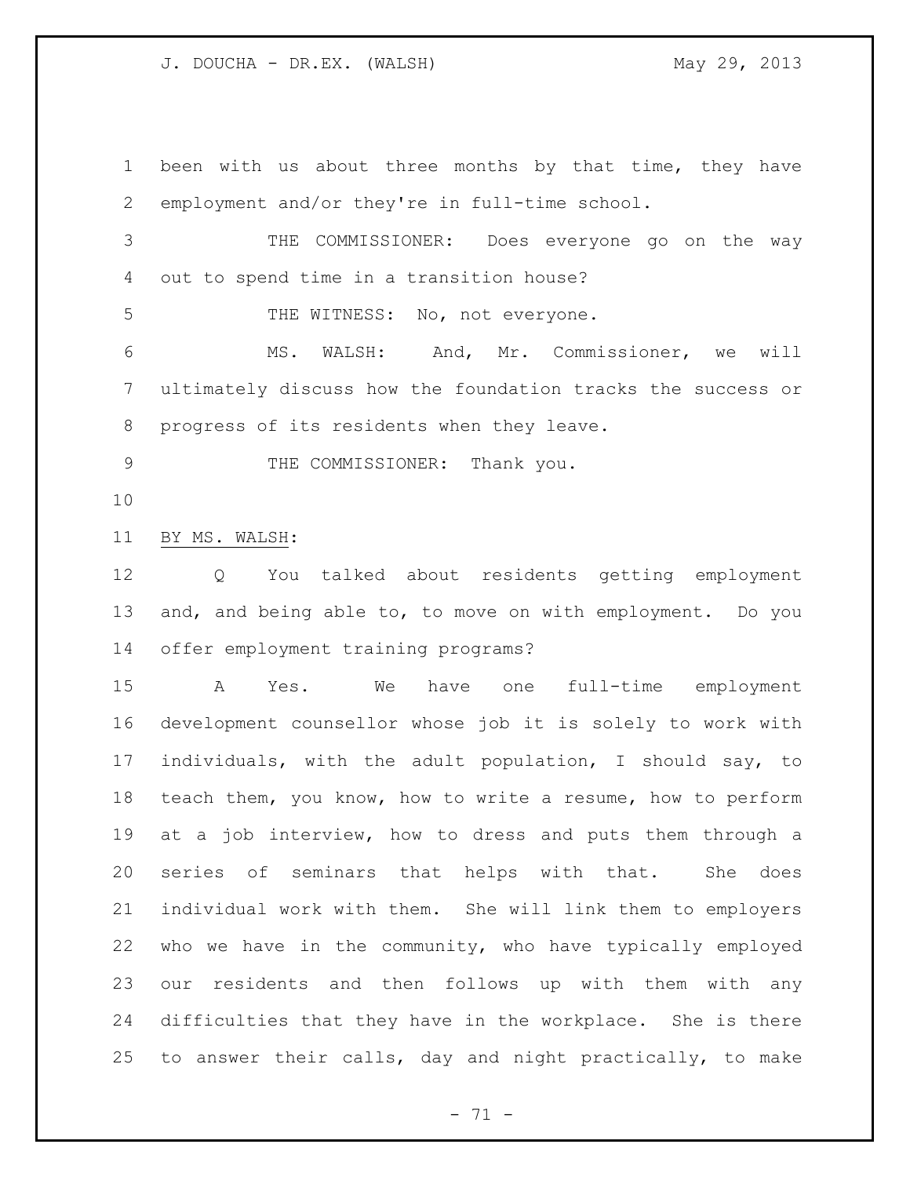been with us about three months by that time, they have employment and/or they're in full-time school.

THE COMMISSIONER: Does everyone go on the way out to spend time in a transition house?

THE WITNESS: No, not everyone.

MS. WALSH: And, Mr. Commissioner, we will ultimately discuss how the foundation tracks the success or progress of its residents when they leave.

THE COMMISSIONER: Thank you.

BY MS. WALSH:

Q You talked about residents getting employment and, and being able to, to move on with employment. Do you offer employment training programs?

A Yes. We have one full-time employment development counsellor whose job it is solely to work with individuals, with the adult population, I should say, to teach them, you know, how to write a resume, how to perform at a job interview, how to dress and puts them through a series of seminars that helps with that. She does individual work with them. She will link them to employers who we have in the community, who have typically employed our residents and then follows up with them with any difficulties that they have in the workplace. She is there to answer their calls, day and night practically, to make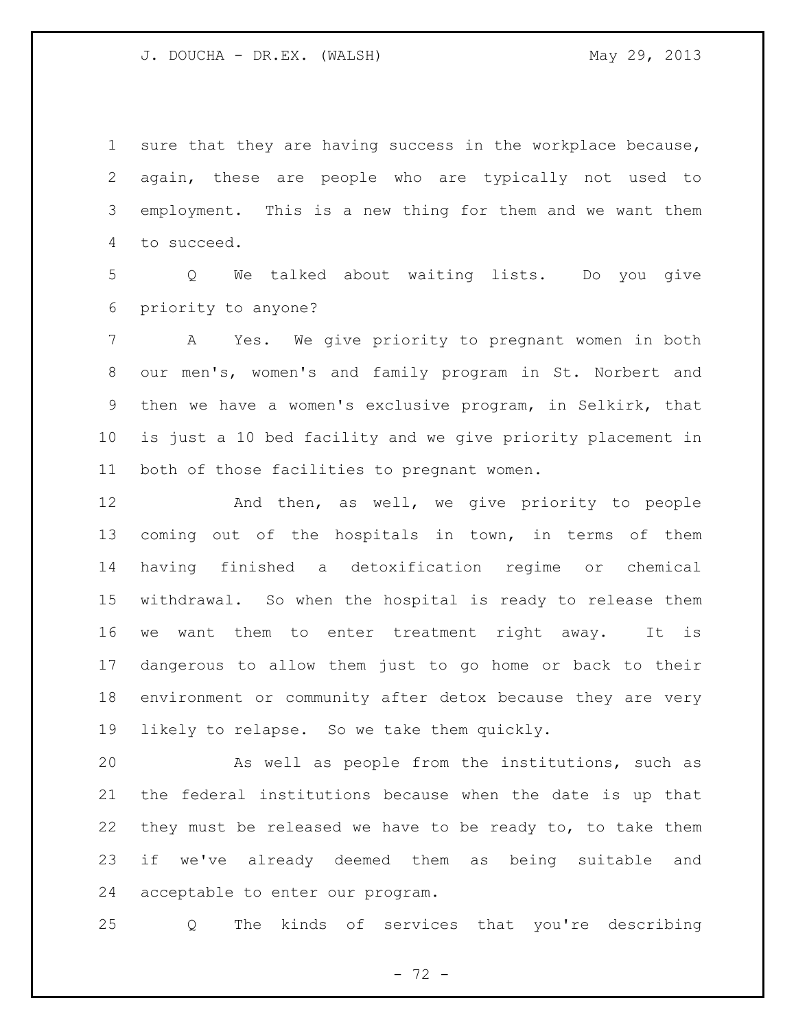sure that they are having success in the workplace because, again, these are people who are typically not used to employment. This is a new thing for them and we want them to succeed.

Q We talked about waiting lists. Do you give priority to anyone?

A Yes. We give priority to pregnant women in both our men's, women's and family program in St. Norbert and then we have a women's exclusive program, in Selkirk, that is just a 10 bed facility and we give priority placement in both of those facilities to pregnant women.

And then, as well, we give priority to people coming out of the hospitals in town, in terms of them having finished a detoxification regime or chemical withdrawal. So when the hospital is ready to release them we want them to enter treatment right away. It is dangerous to allow them just to go home or back to their environment or community after detox because they are very likely to relapse. So we take them quickly.

As well as people from the institutions, such as the federal institutions because when the date is up that they must be released we have to be ready to, to take them if we've already deemed them as being suitable and acceptable to enter our program.

Q The kinds of services that you're describing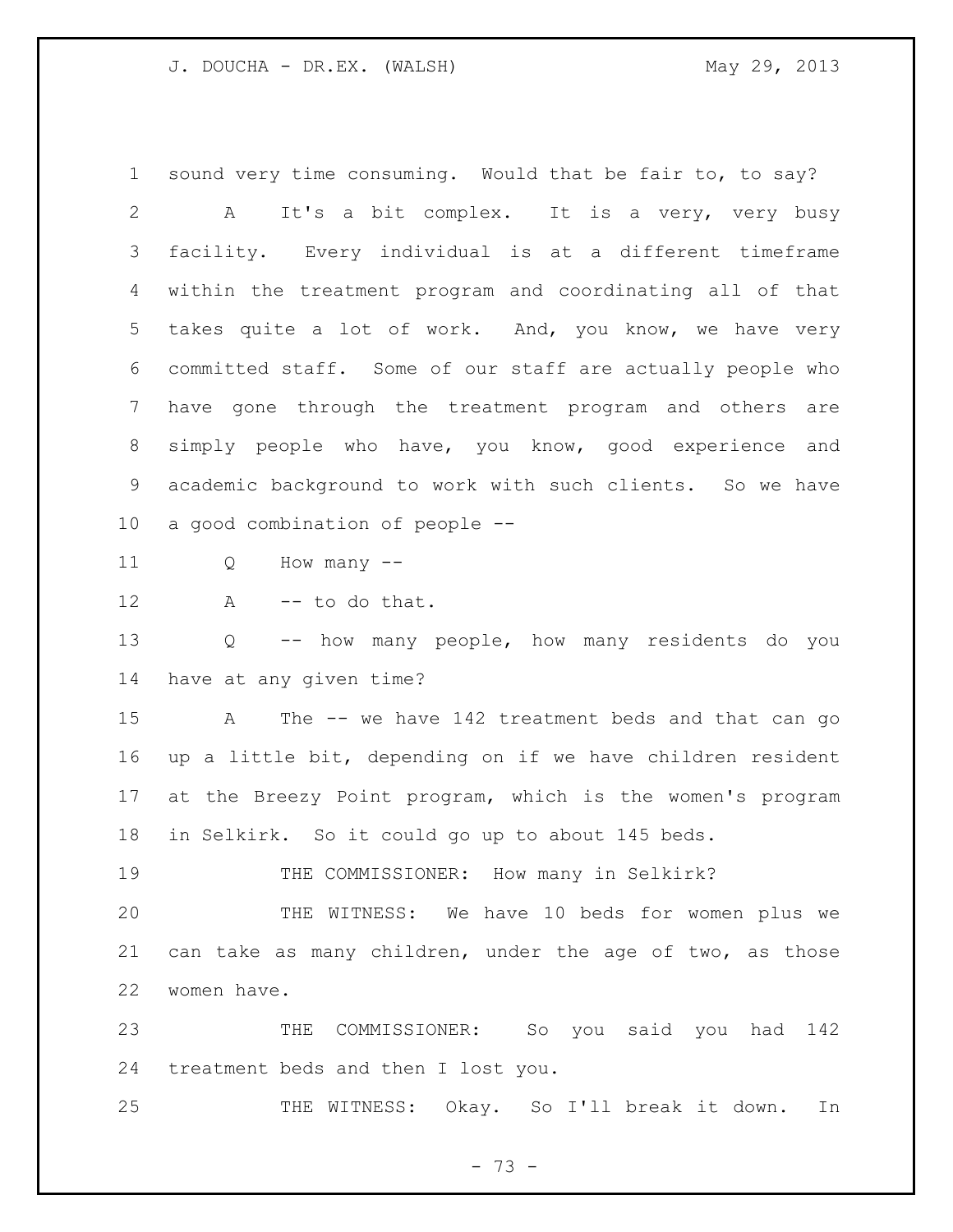sound very time consuming. Would that be fair to, to say?

A It's a bit complex. It is a very, very busy facility. Every individual is at a different timeframe within the treatment program and coordinating all of that takes quite a lot of work. And, you know, we have very committed staff. Some of our staff are actually people who have gone through the treatment program and others are simply people who have, you know, good experience and academic background to work with such clients. So we have a good combination of people --

Q How many --

A -- to do that.

Q -- how many people, how many residents do you have at any given time?

A The -- we have 142 treatment beds and that can go up a little bit, depending on if we have children resident at the Breezy Point program, which is the women's program in Selkirk. So it could go up to about 145 beds.

THE COMMISSIONER: How many in Selkirk?

THE WITNESS: We have 10 beds for women plus we can take as many children, under the age of two, as those women have.

THE COMMISSIONER: So you said you had 142 treatment beds and then I lost you.

THE WITNESS: Okay. So I'll break it down. In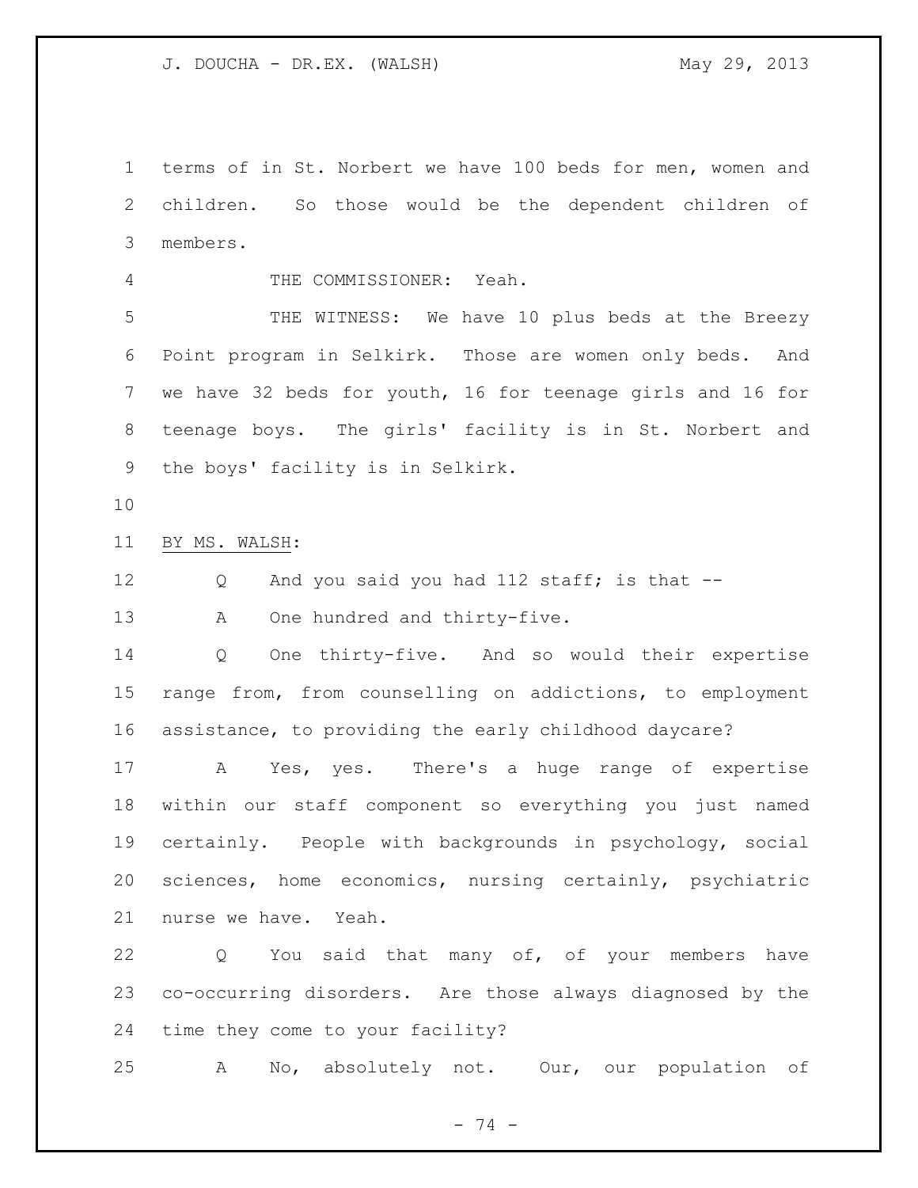terms of in St. Norbert we have 100 beds for men, women and children. So those would be the dependent children of members.

THE COMMISSIONER: Yeah.

THE WITNESS: We have 10 plus beds at the Breezy Point program in Selkirk. Those are women only beds. And we have 32 beds for youth, 16 for teenage girls and 16 for teenage boys. The girls' facility is in St. Norbert and the boys' facility is in Selkirk.

BY MS. WALSH:

Q And you said you had 112 staff; is that --

A One hundred and thirty-five.

Q One thirty-five. And so would their expertise range from, from counselling on addictions, to employment assistance, to providing the early childhood daycare?

A Yes, yes. There's a huge range of expertise within our staff component so everything you just named certainly. People with backgrounds in psychology, social sciences, home economics, nursing certainly, psychiatric nurse we have. Yeah.

Q You said that many of, of your members have co-occurring disorders. Are those always diagnosed by the time they come to your facility?

A No, absolutely not. Our, our population of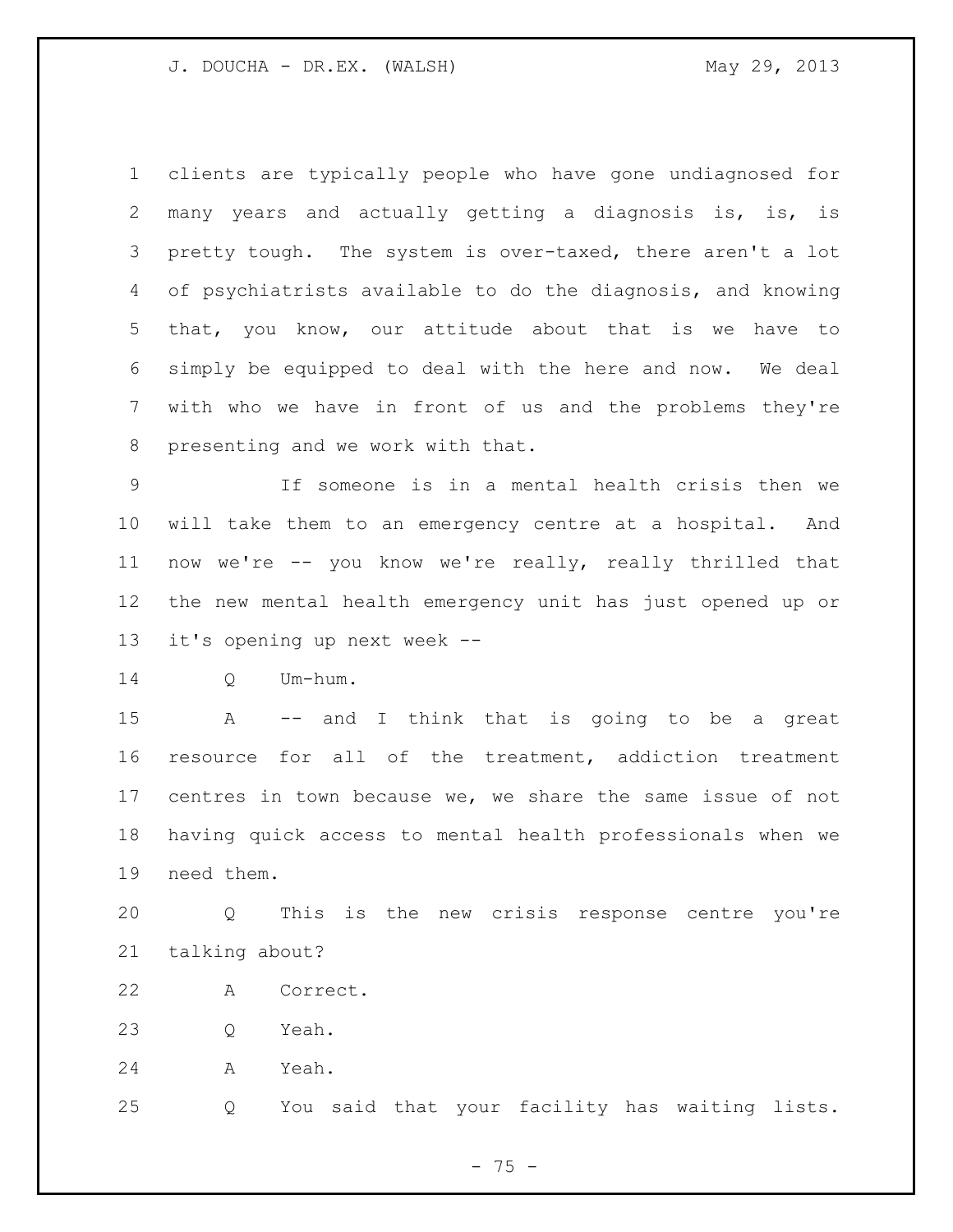clients are typically people who have gone undiagnosed for many years and actually getting a diagnosis is, is, is pretty tough. The system is over-taxed, there aren't a lot of psychiatrists available to do the diagnosis, and knowing that, you know, our attitude about that is we have to simply be equipped to deal with the here and now. We deal with who we have in front of us and the problems they're presenting and we work with that.

If someone is in a mental health crisis then we will take them to an emergency centre at a hospital. And now we're -- you know we're really, really thrilled that the new mental health emergency unit has just opened up or it's opening up next week --

Q Um-hum.

A -- and I think that is going to be a great resource for all of the treatment, addiction treatment centres in town because we, we share the same issue of not having quick access to mental health professionals when we need them.

Q This is the new crisis response centre you're talking about?

A Correct.

Q Yeah.

A Yeah.

Q You said that your facility has waiting lists.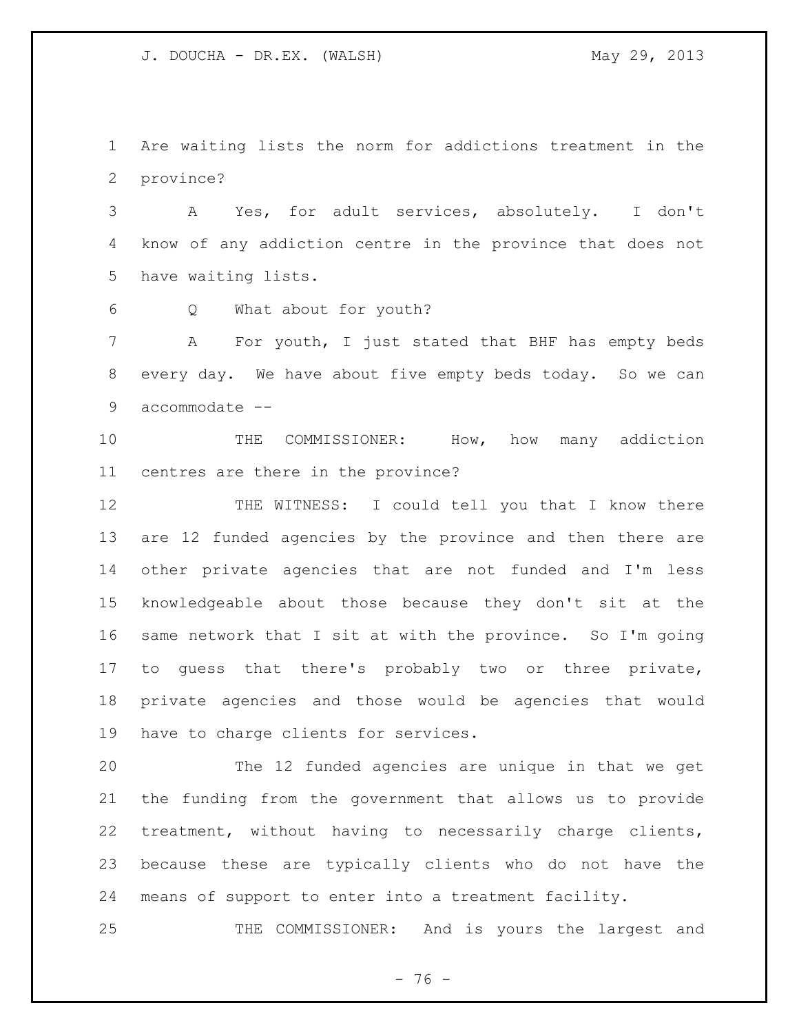Are waiting lists the norm for addictions treatment in the province?

A Yes, for adult services, absolutely. I don't know of any addiction centre in the province that does not have waiting lists.

Q What about for youth?

A For youth, I just stated that BHF has empty beds every day. We have about five empty beds today. So we can accommodate --

THE COMMISSIONER: How, how many addiction centres are there in the province?

THE WITNESS: I could tell you that I know there are 12 funded agencies by the province and then there are other private agencies that are not funded and I'm less knowledgeable about those because they don't sit at the same network that I sit at with the province. So I'm going to guess that there's probably two or three private, private agencies and those would be agencies that would have to charge clients for services.

The 12 funded agencies are unique in that we get the funding from the government that allows us to provide treatment, without having to necessarily charge clients, because these are typically clients who do not have the means of support to enter into a treatment facility.

THE COMMISSIONER: And is yours the largest and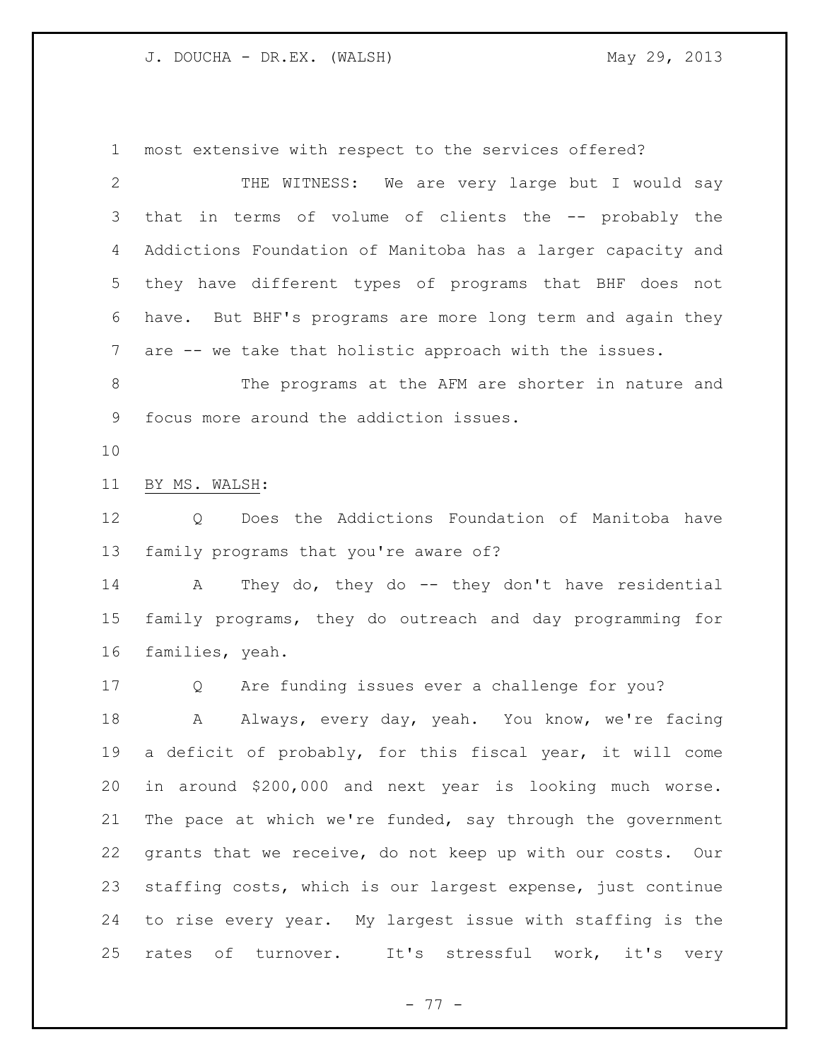most extensive with respect to the services offered?

THE WITNESS: We are very large but I would say that in terms of volume of clients the -- probably the Addictions Foundation of Manitoba has a larger capacity and they have different types of programs that BHF does not have. But BHF's programs are more long term and again they are -- we take that holistic approach with the issues.

The programs at the AFM are shorter in nature and focus more around the addiction issues.

BY MS. WALSH:

Q Does the Addictions Foundation of Manitoba have family programs that you're aware of?

A They do, they do -- they don't have residential family programs, they do outreach and day programming for families, yeah.

Q Are funding issues ever a challenge for you?

A Always, every day, yeah. You know, we're facing a deficit of probably, for this fiscal year, it will come in around $200,000 and next year is looking much worse. The pace at which we're funded, say through the government grants that we receive, do not keep up with our costs. Our staffing costs, which is our largest expense, just continue to rise every year. My largest issue with staffing is the rates of turnover. It's stressful work, it's very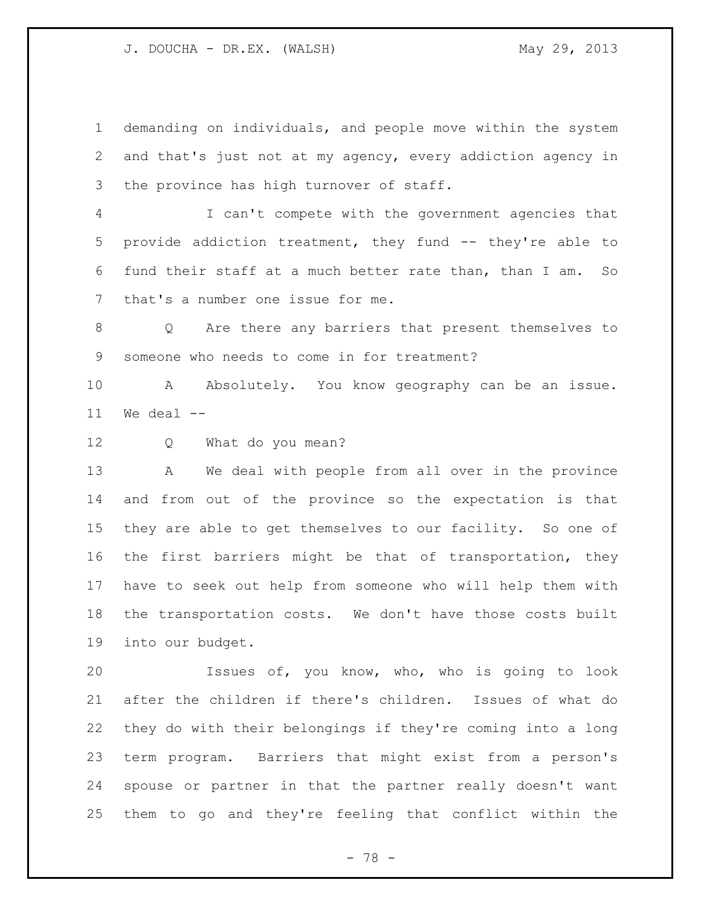demanding on individuals, and people move within the system and that's just not at my agency, every addiction agency in the province has high turnover of staff.

I can't compete with the government agencies that provide addiction treatment, they fund -- they're able to fund their staff at a much better rate than, than I am. So that's a number one issue for me.

Q Are there any barriers that present themselves to someone who needs to come in for treatment?

A Absolutely. You know geography can be an issue. We deal --

Q What do you mean?

A We deal with people from all over in the province and from out of the province so the expectation is that they are able to get themselves to our facility. So one of the first barriers might be that of transportation, they have to seek out help from someone who will help them with the transportation costs. We don't have those costs built into our budget.

Issues of, you know, who, who is going to look after the children if there's children. Issues of what do they do with their belongings if they're coming into a long term program. Barriers that might exist from a person's spouse or partner in that the partner really doesn't want them to go and they're feeling that conflict within the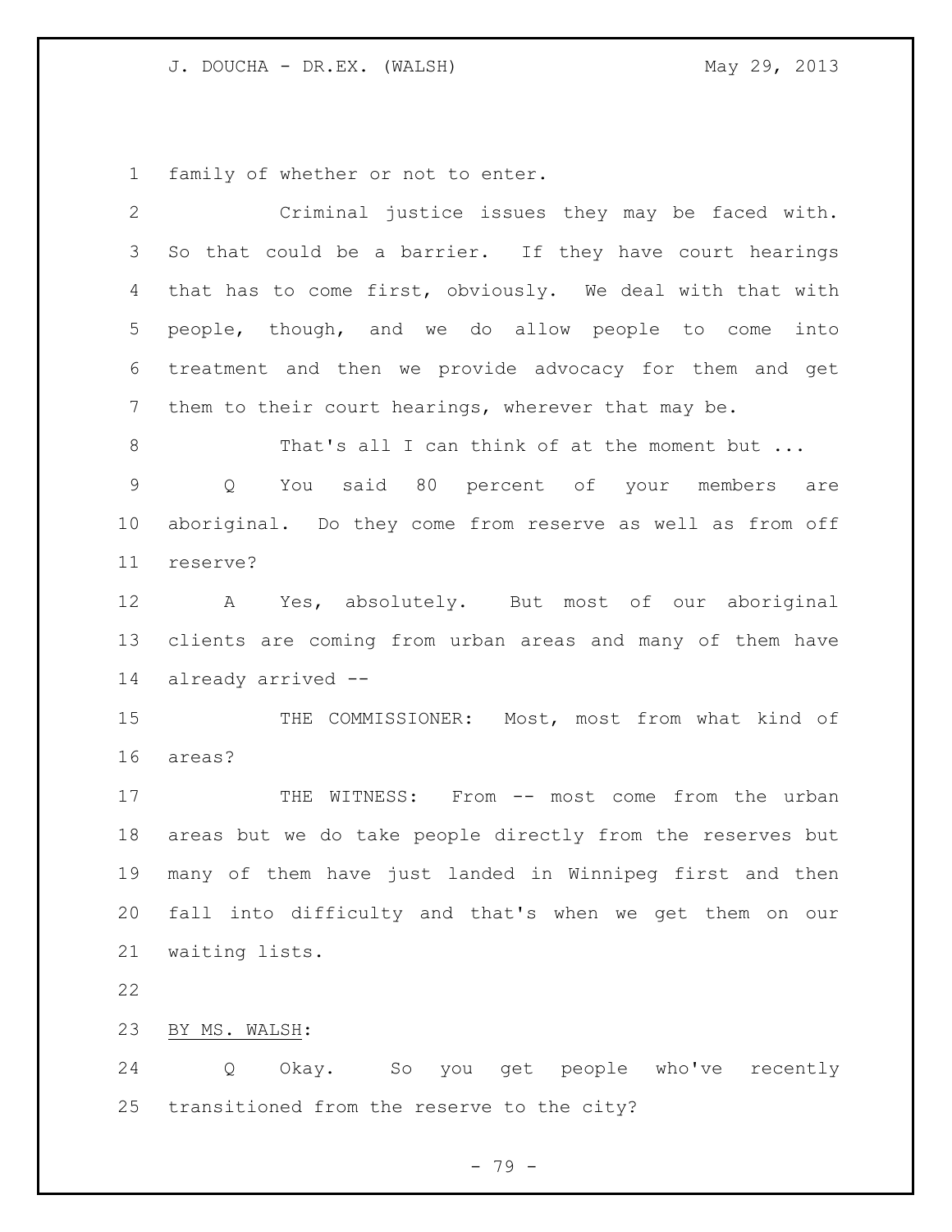family of whether or not to enter.

Criminal justice issues they may be faced with. So that could be a barrier. If they have court hearings that has to come first, obviously. We deal with that with people, though, and we do allow people to come into treatment and then we provide advocacy for them and get them to their court hearings, wherever that may be.

That's all I can think of at the moment but ...

Q You said 80 percent of your members are aboriginal. Do they come from reserve as well as from off reserve?

A Yes, absolutely. But most of our aboriginal clients are coming from urban areas and many of them have already arrived --

THE COMMISSIONER: Most, most from what kind of areas?

THE WITNESS: From -- most come from the urban areas but we do take people directly from the reserves but many of them have just landed in Winnipeg first and then fall into difficulty and that's when we get them on our waiting lists.

BY MS. WALSH:

Q Okay. So you get people who've recently transitioned from the reserve to the city?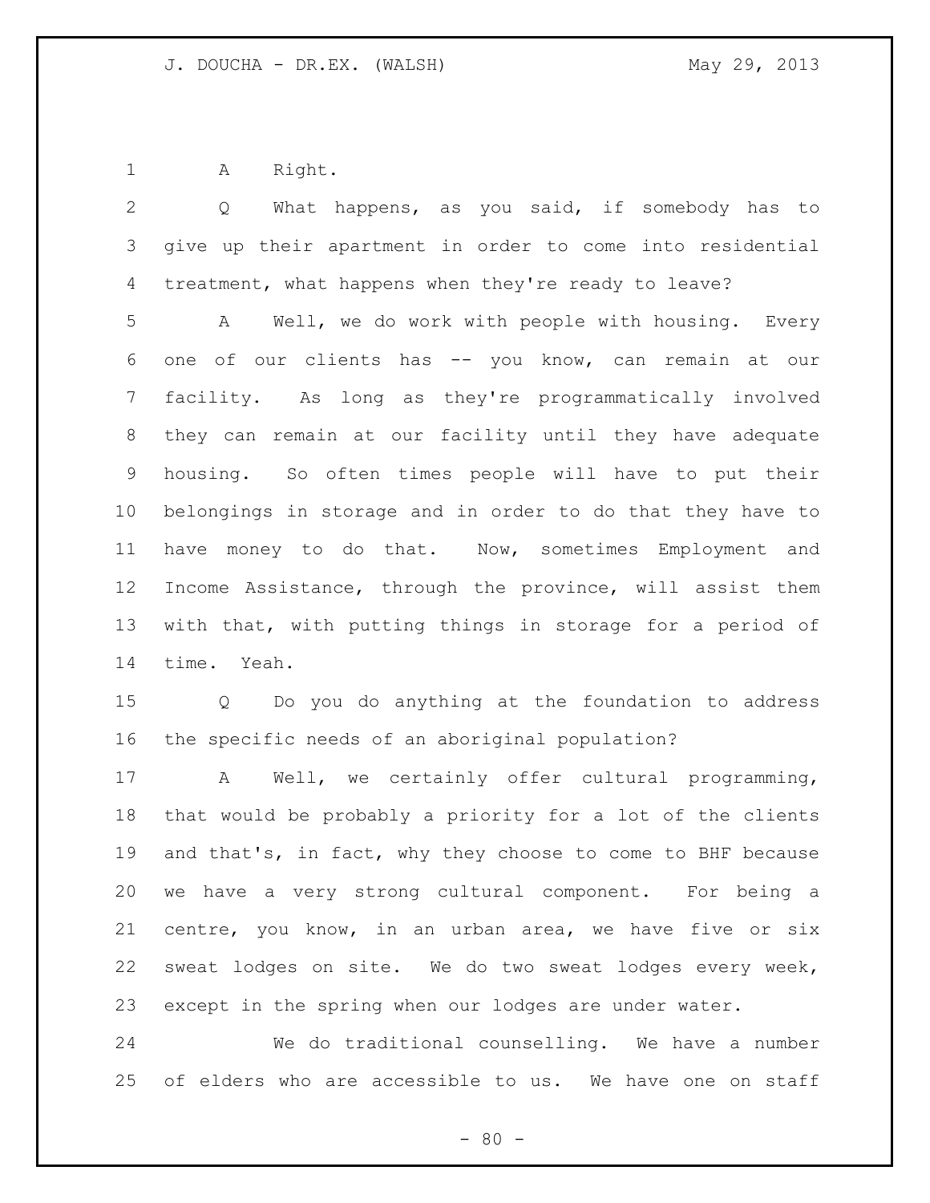A Right.

Q What happens, as you said, if somebody has to give up their apartment in order to come into residential treatment, what happens when they're ready to leave?

A Well, we do work with people with housing. Every one of our clients has -- you know, can remain at our facility. As long as they're programmatically involved they can remain at our facility until they have adequate housing. So often times people will have to put their belongings in storage and in order to do that they have to have money to do that. Now, sometimes Employment and Income Assistance, through the province, will assist them with that, with putting things in storage for a period of time. Yeah.

Q Do you do anything at the foundation to address the specific needs of an aboriginal population?

A Well, we certainly offer cultural programming, that would be probably a priority for a lot of the clients and that's, in fact, why they choose to come to BHF because we have a very strong cultural component. For being a centre, you know, in an urban area, we have five or six sweat lodges on site. We do two sweat lodges every week, except in the spring when our lodges are under water.

We do traditional counselling. We have a number of elders who are accessible to us. We have one on staff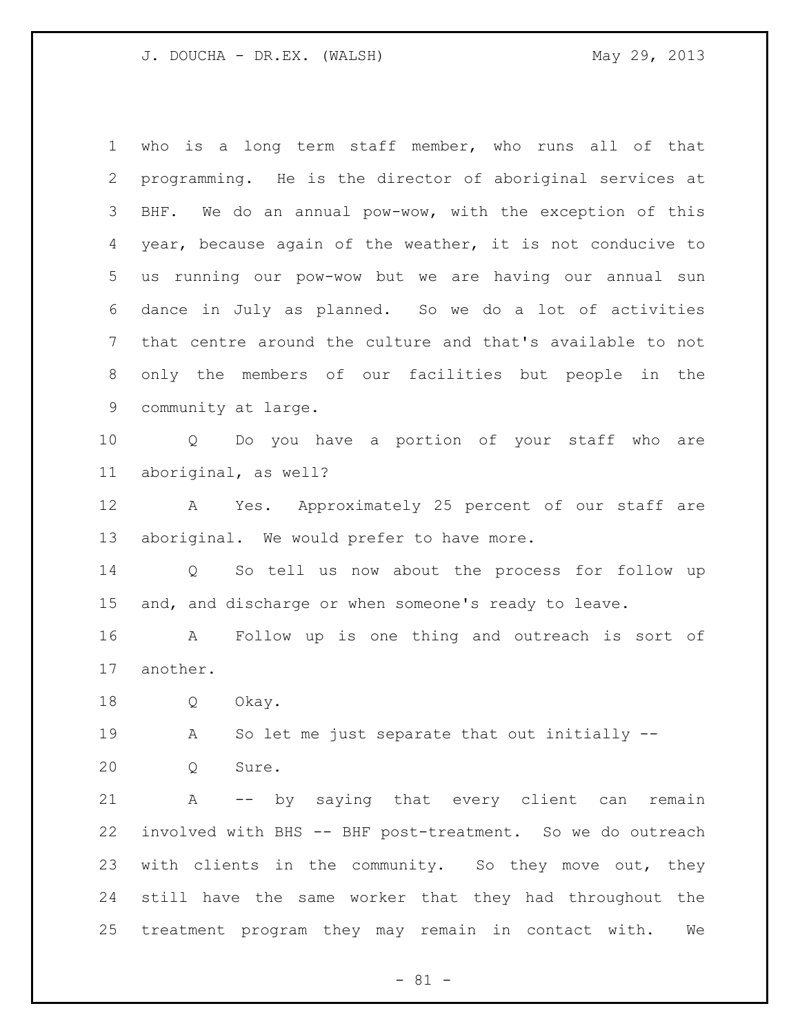who is a long term staff member, who runs all of that programming. He is the director of aboriginal services at BHF. We do an annual pow-wow, with the exception of this year, because again of the weather, it is not conducive to us running our pow-wow but we are having our annual sun dance in July as planned. So we do a lot of activities that centre around the culture and that's available to not only the members of our facilities but people in the community at large.

Q Do you have a portion of your staff who are aboriginal, as well?

A Yes. Approximately 25 percent of our staff are aboriginal. We would prefer to have more.

Q So tell us now about the process for follow up and, and discharge or when someone's ready to leave.

A Follow up is one thing and outreach is sort of another.

Q Okay.

A So let me just separate that out initially --

Q Sure.

A -- by saying that every client can remain involved with BHS -- BHF post-treatment. So we do outreach with clients in the community. So they move out, they still have the same worker that they had throughout the treatment program they may remain in contact with. We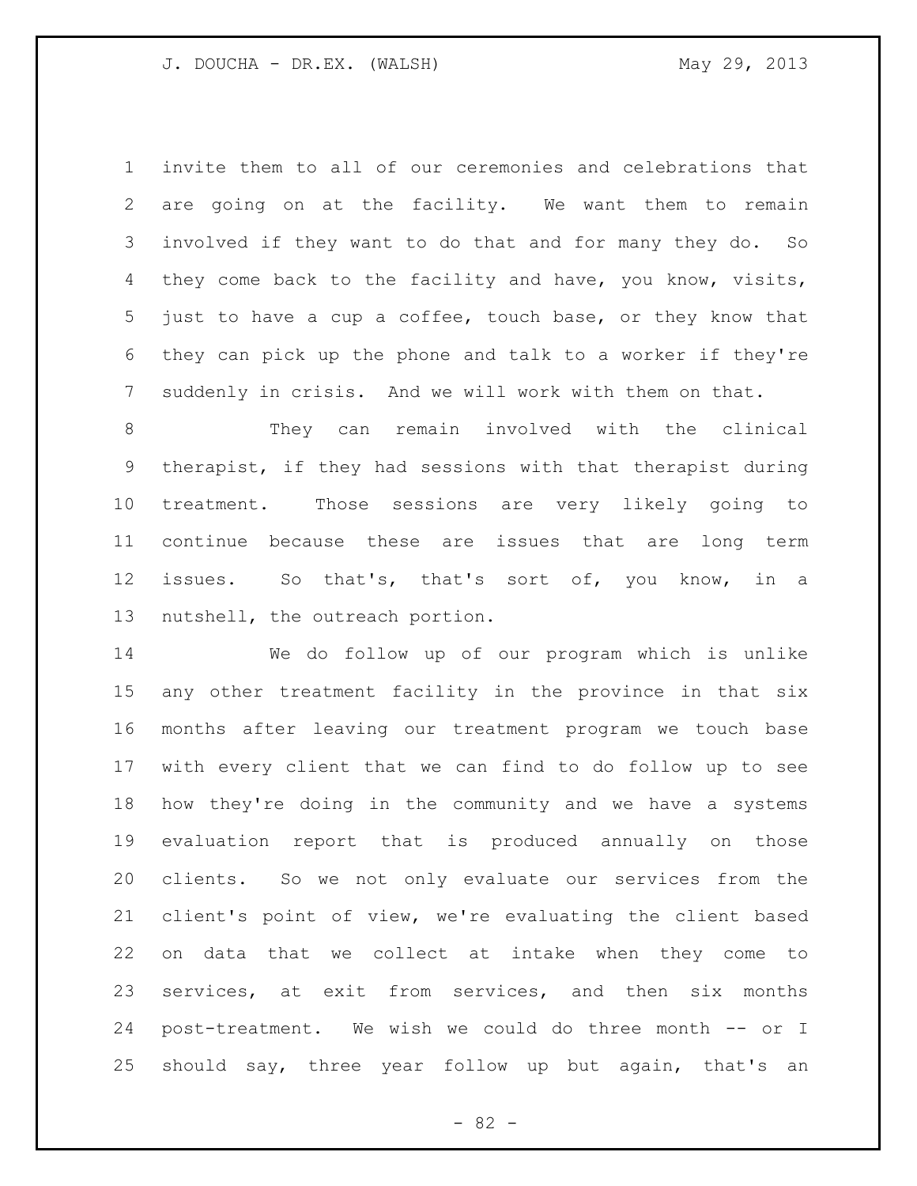invite them to all of our ceremonies and celebrations that are going on at the facility. We want them to remain involved if they want to do that and for many they do. So they come back to the facility and have, you know, visits, just to have a cup a coffee, touch base, or they know that they can pick up the phone and talk to a worker if they're suddenly in crisis. And we will work with them on that.

They can remain involved with the clinical therapist, if they had sessions with that therapist during treatment. Those sessions are very likely going to continue because these are issues that are long term issues. So that's, that's sort of, you know, in a nutshell, the outreach portion.

We do follow up of our program which is unlike any other treatment facility in the province in that six months after leaving our treatment program we touch base with every client that we can find to do follow up to see how they're doing in the community and we have a systems evaluation report that is produced annually on those clients. So we not only evaluate our services from the client's point of view, we're evaluating the client based on data that we collect at intake when they come to services, at exit from services, and then six months post-treatment. We wish we could do three month -- or I should say, three year follow up but again, that's an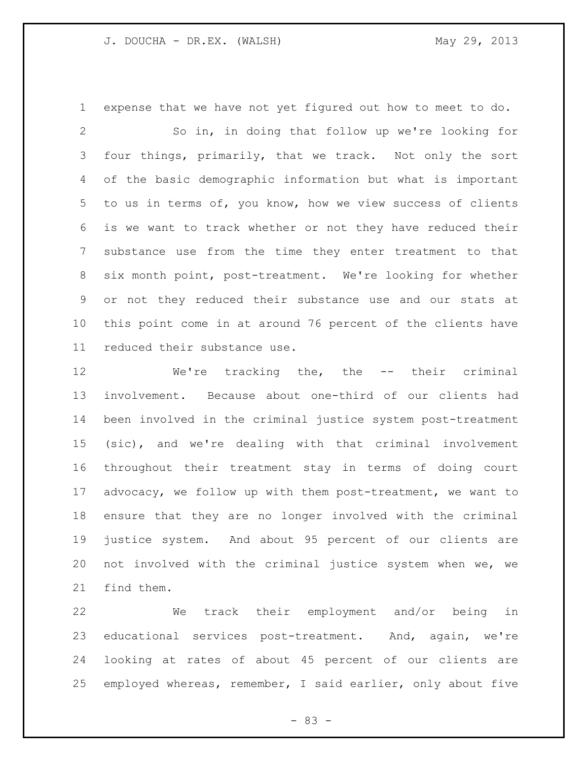expense that we have not yet figured out how to meet to do.

So in, in doing that follow up we're looking for four things, primarily, that we track. Not only the sort of the basic demographic information but what is important to us in terms of, you know, how we view success of clients is we want to track whether or not they have reduced their substance use from the time they enter treatment to that six month point, post-treatment. We're looking for whether or not they reduced their substance use and our stats at this point come in at around 76 percent of the clients have reduced their substance use.

We're tracking the, the -- their criminal involvement. Because about one-third of our clients had been involved in the criminal justice system post-treatment (sic), and we're dealing with that criminal involvement throughout their treatment stay in terms of doing court advocacy, we follow up with them post-treatment, we want to ensure that they are no longer involved with the criminal justice system. And about 95 percent of our clients are not involved with the criminal justice system when we, we find them.

We track their employment and/or being in educational services post-treatment. And, again, we're looking at rates of about 45 percent of our clients are employed whereas, remember, I said earlier, only about five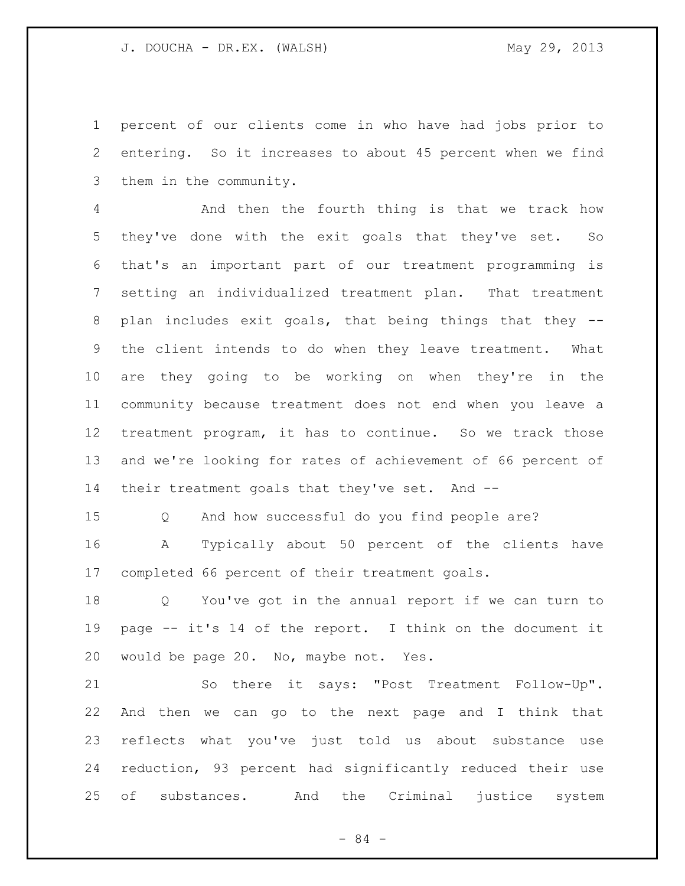percent of our clients come in who have had jobs prior to entering. So it increases to about 45 percent when we find them in the community.

And then the fourth thing is that we track how they've done with the exit goals that they've set. So that's an important part of our treatment programming is setting an individualized treatment plan. That treatment plan includes exit goals, that being things that they -- the client intends to do when they leave treatment. What are they going to be working on when they're in the community because treatment does not end when you leave a treatment program, it has to continue. So we track those and we're looking for rates of achievement of 66 percent of their treatment goals that they've set. And --

Q And how successful do you find people are?

A Typically about 50 percent of the clients have completed 66 percent of their treatment goals.

Q You've got in the annual report if we can turn to page -- it's 14 of the report. I think on the document it would be page 20. No, maybe not. Yes.

So there it says: "Post Treatment Follow-Up". And then we can go to the next page and I think that reflects what you've just told us about substance use reduction, 93 percent had significantly reduced their use of substances. And the Criminal justice system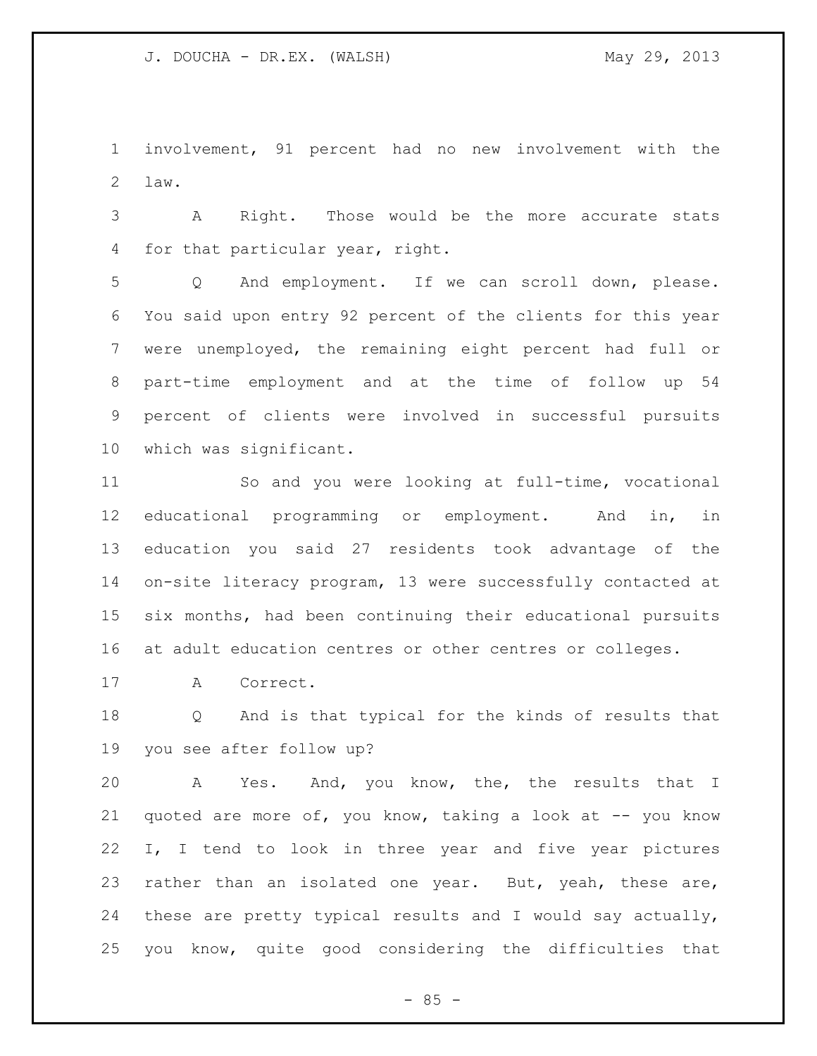involvement, 91 percent had no new involvement with the law.

A Right. Those would be the more accurate stats for that particular year, right.

Q And employment. If we can scroll down, please. You said upon entry 92 percent of the clients for this year were unemployed, the remaining eight percent had full or part-time employment and at the time of follow up 54 percent of clients were involved in successful pursuits which was significant.

So and you were looking at full-time, vocational educational programming or employment. And in, in education you said 27 residents took advantage of the on-site literacy program, 13 were successfully contacted at six months, had been continuing their educational pursuits at adult education centres or other centres or colleges.

A Correct.

Q And is that typical for the kinds of results that you see after follow up?

A Yes. And, you know, the, the results that I quoted are more of, you know, taking a look at -- you know I, I tend to look in three year and five year pictures rather than an isolated one year. But, yeah, these are, these are pretty typical results and I would say actually, you know, quite good considering the difficulties that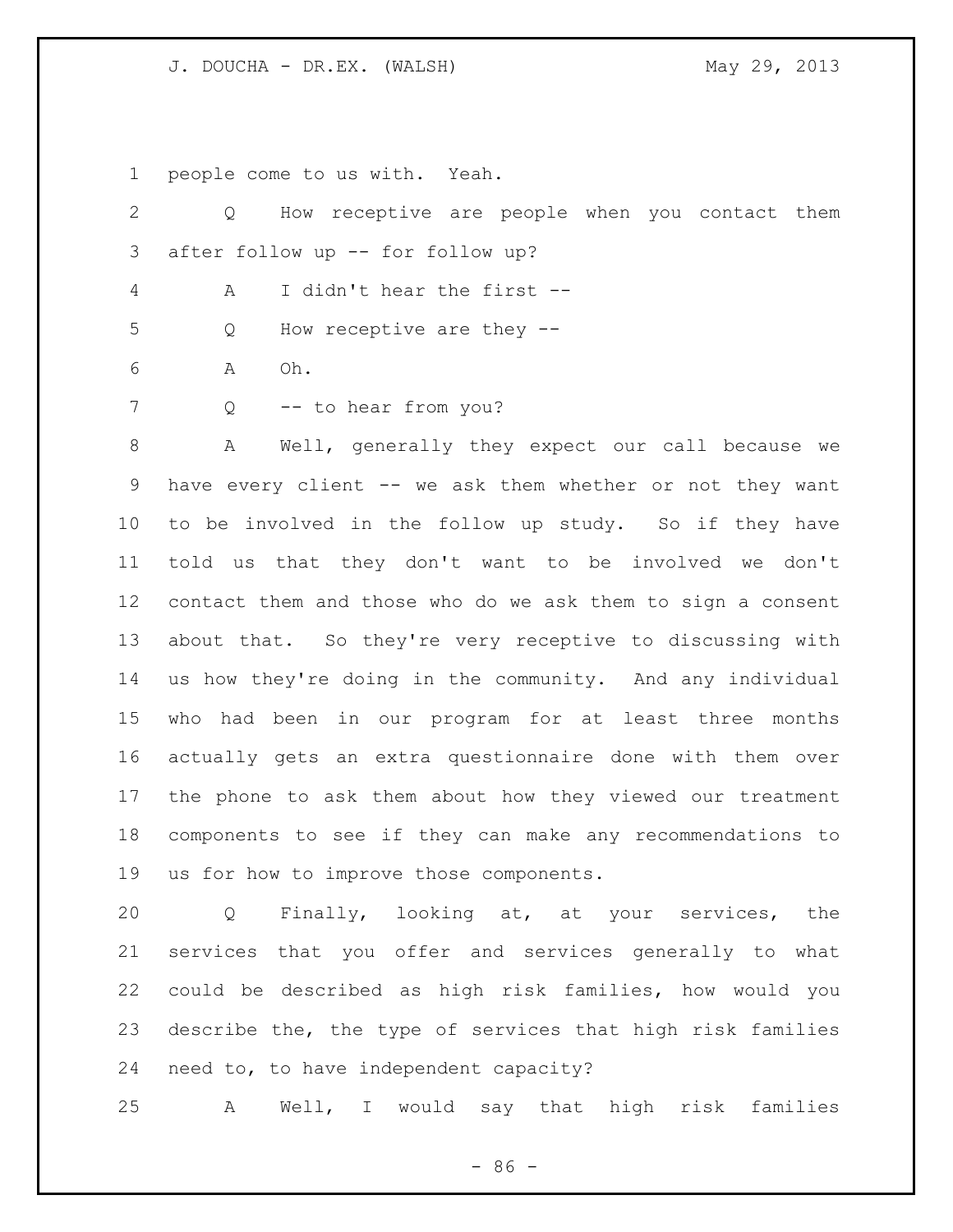people come to us with. Yeah.

Q How receptive are people when you contact them after follow up -- for follow up?

A I didn't hear the first --

Q How receptive are they --

A Oh.

Q -- to hear from you?

A Well, generally they expect our call because we have every client -- we ask them whether or not they want to be involved in the follow up study. So if they have told us that they don't want to be involved we don't contact them and those who do we ask them to sign a consent about that. So they're very receptive to discussing with us how they're doing in the community. And any individual who had been in our program for at least three months actually gets an extra questionnaire done with them over the phone to ask them about how they viewed our treatment components to see if they can make any recommendations to us for how to improve those components.

Q Finally, looking at, at your services, the services that you offer and services generally to what could be described as high risk families, how would you describe the, the type of services that high risk families need to, to have independent capacity?

A Well, I would say that high risk families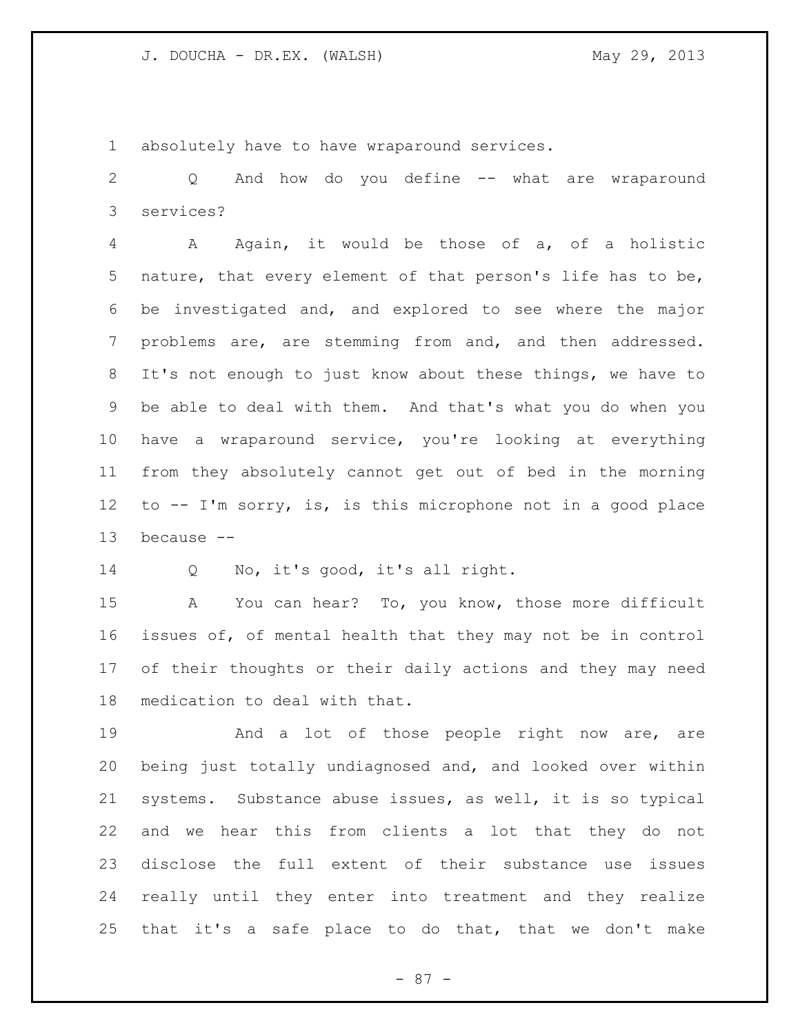absolutely have to have wraparound services.

Q And how do you define -- what are wraparound services?

A Again, it would be those of a, of a holistic nature, that every element of that person's life has to be, be investigated and, and explored to see where the major problems are, are stemming from and, and then addressed. It's not enough to just know about these things, we have to be able to deal with them. And that's what you do when you have a wraparound service, you're looking at everything from they absolutely cannot get out of bed in the morning to -- I'm sorry, is, is this microphone not in a good place because --

Q No, it's good, it's all right.

A You can hear? To, you know, those more difficult issues of, of mental health that they may not be in control of their thoughts or their daily actions and they may need medication to deal with that.

And a lot of those people right now are, are being just totally undiagnosed and, and looked over within systems. Substance abuse issues, as well, it is so typical and we hear this from clients a lot that they do not disclose the full extent of their substance use issues really until they enter into treatment and they realize that it's a safe place to do that, that we don't make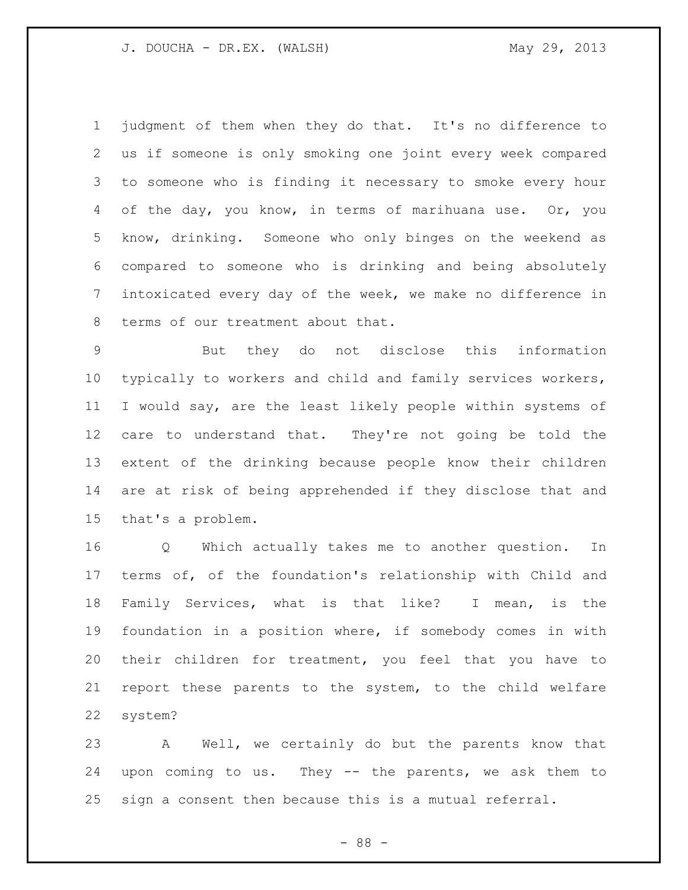judgment of them when they do that. It's no difference to us if someone is only smoking one joint every week compared to someone who is finding it necessary to smoke every hour of the day, you know, in terms of marihuana use. Or, you know, drinking. Someone who only binges on the weekend as compared to someone who is drinking and being absolutely intoxicated every day of the week, we make no difference in terms of our treatment about that.

But they do not disclose this information typically to workers and child and family services workers, I would say, are the least likely people within systems of care to understand that. They're not going be told the extent of the drinking because people know their children are at risk of being apprehended if they disclose that and that's a problem.

Q Which actually takes me to another question. In terms of, of the foundation's relationship with Child and Family Services, what is that like? I mean, is the foundation in a position where, if somebody comes in with their children for treatment, you feel that you have to report these parents to the system, to the child welfare system?

A Well, we certainly do but the parents know that upon coming to us. They -- the parents, we ask them to sign a consent then because this is a mutual referral.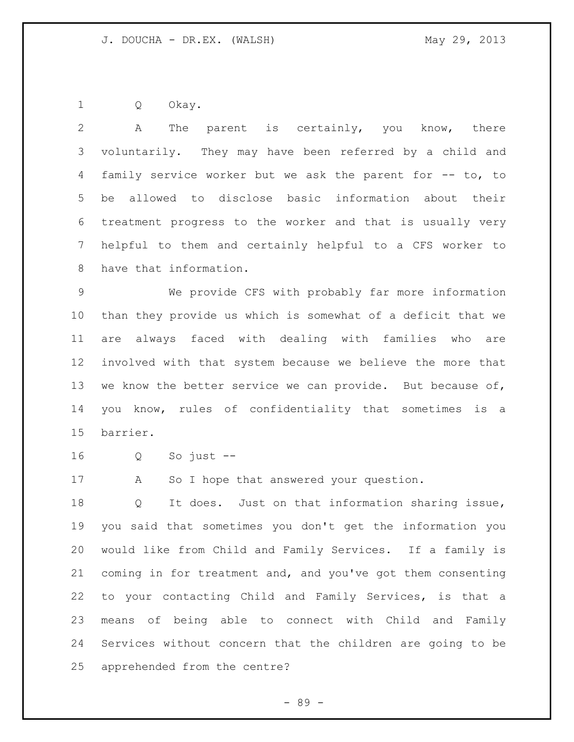Q Okay.

A The parent is certainly, you know, there voluntarily. They may have been referred by a child and family service worker but we ask the parent for -- to, to be allowed to disclose basic information about their treatment progress to the worker and that is usually very helpful to them and certainly helpful to a CFS worker to have that information.

We provide CFS with probably far more information than they provide us which is somewhat of a deficit that we are always faced with dealing with families who are involved with that system because we believe the more that we know the better service we can provide. But because of, you know, rules of confidentiality that sometimes is a barrier.

Q So just --

A So I hope that answered your question.

Q It does. Just on that information sharing issue, you said that sometimes you don't get the information you would like from Child and Family Services. If a family is coming in for treatment and, and you've got them consenting to your contacting Child and Family Services, is that a means of being able to connect with Child and Family Services without concern that the children are going to be apprehended from the centre?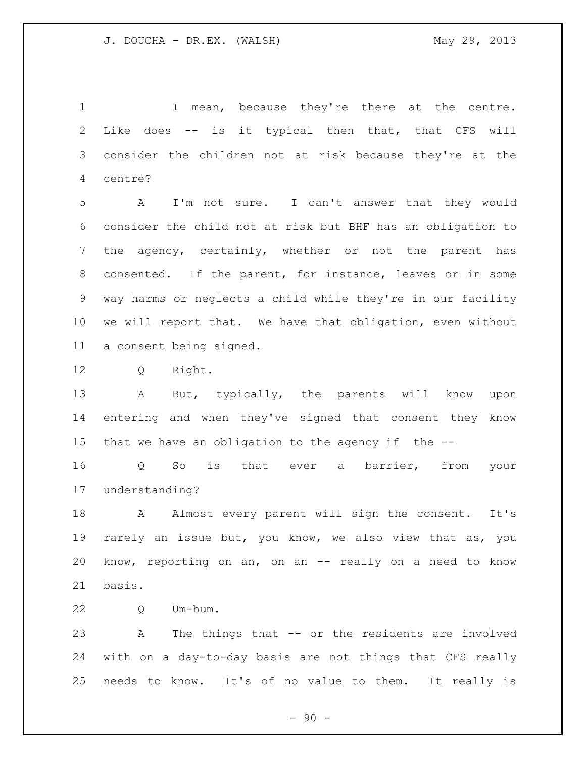I mean, because they're there at the centre. Like does -- is it typical then that, that CFS will consider the children not at risk because they're at the centre?

A I'm not sure. I can't answer that they would consider the child not at risk but BHF has an obligation to the agency, certainly, whether or not the parent has consented. If the parent, for instance, leaves or in some way harms or neglects a child while they're in our facility we will report that. We have that obligation, even without a consent being signed.

Q Right.

A But, typically, the parents will know upon entering and when they've signed that consent they know that we have an obligation to the agency if the --

Q So is that ever a barrier, from your understanding?

A Almost every parent will sign the consent. It's rarely an issue but, you know, we also view that as, you know, reporting on an, on an -- really on a need to know basis.

Q Um-hum.

A The things that -- or the residents are involved with on a day-to-day basis are not things that CFS really needs to know. It's of no value to them. It really is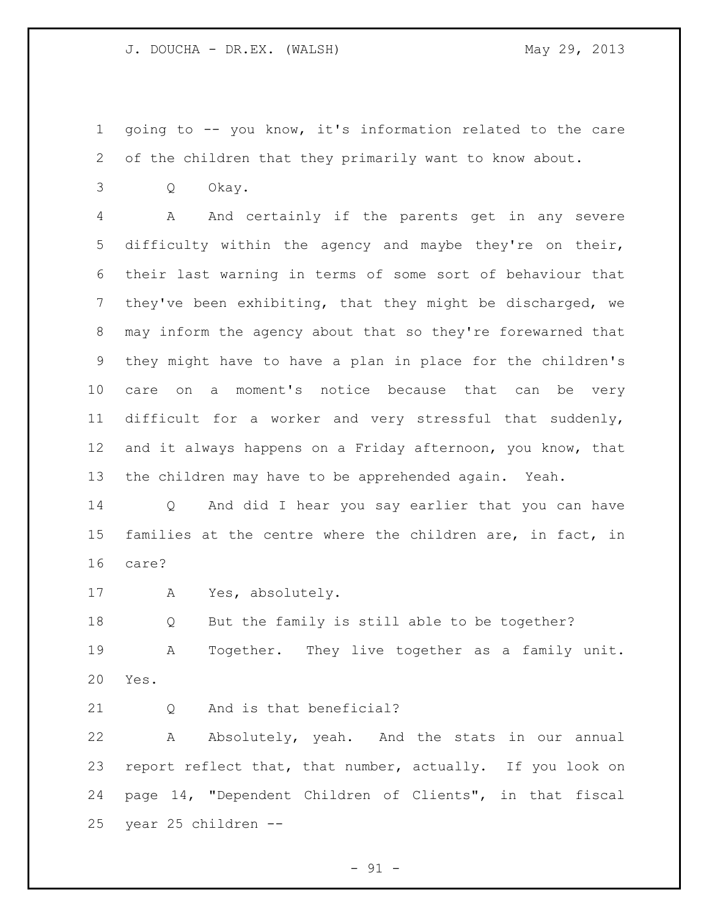going to -- you know, it's information related to the care of the children that they primarily want to know about.

Q Okay.

A And certainly if the parents get in any severe difficulty within the agency and maybe they're on their, their last warning in terms of some sort of behaviour that they've been exhibiting, that they might be discharged, we may inform the agency about that so they're forewarned that they might have to have a plan in place for the children's care on a moment's notice because that can be very difficult for a worker and very stressful that suddenly, and it always happens on a Friday afternoon, you know, that the children may have to be apprehended again. Yeah.

Q And did I hear you say earlier that you can have families at the centre where the children are, in fact, in care?

A Yes, absolutely.

Q But the family is still able to be together?

A Together. They live together as a family unit. Yes.

Q And is that beneficial?

A Absolutely, yeah. And the stats in our annual report reflect that, that number, actually. If you look on page 14, "Dependent Children of Clients", in that fiscal year 25 children --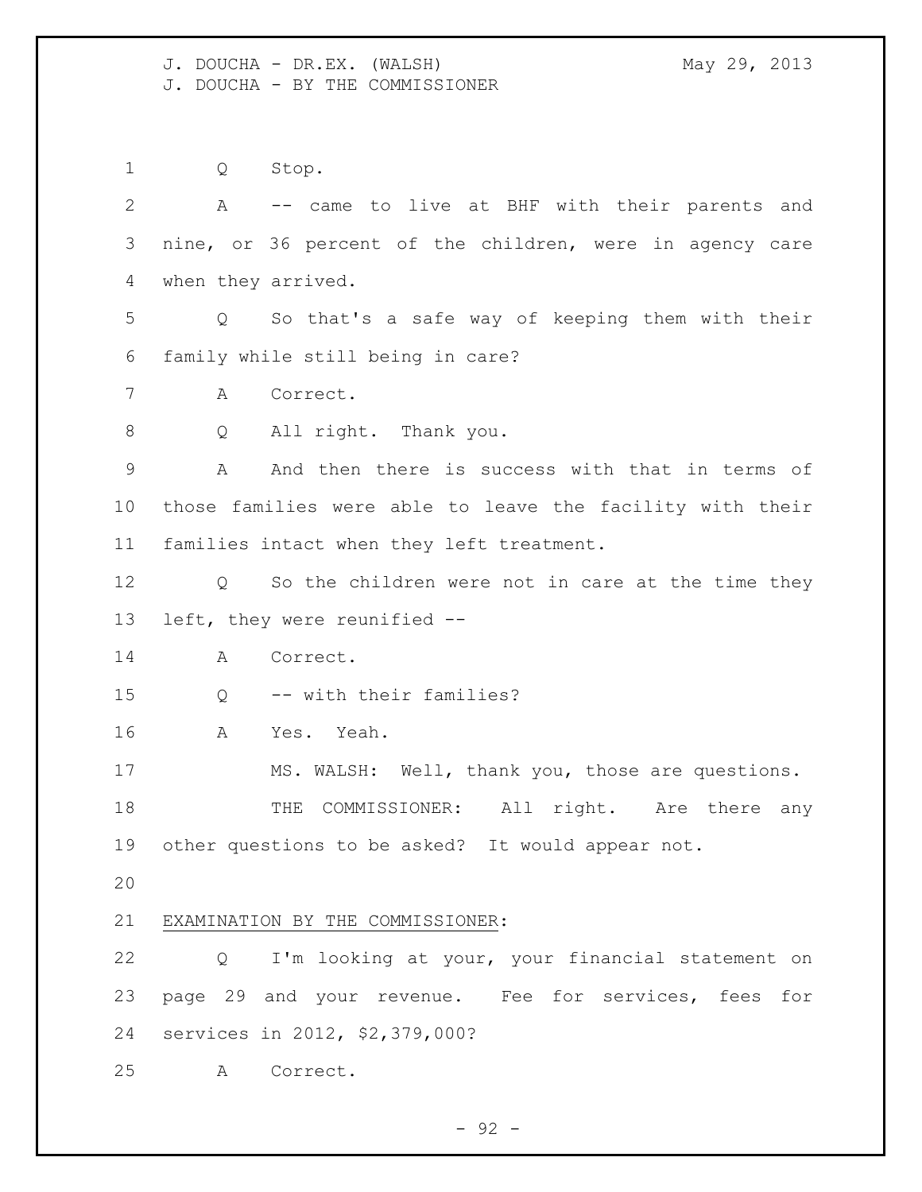Q Stop.

A -- came to live at BHF with their parents and nine, or 36 percent of the children, were in agency care when they arrived.

Q So that's a safe way of keeping them with their family while still being in care?

A Correct.

Q All right. Thank you.

A And then there is success with that in terms of those families were able to leave the facility with their families intact when they left treatment.

Q So the children were not in care at the time they left, they were reunified --

A Correct.

Q -- with their families?

A Yes. Yeah.

MS. WALSH: Well, thank you, those are questions.

THE COMMISSIONER: All right. Are there any other questions to be asked? It would appear not.

EXAMINATION BY THE COMMISSIONER:

Q I'm looking at your, your financial statement on page 29 and your revenue. Fee for services, fees for services in 2012, $2,379,000?

A Correct.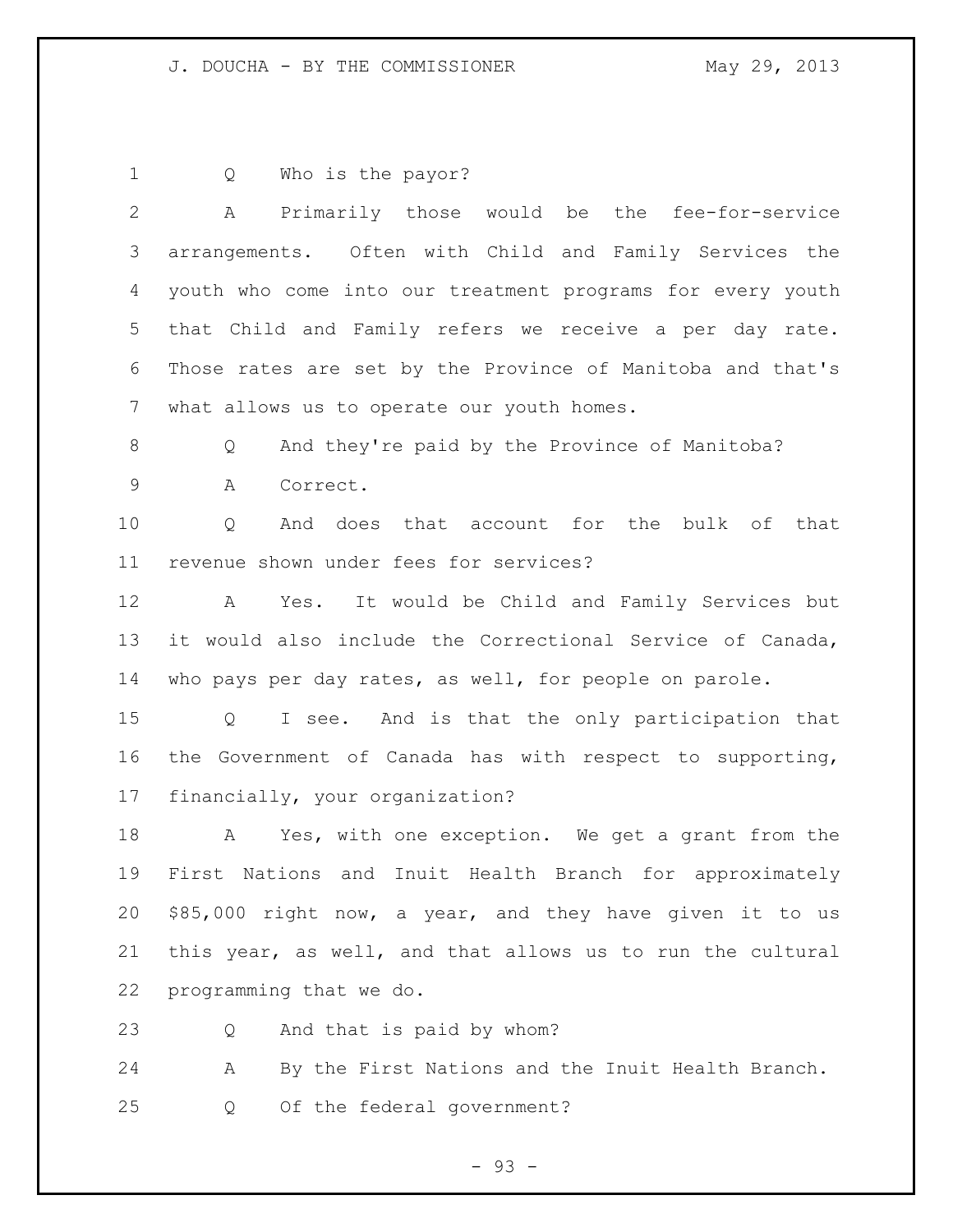Q Who is the payor?

A Primarily those would be the fee-for-service arrangements. Often with Child and Family Services the youth who come into our treatment programs for every youth that Child and Family refers we receive a per day rate. Those rates are set by the Province of Manitoba and that's what allows us to operate our youth homes.

Q And they're paid by the Province of Manitoba?

A Correct.

Q And does that account for the bulk of that revenue shown under fees for services?

A Yes. It would be Child and Family Services but it would also include the Correctional Service of Canada, who pays per day rates, as well, for people on parole.

Q I see. And is that the only participation that the Government of Canada has with respect to supporting, financially, your organization?

A Yes, with one exception. We get a grant from the First Nations and Inuit Health Branch for approximately $85,000 right now, a year, and they have given it to us this year, as well, and that allows us to run the cultural programming that we do.

Q And that is paid by whom?

A By the First Nations and the Inuit Health Branch.

Q Of the federal government?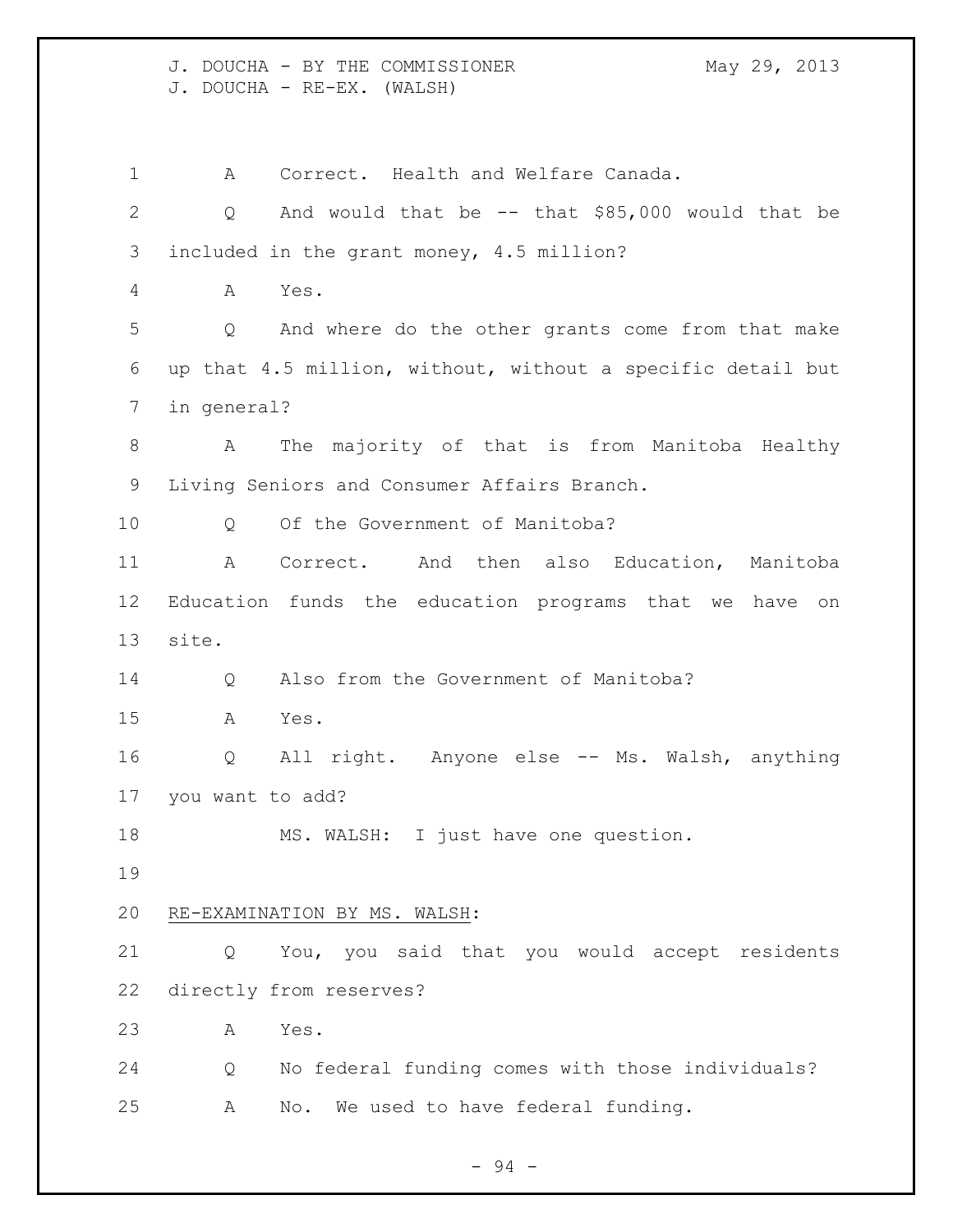A Correct. Health and Welfare Canada.

Q And would that be -- that $85,000 would that be included in the grant money, 4.5 million?

A Yes.

Q And where do the other grants come from that make up that 4.5 million, without, without a specific detail but in general?

A The majority of that is from Manitoba Healthy Living Seniors and Consumer Affairs Branch.

Q Of the Government of Manitoba?

A Correct. And then also Education, Manitoba Education funds the education programs that we have on site.

Q Also from the Government of Manitoba?

A Yes.

Q All right. Anyone else -- Ms. Walsh, anything you want to add?

MS. WALSH: I just have one question.

RE-EXAMINATION BY MS. WALSH:

Q You, you said that you would accept residents directly from reserves?

A Yes.

Q No federal funding comes with those individuals?

A No. We used to have federal funding.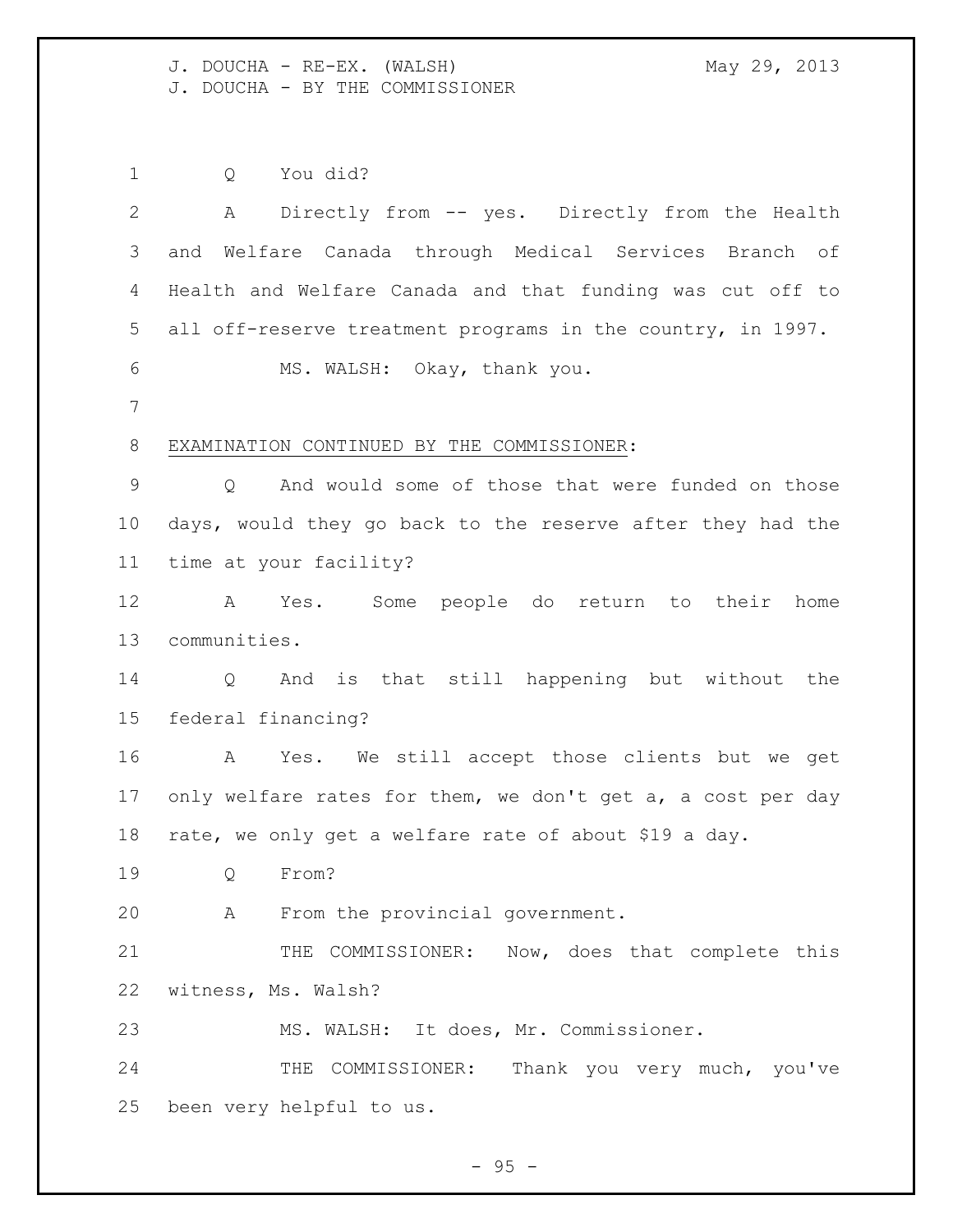Q You did?

A Directly from -- yes. Directly from the Health and Welfare Canada through Medical Services Branch of Health and Welfare Canada and that funding was cut off to all off-reserve treatment programs in the country, in 1997.

MS. WALSH: Okay, thank you.

EXAMINATION CONTINUED BY THE COMMISSIONER:

Q And would some of those that were funded on those days, would they go back to the reserve after they had the time at your facility?

A Yes. Some people do return to their home communities.

Q And is that still happening but without the federal financing?

A Yes. We still accept those clients but we get only welfare rates for them, we don't get a, a cost per day rate, we only get a welfare rate of about $19 a day.

Q From?

A From the provincial government.

THE COMMISSIONER: Now, does that complete this witness, Ms. Walsh?

MS. WALSH: It does, Mr. Commissioner.

THE COMMISSIONER: Thank you very much, you've been very helpful to us.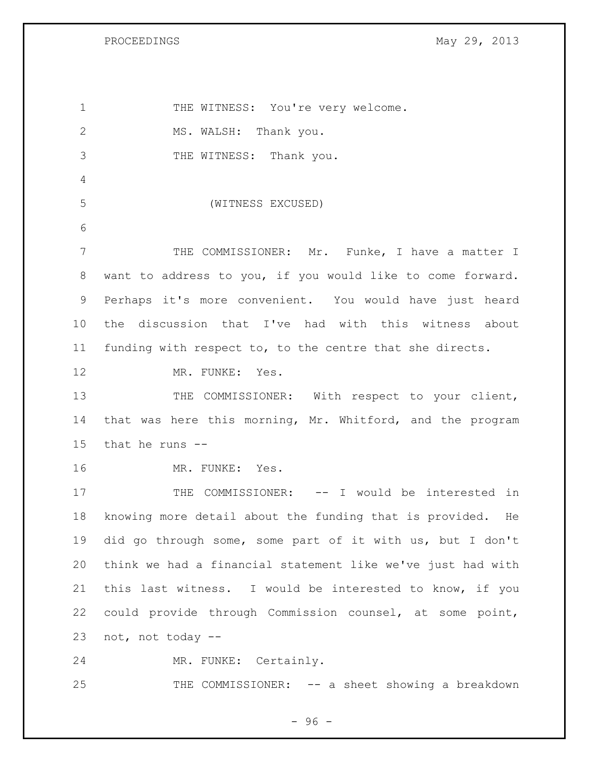THE WITNESS: You're very welcome.

MS. WALSH: Thank you.

THE WITNESS: Thank you.

(WITNESS EXCUSED)

THE COMMISSIONER: Mr. Funke, I have a matter I want to address to you, if you would like to come forward. Perhaps it's more convenient. You would have just heard the discussion that I've had with this witness about funding with respect to, to the centre that she directs.

MR. FUNKE: Yes.

THE COMMISSIONER: With respect to your client, that was here this morning, Mr. Whitford, and the program that he runs --

MR. FUNKE: Yes.

THE COMMISSIONER: -- I would be interested in knowing more detail about the funding that is provided. He did go through some, some part of it with us, but I don't think we had a financial statement like we've just had with this last witness. I would be interested to know, if you could provide through Commission counsel, at some point, not, not today --

MR. FUNKE: Certainly.

THE COMMISSIONER: -- a sheet showing a breakdown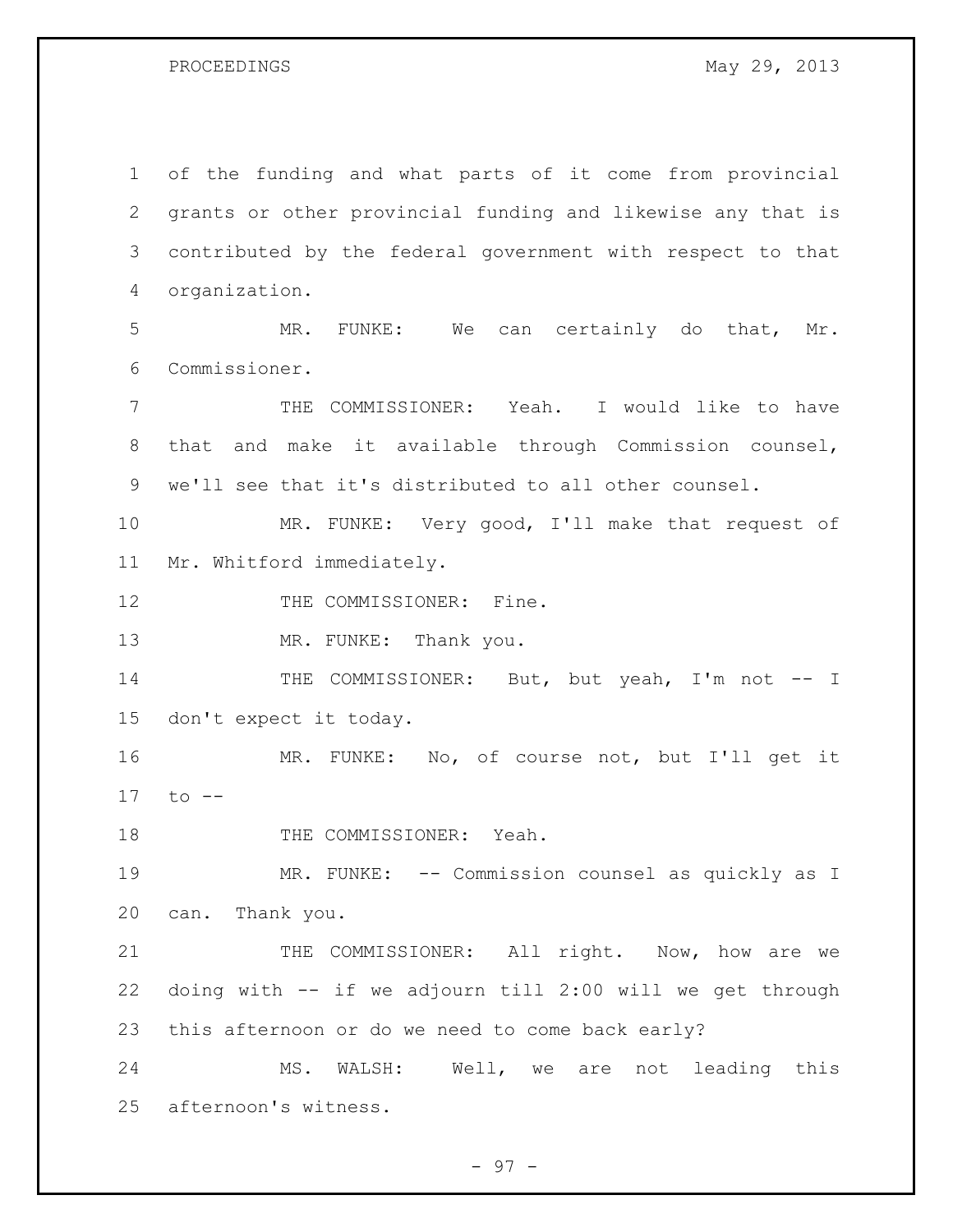of the funding and what parts of it come from provincial grants or other provincial funding and likewise any that is contributed by the federal government with respect to that organization.

MR. FUNKE: We can certainly do that, Mr. Commissioner.

THE COMMISSIONER: Yeah. I would like to have that and make it available through Commission counsel, we'll see that it's distributed to all other counsel.

MR. FUNKE: Very good, I'll make that request of Mr. Whitford immediately.

THE COMMISSIONER: Fine.

MR. FUNKE: Thank you.

THE COMMISSIONER: But, but yeah, I'm not -- I don't expect it today.

MR. FUNKE: No, of course not, but I'll get it to --

THE COMMISSIONER: Yeah.

MR. FUNKE: -- Commission counsel as quickly as I can. Thank you.

THE COMMISSIONER: All right. Now, how are we doing with -- if we adjourn till 2:00 will we get through this afternoon or do we need to come back early?

MS. WALSH: Well, we are not leading this afternoon's witness.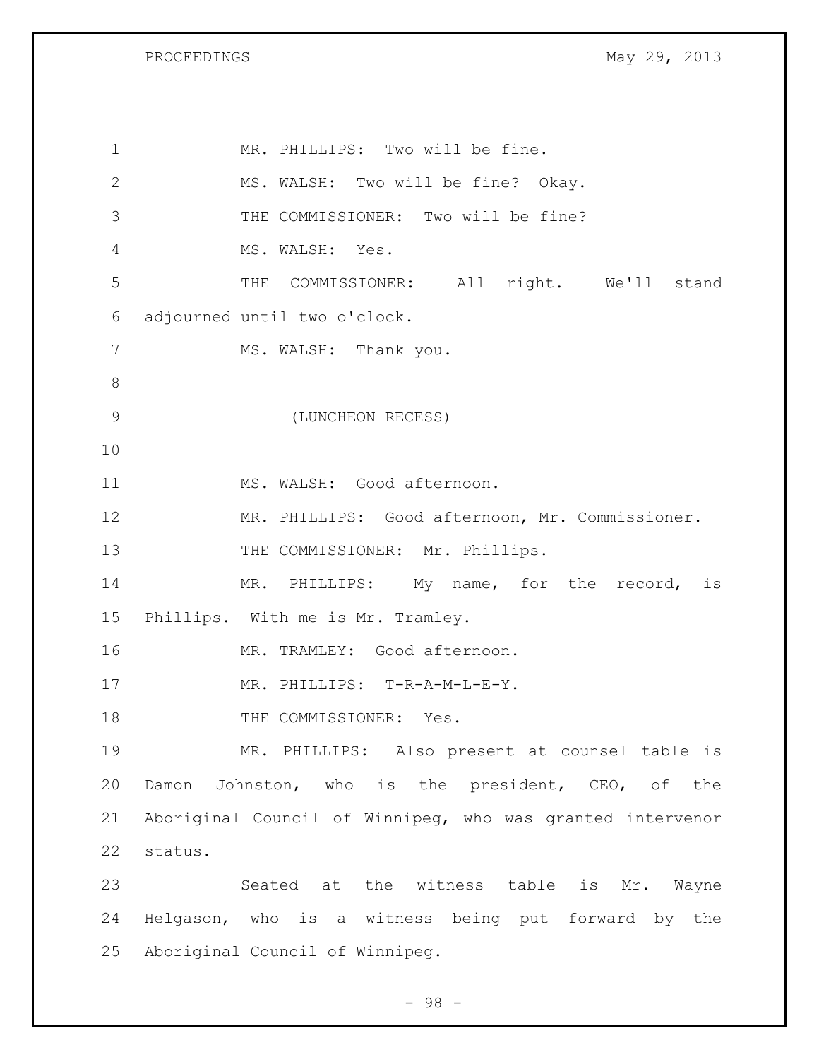MR. PHILLIPS: Two will be fine.

MS. WALSH: Two will be fine? Okay.

THE COMMISSIONER: Two will be fine?

MS. WALSH: Yes.

THE COMMISSIONER: All right. We'll stand adjourned until two o'clock.

MS. WALSH: Thank you.

(LUNCHEON RECESS)

MS. WALSH: Good afternoon.

MR. PHILLIPS: Good afternoon, Mr. Commissioner.

THE COMMISSIONER: Mr. Phillips.

MR. PHILLIPS: My name, for the record, is Phillips. With me is Mr. Tramley.

MR. TRAMLEY: Good afternoon.

MR. PHILLIPS: T-R-A-M-L-E-Y.

THE COMMISSIONER: Yes.

MR. PHILLIPS: Also present at counsel table is Damon Johnston, who is the president, CEO, of the Aboriginal Council of Winnipeg, who was granted intervenor status.

Seated at the witness table is Mr. Wayne Helgason, who is a witness being put forward by the Aboriginal Council of Winnipeg.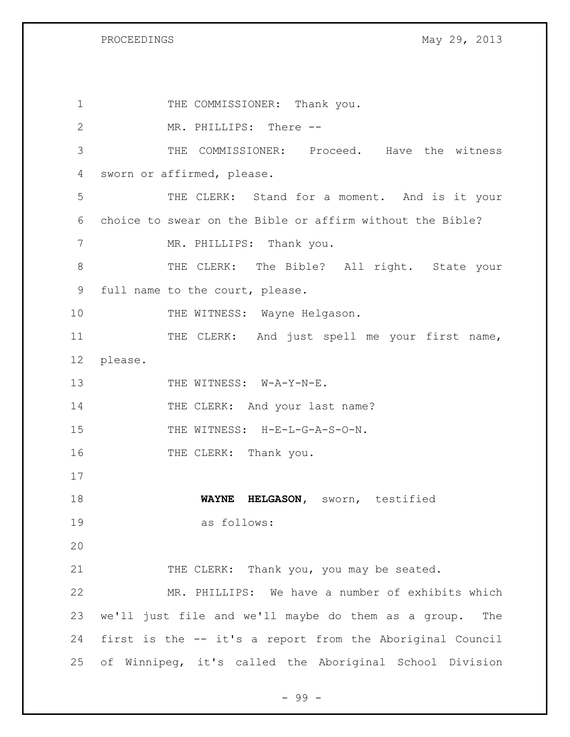THE COMMISSIONER: Thank you.

MR. PHILLIPS: There --

THE COMMISSIONER: Proceed. Have the witness sworn or affirmed, please.

THE CLERK: Stand for a moment. And is it your choice to swear on the Bible or affirm without the Bible?

MR. PHILLIPS: Thank you.

THE CLERK: The Bible? All right. State your full name to the court, please.

THE WITNESS: Wayne Helgason.

THE CLERK: And just spell me your first name, please.

THE WITNESS: W-A-Y-N-E.

THE CLERK: And your last name?

THE WITNESS: H-E-L-G-A-S-O-N.

THE CLERK: Thank you.

**WAYNE HELGASON**, sworn, testified as follows:

THE CLERK: Thank you, you may be seated.

MR. PHILLIPS: We have a number of exhibits which we'll just file and we'll maybe do them as a group. The first is the -- it's a report from the Aboriginal Council of Winnipeg, it's called the Aboriginal School Division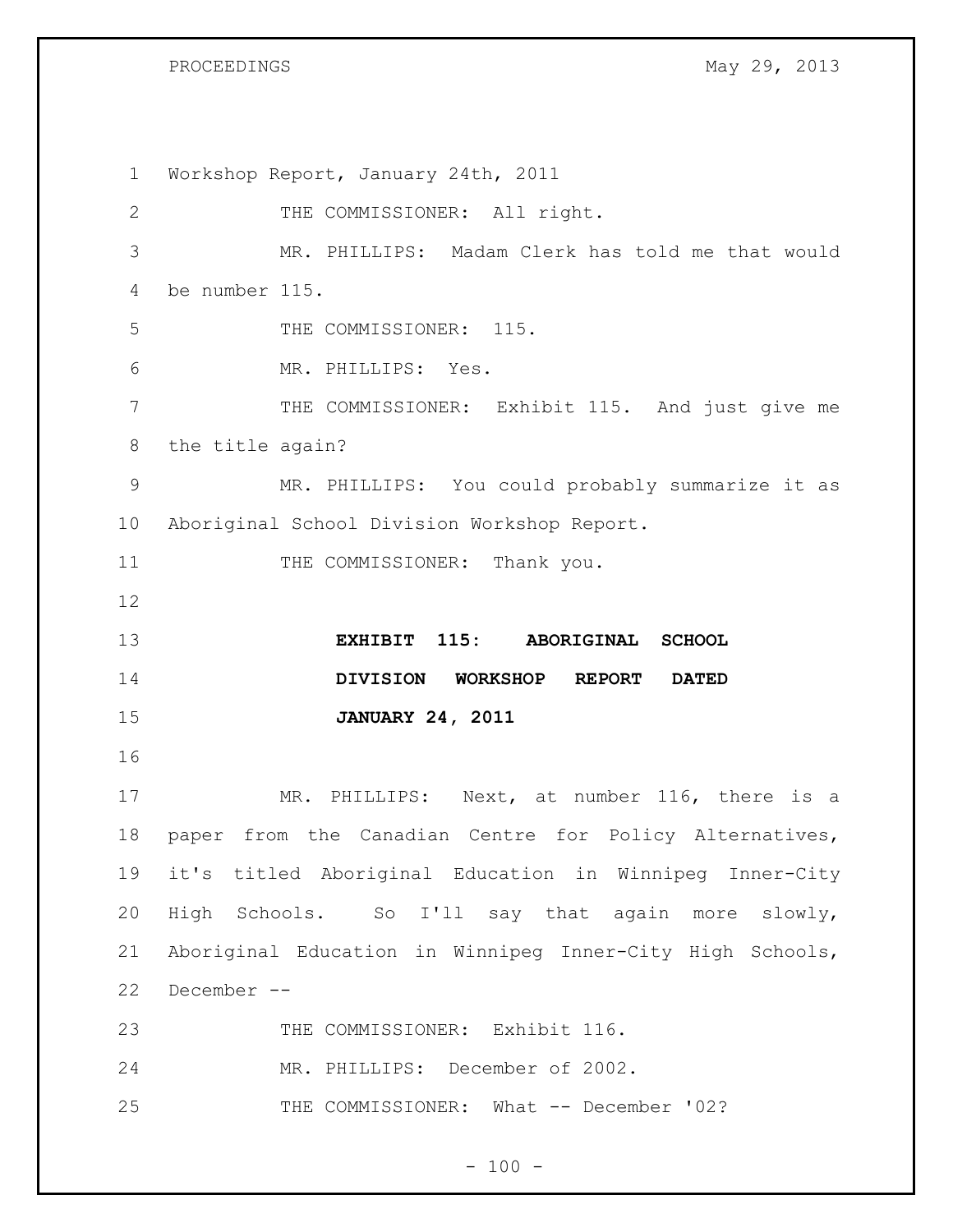Workshop Report, January 24th, 2011

THE COMMISSIONER: All right.

MR. PHILLIPS: Madam Clerk has told me that would be number 115.

THE COMMISSIONER: 115.

MR. PHILLIPS: Yes.

THE COMMISSIONER: Exhibit 115. And just give me the title again?

MR. PHILLIPS: You could probably summarize it as Aboriginal School Division Workshop Report.

THE COMMISSIONER: Thank you.

**EXHIBIT 115: ABORIGINAL SCHOOL DIVISION WORKSHOP REPORT DATED JANUARY 24, 2011**

MR. PHILLIPS: Next, at number 116, there is a paper from the Canadian Centre for Policy Alternatives, it's titled Aboriginal Education in Winnipeg Inner-City High Schools. So I'll say that again more slowly, Aboriginal Education in Winnipeg Inner-City High Schools, December --

THE COMMISSIONER: Exhibit 116.

MR. PHILLIPS: December of 2002.

THE COMMISSIONER: What -- December '02?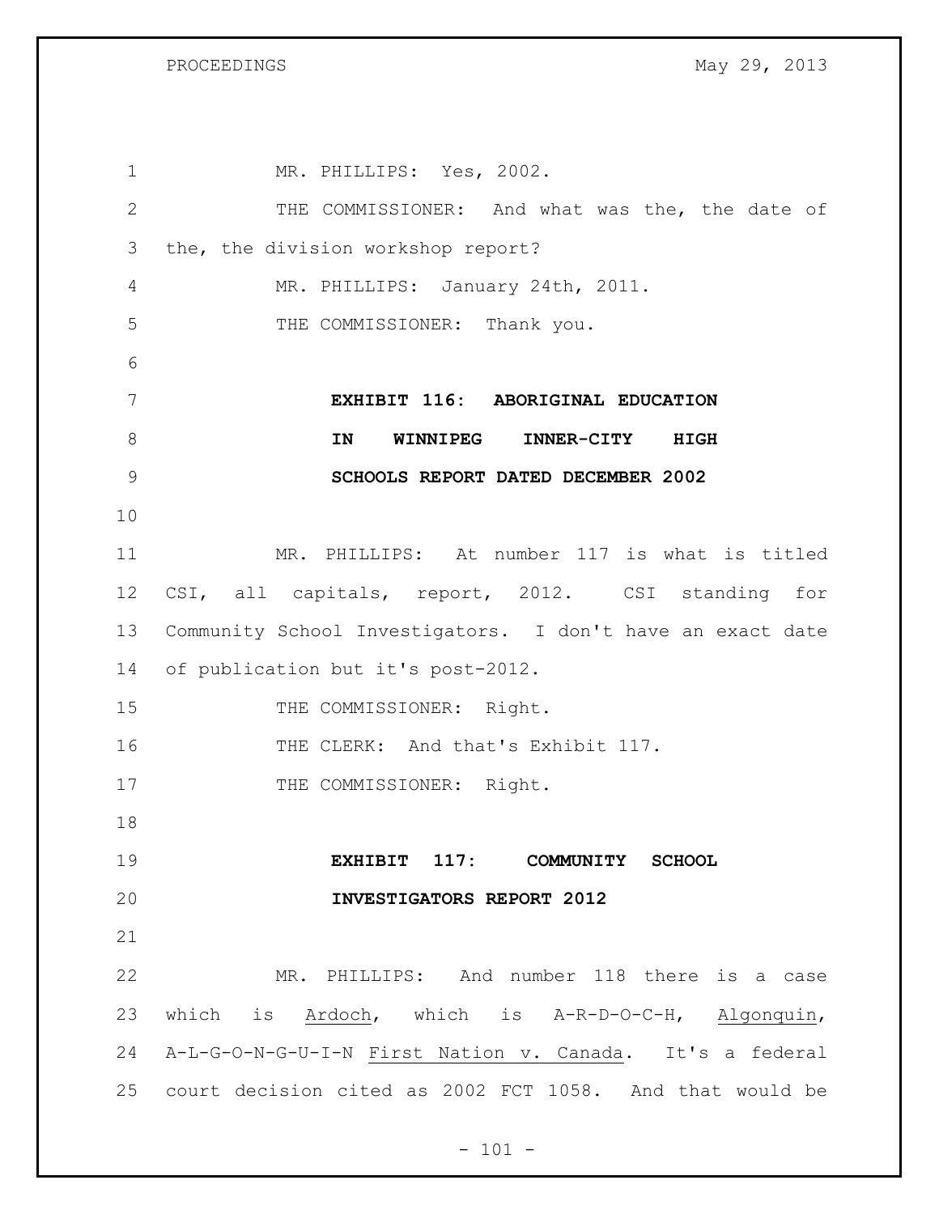MR. PHILLIPS: Yes, 2002.

THE COMMISSIONER: And what was the, the date of the, the division workshop report?

MR. PHILLIPS: January 24th, 2011.

THE COMMISSIONER: Thank you.

**EXHIBIT 116: ABORIGINAL EDUCATION IN WINNIPEG INNER-CITY HIGH SCHOOLS REPORT DATED DECEMBER 2002**

MR. PHILLIPS: At number 117 is what is titled CSI, all capitals, report, 2012. CSI standing for Community School Investigators. I don't have an exact date of publication but it's post-2012.

THE COMMISSIONER: Right.

THE CLERK: And that's Exhibit 117.

THE COMMISSIONER: Right.

**EXHIBIT 117: COMMUNITY SCHOOL INVESTIGATORS REPORT 2012**

MR. PHILLIPS: And number 118 there is a case which is <u>Ardoch</u>, which is A-R-D-O-C-H, <u>Algonquin</u>, A-L-G-O-N-G-U-I-N <u>First Nation v. Canada</u>. It's a federal court decision cited as 2002 FCT 1058. And that would be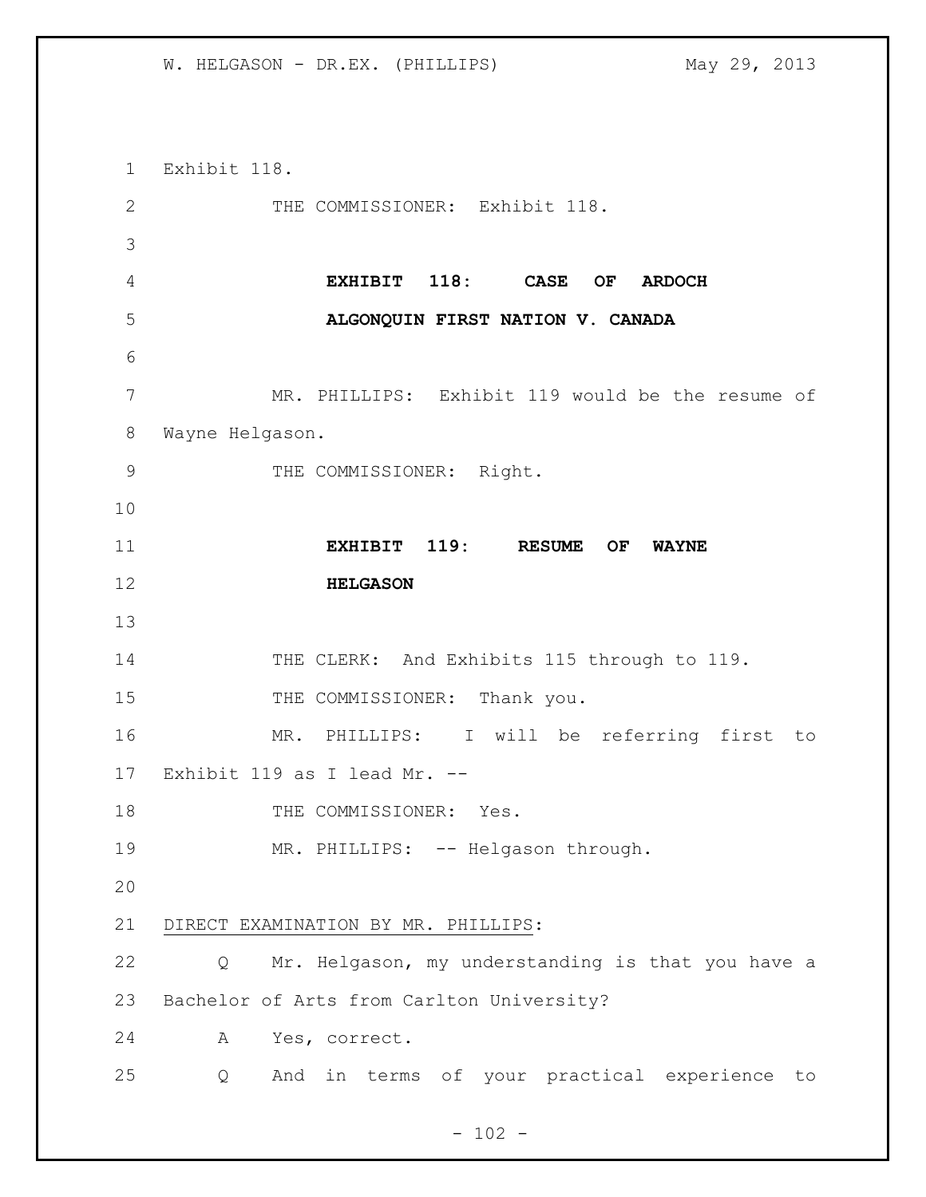Exhibit 118.

THE COMMISSIONER: Exhibit 118.

**EXHIBIT 118: CASE OF ARDOCH ALGONQUIN FIRST NATION V. CANADA**

MR. PHILLIPS: Exhibit 119 would be the resume of Wayne Helgason.

THE COMMISSIONER: Right.

**EXHIBIT 119: RESUME OF WAYNE HELGASON**

THE CLERK: And Exhibits 115 through to 119.

THE COMMISSIONER: Thank you.

MR. PHILLIPS: I will be referring first to Exhibit 119 as I lead Mr. --

THE COMMISSIONER: Yes.

MR. PHILLIPS: -- Helgason through.

DIRECT EXAMINATION BY MR. PHILLIPS:

Q Mr. Helgason, my understanding is that you have a Bachelor of Arts from Carlton University?

A Yes, correct.

Q And in terms of your practical experience to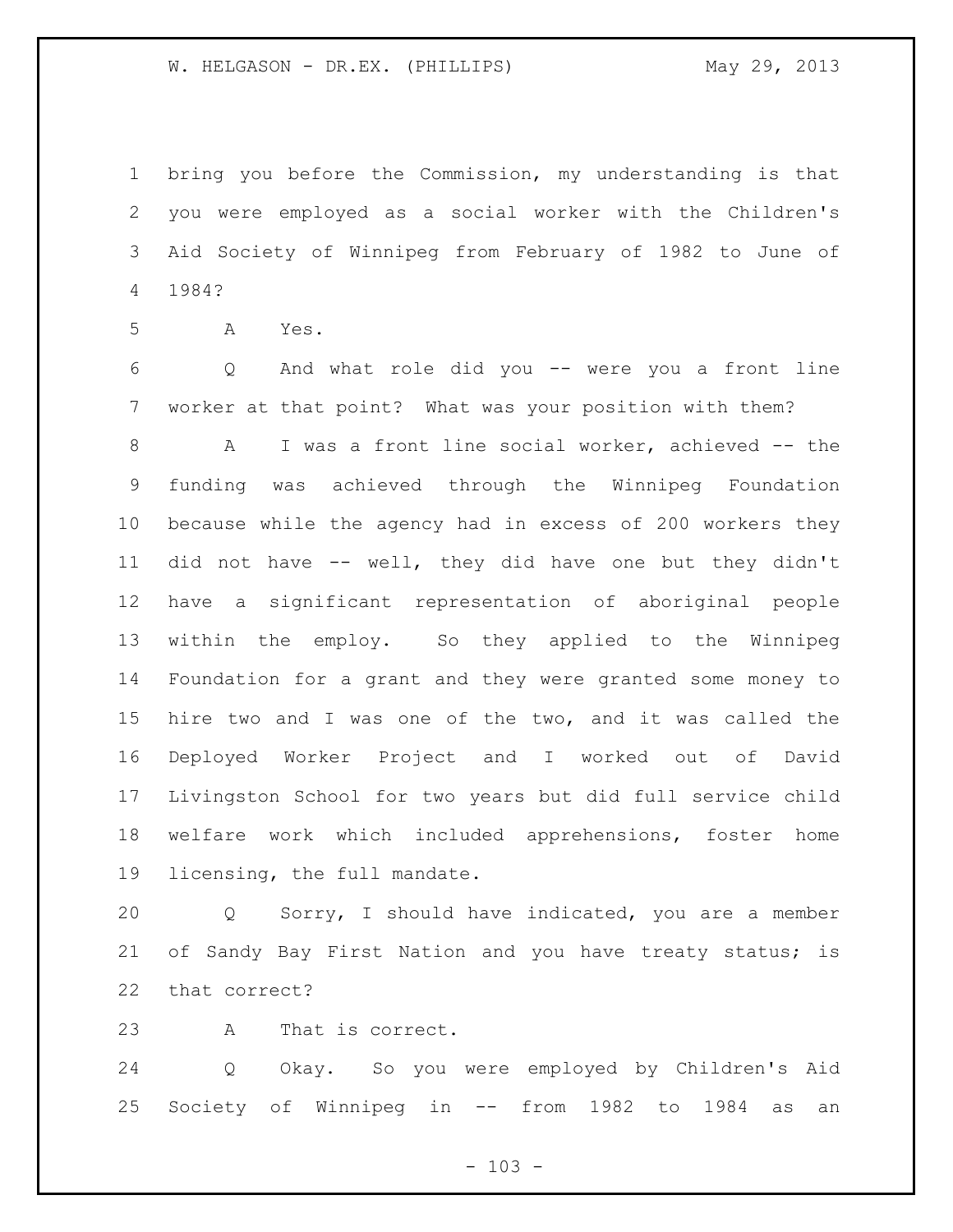bring you before the Commission, my understanding is that you were employed as a social worker with the Children's Aid Society of Winnipeg from February of 1982 to June of 1984?

A Yes.

Q And what role did you -- were you a front line worker at that point? What was your position with them?

A I was a front line social worker, achieved -- the funding was achieved through the Winnipeg Foundation because while the agency had in excess of 200 workers they did not have -- well, they did have one but they didn't have a significant representation of aboriginal people within the employ. So they applied to the Winnipeg Foundation for a grant and they were granted some money to hire two and I was one of the two, and it was called the Deployed Worker Project and I worked out of David Livingston School for two years but did full service child welfare work which included apprehensions, foster home licensing, the full mandate.

Q Sorry, I should have indicated, you are a member of Sandy Bay First Nation and you have treaty status; is that correct?

A That is correct.

Q Okay. So you were employed by Children's Aid Society of Winnipeg in -- from 1982 to 1984 as an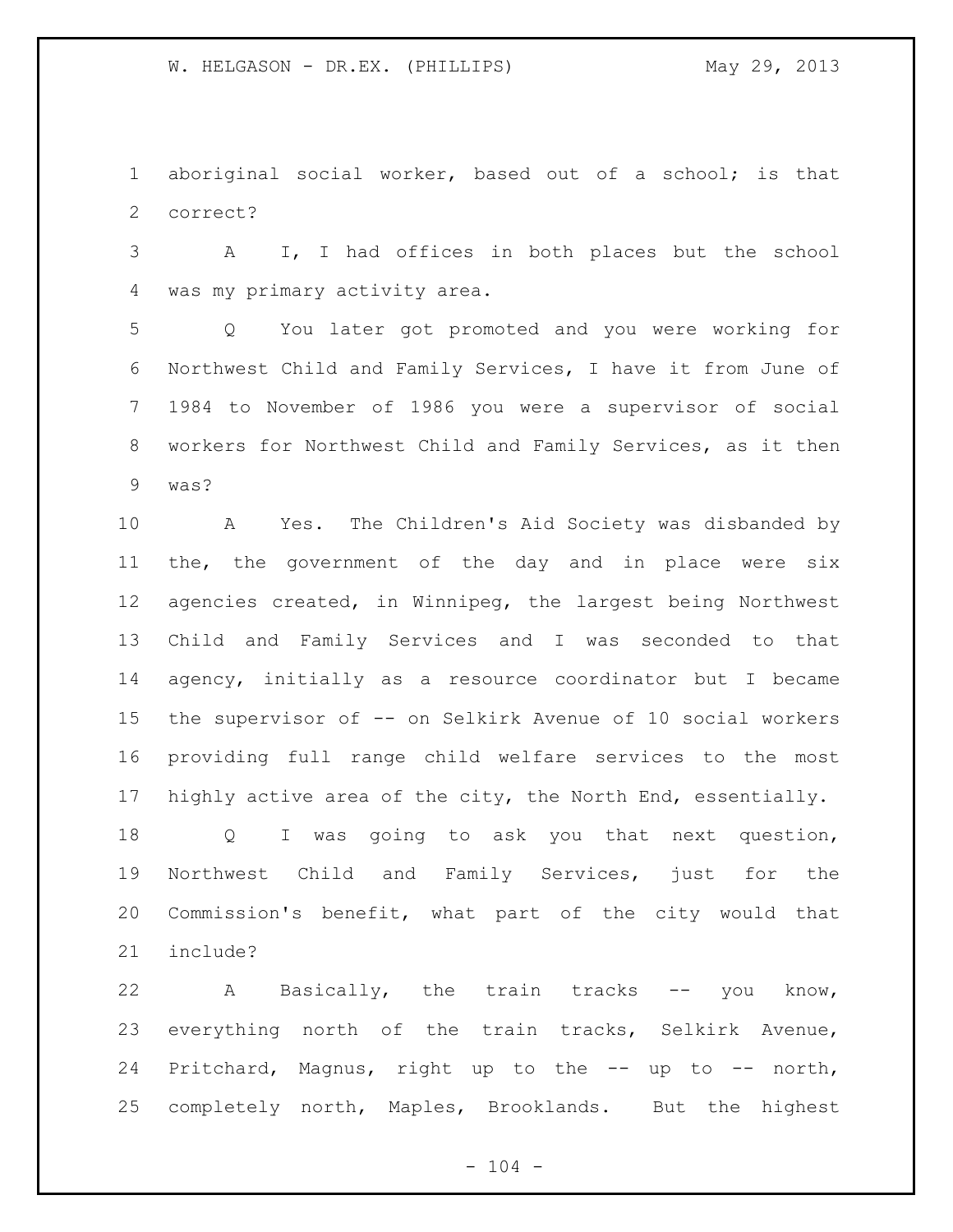aboriginal social worker, based out of a school; is that correct?

A I, I had offices in both places but the school was my primary activity area.

Q You later got promoted and you were working for Northwest Child and Family Services, I have it from June of 1984 to November of 1986 you were a supervisor of social workers for Northwest Child and Family Services, as it then was?

A Yes. The Children's Aid Society was disbanded by the, the government of the day and in place were six agencies created, in Winnipeg, the largest being Northwest Child and Family Services and I was seconded to that agency, initially as a resource coordinator but I became the supervisor of -- on Selkirk Avenue of 10 social workers providing full range child welfare services to the most highly active area of the city, the North End, essentially.

Q I was going to ask you that next question, Northwest Child and Family Services, just for the Commission's benefit, what part of the city would that include?

A Basically, the train tracks -- you know, everything north of the train tracks, Selkirk Avenue, Pritchard, Magnus, right up to the -- up to -- north, completely north, Maples, Brooklands. But the highest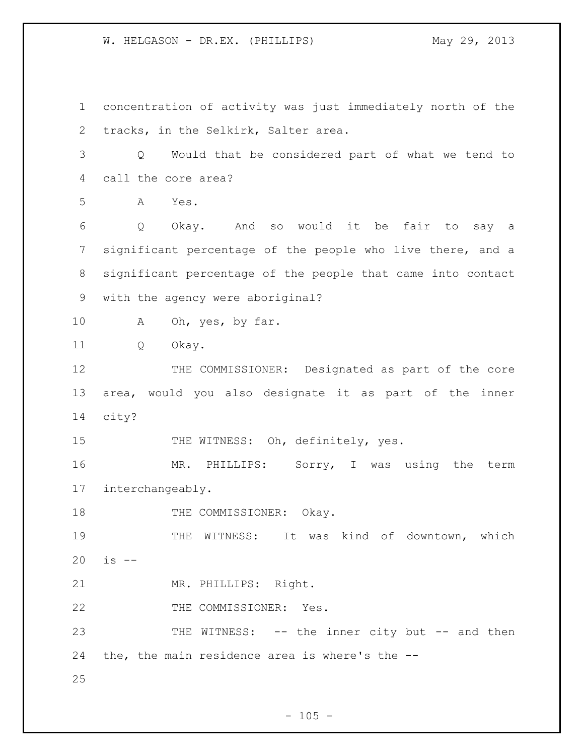concentration of activity was just immediately north of the tracks, in the Selkirk, Salter area.

Q Would that be considered part of what we tend to call the core area?

A Yes.

Q Okay. And so would it be fair to say a significant percentage of the people who live there, and a significant percentage of the people that came into contact with the agency were aboriginal?

A Oh, yes, by far.

Q Okay.

THE COMMISSIONER: Designated as part of the core area, would you also designate it as part of the inner city?

THE WITNESS: Oh, definitely, yes.

MR. PHILLIPS: Sorry, I was using the term interchangeably.

THE COMMISSIONER: Okay.

THE WITNESS: It was kind of downtown, which is --

MR. PHILLIPS: Right.

THE COMMISSIONER: Yes.

THE WITNESS: -- the inner city but -- and then the, the main residence area is where's the --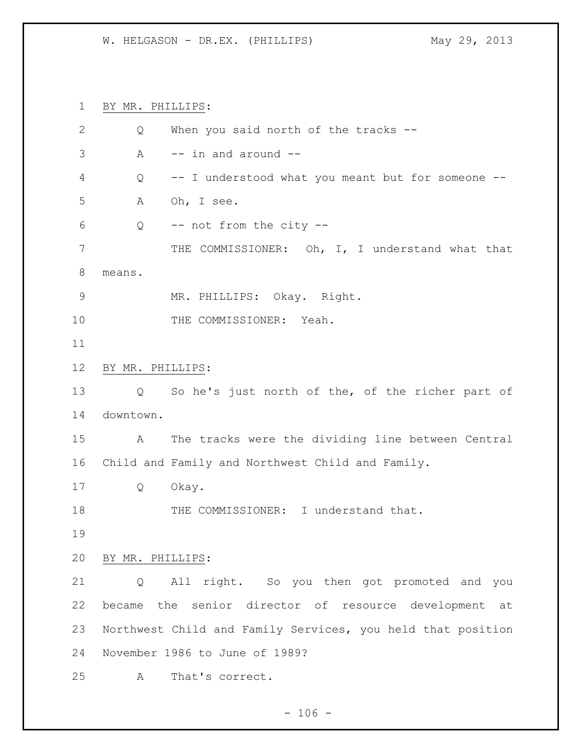BY MR. PHILLIPS:

Q When you said north of the tracks --

A -- in and around --

Q -- I understood what you meant but for someone --

A Oh, I see.

Q -- not from the city --

THE COMMISSIONER: Oh, I, I understand what that means.

MR. PHILLIPS: Okay. Right.

THE COMMISSIONER: Yeah.

BY MR. PHILLIPS:

Q So he's just north of the, of the richer part of downtown.

A The tracks were the dividing line between Central Child and Family and Northwest Child and Family.

Q Okay.

THE COMMISSIONER: I understand that.

BY MR. PHILLIPS:

Q All right. So you then got promoted and you became the senior director of resource development at Northwest Child and Family Services, you held that position November 1986 to June of 1989?

A That's correct.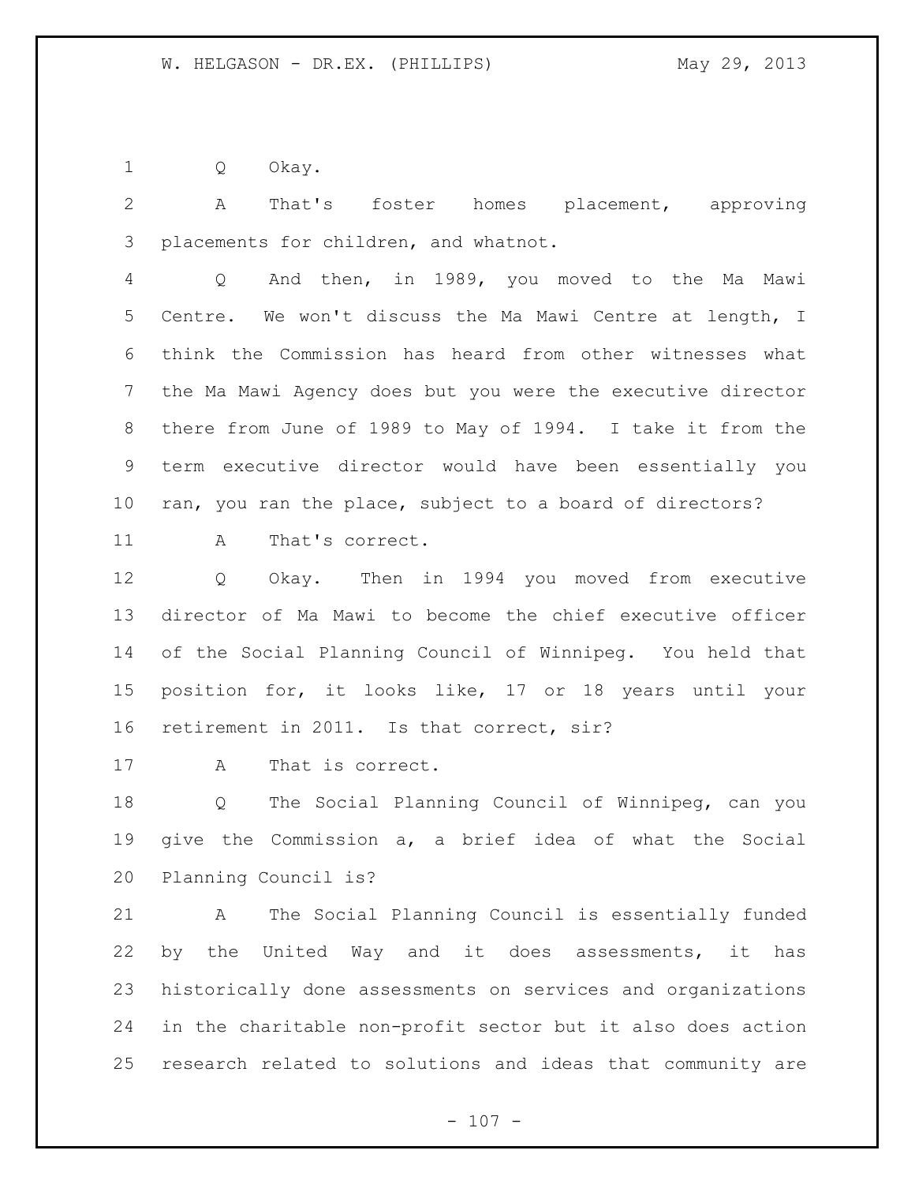Q Okay.

A That's foster homes placement, approving placements for children, and whatnot.

Q And then, in 1989, you moved to the Ma Mawi Centre. We won't discuss the Ma Mawi Centre at length, I think the Commission has heard from other witnesses what the Ma Mawi Agency does but you were the executive director there from June of 1989 to May of 1994. I take it from the term executive director would have been essentially you ran, you ran the place, subject to a board of directors?

A That's correct.

Q Okay. Then in 1994 you moved from executive director of Ma Mawi to become the chief executive officer of the Social Planning Council of Winnipeg. You held that position for, it looks like, 17 or 18 years until your retirement in 2011. Is that correct, sir?

A That is correct.

Q The Social Planning Council of Winnipeg, can you give the Commission a, a brief idea of what the Social Planning Council is?

A The Social Planning Council is essentially funded by the United Way and it does assessments, it has historically done assessments on services and organizations in the charitable non-profit sector but it also does action research related to solutions and ideas that community are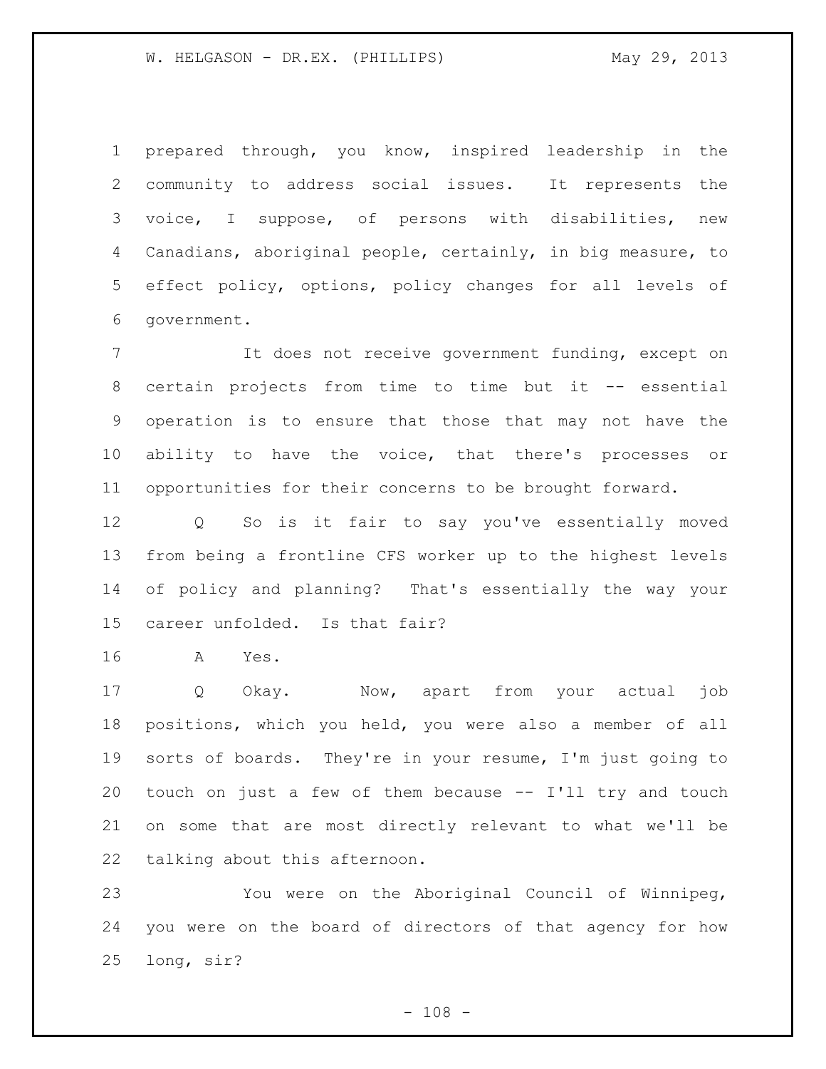prepared through, you know, inspired leadership in the community to address social issues. It represents the voice, I suppose, of persons with disabilities, new Canadians, aboriginal people, certainly, in big measure, to effect policy, options, policy changes for all levels of government.

It does not receive government funding, except on certain projects from time to time but it -- essential operation is to ensure that those that may not have the ability to have the voice, that there's processes or opportunities for their concerns to be brought forward.

Q So is it fair to say you've essentially moved from being a frontline CFS worker up to the highest levels of policy and planning? That's essentially the way your career unfolded. Is that fair?

A Yes.

Q Okay. Now, apart from your actual job positions, which you held, you were also a member of all sorts of boards. They're in your resume, I'm just going to touch on just a few of them because -- I'll try and touch on some that are most directly relevant to what we'll be talking about this afternoon.

You were on the Aboriginal Council of Winnipeg, you were on the board of directors of that agency for how long, sir?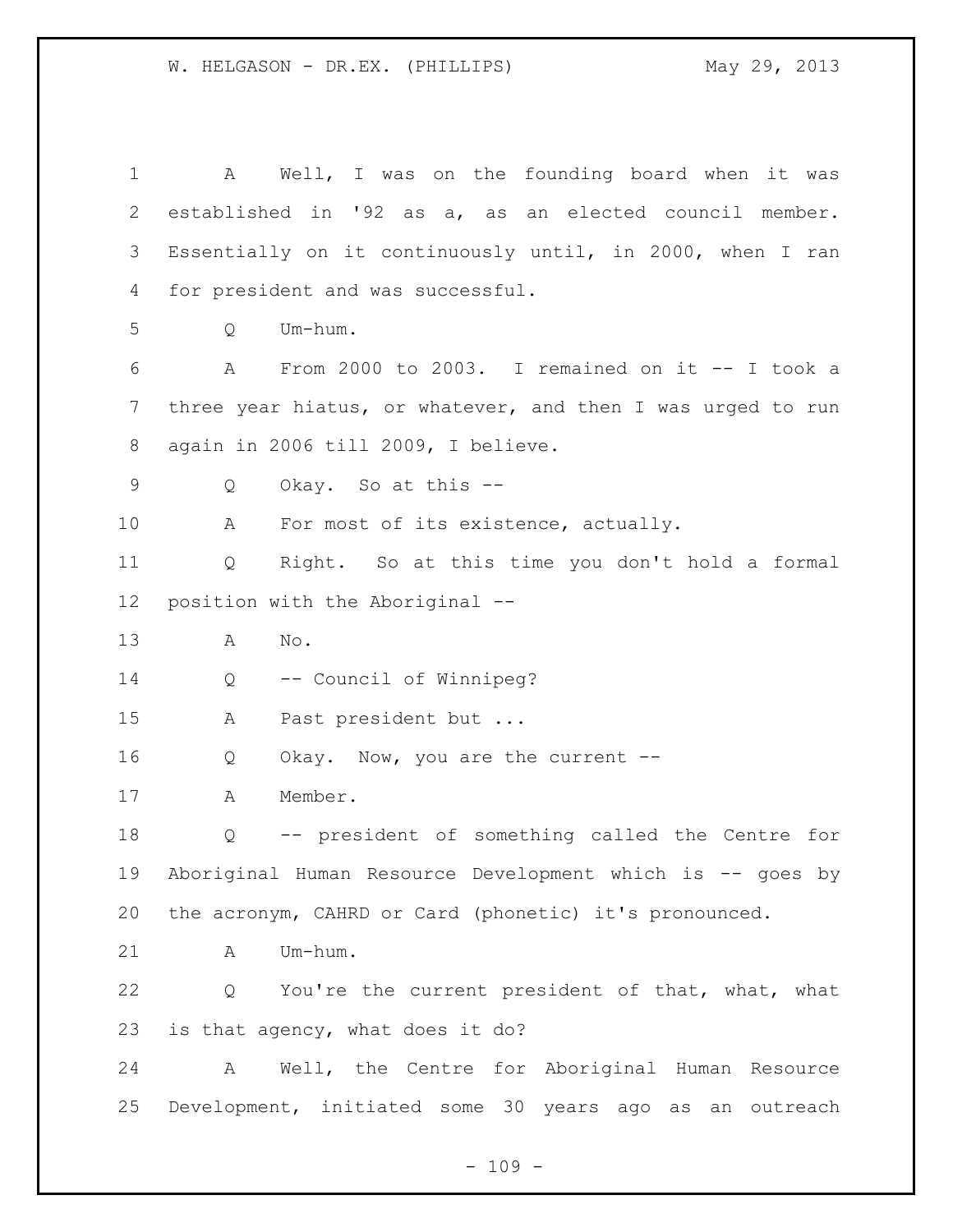A Well, I was on the founding board when it was established in '92 as a, as an elected council member. Essentially on it continuously until, in 2000, when I ran for president and was successful.

Q Um-hum.

A From 2000 to 2003. I remained on it -- I took a three year hiatus, or whatever, and then I was urged to run again in 2006 till 2009, I believe.

Q Okay. So at this --

A For most of its existence, actually.

Q Right. So at this time you don't hold a formal position with the Aboriginal --

A No.

Q -- Council of Winnipeg?

A Past president but ...

Q Okay. Now, you are the current --

A Member.

Q -- president of something called the Centre for Aboriginal Human Resource Development which is -- goes by the acronym, CAHRD or Card (phonetic) it's pronounced.

A Um-hum.

Q You're the current president of that, what, what is that agency, what does it do?

A Well, the Centre for Aboriginal Human Resource Development, initiated some 30 years ago as an outreach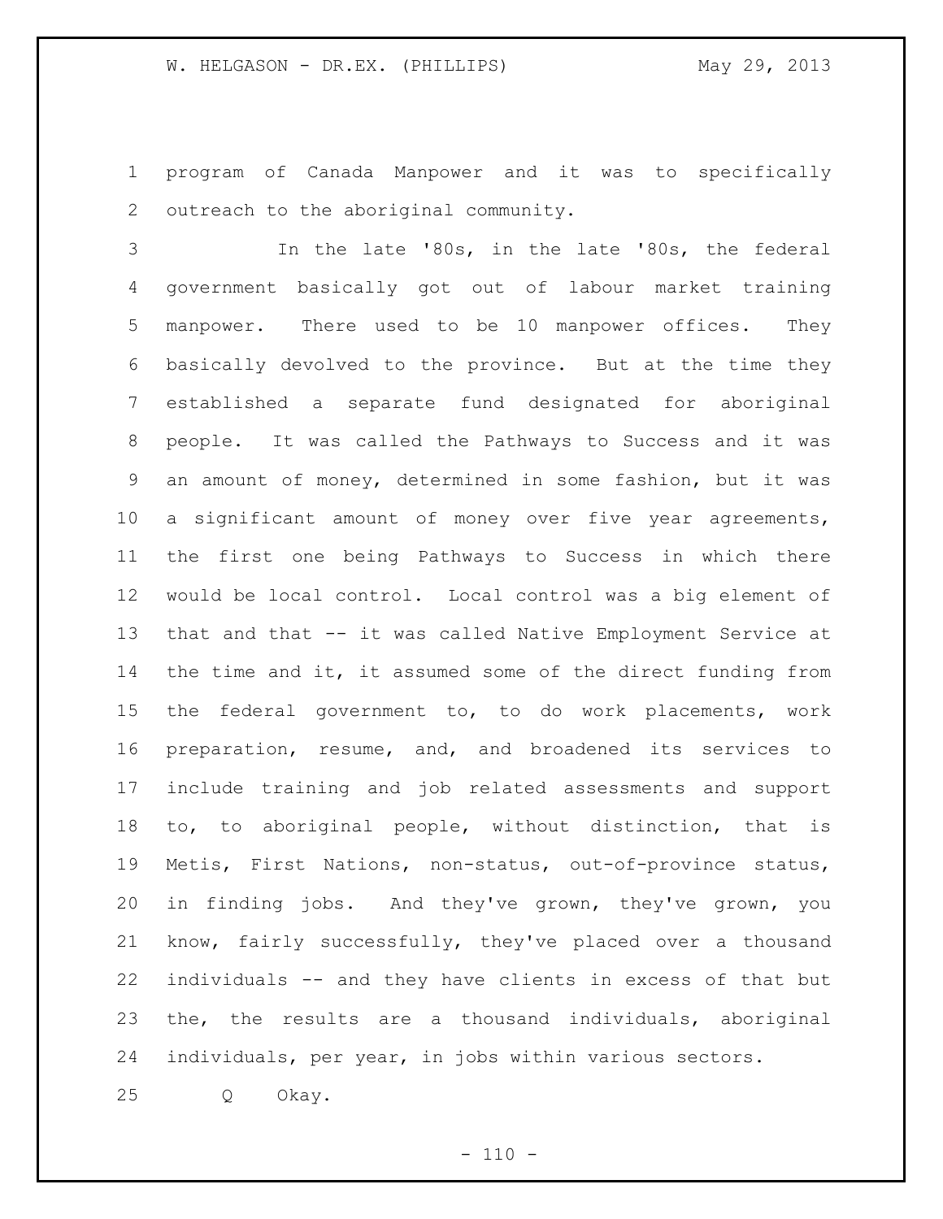program of Canada Manpower and it was to specifically outreach to the aboriginal community.

In the late '80s, in the late '80s, the federal government basically got out of labour market training manpower. There used to be 10 manpower offices. They basically devolved to the province. But at the time they established a separate fund designated for aboriginal people. It was called the Pathways to Success and it was an amount of money, determined in some fashion, but it was a significant amount of money over five year agreements, the first one being Pathways to Success in which there would be local control. Local control was a big element of that and that -- it was called Native Employment Service at the time and it, it assumed some of the direct funding from the federal government to, to do work placements, work preparation, resume, and, and broadened its services to include training and job related assessments and support to, to aboriginal people, without distinction, that is Metis, First Nations, non-status, out-of-province status, in finding jobs. And they've grown, they've grown, you know, fairly successfully, they've placed over a thousand individuals -- and they have clients in excess of that but the, the results are a thousand individuals, aboriginal individuals, per year, in jobs within various sectors.

Q Okay.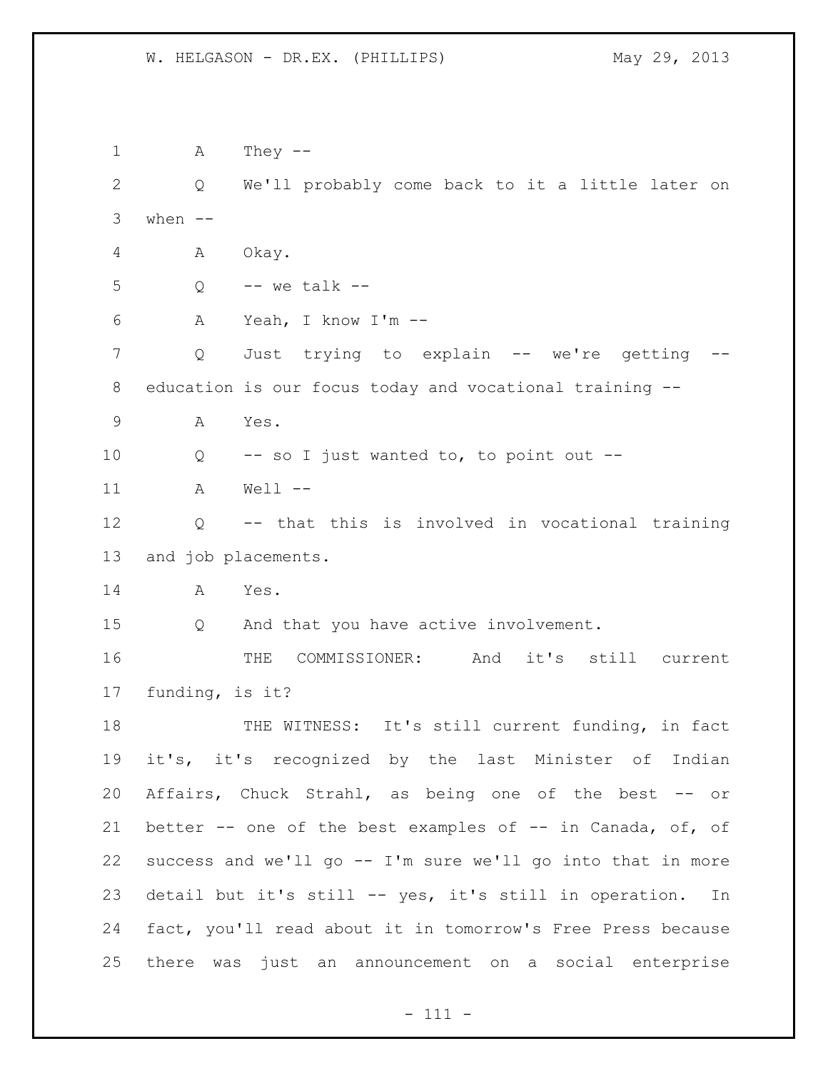A They --

Q We'll probably come back to it a little later on when --

A Okay.

Q -- we talk --

A Yeah, I know I'm --

Q Just trying to explain -- we're getting -- education is our focus today and vocational training --

A Yes.

Q -- so I just wanted to, to point out --

A Well --

Q -- that this is involved in vocational training and job placements.

A Yes.

Q And that you have active involvement.

THE COMMISSIONER: And it's still current funding, is it?

THE WITNESS: It's still current funding, in fact it's, it's recognized by the last Minister of Indian Affairs, Chuck Strahl, as being one of the best -- or better -- one of the best examples of -- in Canada, of, of success and we'll go -- I'm sure we'll go into that in more detail but it's still -- yes, it's still in operation. In fact, you'll read about it in tomorrow's Free Press because there was just an announcement on a social enterprise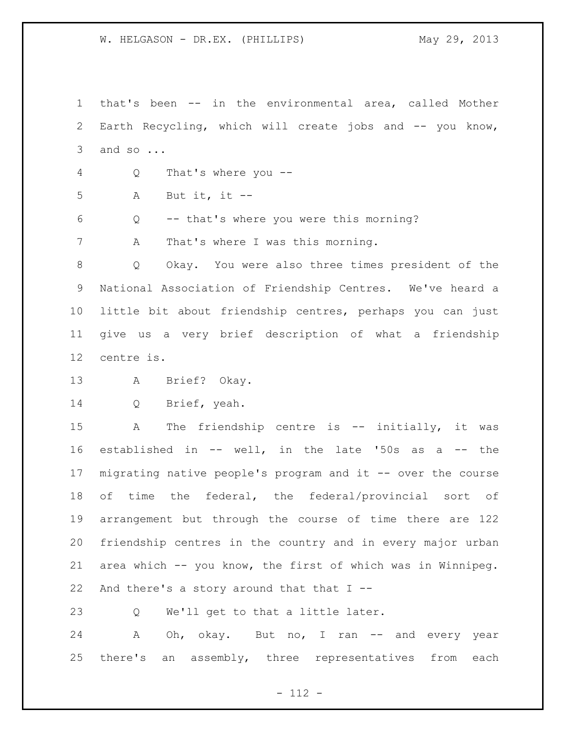that's been -- in the environmental area, called Mother Earth Recycling, which will create jobs and -- you know, and so ...

Q That's where you --

A But it, it --

Q -- that's where you were this morning?

A That's where I was this morning.

Q Okay. You were also three times president of the National Association of Friendship Centres. We've heard a little bit about friendship centres, perhaps you can just give us a very brief description of what a friendship centre is.

A Brief? Okay.

Q Brief, yeah.

A The friendship centre is -- initially, it was established in -- well, in the late '50s as a -- the migrating native people's program and it -- over the course of time the federal, the federal/provincial sort of arrangement but through the course of time there are 122 friendship centres in the country and in every major urban area which -- you know, the first of which was in Winnipeg. And there's a story around that that I --

Q We'll get to that a little later.

A Oh, okay. But no, I ran -- and every year there's an assembly, three representatives from each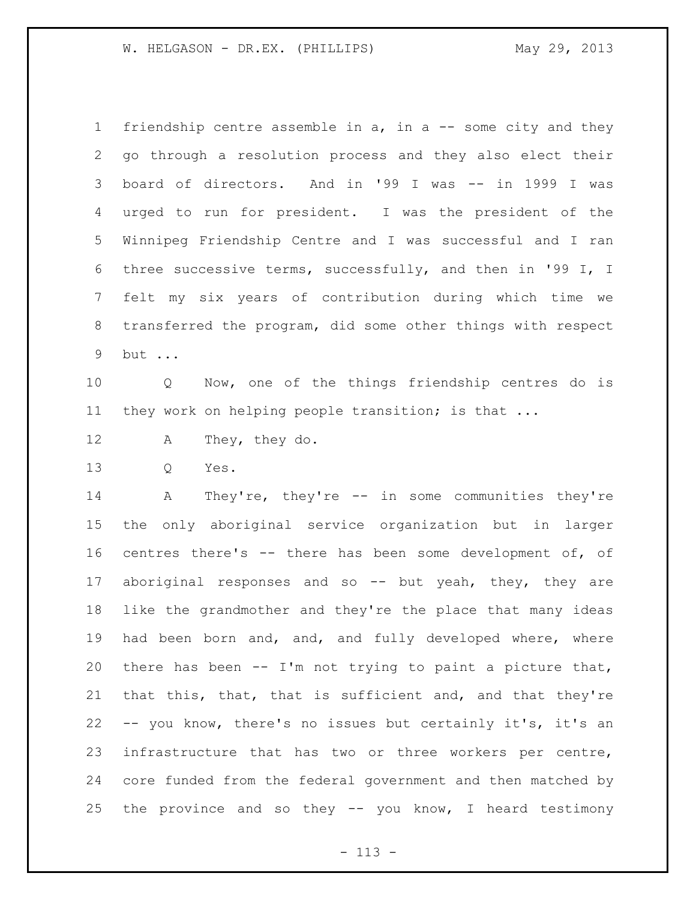friendship centre assemble in a, in a -- some city and they go through a resolution process and they also elect their board of directors. And in '99 I was -- in 1999 I was urged to run for president. I was the president of the Winnipeg Friendship Centre and I was successful and I ran three successive terms, successfully, and then in '99 I, I felt my six years of contribution during which time we transferred the program, did some other things with respect but ...

Q Now, one of the things friendship centres do is they work on helping people transition; is that ...

A They, they do.

Q Yes.

A They're, they're -- in some communities they're the only aboriginal service organization but in larger centres there's -- there has been some development of, of aboriginal responses and so -- but yeah, they, they are like the grandmother and they're the place that many ideas had been born and, and, and fully developed where, where there has been -- I'm not trying to paint a picture that, that this, that, that is sufficient and, and that they're -- you know, there's no issues but certainly it's, it's an infrastructure that has two or three workers per centre, core funded from the federal government and then matched by the province and so they -- you know, I heard testimony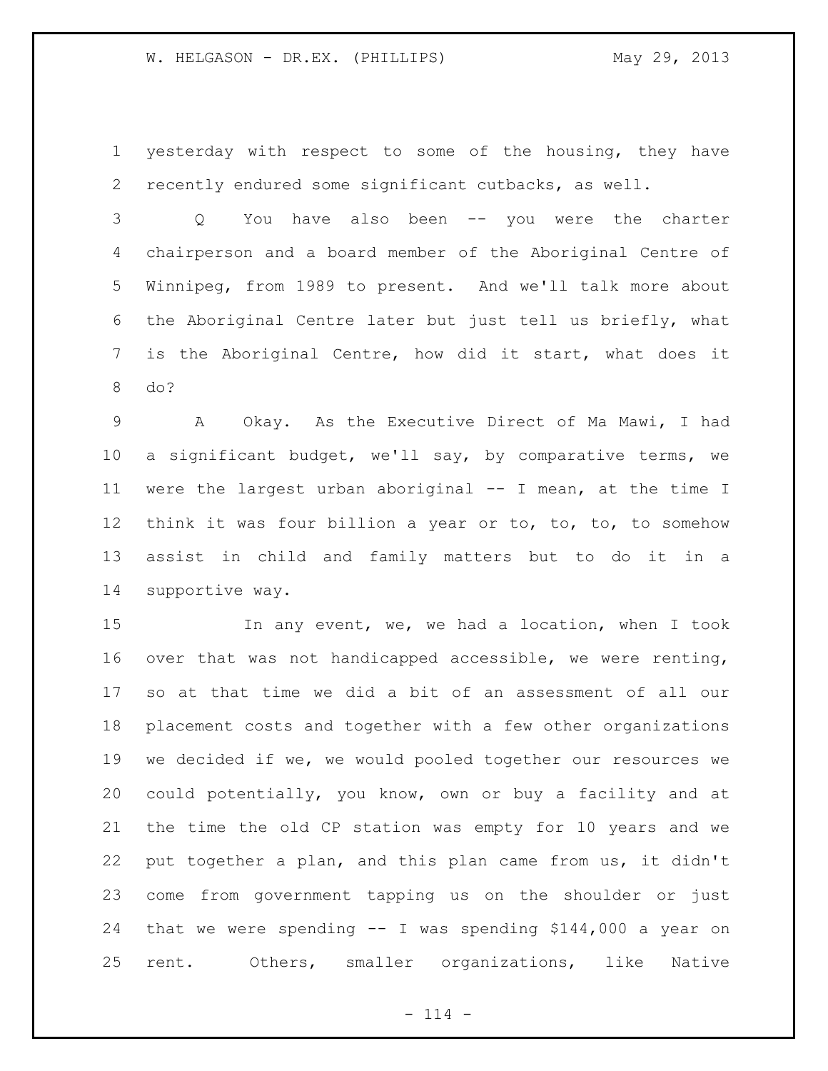yesterday with respect to some of the housing, they have recently endured some significant cutbacks, as well.

Q You have also been -- you were the charter chairperson and a board member of the Aboriginal Centre of Winnipeg, from 1989 to present. And we'll talk more about the Aboriginal Centre later but just tell us briefly, what is the Aboriginal Centre, how did it start, what does it do?

A Okay. As the Executive Direct of Ma Mawi, I had a significant budget, we'll say, by comparative terms, we were the largest urban aboriginal -- I mean, at the time I think it was four billion a year or to, to, to, to somehow assist in child and family matters but to do it in a supportive way.

In any event, we, we had a location, when I took over that was not handicapped accessible, we were renting, so at that time we did a bit of an assessment of all our placement costs and together with a few other organizations we decided if we, we would pooled together our resources we could potentially, you know, own or buy a facility and at the time the old CP station was empty for 10 years and we put together a plan, and this plan came from us, it didn't come from government tapping us on the shoulder or just that we were spending -- I was spending $144,000 a year on rent. Others, smaller organizations, like Native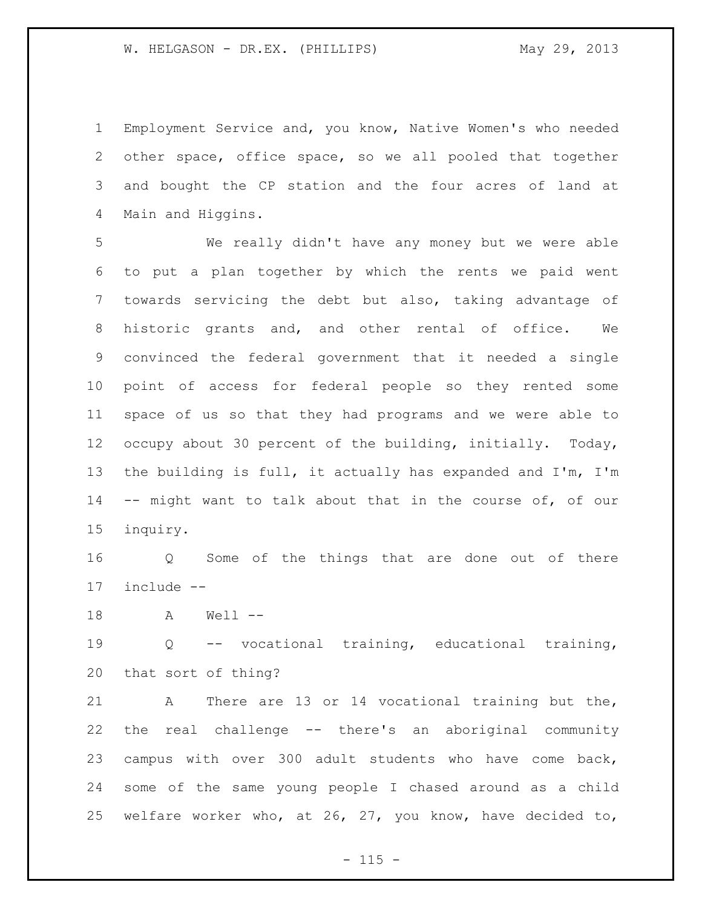Employment Service and, you know, Native Women's who needed other space, office space, so we all pooled that together and bought the CP station and the four acres of land at Main and Higgins.

We really didn't have any money but we were able to put a plan together by which the rents we paid went towards servicing the debt but also, taking advantage of historic grants and, and other rental of office. We convinced the federal government that it needed a single point of access for federal people so they rented some space of us so that they had programs and we were able to occupy about 30 percent of the building, initially. Today, the building is full, it actually has expanded and I'm, I'm -- might want to talk about that in the course of, of our inquiry.

Q Some of the things that are done out of there include --

A Well --

Q -- vocational training, educational training, that sort of thing?

A There are 13 or 14 vocational training but the, the real challenge -- there's an aboriginal community campus with over 300 adult students who have come back, some of the same young people I chased around as a child welfare worker who, at 26, 27, you know, have decided to,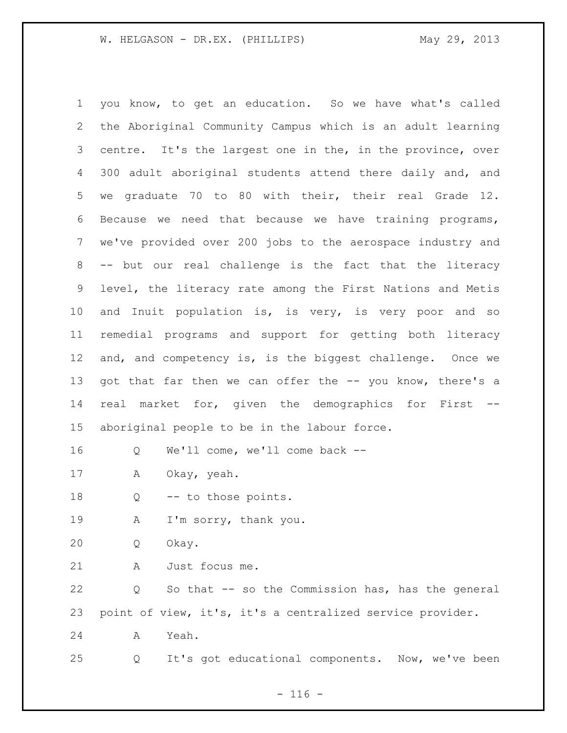you know, to get an education. So we have what's called the Aboriginal Community Campus which is an adult learning centre. It's the largest one in the, in the province, over 300 adult aboriginal students attend there daily and, and we graduate 70 to 80 with their, their real Grade 12. Because we need that because we have training programs, we've provided over 200 jobs to the aerospace industry and -- but our real challenge is the fact that the literacy level, the literacy rate among the First Nations and Metis and Inuit population is, is very, is very poor and so remedial programs and support for getting both literacy and, and competency is, is the biggest challenge. Once we got that far then we can offer the -- you know, there's a real market for, given the demographics for First -- aboriginal people to be in the labour force.

Q We'll come, we'll come back --

A Okay, yeah.

Q -- to those points.

A I'm sorry, thank you.

Q Okay.

A Just focus me.

Q So that -- so the Commission has, has the general point of view, it's, it's a centralized service provider.

A Yeah.

Q It's got educational components. Now, we've been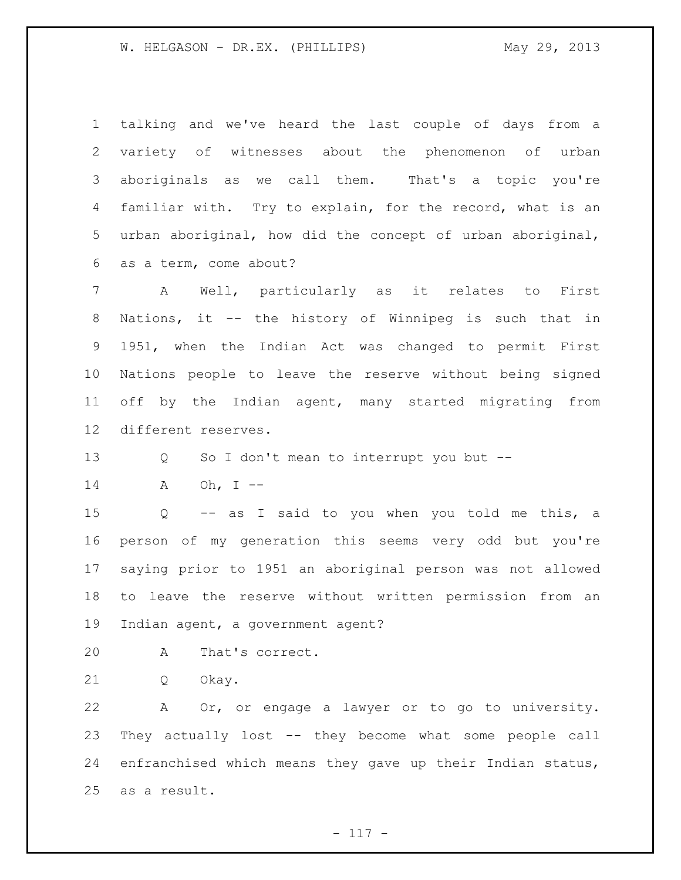talking and we've heard the last couple of days from a variety of witnesses about the phenomenon of urban aboriginals as we call them. That's a topic you're familiar with. Try to explain, for the record, what is an urban aboriginal, how did the concept of urban aboriginal, as a term, come about?

A Well, particularly as it relates to First Nations, it -- the history of Winnipeg is such that in 1951, when the Indian Act was changed to permit First Nations people to leave the reserve without being signed off by the Indian agent, many started migrating from different reserves.

Q So I don't mean to interrupt you but --

A Oh, I --

Q -- as I said to you when you told me this, a person of my generation this seems very odd but you're saying prior to 1951 an aboriginal person was not allowed to leave the reserve without written permission from an Indian agent, a government agent?

A That's correct.

Q Okay.

A Or, or engage a lawyer or to go to university. They actually lost -- they become what some people call enfranchised which means they gave up their Indian status, as a result.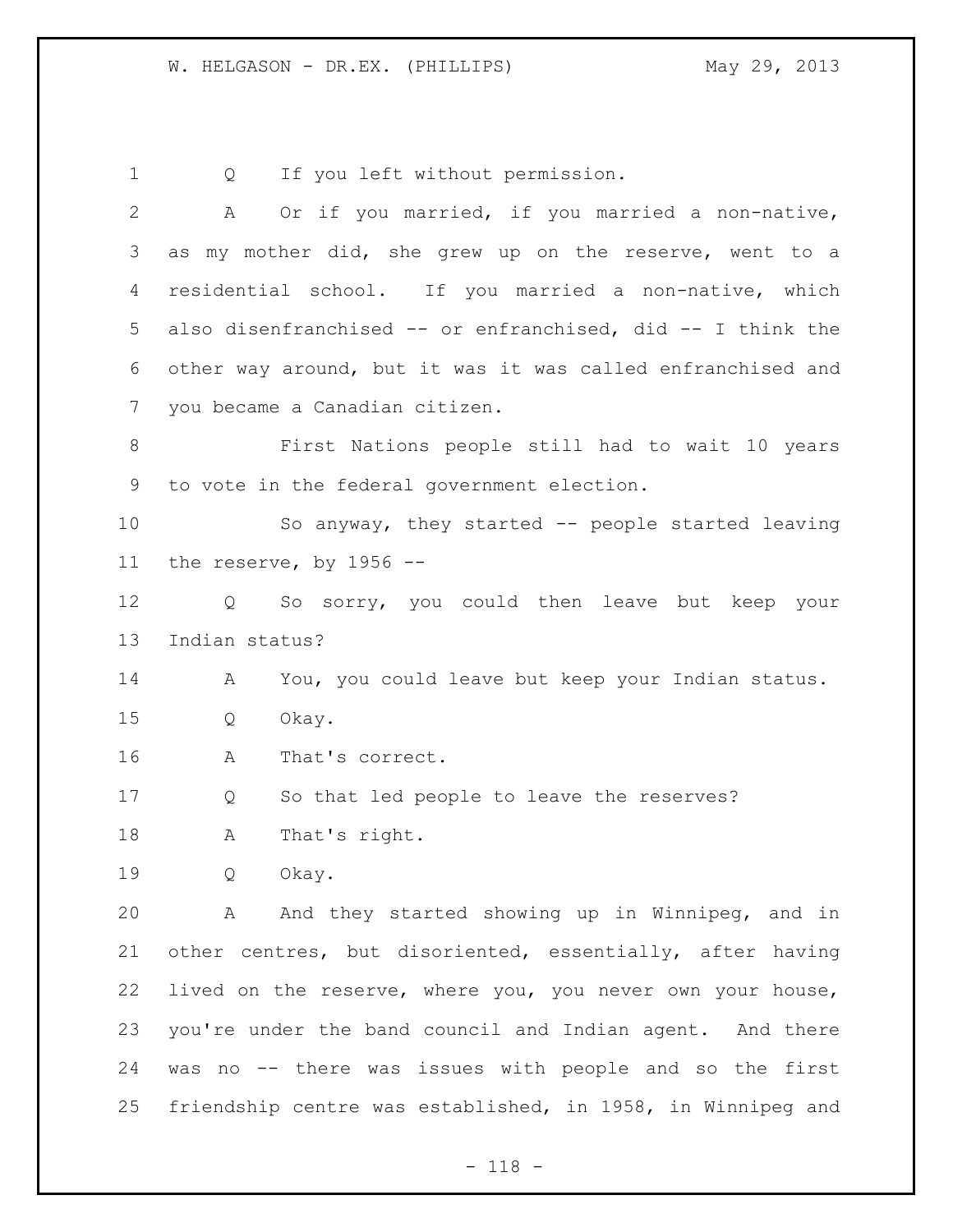Q If you left without permission.

A Or if you married, if you married a non-native, as my mother did, she grew up on the reserve, went to a residential school. If you married a non-native, which also disenfranchised -- or enfranchised, did -- I think the other way around, but it was it was called enfranchised and you became a Canadian citizen.

First Nations people still had to wait 10 years to vote in the federal government election.

So anyway, they started -- people started leaving the reserve, by 1956 --

Q So sorry, you could then leave but keep your Indian status?

A You, you could leave but keep your Indian status.

Q Okay.

A That's correct.

Q So that led people to leave the reserves?

A That's right.

Q Okay.

A And they started showing up in Winnipeg, and in other centres, but disoriented, essentially, after having lived on the reserve, where you, you never own your house, you're under the band council and Indian agent. And there was no -- there was issues with people and so the first friendship centre was established, in 1958, in Winnipeg and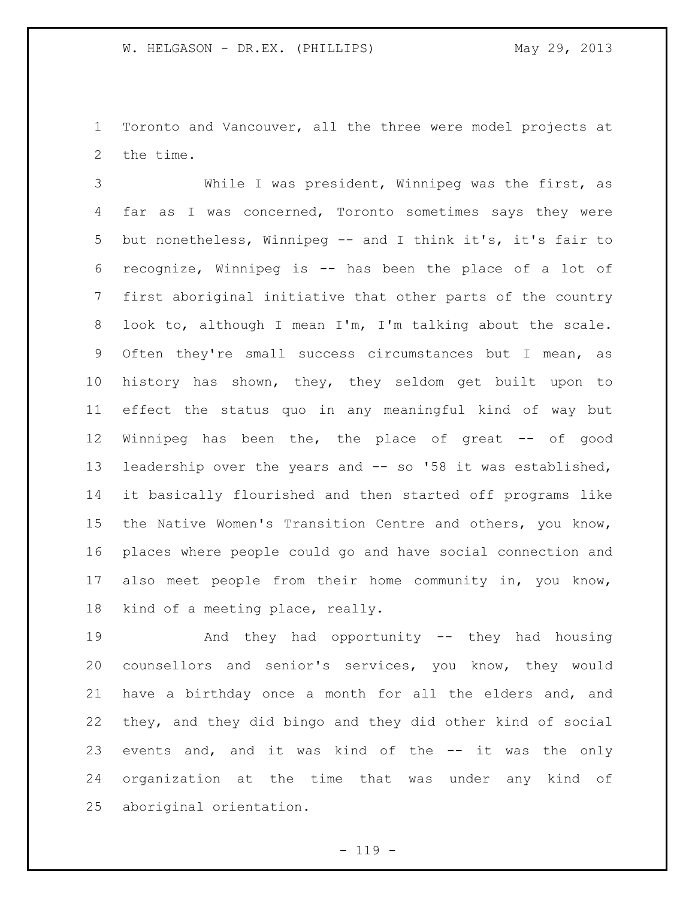Toronto and Vancouver, all the three were model projects at the time.

While I was president, Winnipeg was the first, as far as I was concerned, Toronto sometimes says they were but nonetheless, Winnipeg -- and I think it's, it's fair to recognize, Winnipeg is -- has been the place of a lot of first aboriginal initiative that other parts of the country look to, although I mean I'm, I'm talking about the scale. Often they're small success circumstances but I mean, as history has shown, they, they seldom get built upon to effect the status quo in any meaningful kind of way but Winnipeg has been the, the place of great -- of good leadership over the years and -- so '58 it was established, it basically flourished and then started off programs like the Native Women's Transition Centre and others, you know, places where people could go and have social connection and also meet people from their home community in, you know, kind of a meeting place, really.

And they had opportunity -- they had housing counsellors and senior's services, you know, they would have a birthday once a month for all the elders and, and they, and they did bingo and they did other kind of social events and, and it was kind of the -- it was the only organization at the time that was under any kind of aboriginal orientation.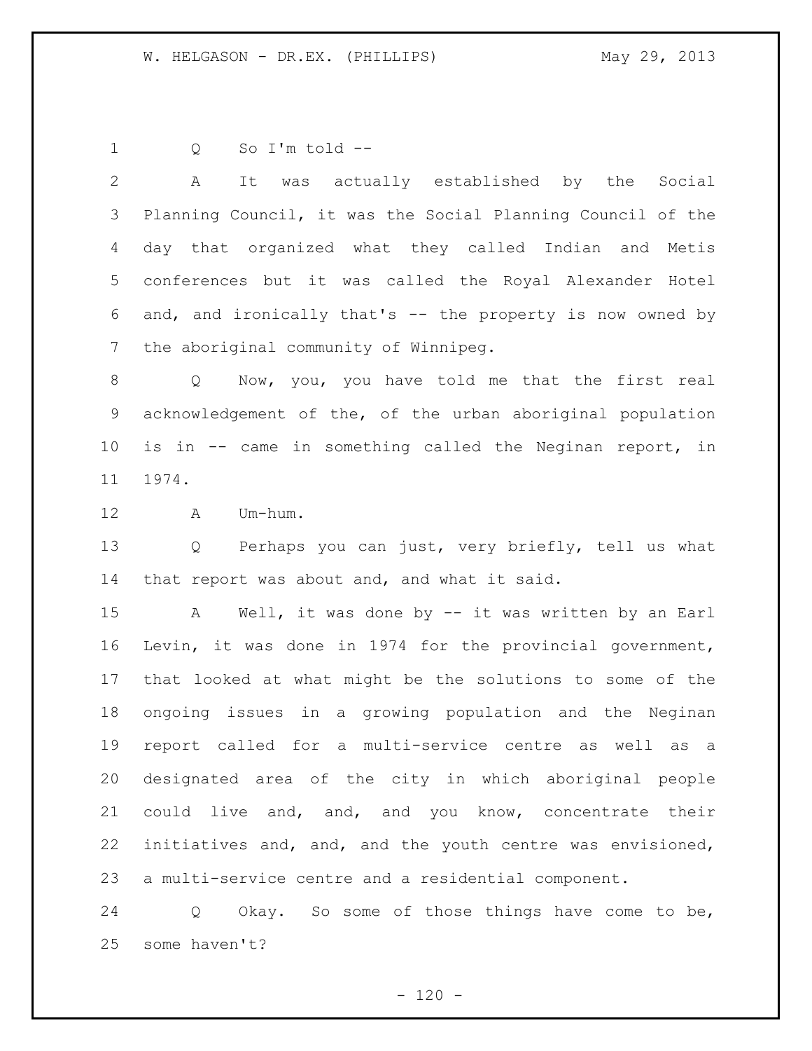Q So I'm told --

A It was actually established by the Social Planning Council, it was the Social Planning Council of the day that organized what they called Indian and Metis conferences but it was called the Royal Alexander Hotel and, and ironically that's -- the property is now owned by the aboriginal community of Winnipeg.

Q Now, you, you have told me that the first real acknowledgement of the, of the urban aboriginal population is in -- came in something called the Neginan report, in 1974.

A Um-hum.

Q Perhaps you can just, very briefly, tell us what that report was about and, and what it said.

A Well, it was done by -- it was written by an Earl Levin, it was done in 1974 for the provincial government, that looked at what might be the solutions to some of the ongoing issues in a growing population and the Neginan report called for a multi-service centre as well as a designated area of the city in which aboriginal people could live and, and, and you know, concentrate their initiatives and, and, and the youth centre was envisioned, a multi-service centre and a residential component.

Q Okay. So some of those things have come to be, some haven't?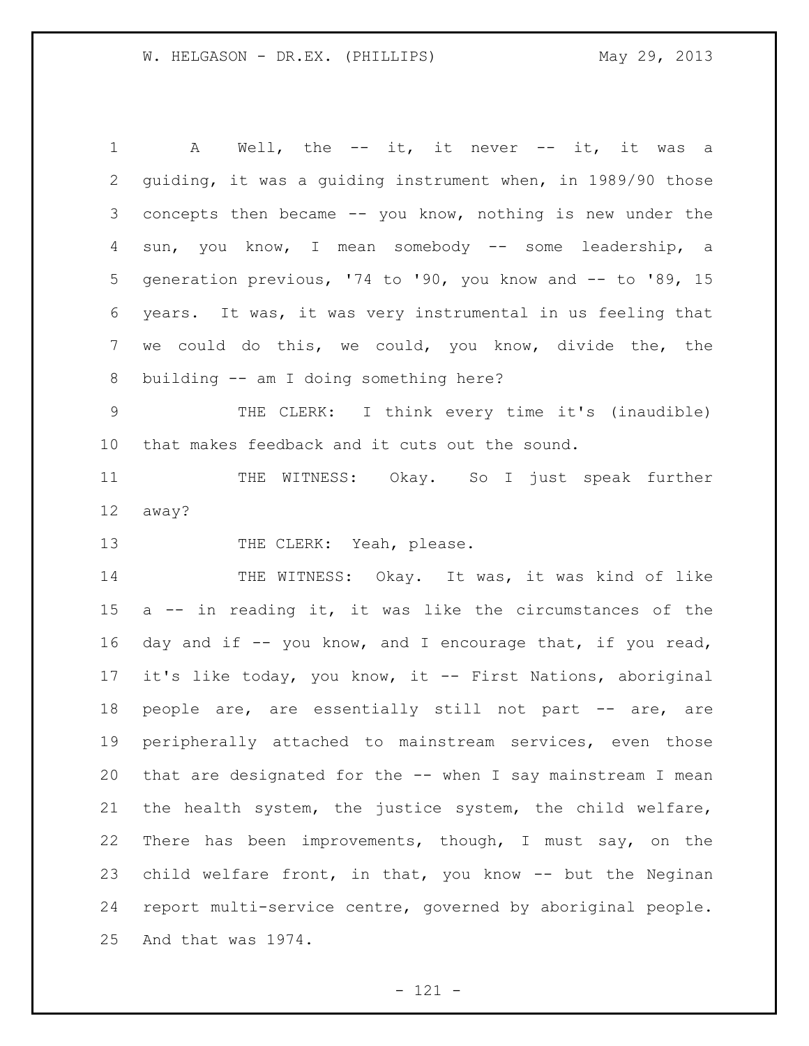A Well, the -- it, it never -- it, it was a guiding, it was a guiding instrument when, in 1989/90 those concepts then became -- you know, nothing is new under the sun, you know, I mean somebody -- some leadership, a generation previous, '74 to '90, you know and -- to '89, 15 years. It was, it was very instrumental in us feeling that we could do this, we could, you know, divide the, the building -- am I doing something here?

THE CLERK: I think every time it's (inaudible) that makes feedback and it cuts out the sound.

THE WITNESS: Okay. So I just speak further away?

THE CLERK: Yeah, please.

THE WITNESS: Okay. It was, it was kind of like a -- in reading it, it was like the circumstances of the day and if -- you know, and I encourage that, if you read, it's like today, you know, it -- First Nations, aboriginal people are, are essentially still not part -- are, are peripherally attached to mainstream services, even those that are designated for the -- when I say mainstream I mean the health system, the justice system, the child welfare, There has been improvements, though, I must say, on the child welfare front, in that, you know -- but the Neginan report multi-service centre, governed by aboriginal people. And that was 1974.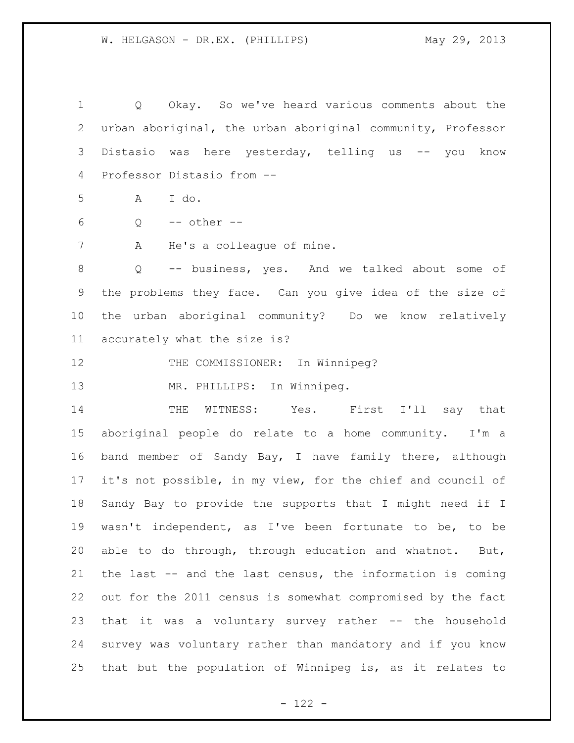Q    Okay.  So we've heard various comments about the urban aboriginal, the urban aboriginal community, Professor Distasio was here yesterday, telling us -- you know Professor Distasio from --

A    I do.

Q    -- other --

A    He's a colleague of mine.

Q    -- business, yes.  And we talked about some of the problems they face.  Can you give idea of the size of the urban aboriginal community?  Do we know relatively accurately what the size is?

THE COMMISSIONER:  In Winnipeg?

MR. PHILLIPS:  In Winnipeg.

THE WITNESS:   Yes.   First I'll say that aboriginal people do relate to a home community.  I'm a band member of Sandy Bay, I have family there, although it's not possible, in my view, for the chief and council of Sandy Bay to provide the supports that I might need if I wasn't independent, as I've been fortunate to be, to be able to do through, through education and whatnot.  But, the last -- and the last census, the information is coming out for the 2011 census is somewhat compromised by the fact that it was a voluntary survey rather -- the household survey was voluntary rather than mandatory and if you know that but the population of Winnipeg is, as it relates to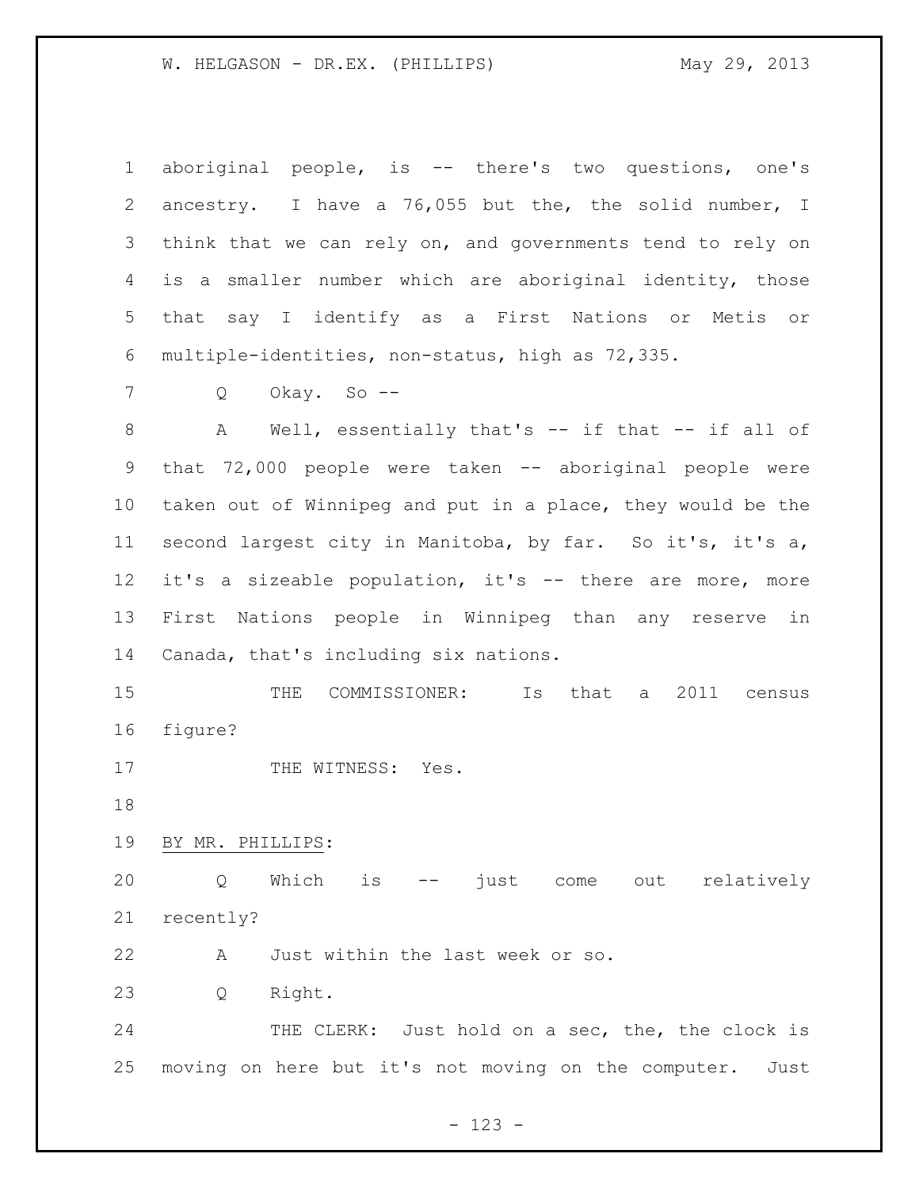aboriginal people, is -- there's two questions, one's ancestry. I have a 76,055 but the, the solid number, I think that we can rely on, and governments tend to rely on is a smaller number which are aboriginal identity, those that say I identify as a First Nations or Metis or multiple-identities, non-status, high as 72,335.

Q Okay. So --

A Well, essentially that's -- if that -- if all of that 72,000 people were taken -- aboriginal people were taken out of Winnipeg and put in a place, they would be the second largest city in Manitoba, by far. So it's, it's a, it's a sizeable population, it's -- there are more, more First Nations people in Winnipeg than any reserve in Canada, that's including six nations.

THE COMMISSIONER: Is that a 2011 census figure?

THE WITNESS: Yes.

BY MR. PHILLIPS:

Q Which is -- just come out relatively recently?

A Just within the last week or so.

Q Right.

THE CLERK: Just hold on a sec, the, the clock is moving on here but it's not moving on the computer. Just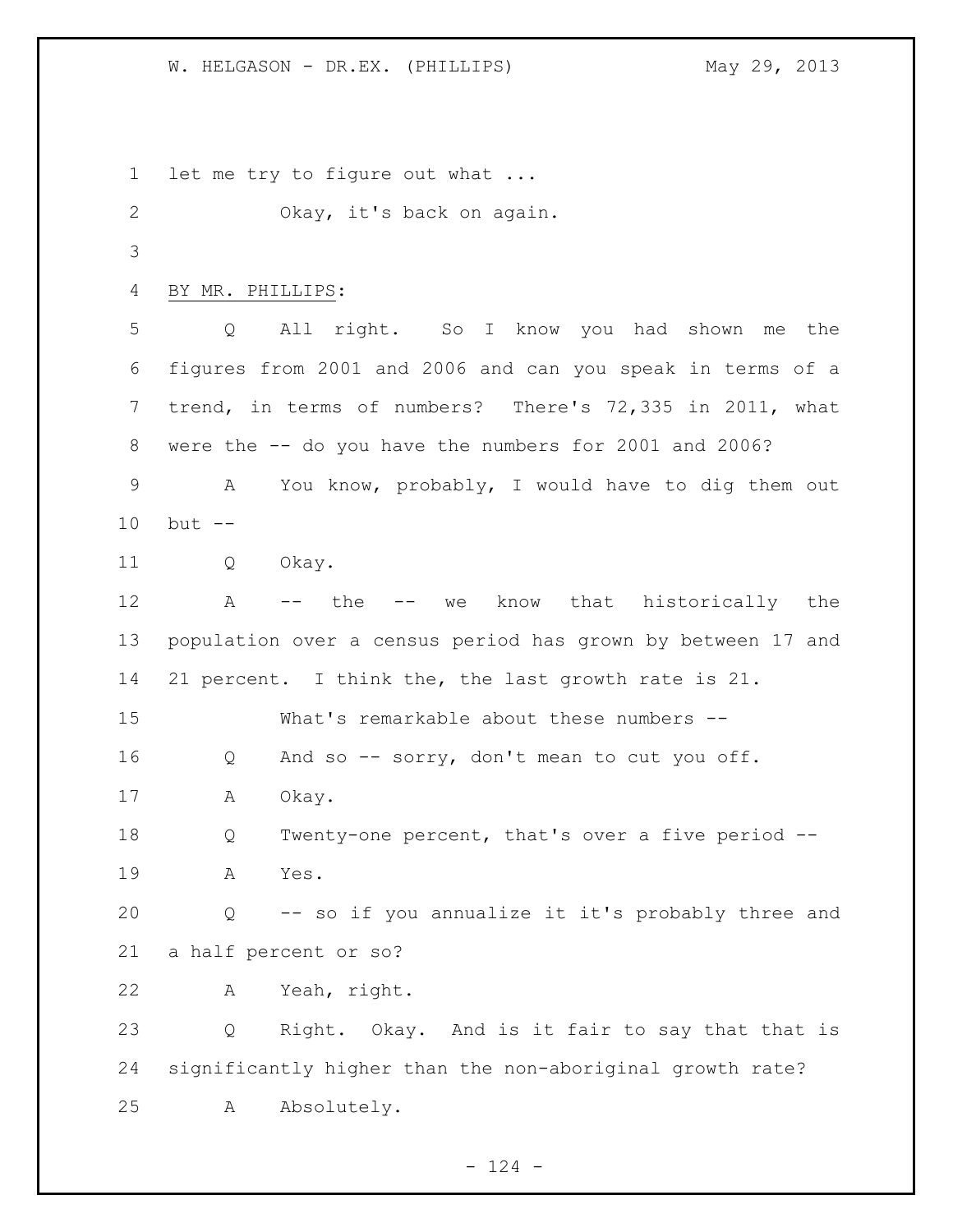let me try to figure out what ...

Okay, it's back on again.

BY MR. PHILLIPS:

Q All right. So I know you had shown me the figures from 2001 and 2006 and can you speak in terms of a trend, in terms of numbers? There's 72,335 in 2011, what were the -- do you have the numbers for 2001 and 2006?

A You know, probably, I would have to dig them out but --

Q Okay.

A -- the -- we know that historically the population over a census period has grown by between 17 and 21 percent. I think the, the last growth rate is 21.

What's remarkable about these numbers --

Q And so -- sorry, don't mean to cut you off.

A Okay.

Q Twenty-one percent, that's over a five period --

A Yes.

Q -- so if you annualize it it's probably three and a half percent or so?

A Yeah, right.

Q Right. Okay. And is it fair to say that that is significantly higher than the non-aboriginal growth rate?

A Absolutely.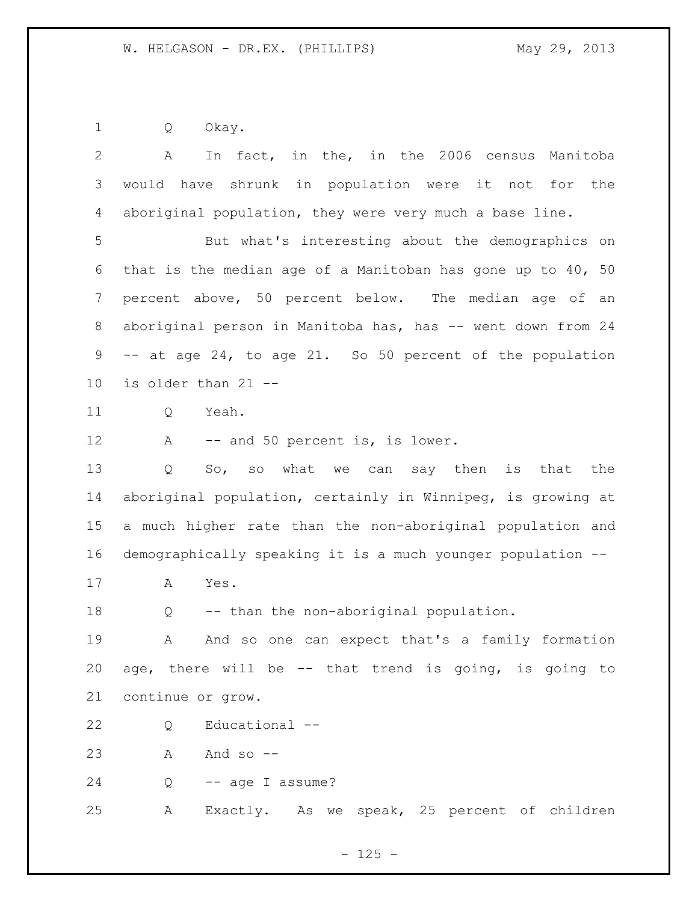Q Okay.

A In fact, in the, in the 2006 census Manitoba would have shrunk in population were it not for the aboriginal population, they were very much a base line.

But what's interesting about the demographics on that is the median age of a Manitoban has gone up to 40, 50 percent above, 50 percent below. The median age of an aboriginal person in Manitoba has, has -- went down from 24 -- at age 24, to age 21. So 50 percent of the population is older than 21 --

Q Yeah.

A -- and 50 percent is, is lower.

Q So, so what we can say then is that the aboriginal population, certainly in Winnipeg, is growing at a much higher rate than the non-aboriginal population and demographically speaking it is a much younger population --

A Yes.

Q -- than the non-aboriginal population.

A And so one can expect that's a family formation age, there will be -- that trend is going, is going to continue or grow.

Q Educational --

A And so --

Q -- age I assume?

A Exactly. As we speak, 25 percent of children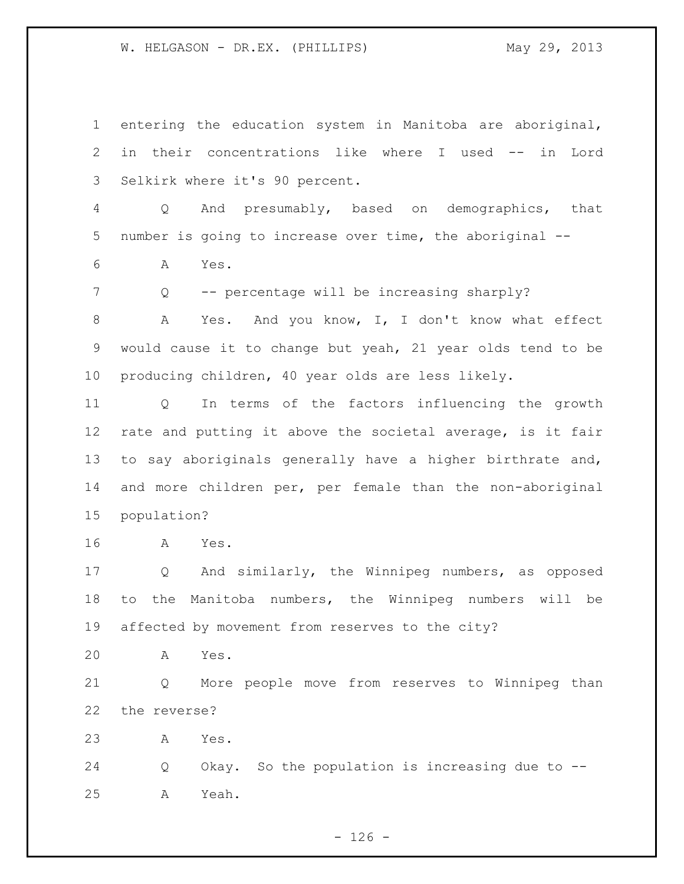entering the education system in Manitoba are aboriginal, in their concentrations like where I used -- in Lord Selkirk where it's 90 percent.

Q And presumably, based on demographics, that number is going to increase over time, the aboriginal --

A Yes.

Q -- percentage will be increasing sharply?

A Yes. And you know, I, I don't know what effect would cause it to change but yeah, 21 year olds tend to be producing children, 40 year olds are less likely.

Q In terms of the factors influencing the growth rate and putting it above the societal average, is it fair to say aboriginals generally have a higher birthrate and, and more children per, per female than the non-aboriginal population?

A Yes.

Q And similarly, the Winnipeg numbers, as opposed to the Manitoba numbers, the Winnipeg numbers will be affected by movement from reserves to the city?

A Yes.

Q More people move from reserves to Winnipeg than the reverse?

A Yes.

Q Okay. So the population is increasing due to --

A Yeah.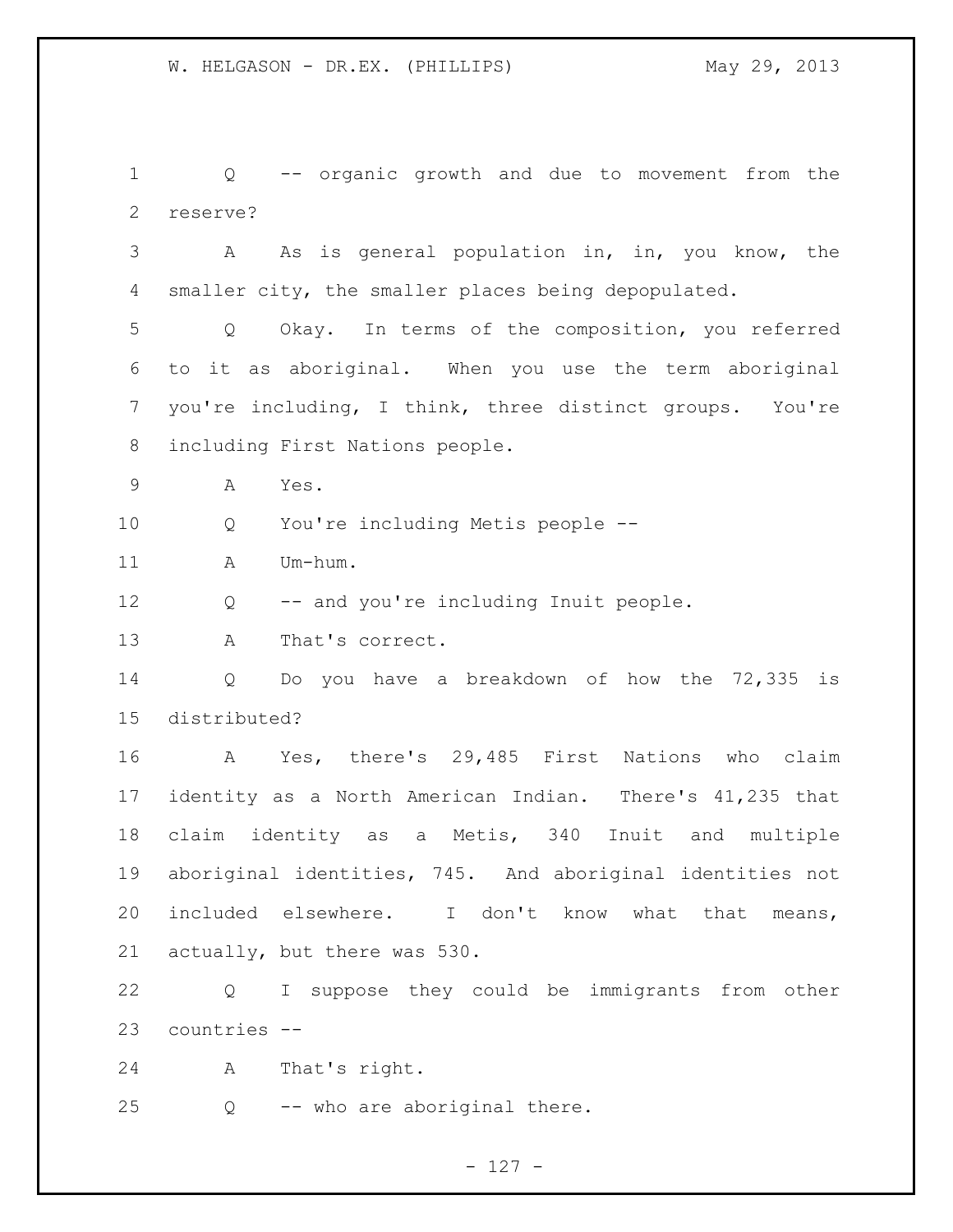1 Q -- organic growth and due to movement from the
2 reserve?

3 A As is general population in, in, you know, the
4 smaller city, the smaller places being depopulated.

5 Q Okay. In terms of the composition, you referred
6 to it as aboriginal. When you use the term aboriginal
7 you're including, I think, three distinct groups. You're
8 including First Nations people.

9 A Yes.

10 Q You're including Metis people --

11 A Um-hum.

12 Q -- and you're including Inuit people.

13 A That's correct.

14 Q Do you have a breakdown of how the 72,335 is
15 distributed?

16 A Yes, there's 29,485 First Nations who claim
17 identity as a North American Indian. There's 41,235 that
18 claim identity as a Metis, 340 Inuit and multiple
19 aboriginal identities, 745. And aboriginal identities not
20 included elsewhere. I don't know what that means,
21 actually, but there was 530.

22 Q I suppose they could be immigrants from other
23 countries --

24 A That's right.

25 Q -- who are aboriginal there.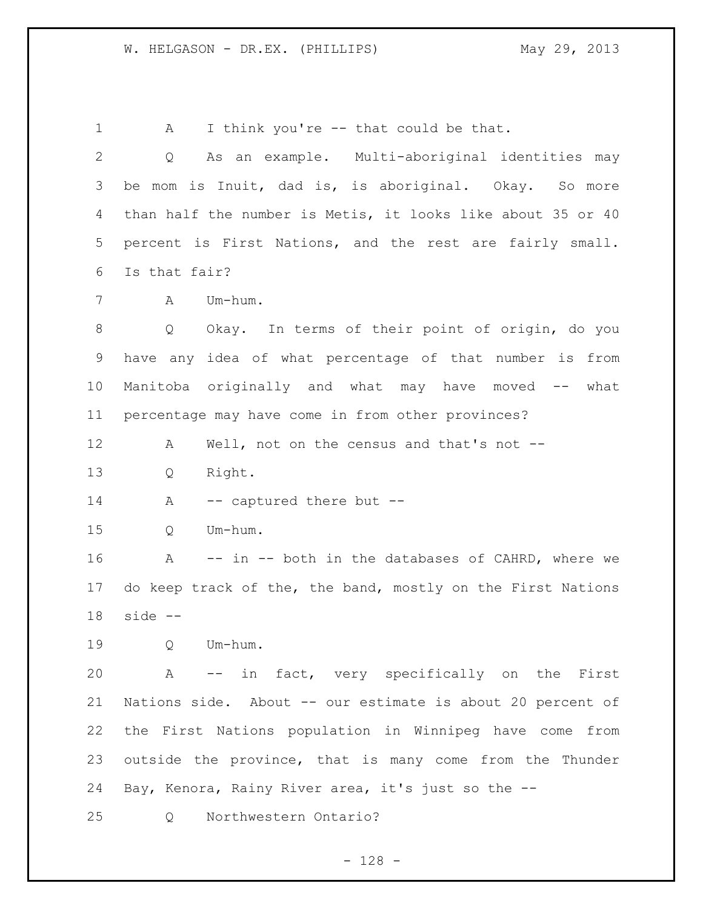1 A I think you're -- that could be that.

2 Q As an example. Multi-aboriginal identities may

3 be mom is Inuit, dad is, is aboriginal. Okay. So more

4 than half the number is Metis, it looks like about 35 or 40

5 percent is First Nations, and the rest are fairly small.

6 Is that fair?

7 A Um-hum.

8 Q Okay. In terms of their point of origin, do you

9 have any idea of what percentage of that number is from

10 Manitoba originally and what may have moved -- what

11 percentage may have come in from other provinces?

12 A Well, not on the census and that's not --

13 Q Right.

14 A -- captured there but --

15 Q Um-hum.

16 A -- in -- both in the databases of CAHRD, where we

17 do keep track of the, the band, mostly on the First Nations

18 side --

19 Q Um-hum.

20 A -- in fact, very specifically on the First

21 Nations side. About -- our estimate is about 20 percent of

22 the First Nations population in Winnipeg have come from

23 outside the province, that is many come from the Thunder

24 Bay, Kenora, Rainy River area, it's just so the --

25 Q Northwestern Ontario?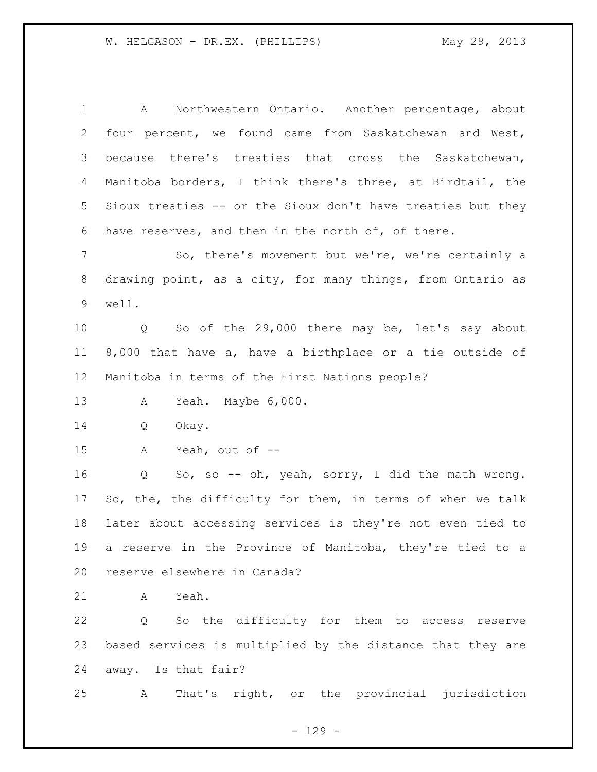A Northwestern Ontario. Another percentage, about four percent, we found came from Saskatchewan and West, because there's treaties that cross the Saskatchewan, Manitoba borders, I think there's three, at Birdtail, the Sioux treaties -- or the Sioux don't have treaties but they have reserves, and then in the north of, of there.

So, there's movement but we're, we're certainly a drawing point, as a city, for many things, from Ontario as well.

Q So of the 29,000 there may be, let's say about 8,000 that have a, have a birthplace or a tie outside of Manitoba in terms of the First Nations people?

A Yeah. Maybe 6,000.

Q Okay.

A Yeah, out of --

Q So, so -- oh, yeah, sorry, I did the math wrong. So, the, the difficulty for them, in terms of when we talk later about accessing services is they're not even tied to a reserve in the Province of Manitoba, they're tied to a reserve elsewhere in Canada?

A Yeah.

Q So the difficulty for them to access reserve based services is multiplied by the distance that they are away. Is that fair?

A That's right, or the provincial jurisdiction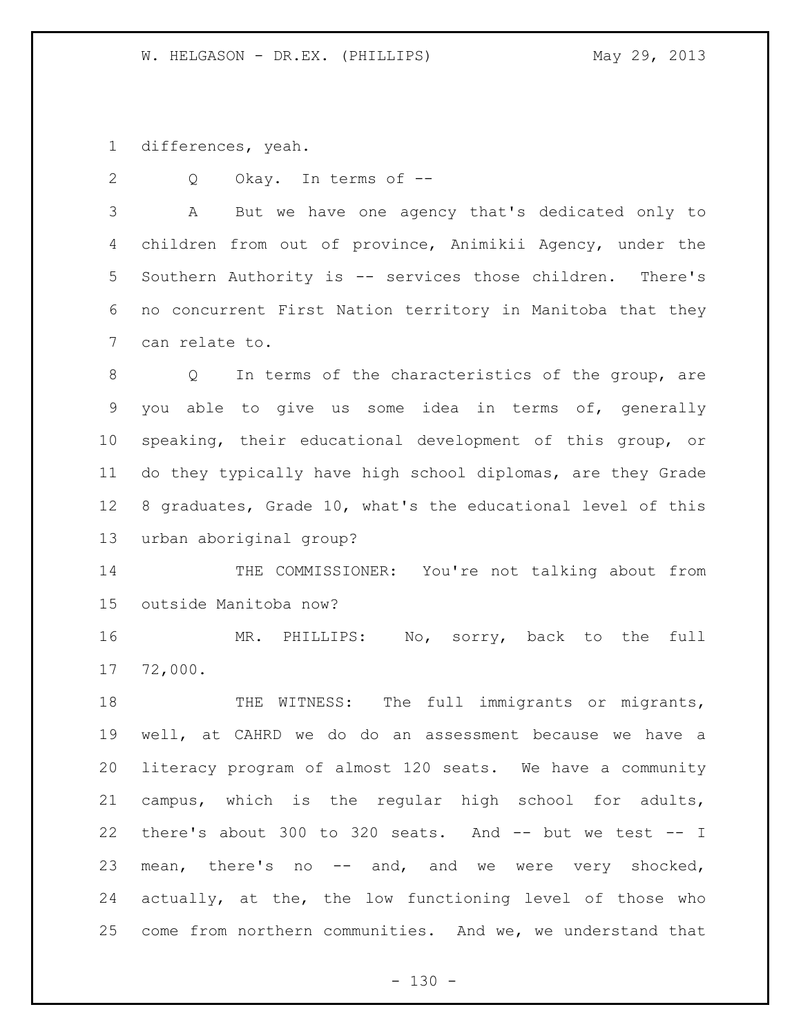differences, yeah.

Q Okay. In terms of --

A But we have one agency that's dedicated only to children from out of province, Animikii Agency, under the Southern Authority is -- services those children. There's no concurrent First Nation territory in Manitoba that they can relate to.

Q In terms of the characteristics of the group, are you able to give us some idea in terms of, generally speaking, their educational development of this group, or do they typically have high school diplomas, are they Grade 8 graduates, Grade 10, what's the educational level of this urban aboriginal group?

THE COMMISSIONER: You're not talking about from outside Manitoba now?

MR. PHILLIPS: No, sorry, back to the full 72,000.

THE WITNESS: The full immigrants or migrants, well, at CAHRD we do do an assessment because we have a literacy program of almost 120 seats. We have a community campus, which is the regular high school for adults, there's about 300 to 320 seats. And -- but we test -- I mean, there's no -- and, and we were very shocked, actually, at the, the low functioning level of those who come from northern communities. And we, we understand that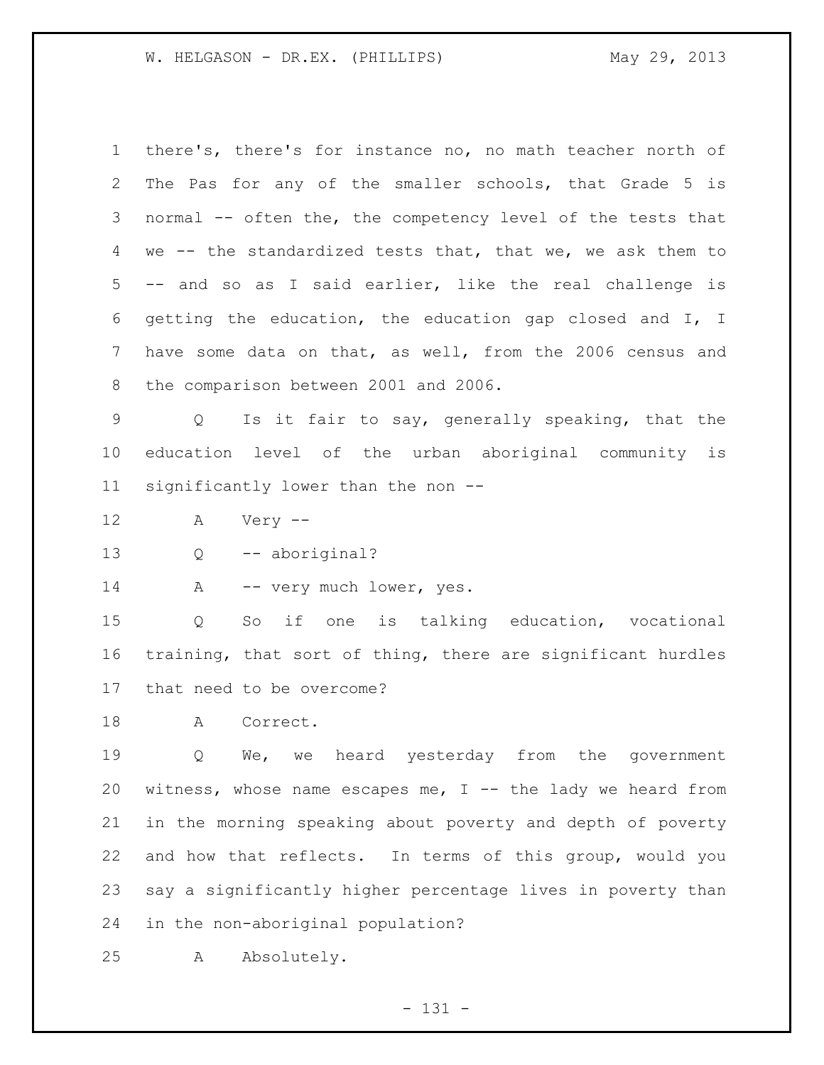there's, there's for instance no, no math teacher north of The Pas for any of the smaller schools, that Grade 5 is normal -- often the, the competency level of the tests that we -- the standardized tests that, that we, we ask them to -- and so as I said earlier, like the real challenge is getting the education, the education gap closed and I, I have some data on that, as well, from the 2006 census and the comparison between 2001 and 2006.

Q Is it fair to say, generally speaking, that the education level of the urban aboriginal community is significantly lower than the non --

A Very --

Q -- aboriginal?

A -- very much lower, yes.

Q So if one is talking education, vocational training, that sort of thing, there are significant hurdles that need to be overcome?

A Correct.

Q We, we heard yesterday from the government witness, whose name escapes me, I -- the lady we heard from in the morning speaking about poverty and depth of poverty and how that reflects. In terms of this group, would you say a significantly higher percentage lives in poverty than in the non-aboriginal population?

A Absolutely.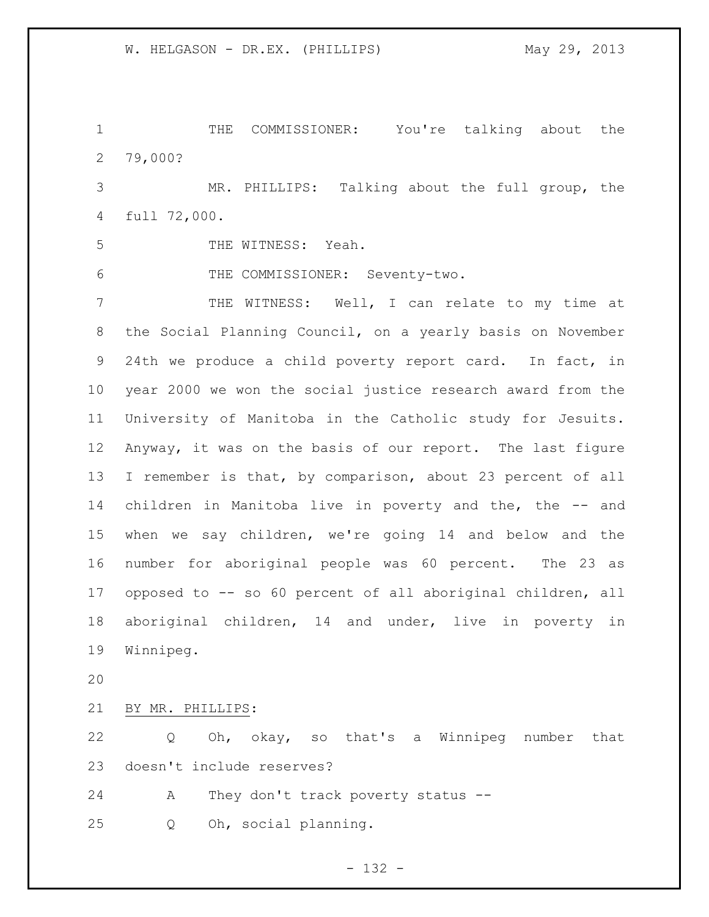THE COMMISSIONER: You're talking about the 79,000?

MR. PHILLIPS: Talking about the full group, the full 72,000.

THE WITNESS: Yeah.

THE COMMISSIONER: Seventy-two.

THE WITNESS: Well, I can relate to my time at the Social Planning Council, on a yearly basis on November 24th we produce a child poverty report card. In fact, in year 2000 we won the social justice research award from the University of Manitoba in the Catholic study for Jesuits. Anyway, it was on the basis of our report. The last figure I remember is that, by comparison, about 23 percent of all children in Manitoba live in poverty and the, the -- and when we say children, we're going 14 and below and the number for aboriginal people was 60 percent. The 23 as opposed to -- so 60 percent of all aboriginal children, all aboriginal children, 14 and under, live in poverty in Winnipeg.

BY MR. PHILLIPS:

Q Oh, okay, so that's a Winnipeg number that doesn't include reserves?

A They don't track poverty status --

Q Oh, social planning.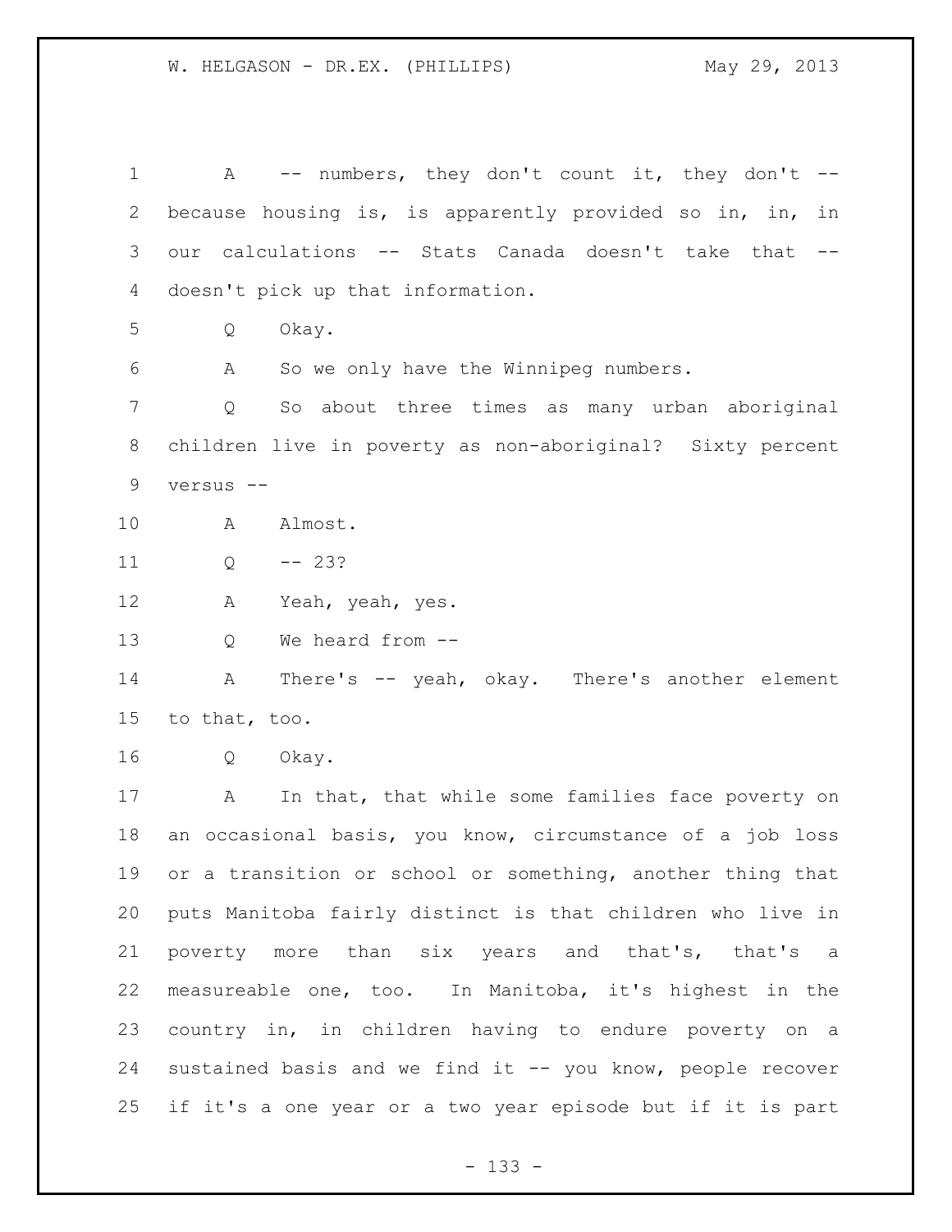A -- numbers, they don't count it, they don't -- because housing is, is apparently provided so in, in, in our calculations -- Stats Canada doesn't take that -- doesn't pick up that information.

Q Okay.

A So we only have the Winnipeg numbers.

Q So about three times as many urban aboriginal children live in poverty as non-aboriginal? Sixty percent versus --

A Almost.

Q -- 23?

A Yeah, yeah, yes.

Q We heard from --

A There's -- yeah, okay. There's another element to that, too.

Q Okay.

A In that, that while some families face poverty on an occasional basis, you know, circumstance of a job loss or a transition or school or something, another thing that puts Manitoba fairly distinct is that children who live in poverty more than six years and that's, that's a measureable one, too. In Manitoba, it's highest in the country in, in children having to endure poverty on a sustained basis and we find it -- you know, people recover if it's a one year or a two year episode but if it is part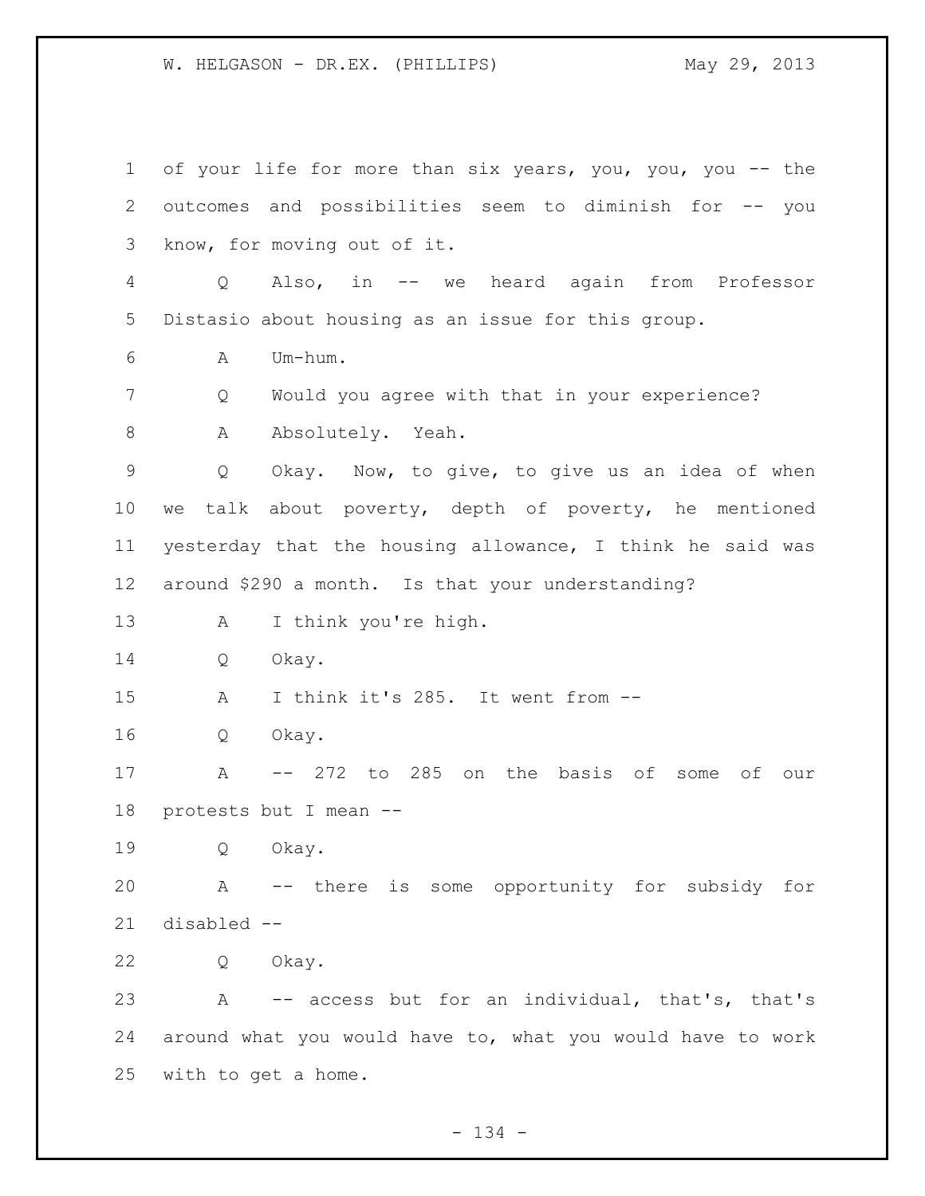of your life for more than six years, you, you, you -- the outcomes and possibilities seem to diminish for -- you know, for moving out of it.

Q Also, in -- we heard again from Professor Distasio about housing as an issue for this group.

A Um-hum.

Q Would you agree with that in your experience?

A Absolutely. Yeah.

Q Okay. Now, to give, to give us an idea of when we talk about poverty, depth of poverty, he mentioned yesterday that the housing allowance, I think he said was around $290 a month. Is that your understanding?

A I think you're high.

Q Okay.

A I think it's 285. It went from --

Q Okay.

A -- 272 to 285 on the basis of some of our protests but I mean --

Q Okay.

A -- there is some opportunity for subsidy for disabled --

Q Okay.

A -- access but for an individual, that's, that's around what you would have to, what you would have to work with to get a home.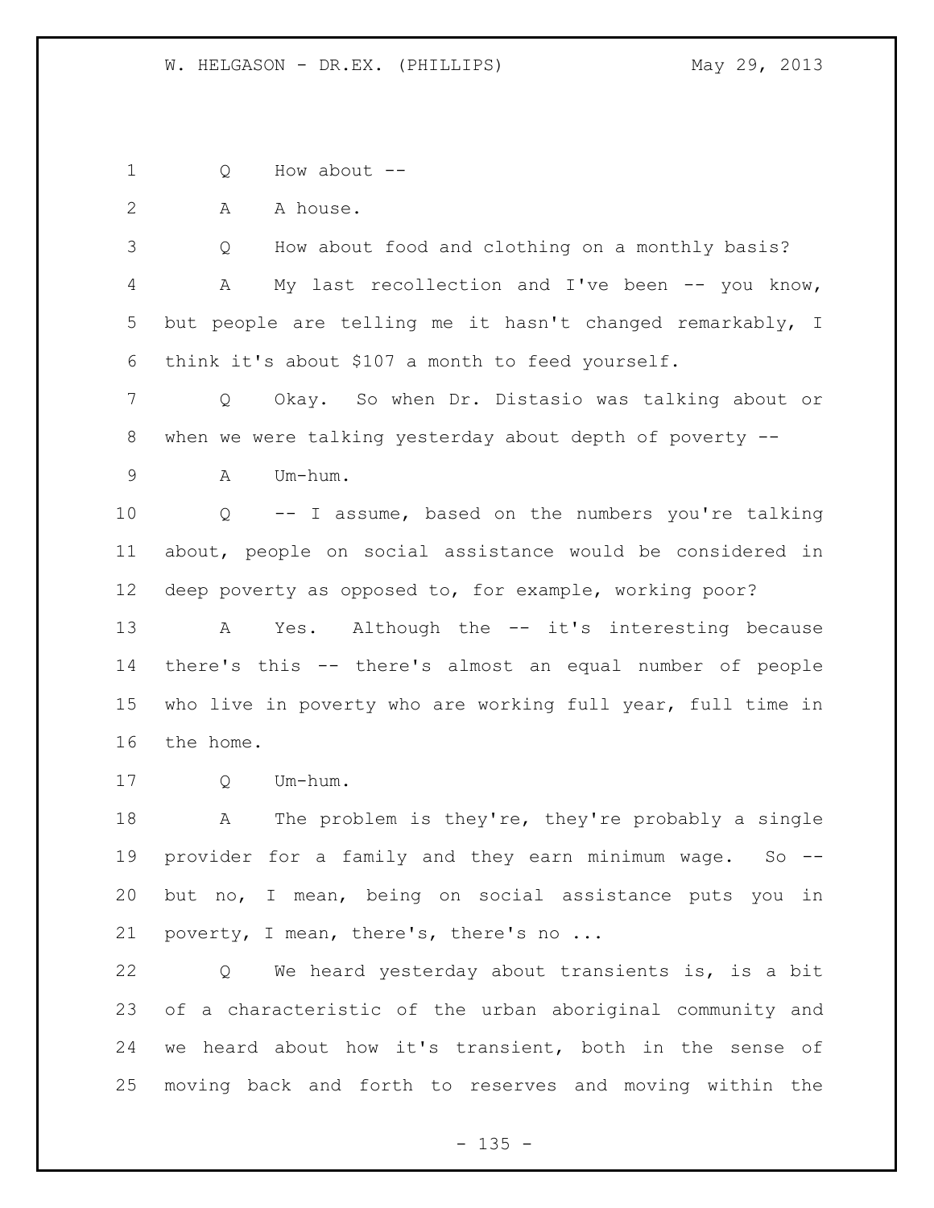Q How about --

A A house.

Q How about food and clothing on a monthly basis?

A My last recollection and I've been -- you know, but people are telling me it hasn't changed remarkably, I think it's about $107 a month to feed yourself.

Q Okay. So when Dr. Distasio was talking about or when we were talking yesterday about depth of poverty --

A Um-hum.

Q -- I assume, based on the numbers you're talking about, people on social assistance would be considered in deep poverty as opposed to, for example, working poor?

A Yes. Although the -- it's interesting because there's this -- there's almost an equal number of people who live in poverty who are working full year, full time in the home.

Q Um-hum.

A The problem is they're, they're probably a single provider for a family and they earn minimum wage. So -- but no, I mean, being on social assistance puts you in poverty, I mean, there's, there's no ...

Q We heard yesterday about transients is, is a bit of a characteristic of the urban aboriginal community and we heard about how it's transient, both in the sense of moving back and forth to reserves and moving within the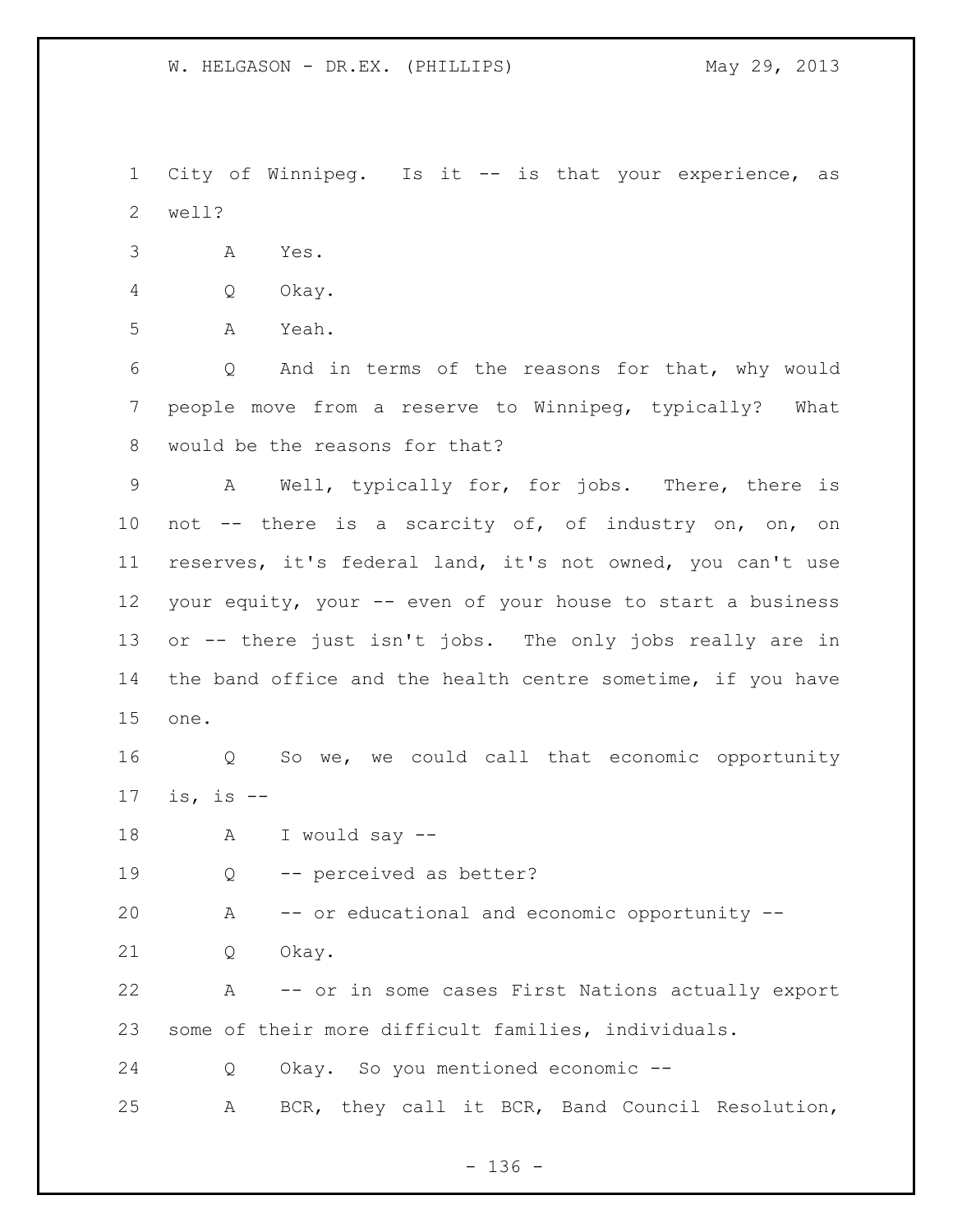City of Winnipeg. Is it -- is that your experience, as well?

A Yes.

Q Okay.

A Yeah.

Q And in terms of the reasons for that, why would people move from a reserve to Winnipeg, typically? What would be the reasons for that?

A Well, typically for, for jobs. There, there is not -- there is a scarcity of, of industry on, on, on reserves, it's federal land, it's not owned, you can't use your equity, your -- even of your house to start a business or -- there just isn't jobs. The only jobs really are in the band office and the health centre sometime, if you have one.

Q So we, we could call that economic opportunity is, is --

A I would say --

Q -- perceived as better?

A -- or educational and economic opportunity --

Q Okay.

A -- or in some cases First Nations actually export some of their more difficult families, individuals.

Q Okay. So you mentioned economic --

A BCR, they call it BCR, Band Council Resolution,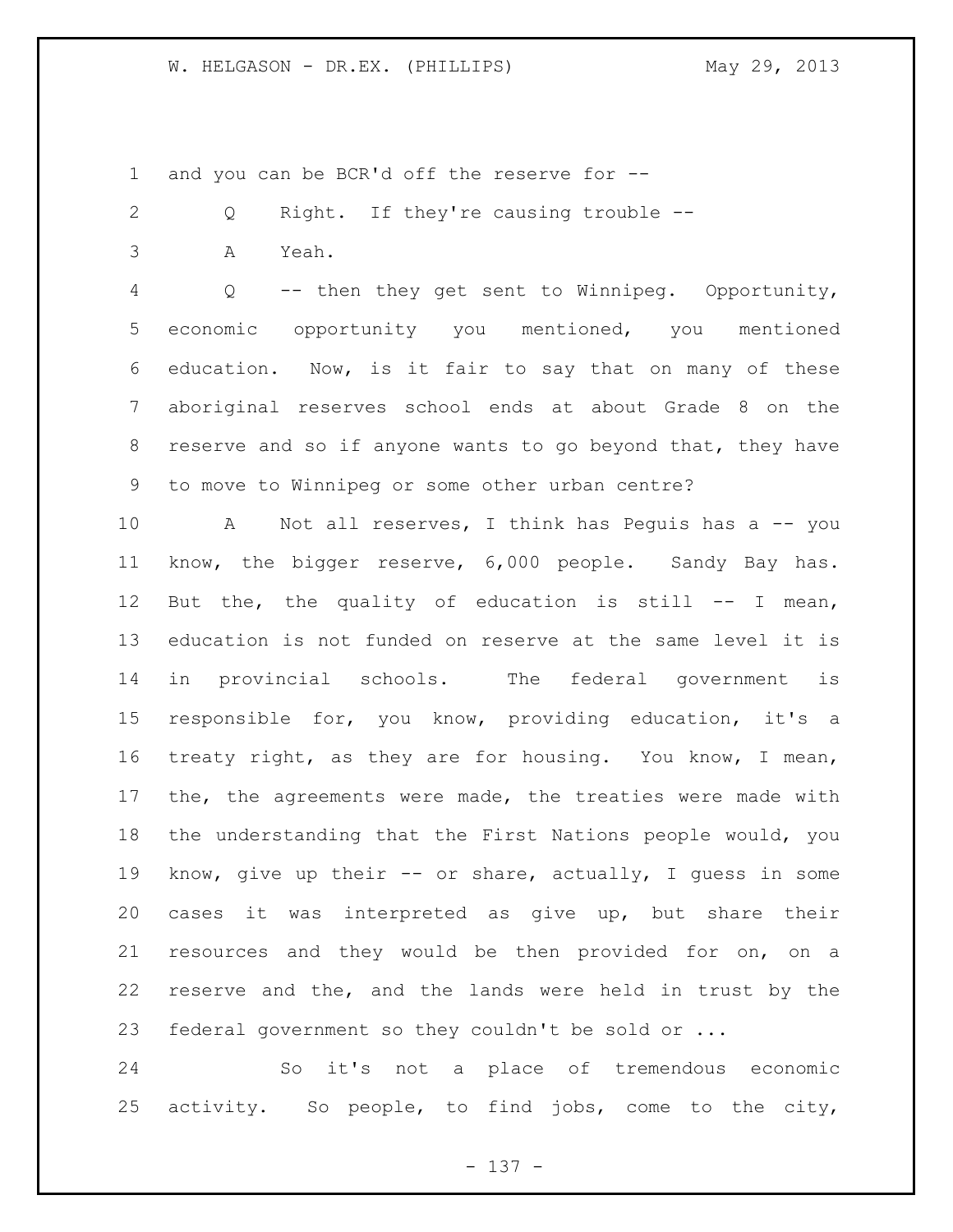and you can be BCR'd off the reserve for --

Q Right. If they're causing trouble --

A Yeah.

Q -- then they get sent to Winnipeg. Opportunity, economic opportunity you mentioned, you mentioned education. Now, is it fair to say that on many of these aboriginal reserves school ends at about Grade 8 on the reserve and so if anyone wants to go beyond that, they have to move to Winnipeg or some other urban centre?

A Not all reserves, I think has Peguis has a -- you know, the bigger reserve, 6,000 people. Sandy Bay has. But the, the quality of education is still -- I mean, education is not funded on reserve at the same level it is in provincial schools. The federal government is responsible for, you know, providing education, it's a treaty right, as they are for housing. You know, I mean, the, the agreements were made, the treaties were made with the understanding that the First Nations people would, you know, give up their -- or share, actually, I guess in some cases it was interpreted as give up, but share their resources and they would be then provided for on, on a reserve and the, and the lands were held in trust by the federal government so they couldn't be sold or ...

So it's not a place of tremendous economic activity. So people, to find jobs, come to the city,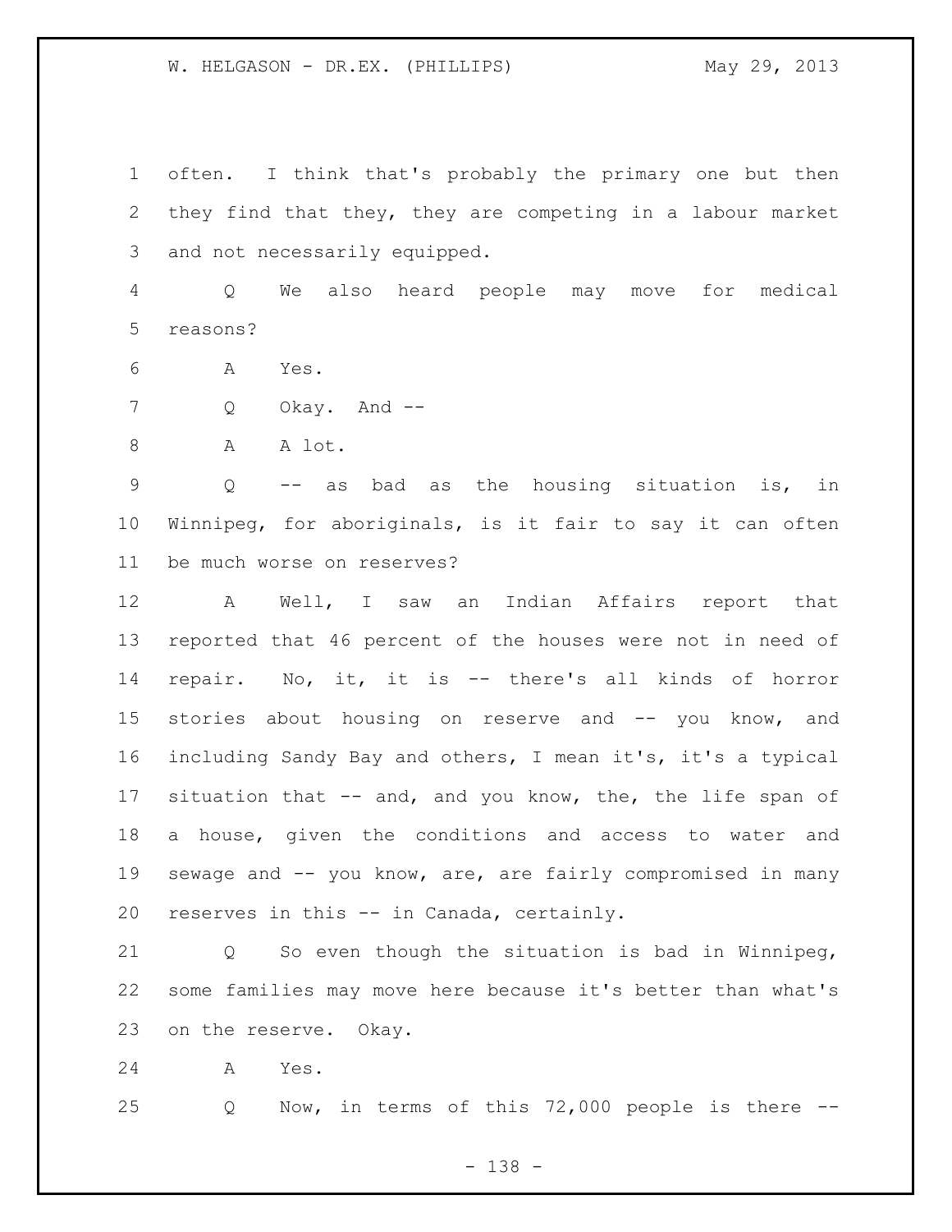often. I think that's probably the primary one but then they find that they, they are competing in a labour market and not necessarily equipped.

Q We also heard people may move for medical reasons?

A Yes.

Q Okay. And --

A A lot.

Q -- as bad as the housing situation is, in Winnipeg, for aboriginals, is it fair to say it can often be much worse on reserves?

A Well, I saw an Indian Affairs report that reported that 46 percent of the houses were not in need of repair. No, it, it is -- there's all kinds of horror stories about housing on reserve and -- you know, and including Sandy Bay and others, I mean it's, it's a typical situation that -- and, and you know, the, the life span of a house, given the conditions and access to water and sewage and -- you know, are, are fairly compromised in many reserves in this -- in Canada, certainly.

Q So even though the situation is bad in Winnipeg, some families may move here because it's better than what's on the reserve. Okay.

A Yes.

Q Now, in terms of this 72,000 people is there --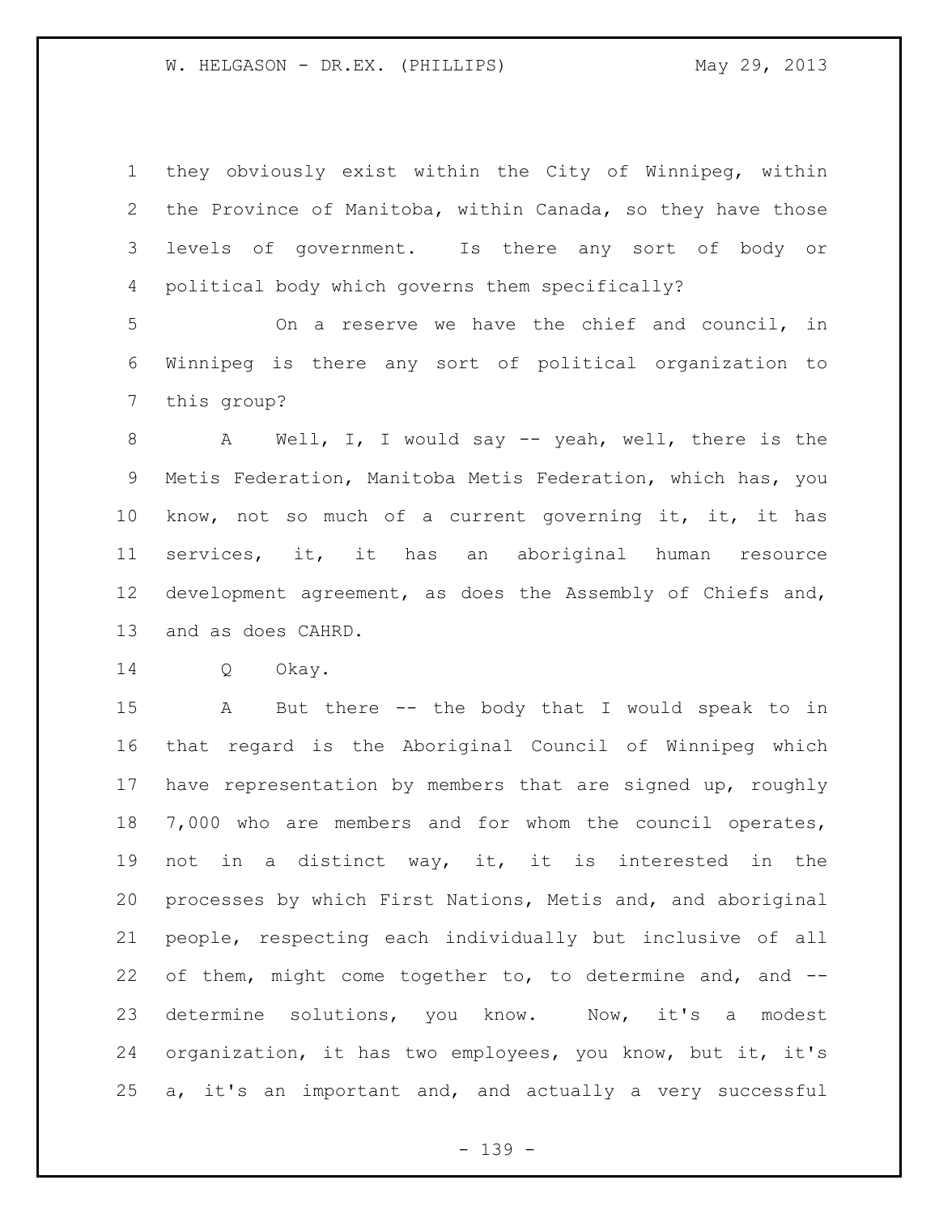they obviously exist within the City of Winnipeg, within the Province of Manitoba, within Canada, so they have those levels of government. Is there any sort of body or political body which governs them specifically?

On a reserve we have the chief and council, in Winnipeg is there any sort of political organization to this group?

A Well, I, I would say -- yeah, well, there is the Metis Federation, Manitoba Metis Federation, which has, you know, not so much of a current governing it, it, it has services, it, it has an aboriginal human resource development agreement, as does the Assembly of Chiefs and, and as does CAHRD.

Q Okay.

A But there -- the body that I would speak to in that regard is the Aboriginal Council of Winnipeg which have representation by members that are signed up, roughly 7,000 who are members and for whom the council operates, not in a distinct way, it, it is interested in the processes by which First Nations, Metis and, and aboriginal people, respecting each individually but inclusive of all of them, might come together to, to determine and, and -- determine solutions, you know. Now, it's a modest organization, it has two employees, you know, but it, it's a, it's an important and, and actually a very successful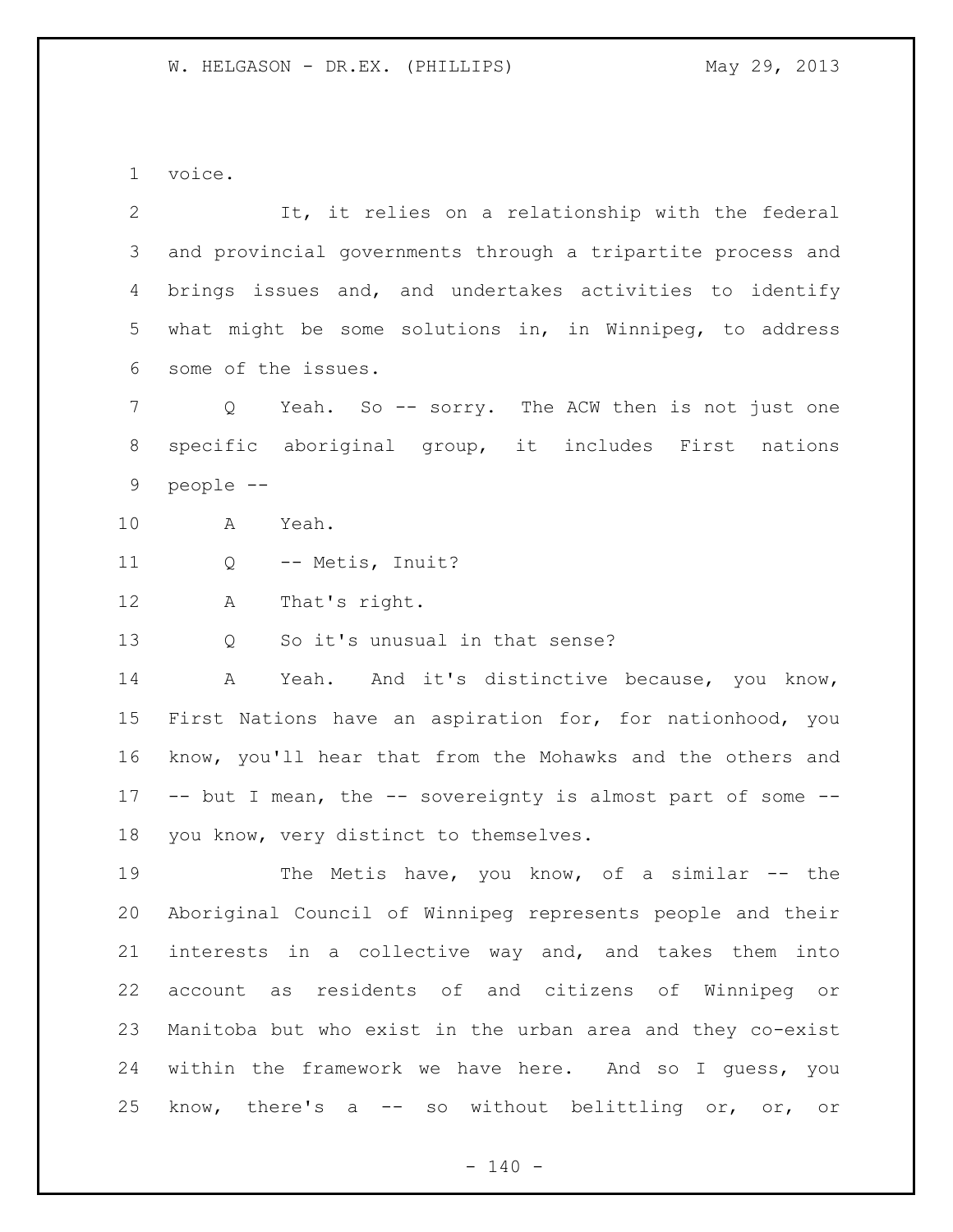voice.

It, it relies on a relationship with the federal and provincial governments through a tripartite process and brings issues and, and undertakes activities to identify what might be some solutions in, in Winnipeg, to address some of the issues.

Q Yeah. So -- sorry. The ACW then is not just one specific aboriginal group, it includes First nations people --

A Yeah.

Q -- Metis, Inuit?

A That's right.

Q So it's unusual in that sense?

A Yeah. And it's distinctive because, you know, First Nations have an aspiration for, for nationhood, you know, you'll hear that from the Mohawks and the others and -- but I mean, the -- sovereignty is almost part of some -- you know, very distinct to themselves.

The Metis have, you know, of a similar -- the Aboriginal Council of Winnipeg represents people and their interests in a collective way and, and takes them into account as residents of and citizens of Winnipeg or Manitoba but who exist in the urban area and they co-exist within the framework we have here. And so I guess, you know, there's a -- so without belittling or, or, or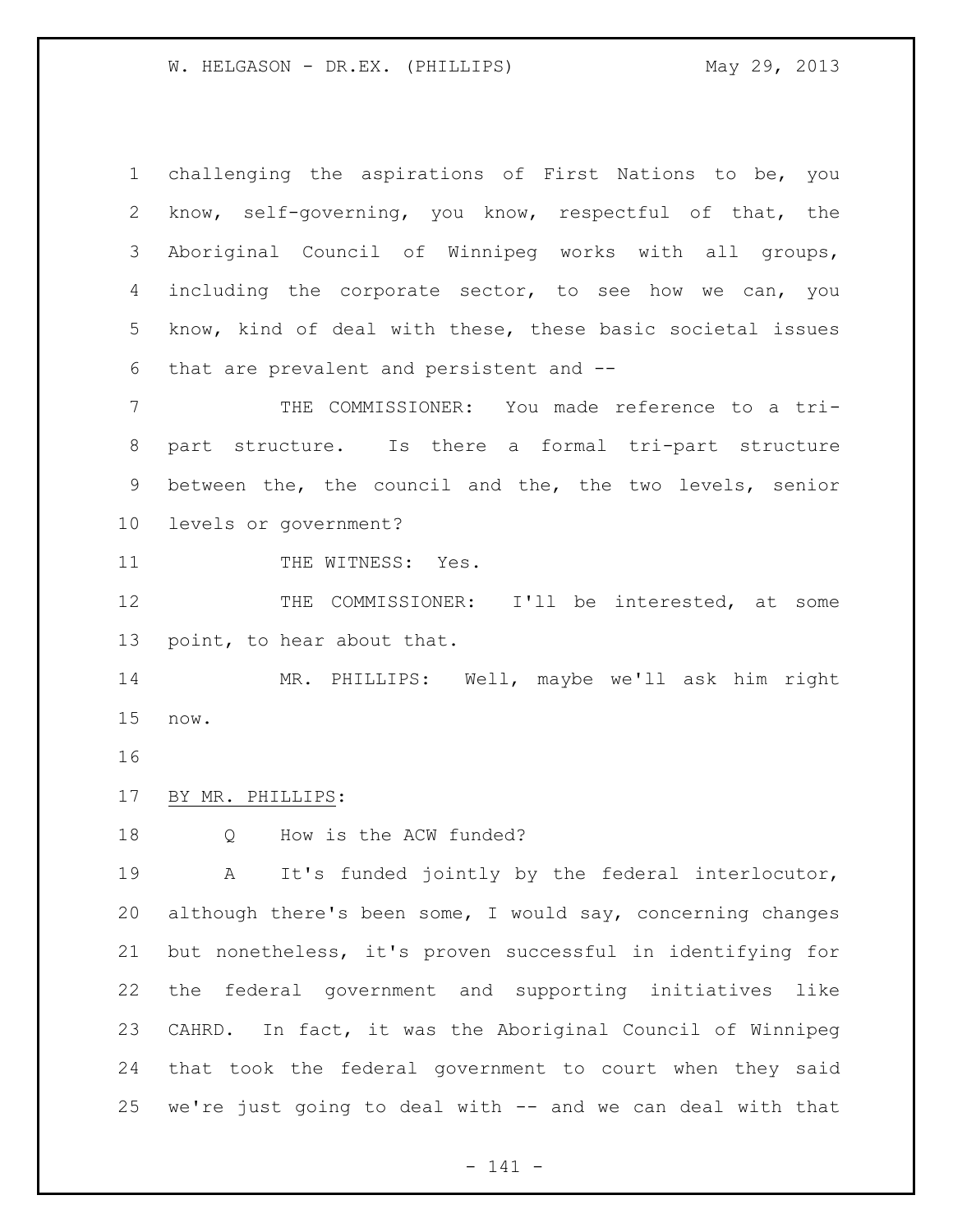challenging the aspirations of First Nations to be, you know, self-governing, you know, respectful of that, the Aboriginal Council of Winnipeg works with all groups, including the corporate sector, to see how we can, you know, kind of deal with these, these basic societal issues that are prevalent and persistent and --

THE COMMISSIONER: You made reference to a tri-part structure. Is there a formal tri-part structure between the, the council and the, the two levels, senior levels or government?

THE WITNESS: Yes.

THE COMMISSIONER: I'll be interested, at some point, to hear about that.

MR. PHILLIPS: Well, maybe we'll ask him right now.

BY MR. PHILLIPS:

Q How is the ACW funded?

A It's funded jointly by the federal interlocutor, although there's been some, I would say, concerning changes but nonetheless, it's proven successful in identifying for the federal government and supporting initiatives like CAHRD. In fact, it was the Aboriginal Council of Winnipeg that took the federal government to court when they said we're just going to deal with -- and we can deal with that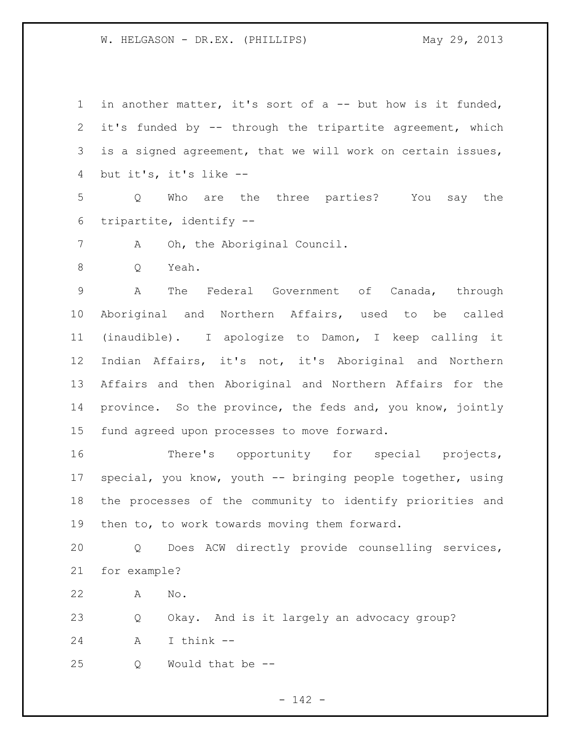in another matter, it's sort of a -- but how is it funded, it's funded by -- through the tripartite agreement, which is a signed agreement, that we will work on certain issues, but it's, it's like --

Q Who are the three parties? You say the tripartite, identify --

A Oh, the Aboriginal Council.

Q Yeah.

A The Federal Government of Canada, through Aboriginal and Northern Affairs, used to be called (inaudible). I apologize to Damon, I keep calling it Indian Affairs, it's not, it's Aboriginal and Northern Affairs and then Aboriginal and Northern Affairs for the province. So the province, the feds and, you know, jointly fund agreed upon processes to move forward.

There's opportunity for special projects, special, you know, youth -- bringing people together, using the processes of the community to identify priorities and then to, to work towards moving them forward.

Q Does ACW directly provide counselling services, for example?

A No.

Q Okay. And is it largely an advocacy group?

A I think --

Q Would that be --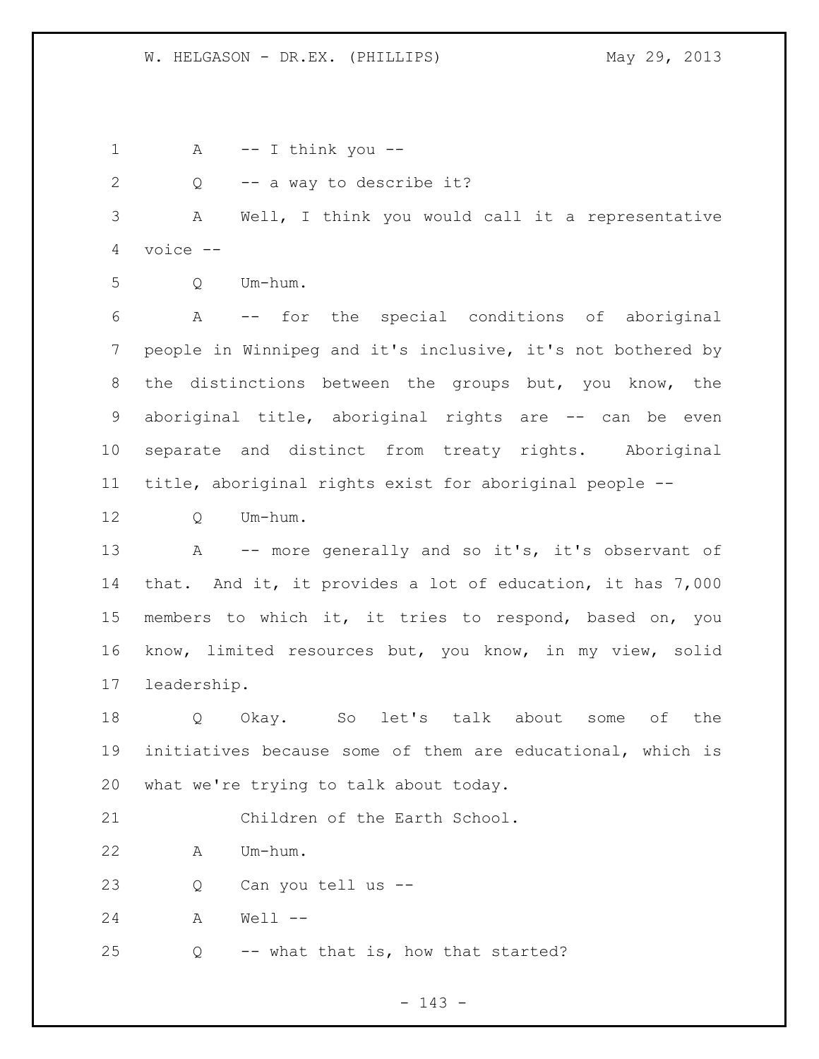A -- I think you --

Q -- a way to describe it?

A Well, I think you would call it a representative voice --

Q Um-hum.

A -- for the special conditions of aboriginal people in Winnipeg and it's inclusive, it's not bothered by the distinctions between the groups but, you know, the aboriginal title, aboriginal rights are -- can be even separate and distinct from treaty rights. Aboriginal title, aboriginal rights exist for aboriginal people --

Q Um-hum.

A -- more generally and so it's, it's observant of that. And it, it provides a lot of education, it has 7,000 members to which it, it tries to respond, based on, you know, limited resources but, you know, in my view, solid leadership.

Q Okay. So let's talk about some of the initiatives because some of them are educational, which is what we're trying to talk about today.

Children of the Earth School.

A Um-hum.

Q Can you tell us --

A Well --

Q -- what that is, how that started?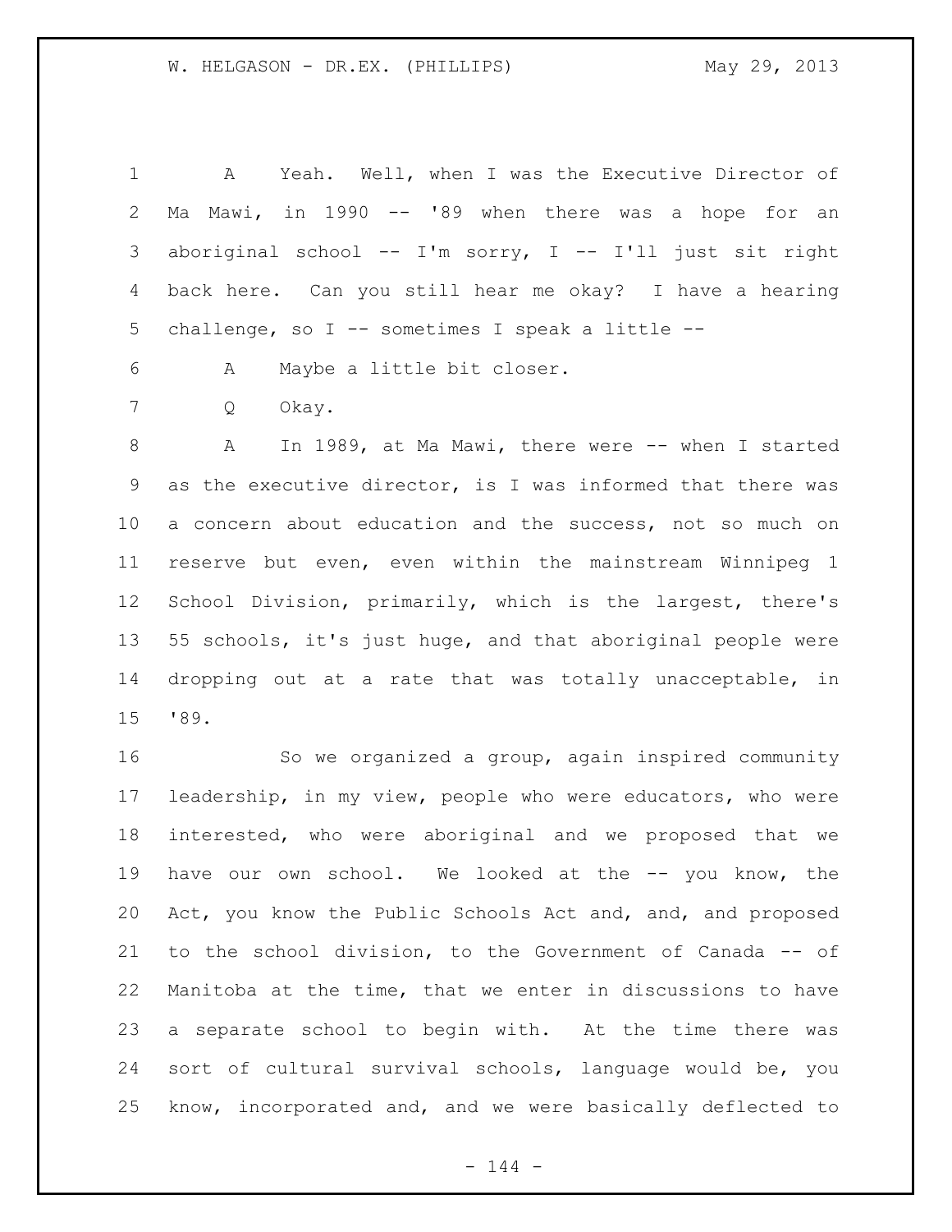A Yeah. Well, when I was the Executive Director of Ma Mawi, in 1990 -- '89 when there was a hope for an aboriginal school -- I'm sorry, I -- I'll just sit right back here. Can you still hear me okay? I have a hearing challenge, so I -- sometimes I speak a little --

A Maybe a little bit closer.

Q Okay.

A In 1989, at Ma Mawi, there were -- when I started as the executive director, is I was informed that there was a concern about education and the success, not so much on reserve but even, even within the mainstream Winnipeg 1 School Division, primarily, which is the largest, there's 55 schools, it's just huge, and that aboriginal people were dropping out at a rate that was totally unacceptable, in '89.

So we organized a group, again inspired community leadership, in my view, people who were educators, who were interested, who were aboriginal and we proposed that we have our own school. We looked at the -- you know, the Act, you know the Public Schools Act and, and, and proposed to the school division, to the Government of Canada -- of Manitoba at the time, that we enter in discussions to have a separate school to begin with. At the time there was sort of cultural survival schools, language would be, you know, incorporated and, and we were basically deflected to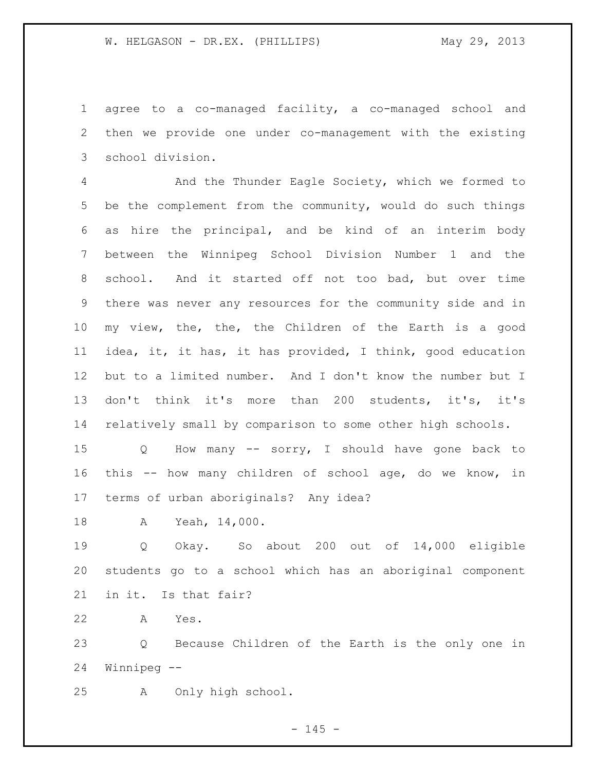agree to a co-managed facility, a co-managed school and then we provide one under co-management with the existing school division.

And the Thunder Eagle Society, which we formed to be the complement from the community, would do such things as hire the principal, and be kind of an interim body between the Winnipeg School Division Number 1 and the school. And it started off not too bad, but over time there was never any resources for the community side and in my view, the, the, the Children of the Earth is a good idea, it, it has, it has provided, I think, good education but to a limited number. And I don't know the number but I don't think it's more than 200 students, it's, it's relatively small by comparison to some other high schools.

Q How many -- sorry, I should have gone back to this -- how many children of school age, do we know, in terms of urban aboriginals? Any idea?

A Yeah, 14,000.

Q Okay. So about 200 out of 14,000 eligible students go to a school which has an aboriginal component in it. Is that fair?

A Yes.

Q Because Children of the Earth is the only one in Winnipeg --

A Only high school.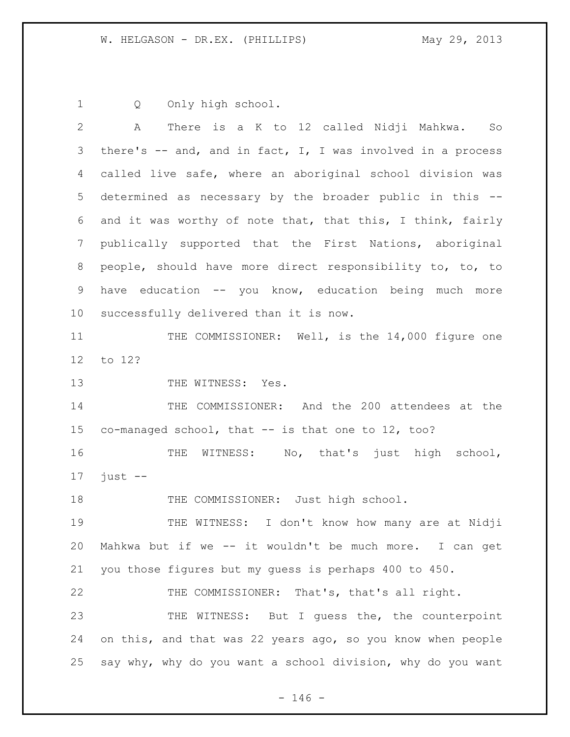Q Only high school.

A There is a K to 12 called Nidji Mahkwa. So there's -- and, and in fact, I, I was involved in a process called live safe, where an aboriginal school division was determined as necessary by the broader public in this -- and it was worthy of note that, that this, I think, fairly publically supported that the First Nations, aboriginal people, should have more direct responsibility to, to, to have education -- you know, education being much more successfully delivered than it is now.

THE COMMISSIONER: Well, is the 14,000 figure one to 12?

THE WITNESS: Yes.

THE COMMISSIONER: And the 200 attendees at the co-managed school, that -- is that one to 12, too?

THE WITNESS: No, that's just high school, just --

THE COMMISSIONER: Just high school.

THE WITNESS: I don't know how many are at Nidji Mahkwa but if we -- it wouldn't be much more. I can get you those figures but my guess is perhaps 400 to 450.

THE COMMISSIONER: That's, that's all right.

THE WITNESS: But I guess the, the counterpoint on this, and that was 22 years ago, so you know when people say why, why do you want a school division, why do you want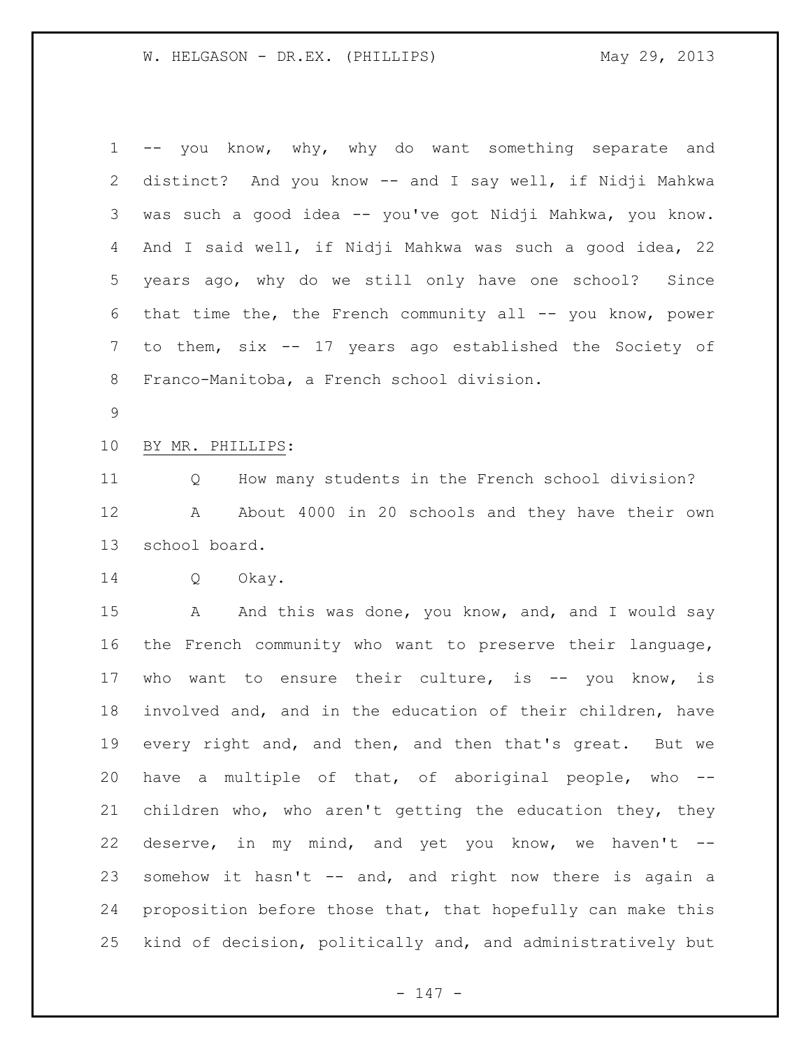-- you know, why, why do want something separate and distinct? And you know -- and I say well, if Nidji Mahkwa was such a good idea -- you've got Nidji Mahkwa, you know. And I said well, if Nidji Mahkwa was such a good idea, 22 years ago, why do we still only have one school? Since that time the, the French community all -- you know, power to them, six -- 17 years ago established the Society of Franco-Manitoba, a French school division.

BY MR. PHILLIPS:

Q How many students in the French school division?

A About 4000 in 20 schools and they have their own school board.

Q Okay.

A And this was done, you know, and, and I would say the French community who want to preserve their language, who want to ensure their culture, is -- you know, is involved and, and in the education of their children, have every right and, and then, and then that's great. But we have a multiple of that, of aboriginal people, who -- children who, who aren't getting the education they, they deserve, in my mind, and yet you know, we haven't -- somehow it hasn't -- and, and right now there is again a proposition before those that, that hopefully can make this kind of decision, politically and, and administratively but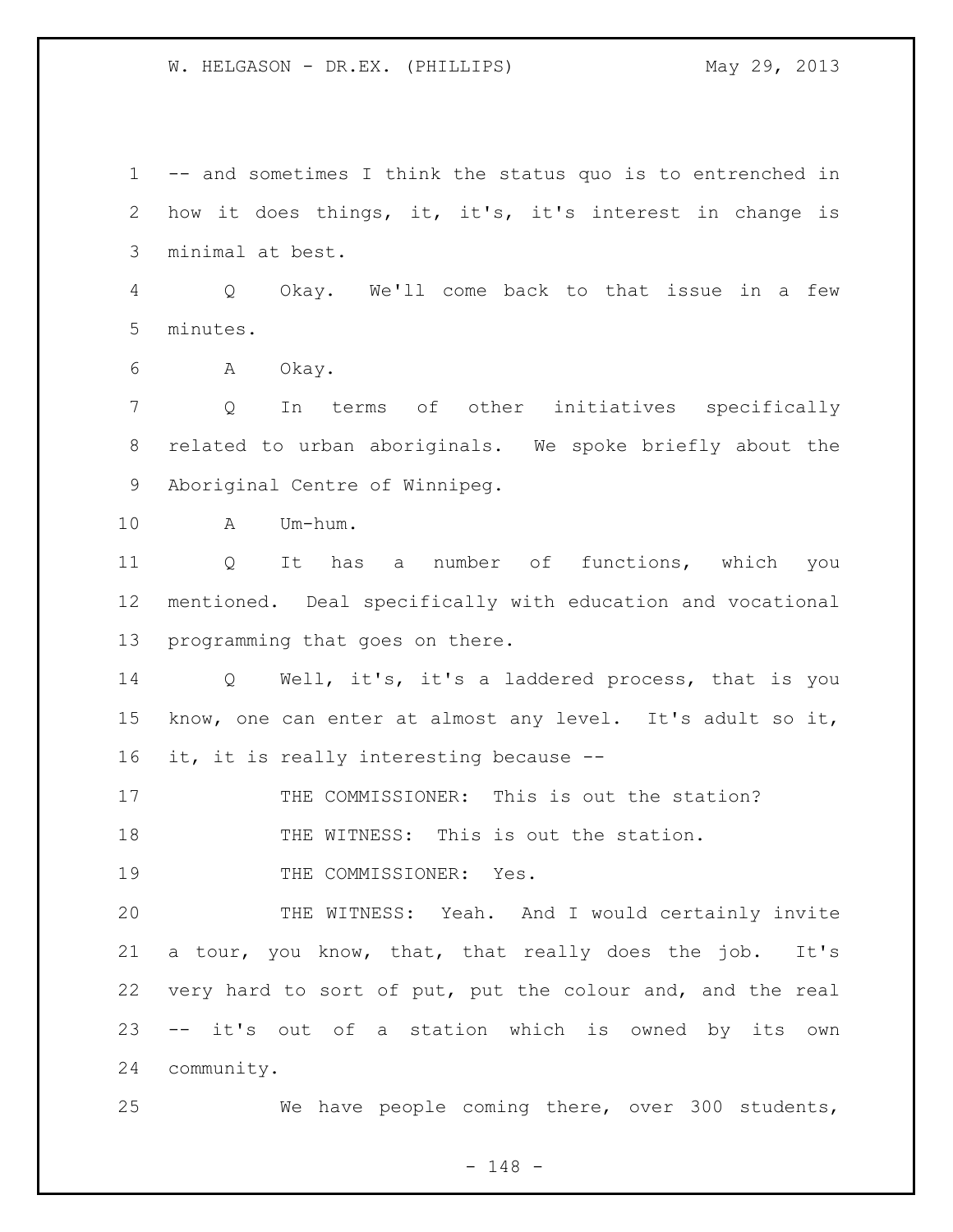-- and sometimes I think the status quo is to entrenched in how it does things, it, it's, it's interest in change is minimal at best.

Q Okay. We'll come back to that issue in a few minutes.

A Okay.

Q In terms of other initiatives specifically related to urban aboriginals. We spoke briefly about the Aboriginal Centre of Winnipeg.

A Um-hum.

Q It has a number of functions, which you mentioned. Deal specifically with education and vocational programming that goes on there.

Q Well, it's, it's a laddered process, that is you know, one can enter at almost any level. It's adult so it, it, it is really interesting because --

THE COMMISSIONER: This is out the station?

THE WITNESS: This is out the station.

THE COMMISSIONER: Yes.

THE WITNESS: Yeah. And I would certainly invite a tour, you know, that, that really does the job. It's very hard to sort of put, put the colour and, and the real -- it's out of a station which is owned by its own community.

We have people coming there, over 300 students,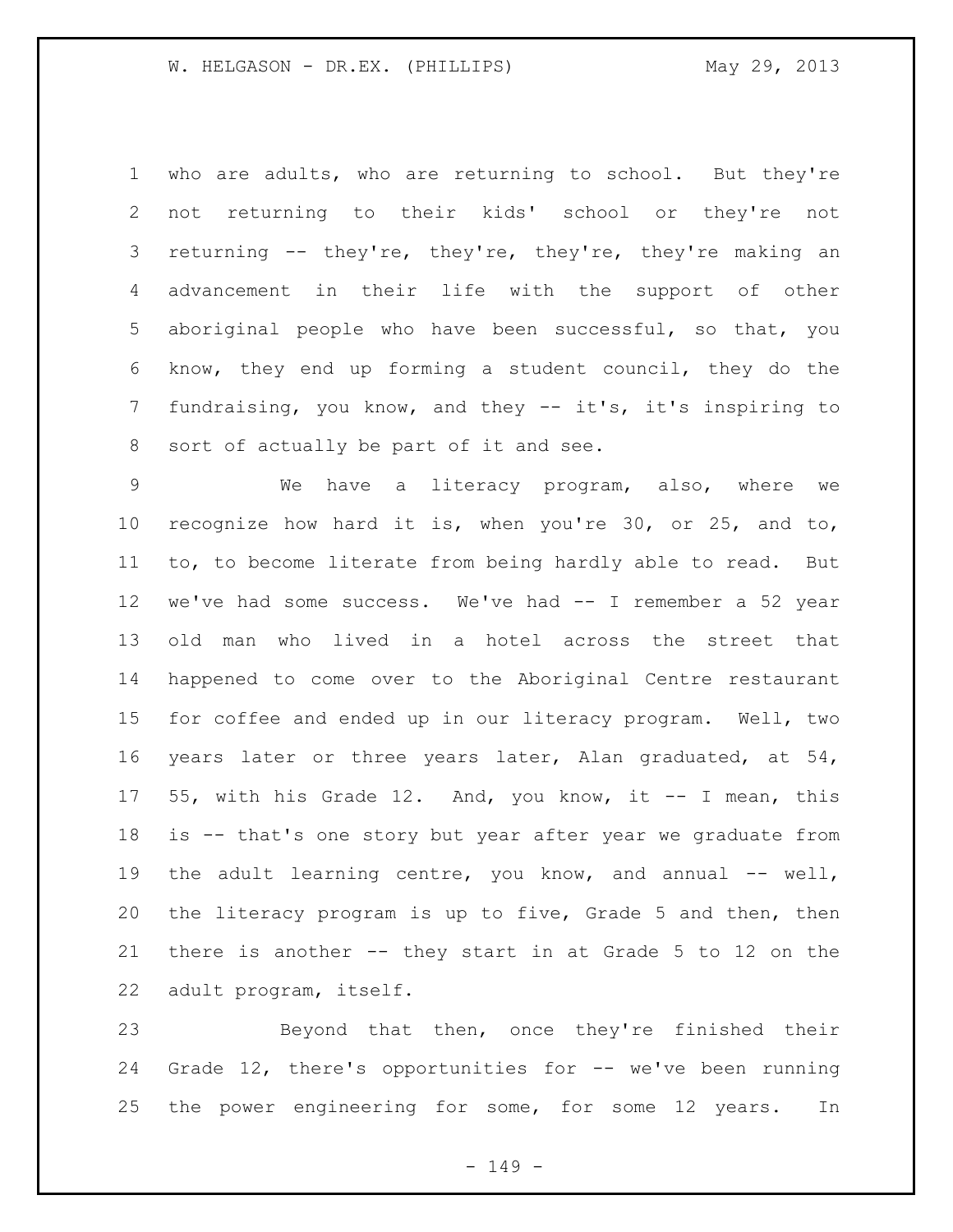who are adults, who are returning to school. But they're not returning to their kids' school or they're not returning -- they're, they're, they're, they're making an advancement in their life with the support of other aboriginal people who have been successful, so that, you know, they end up forming a student council, they do the fundraising, you know, and they -- it's, it's inspiring to sort of actually be part of it and see.

We have a literacy program, also, where we recognize how hard it is, when you're 30, or 25, and to, to, to become literate from being hardly able to read. But we've had some success. We've had -- I remember a 52 year old man who lived in a hotel across the street that happened to come over to the Aboriginal Centre restaurant for coffee and ended up in our literacy program. Well, two years later or three years later, Alan graduated, at 54, 55, with his Grade 12. And, you know, it -- I mean, this is -- that's one story but year after year we graduate from the adult learning centre, you know, and annual -- well, the literacy program is up to five, Grade 5 and then, then there is another -- they start in at Grade 5 to 12 on the adult program, itself.

Beyond that then, once they're finished their Grade 12, there's opportunities for -- we've been running the power engineering for some, for some 12 years. In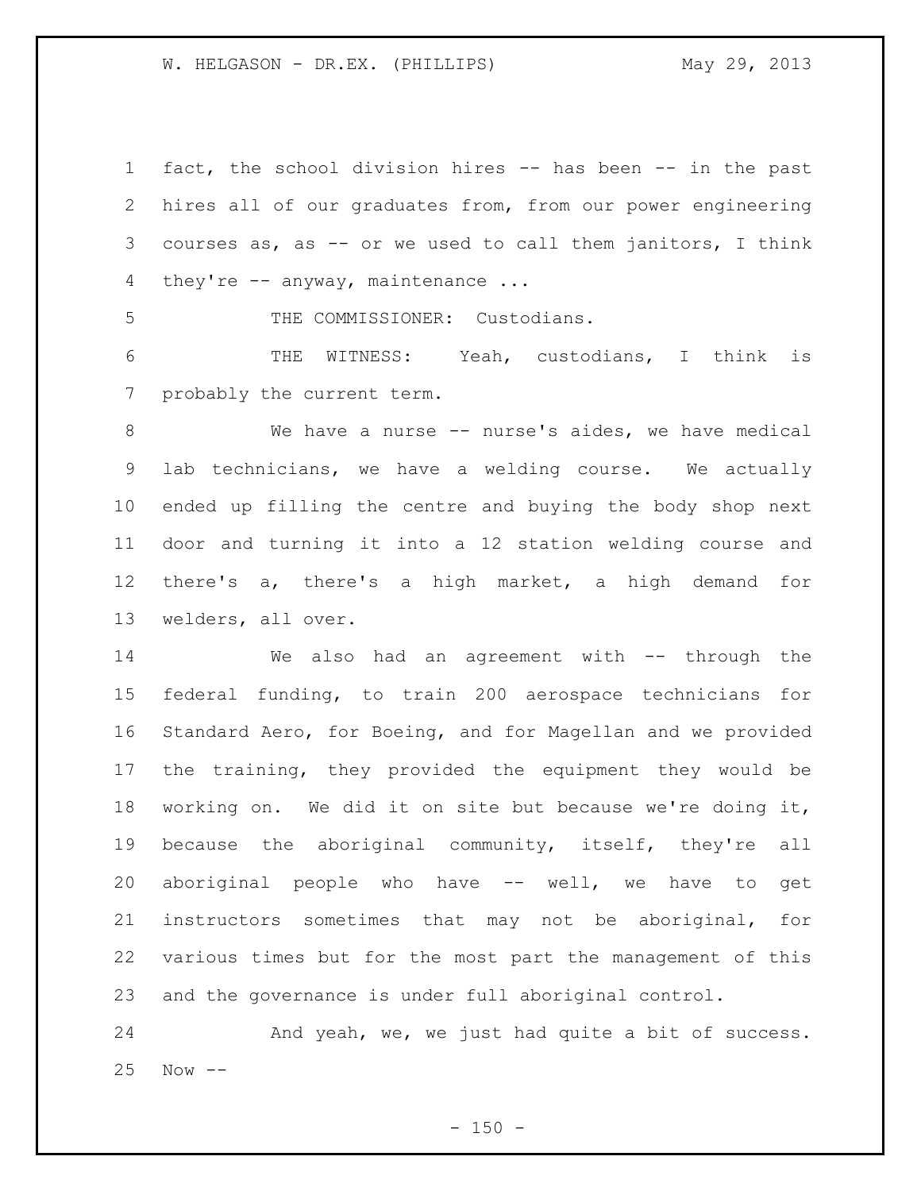fact, the school division hires -- has been -- in the past hires all of our graduates from, from our power engineering courses as, as -- or we used to call them janitors, I think they're -- anyway, maintenance ...

THE COMMISSIONER: Custodians.

THE WITNESS: Yeah, custodians, I think is probably the current term.

We have a nurse -- nurse's aides, we have medical lab technicians, we have a welding course. We actually ended up filling the centre and buying the body shop next door and turning it into a 12 station welding course and there's a, there's a high market, a high demand for welders, all over.

We also had an agreement with -- through the federal funding, to train 200 aerospace technicians for Standard Aero, for Boeing, and for Magellan and we provided the training, they provided the equipment they would be working on. We did it on site but because we're doing it, because the aboriginal community, itself, they're all aboriginal people who have -- well, we have to get instructors sometimes that may not be aboriginal, for various times but for the most part the management of this and the governance is under full aboriginal control.

And yeah, we, we just had quite a bit of success. Now --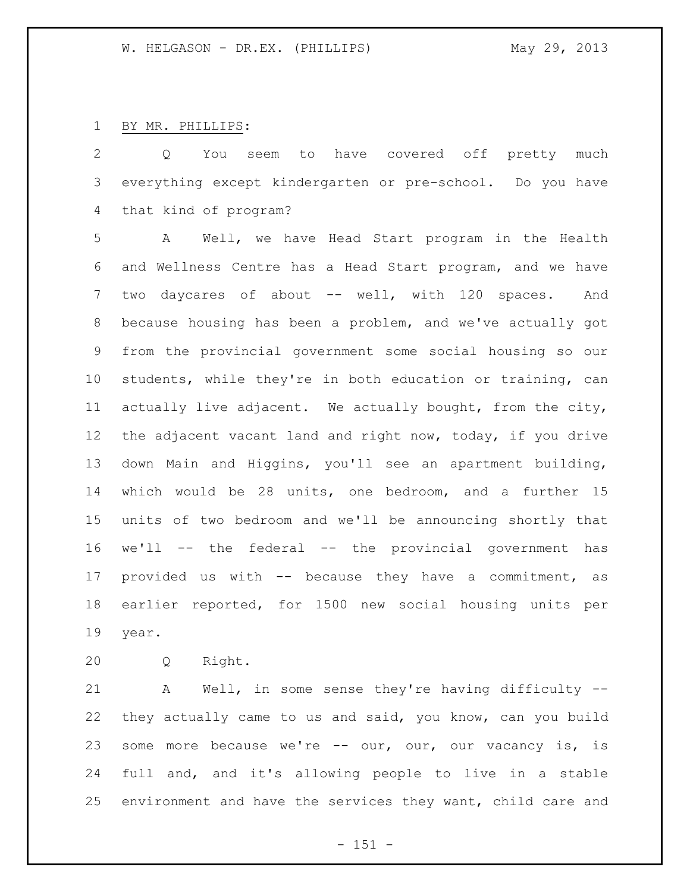BY MR. PHILLIPS:

Q You seem to have covered off pretty much everything except kindergarten or pre-school. Do you have that kind of program?

A Well, we have Head Start program in the Health and Wellness Centre has a Head Start program, and we have two daycares of about -- well, with 120 spaces. And because housing has been a problem, and we've actually got from the provincial government some social housing so our students, while they're in both education or training, can actually live adjacent. We actually bought, from the city, the adjacent vacant land and right now, today, if you drive down Main and Higgins, you'll see an apartment building, which would be 28 units, one bedroom, and a further 15 units of two bedroom and we'll be announcing shortly that we'll -- the federal -- the provincial government has provided us with -- because they have a commitment, as earlier reported, for 1500 new social housing units per year.

Q Right.

A Well, in some sense they're having difficulty -- they actually came to us and said, you know, can you build some more because we're -- our, our, our vacancy is, is full and, and it's allowing people to live in a stable environment and have the services they want, child care and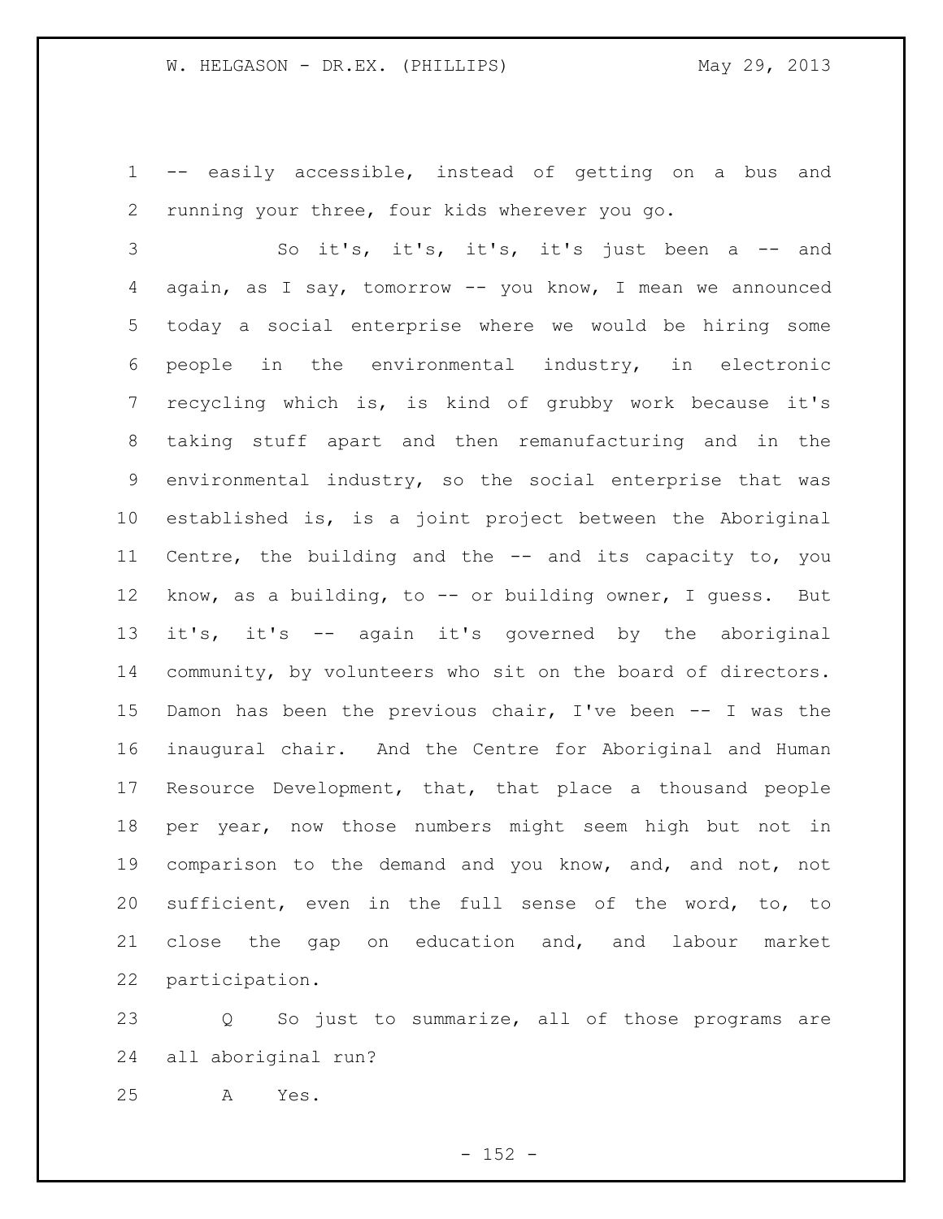-- easily accessible, instead of getting on a bus and running your three, four kids wherever you go.

So it's, it's, it's, it's just been a -- and again, as I say, tomorrow -- you know, I mean we announced today a social enterprise where we would be hiring some people in the environmental industry, in electronic recycling which is, is kind of grubby work because it's taking stuff apart and then remanufacturing and in the environmental industry, so the social enterprise that was established is, is a joint project between the Aboriginal Centre, the building and the -- and its capacity to, you know, as a building, to -- or building owner, I guess. But it's, it's -- again it's governed by the aboriginal community, by volunteers who sit on the board of directors. Damon has been the previous chair, I've been -- I was the inaugural chair. And the Centre for Aboriginal and Human Resource Development, that, that place a thousand people per year, now those numbers might seem high but not in comparison to the demand and you know, and, and not, not sufficient, even in the full sense of the word, to, to close the gap on education and, and labour market participation.

Q So just to summarize, all of those programs are all aboriginal run?

A Yes.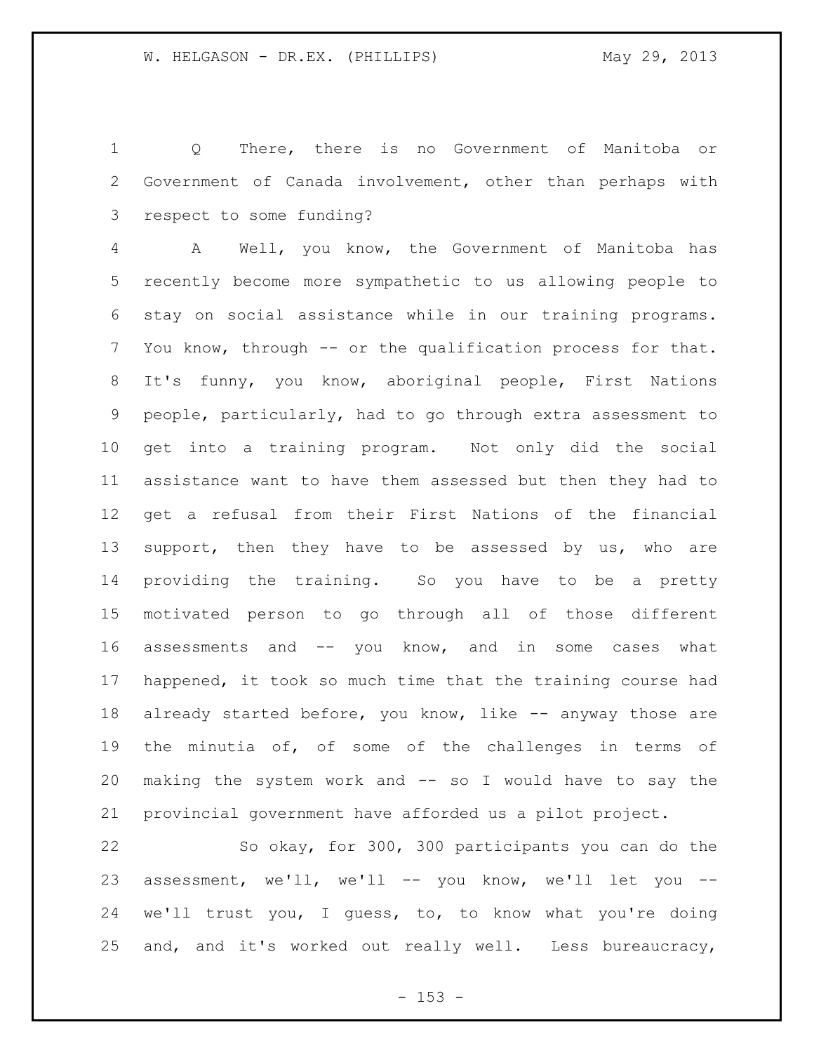Q There, there is no Government of Manitoba or Government of Canada involvement, other than perhaps with respect to some funding?

A Well, you know, the Government of Manitoba has recently become more sympathetic to us allowing people to stay on social assistance while in our training programs. You know, through -- or the qualification process for that. It's funny, you know, aboriginal people, First Nations people, particularly, had to go through extra assessment to get into a training program. Not only did the social assistance want to have them assessed but then they had to get a refusal from their First Nations of the financial support, then they have to be assessed by us, who are providing the training. So you have to be a pretty motivated person to go through all of those different assessments and -- you know, and in some cases what happened, it took so much time that the training course had already started before, you know, like -- anyway those are the minutia of, of some of the challenges in terms of making the system work and -- so I would have to say the provincial government have afforded us a pilot project.

So okay, for 300, 300 participants you can do the assessment, we'll, we'll -- you know, we'll let you -- we'll trust you, I guess, to, to know what you're doing and, and it's worked out really well. Less bureaucracy,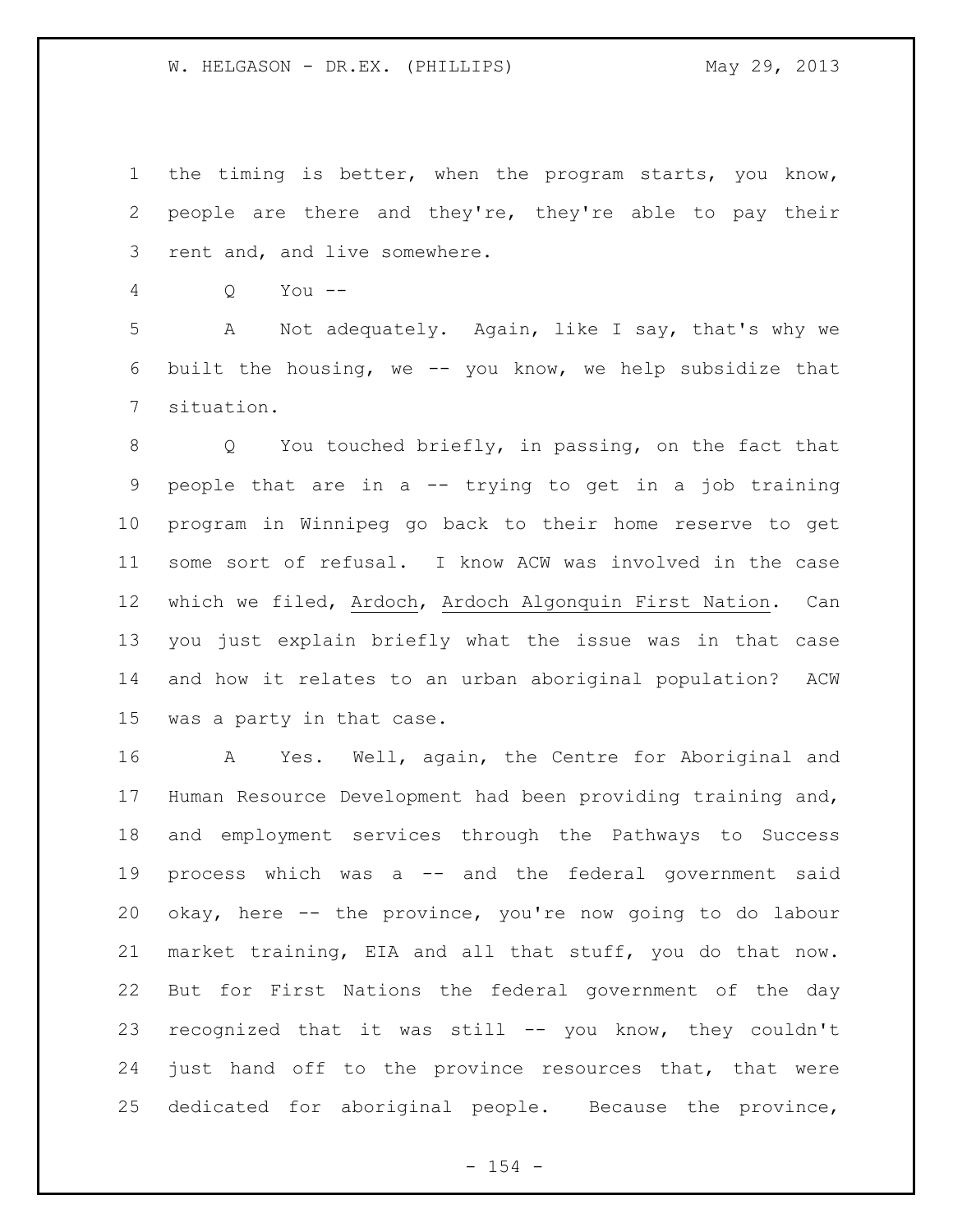the timing is better, when the program starts, you know, people are there and they're, they're able to pay their rent and, and live somewhere.

Q You --

A Not adequately. Again, like I say, that's why we built the housing, we -- you know, we help subsidize that situation.

Q You touched briefly, in passing, on the fact that people that are in a -- trying to get in a job training program in Winnipeg go back to their home reserve to get some sort of refusal. I know ACW was involved in the case which we filed, Ardoch, Ardoch Algonquin First Nation. Can you just explain briefly what the issue was in that case and how it relates to an urban aboriginal population? ACW was a party in that case.

A Yes. Well, again, the Centre for Aboriginal and Human Resource Development had been providing training and, and employment services through the Pathways to Success process which was a -- and the federal government said okay, here -- the province, you're now going to do labour market training, EIA and all that stuff, you do that now. But for First Nations the federal government of the day recognized that it was still -- you know, they couldn't just hand off to the province resources that, that were dedicated for aboriginal people. Because the province,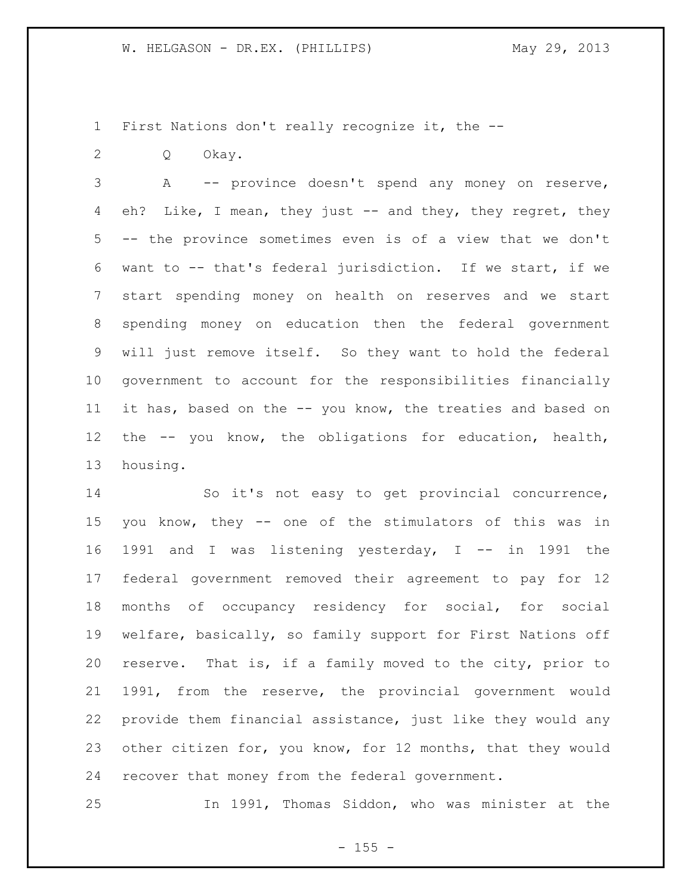First Nations don't really recognize it, the --

Q Okay.

A -- province doesn't spend any money on reserve, eh? Like, I mean, they just -- and they, they regret, they -- the province sometimes even is of a view that we don't want to -- that's federal jurisdiction. If we start, if we start spending money on health on reserves and we start spending money on education then the federal government will just remove itself. So they want to hold the federal government to account for the responsibilities financially it has, based on the -- you know, the treaties and based on the -- you know, the obligations for education, health, housing.

So it's not easy to get provincial concurrence, you know, they -- one of the stimulators of this was in 1991 and I was listening yesterday, I -- in 1991 the federal government removed their agreement to pay for 12 months of occupancy residency for social, for social welfare, basically, so family support for First Nations off reserve. That is, if a family moved to the city, prior to 1991, from the reserve, the provincial government would provide them financial assistance, just like they would any other citizen for, you know, for 12 months, that they would recover that money from the federal government.

In 1991, Thomas Siddon, who was minister at the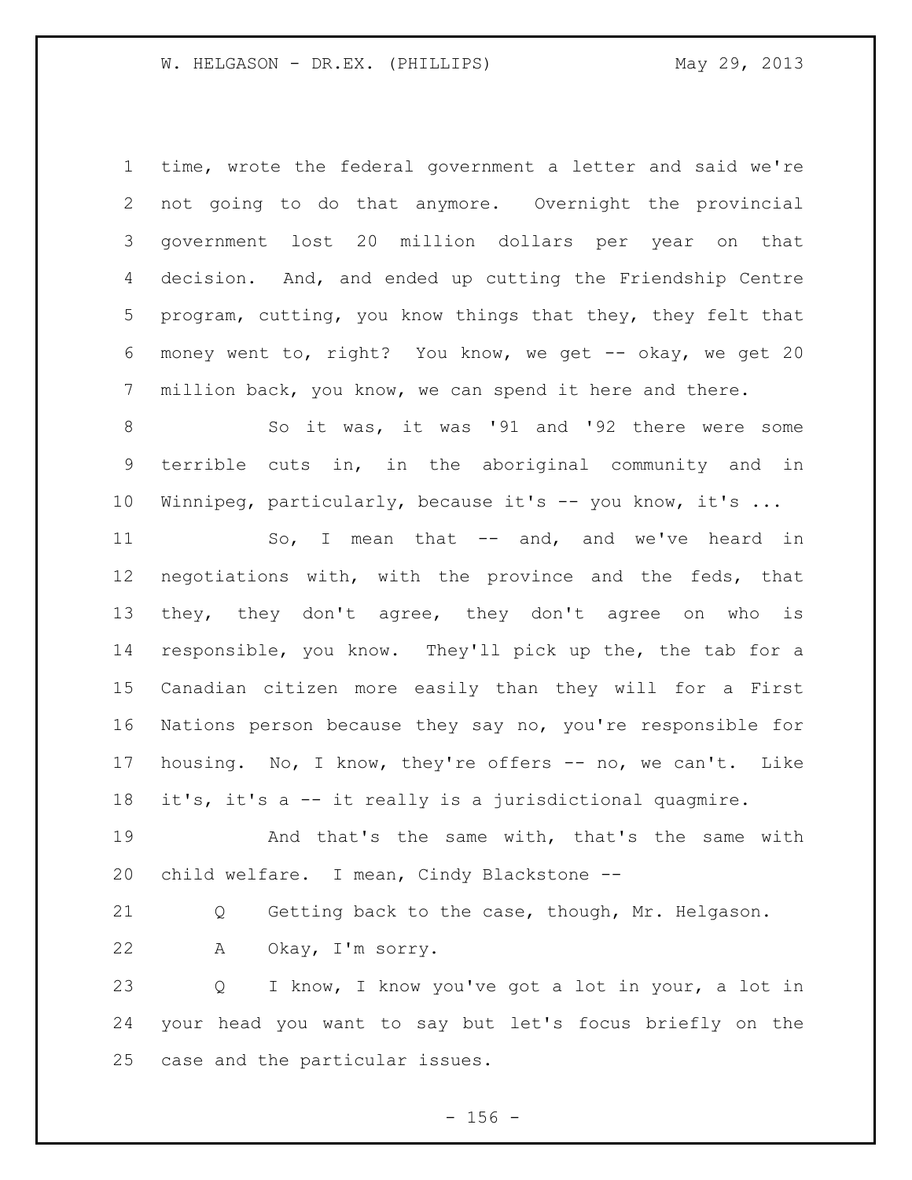time, wrote the federal government a letter and said we're not going to do that anymore. Overnight the provincial government lost 20 million dollars per year on that decision. And, and ended up cutting the Friendship Centre program, cutting, you know things that they, they felt that money went to, right? You know, we get -- okay, we get 20 million back, you know, we can spend it here and there.

So it was, it was '91 and '92 there were some terrible cuts in, in the aboriginal community and in Winnipeg, particularly, because it's -- you know, it's ...

So, I mean that -- and, and we've heard in negotiations with, with the province and the feds, that they, they don't agree, they don't agree on who is responsible, you know. They'll pick up the, the tab for a Canadian citizen more easily than they will for a First Nations person because they say no, you're responsible for housing. No, I know, they're offers -- no, we can't. Like it's, it's a -- it really is a jurisdictional quagmire.

And that's the same with, that's the same with child welfare. I mean, Cindy Blackstone --

Q Getting back to the case, though, Mr. Helgason.

A Okay, I'm sorry.

Q I know, I know you've got a lot in your, a lot in your head you want to say but let's focus briefly on the case and the particular issues.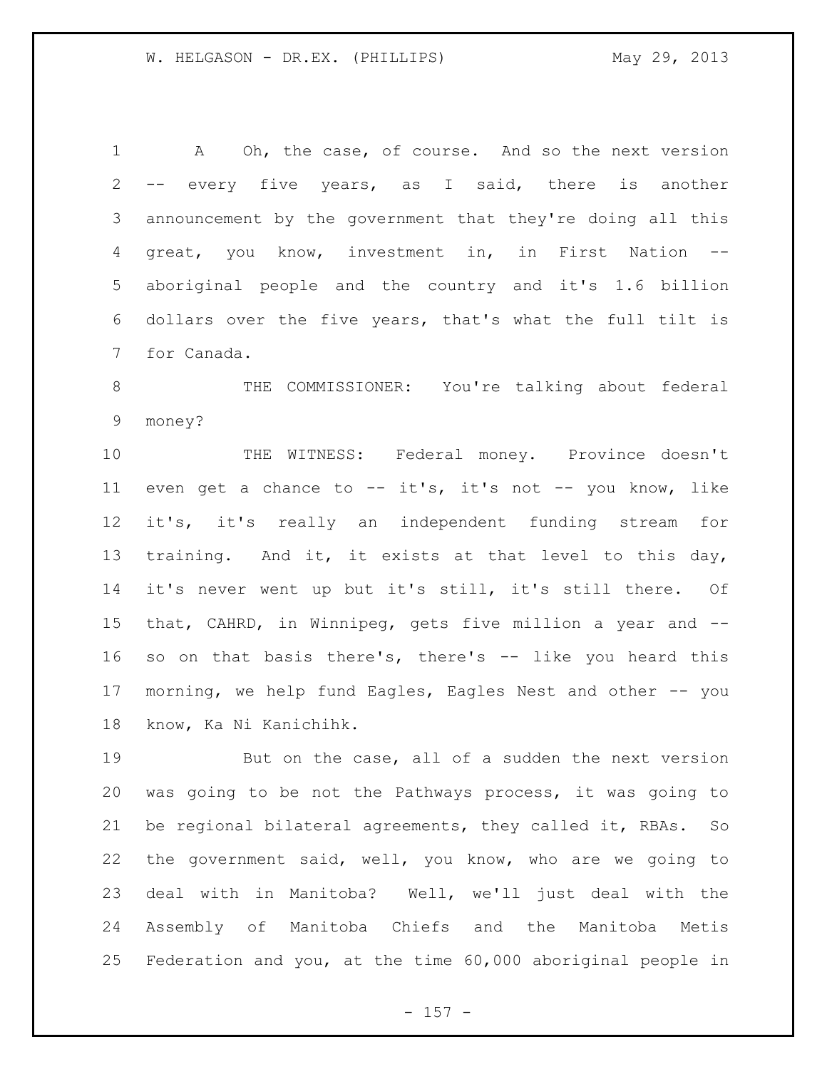A Oh, the case, of course. And so the next version -- every five years, as I said, there is another announcement by the government that they're doing all this great, you know, investment in, in First Nation -- aboriginal people and the country and it's 1.6 billion dollars over the five years, that's what the full tilt is for Canada.

THE COMMISSIONER: You're talking about federal money?

THE WITNESS: Federal money. Province doesn't even get a chance to -- it's, it's not -- you know, like it's, it's really an independent funding stream for training. And it, it exists at that level to this day, it's never went up but it's still, it's still there. Of that, CAHRD, in Winnipeg, gets five million a year and -- so on that basis there's, there's -- like you heard this morning, we help fund Eagles, Eagles Nest and other -- you know, Ka Ni Kanichihk.

But on the case, all of a sudden the next version was going to be not the Pathways process, it was going to be regional bilateral agreements, they called it, RBAs. So the government said, well, you know, who are we going to deal with in Manitoba? Well, we'll just deal with the Assembly of Manitoba Chiefs and the Manitoba Metis Federation and you, at the time 60,000 aboriginal people in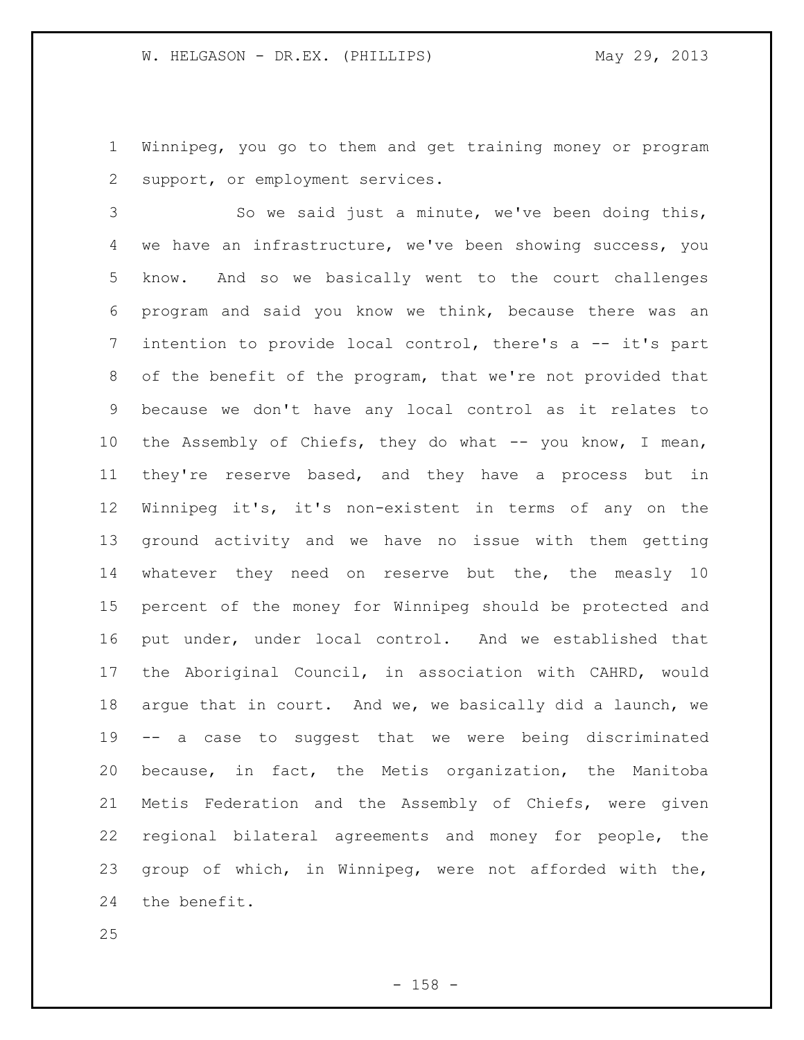Winnipeg, you go to them and get training money or program support, or employment services.

So we said just a minute, we've been doing this, we have an infrastructure, we've been showing success, you know. And so we basically went to the court challenges program and said you know we think, because there was an intention to provide local control, there's a -- it's part of the benefit of the program, that we're not provided that because we don't have any local control as it relates to the Assembly of Chiefs, they do what -- you know, I mean, they're reserve based, and they have a process but in Winnipeg it's, it's non-existent in terms of any on the ground activity and we have no issue with them getting whatever they need on reserve but the, the measly 10 percent of the money for Winnipeg should be protected and put under, under local control. And we established that the Aboriginal Council, in association with CAHRD, would argue that in court. And we, we basically did a launch, we -- a case to suggest that we were being discriminated because, in fact, the Metis organization, the Manitoba Metis Federation and the Assembly of Chiefs, were given regional bilateral agreements and money for people, the group of which, in Winnipeg, were not afforded with the, the benefit.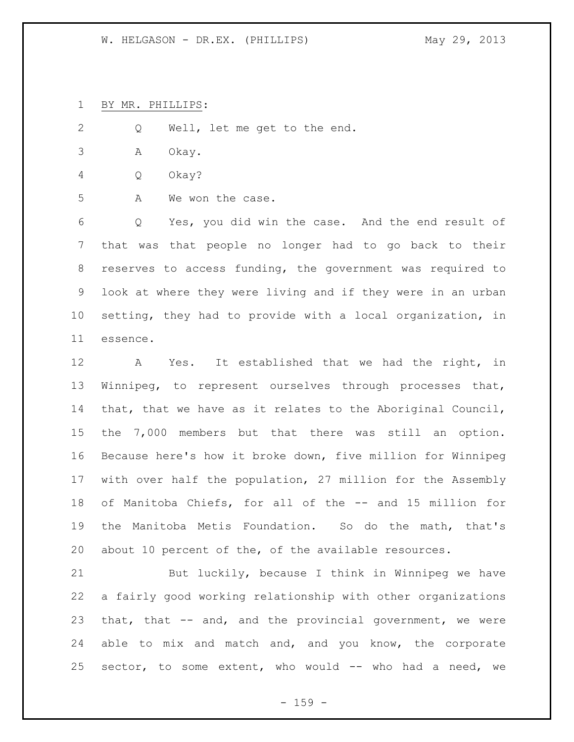BY MR. PHILLIPS:

Q Well, let me get to the end.

A Okay.

Q Okay?

A We won the case.

Q Yes, you did win the case. And the end result of that was that people no longer had to go back to their reserves to access funding, the government was required to look at where they were living and if they were in an urban setting, they had to provide with a local organization, in essence.

A Yes. It established that we had the right, in Winnipeg, to represent ourselves through processes that, that, that we have as it relates to the Aboriginal Council, the 7,000 members but that there was still an option. Because here's how it broke down, five million for Winnipeg with over half the population, 27 million for the Assembly of Manitoba Chiefs, for all of the -- and 15 million for the Manitoba Metis Foundation. So do the math, that's about 10 percent of the, of the available resources.

But luckily, because I think in Winnipeg we have a fairly good working relationship with other organizations that, that -- and, and the provincial government, we were able to mix and match and, and you know, the corporate sector, to some extent, who would -- who had a need, we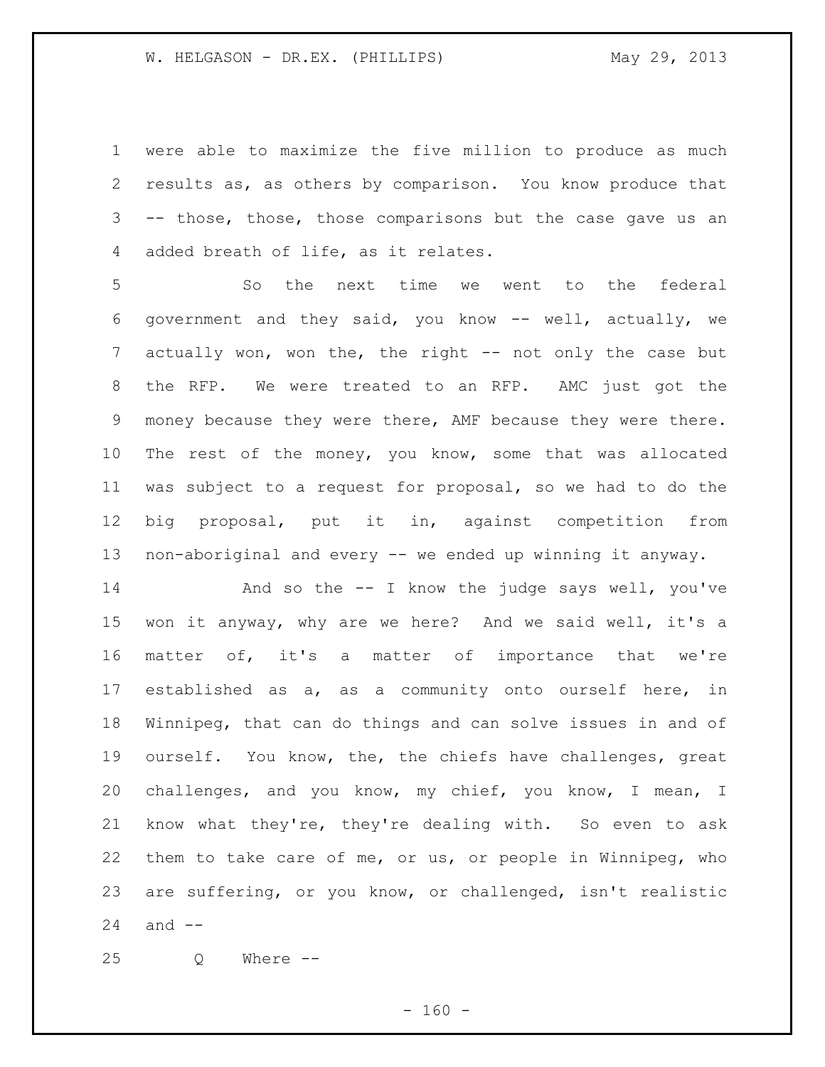were able to maximize the five million to produce as much results as, as others by comparison. You know produce that -- those, those, those comparisons but the case gave us an added breath of life, as it relates.

So the next time we went to the federal government and they said, you know -- well, actually, we actually won, won the, the right -- not only the case but the RFP. We were treated to an RFP. AMC just got the money because they were there, AMF because they were there. The rest of the money, you know, some that was allocated was subject to a request for proposal, so we had to do the big proposal, put it in, against competition from non-aboriginal and every -- we ended up winning it anyway.

And so the -- I know the judge says well, you've won it anyway, why are we here? And we said well, it's a matter of, it's a matter of importance that we're established as a, as a community onto ourself here, in Winnipeg, that can do things and can solve issues in and of ourself. You know, the, the chiefs have challenges, great challenges, and you know, my chief, you know, I mean, I know what they're, they're dealing with. So even to ask them to take care of me, or us, or people in Winnipeg, who are suffering, or you know, or challenged, isn't realistic and --

Q Where --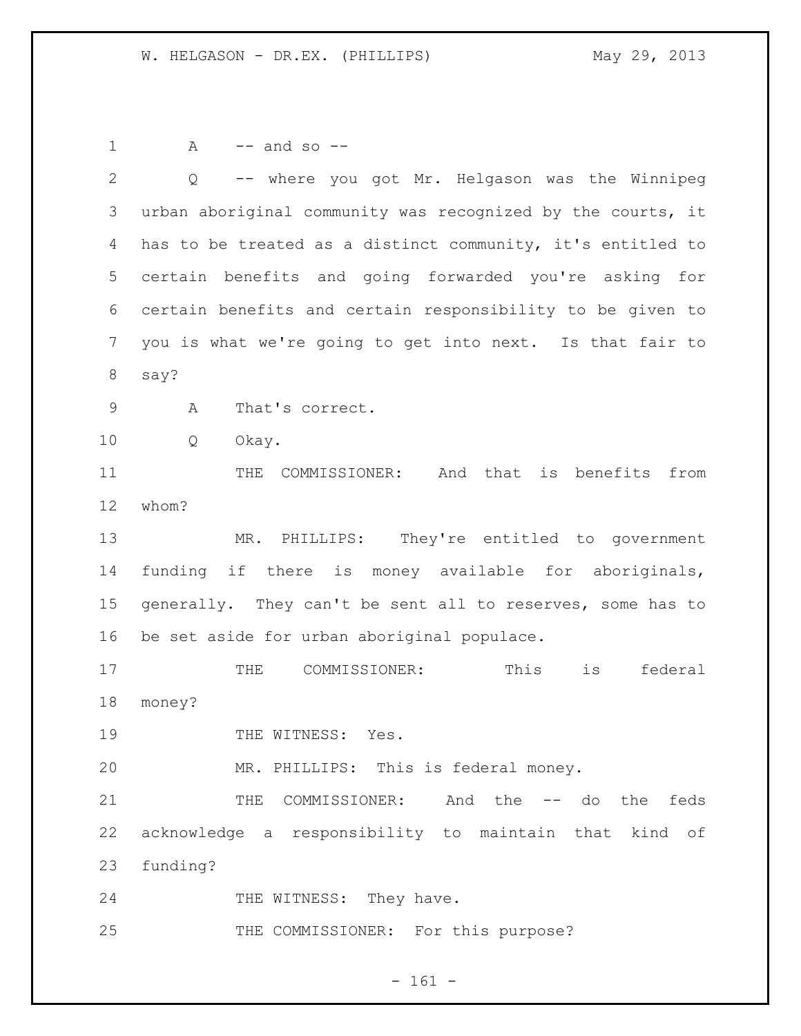A -- and so --

Q -- where you got Mr. Helgason was the Winnipeg urban aboriginal community was recognized by the courts, it has to be treated as a distinct community, it's entitled to certain benefits and going forwarded you're asking for certain benefits and certain responsibility to be given to you is what we're going to get into next. Is that fair to say?

A That's correct.

Q Okay.

THE COMMISSIONER: And that is benefits from whom?

MR. PHILLIPS: They're entitled to government funding if there is money available for aboriginals, generally. They can't be sent all to reserves, some has to be set aside for urban aboriginal populace.

THE COMMISSIONER: This is federal money?

THE WITNESS: Yes.

MR. PHILLIPS: This is federal money.

THE COMMISSIONER: And the -- do the feds acknowledge a responsibility to maintain that kind of funding?

THE WITNESS: They have.

THE COMMISSIONER: For this purpose?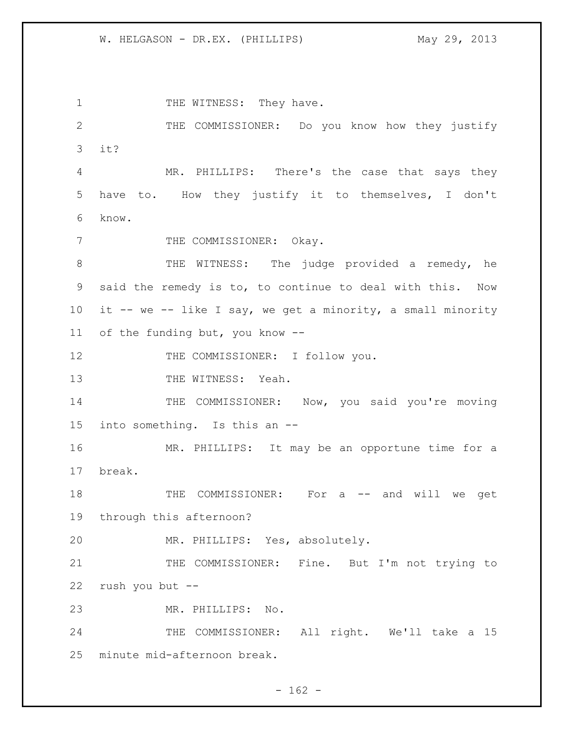THE WITNESS: They have.

THE COMMISSIONER: Do you know how they justify it?

MR. PHILLIPS: There's the case that says they have to. How they justify it to themselves, I don't know.

THE COMMISSIONER: Okay.

THE WITNESS: The judge provided a remedy, he said the remedy is to, to continue to deal with this. Now it -- we -- like I say, we get a minority, a small minority of the funding but, you know --

THE COMMISSIONER: I follow you.

THE WITNESS: Yeah.

THE COMMISSIONER: Now, you said you're moving into something. Is this an --

MR. PHILLIPS: It may be an opportune time for a break.

THE COMMISSIONER: For a -- and will we get through this afternoon?

MR. PHILLIPS: Yes, absolutely.

THE COMMISSIONER: Fine. But I'm not trying to rush you but --

MR. PHILLIPS: No.

THE COMMISSIONER: All right. We'll take a 15 minute mid-afternoon break.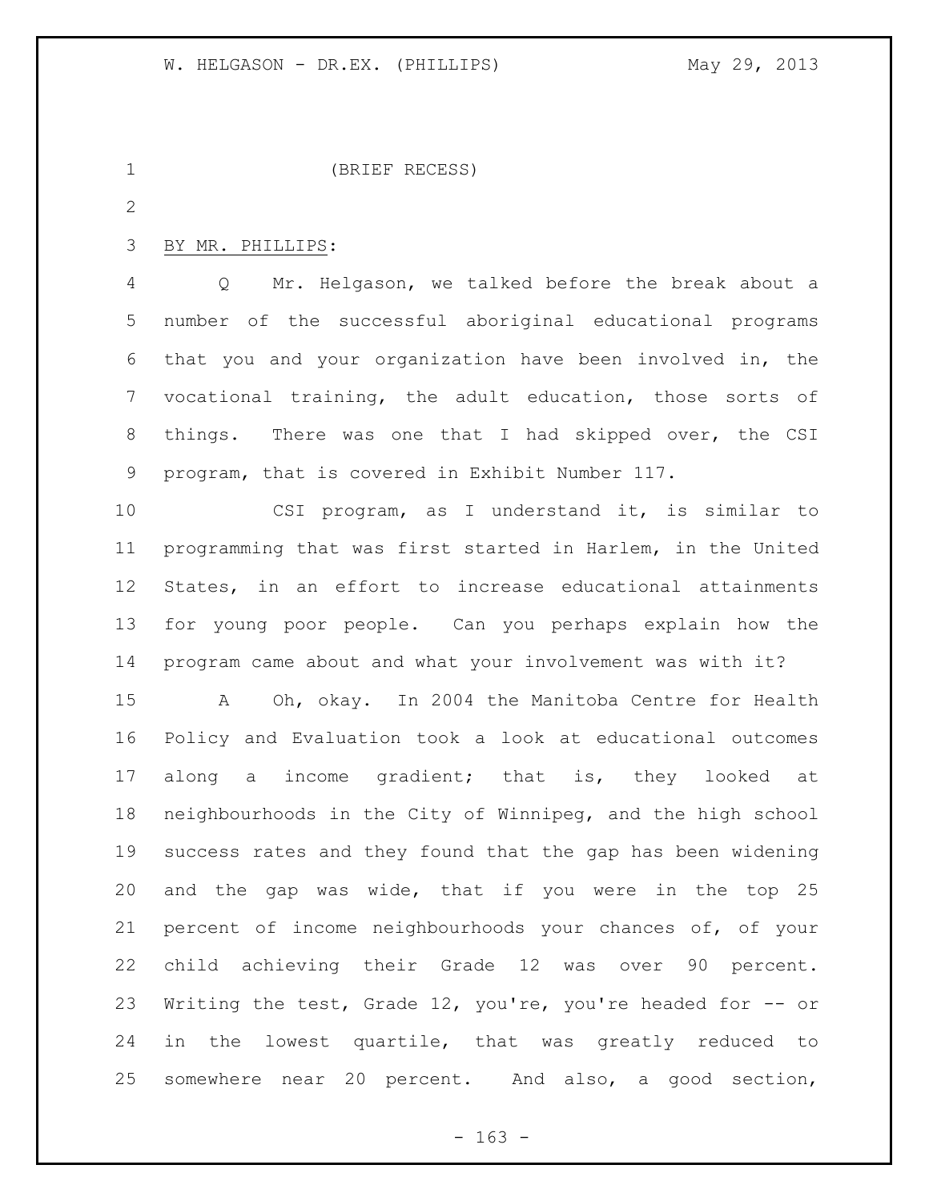(BRIEF RECESS)

BY MR. PHILLIPS:

Q Mr. Helgason, we talked before the break about a number of the successful aboriginal educational programs that you and your organization have been involved in, the vocational training, the adult education, those sorts of things. There was one that I had skipped over, the CSI program, that is covered in Exhibit Number 117.

CSI program, as I understand it, is similar to programming that was first started in Harlem, in the United States, in an effort to increase educational attainments for young poor people. Can you perhaps explain how the program came about and what your involvement was with it?

A Oh, okay. In 2004 the Manitoba Centre for Health Policy and Evaluation took a look at educational outcomes along a income gradient; that is, they looked at neighbourhoods in the City of Winnipeg, and the high school success rates and they found that the gap has been widening and the gap was wide, that if you were in the top 25 percent of income neighbourhoods your chances of, of your child achieving their Grade 12 was over 90 percent. Writing the test, Grade 12, you're, you're headed for -- or in the lowest quartile, that was greatly reduced to somewhere near 20 percent. And also, a good section,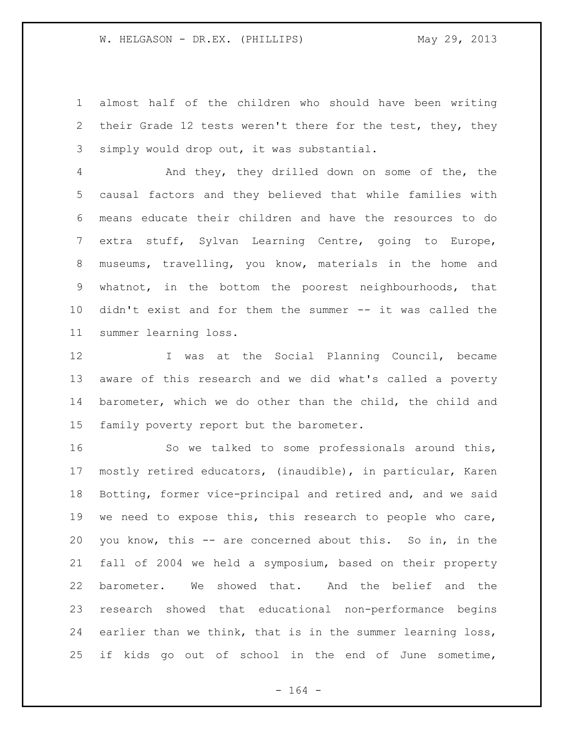almost half of the children who should have been writing their Grade 12 tests weren't there for the test, they, they simply would drop out, it was substantial.

And they, they drilled down on some of the, the causal factors and they believed that while families with means educate their children and have the resources to do extra stuff, Sylvan Learning Centre, going to Europe, museums, travelling, you know, materials in the home and whatnot, in the bottom the poorest neighbourhoods, that didn't exist and for them the summer -- it was called the summer learning loss.

I was at the Social Planning Council, became aware of this research and we did what's called a poverty barometer, which we do other than the child, the child and family poverty report but the barometer.

So we talked to some professionals around this, mostly retired educators, (inaudible), in particular, Karen Botting, former vice-principal and retired and, and we said we need to expose this, this research to people who care, you know, this -- are concerned about this. So in, in the fall of 2004 we held a symposium, based on their property barometer. We showed that. And the belief and the research showed that educational non-performance begins earlier than we think, that is in the summer learning loss, if kids go out of school in the end of June sometime,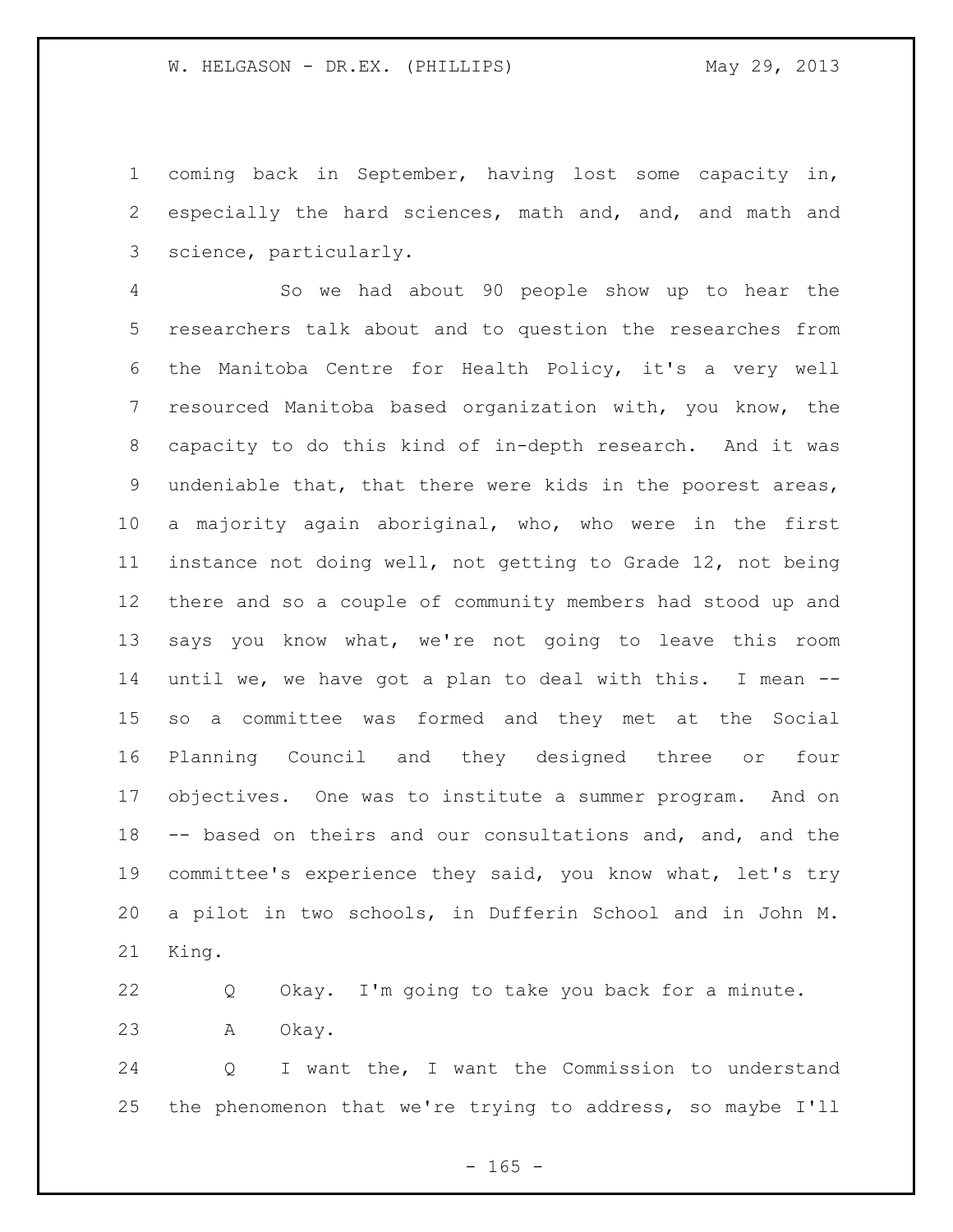coming back in September, having lost some capacity in, especially the hard sciences, math and, and, and math and science, particularly.

So we had about 90 people show up to hear the researchers talk about and to question the researches from the Manitoba Centre for Health Policy, it's a very well resourced Manitoba based organization with, you know, the capacity to do this kind of in-depth research. And it was undeniable that, that there were kids in the poorest areas, a majority again aboriginal, who, who were in the first instance not doing well, not getting to Grade 12, not being there and so a couple of community members had stood up and says you know what, we're not going to leave this room until we, we have got a plan to deal with this. I mean -- so a committee was formed and they met at the Social Planning Council and they designed three or four objectives. One was to institute a summer program. And on -- based on theirs and our consultations and, and, and the committee's experience they said, you know what, let's try a pilot in two schools, in Dufferin School and in John M. King.

Q Okay. I'm going to take you back for a minute.

A Okay.

Q I want the, I want the Commission to understand the phenomenon that we're trying to address, so maybe I'll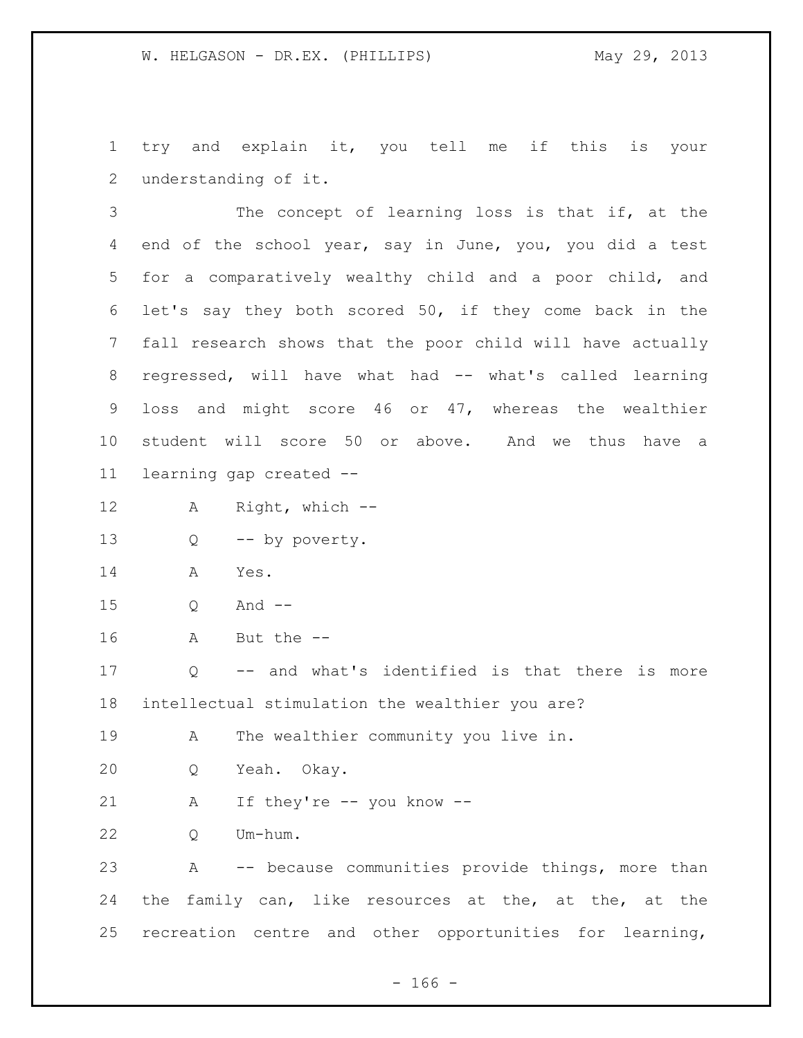try and explain it, you tell me if this is your understanding of it.

The concept of learning loss is that if, at the end of the school year, say in June, you, you did a test for a comparatively wealthy child and a poor child, and let's say they both scored 50, if they come back in the fall research shows that the poor child will have actually regressed, will have what had -- what's called learning loss and might score 46 or 47, whereas the wealthier student will score 50 or above. And we thus have a learning gap created --

A Right, which --

Q -- by poverty.

A Yes.

Q And --

A But the --

Q -- and what's identified is that there is more intellectual stimulation the wealthier you are?

A The wealthier community you live in.

Q Yeah. Okay.

A If they're -- you know --

Q Um-hum.

A -- because communities provide things, more than the family can, like resources at the, at the, at the recreation centre and other opportunities for learning,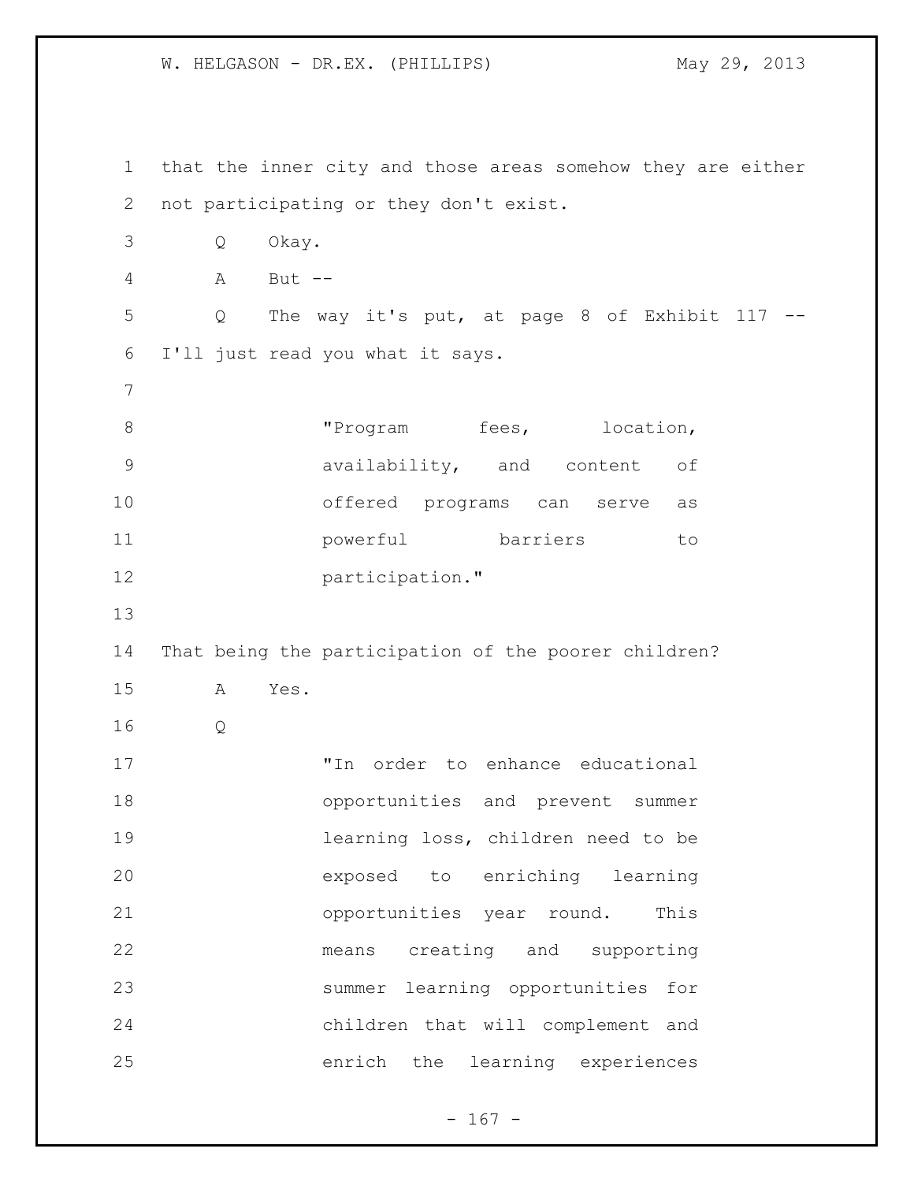that the inner city and those areas somehow they are either not participating or they don't exist.

Q Okay.

A But --

Q The way it's put, at page 8 of Exhibit 117 -- I'll just read you what it says.

> "Program fees, location, availability, and content of offered programs can serve as powerful barriers to participation."

That being the participation of the poorer children?

A Yes.

Q

> "In order to enhance educational opportunities and prevent summer learning loss, children need to be exposed to enriching learning opportunities year round. This means creating and supporting summer learning opportunities for children that will complement and enrich the learning experiences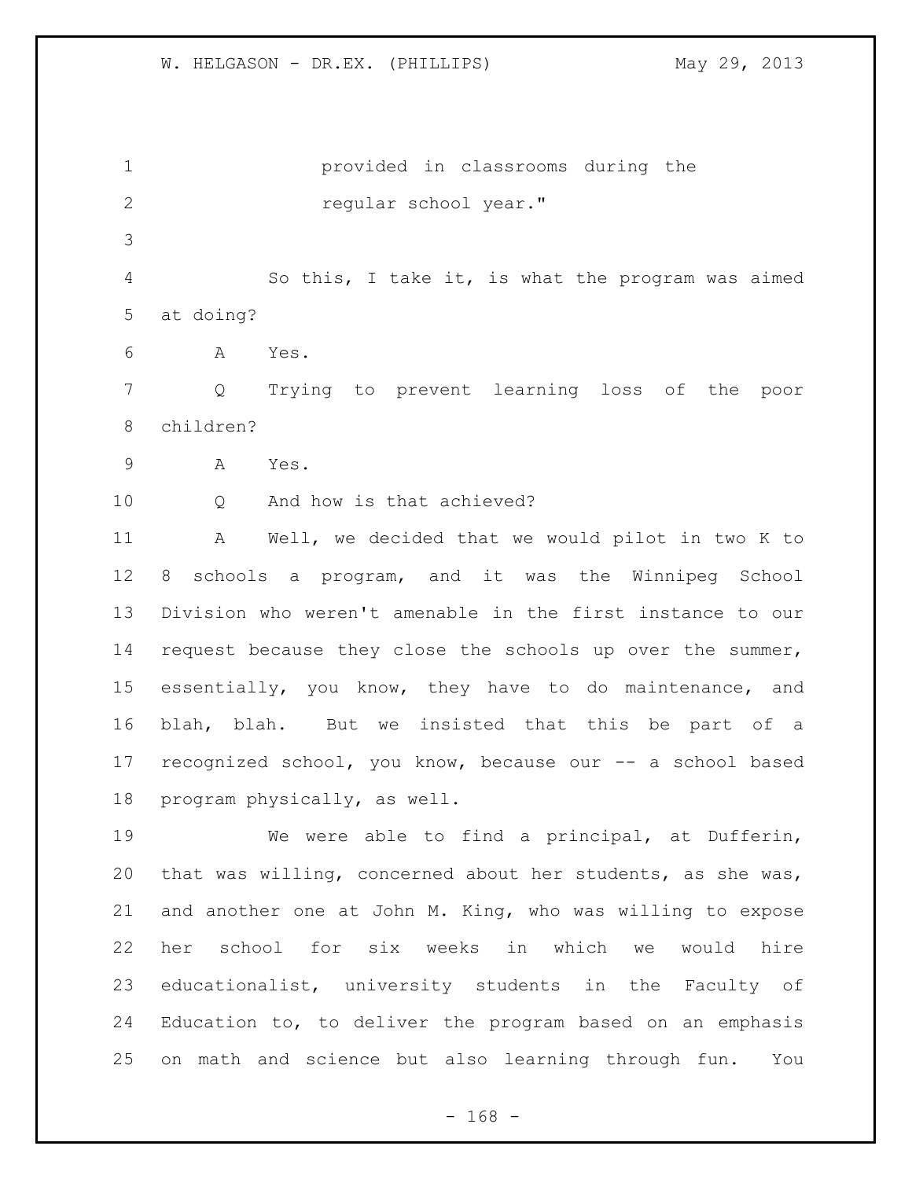provided in classrooms during the
regular school year."

So this, I take it, is what the program was aimed at doing?

A Yes.

Q Trying to prevent learning loss of the poor children?

A Yes.

Q And how is that achieved?

A Well, we decided that we would pilot in two K to 8 schools a program, and it was the Winnipeg School Division who weren't amenable in the first instance to our request because they close the schools up over the summer, essentially, you know, they have to do maintenance, and blah, blah. But we insisted that this be part of a recognized school, you know, because our -- a school based program physically, as well.

We were able to find a principal, at Dufferin, that was willing, concerned about her students, as she was, and another one at John M. King, who was willing to expose her school for six weeks in which we would hire educationalist, university students in the Faculty of Education to, to deliver the program based on an emphasis on math and science but also learning through fun. You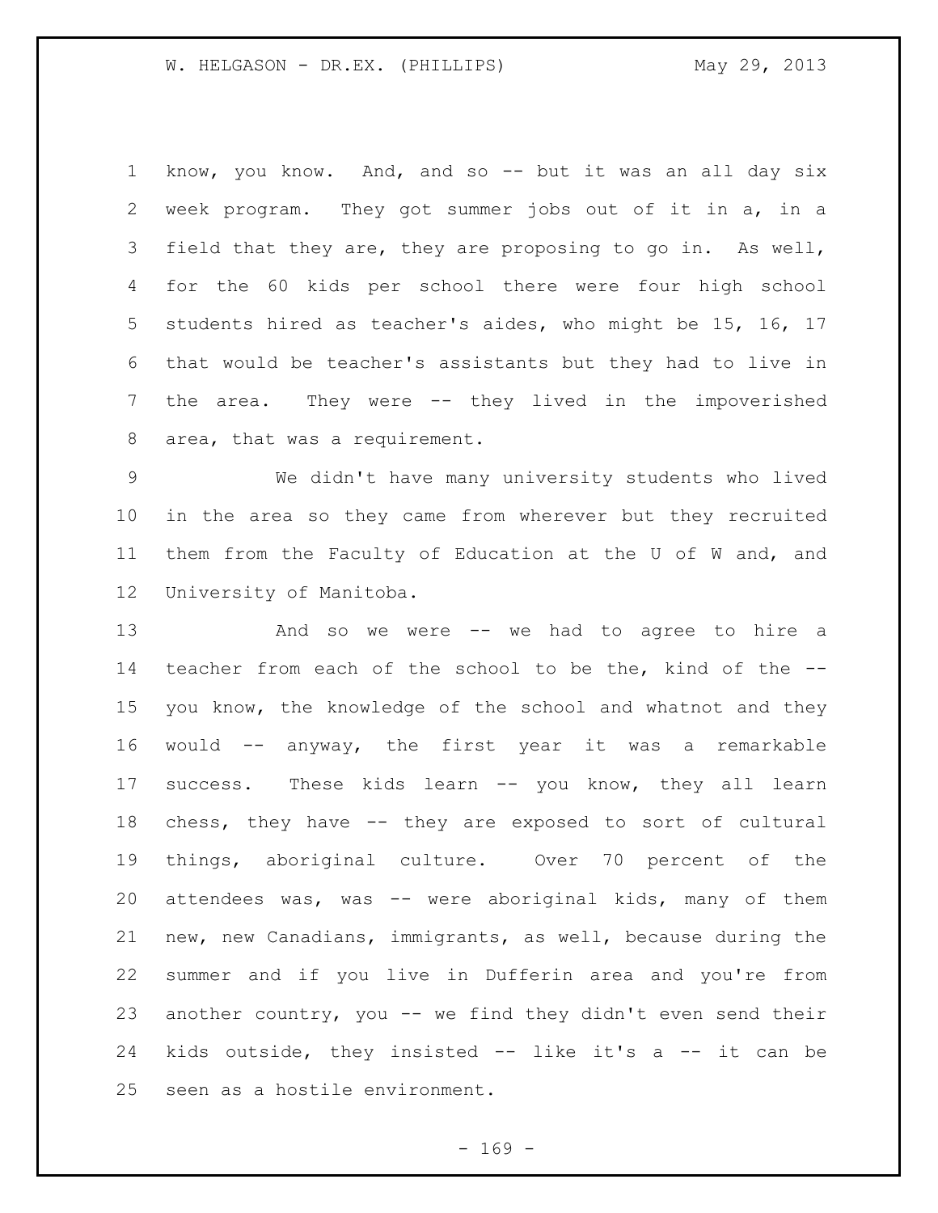know, you know. And, and so -- but it was an all day six week program. They got summer jobs out of it in a, in a field that they are, they are proposing to go in. As well, for the 60 kids per school there were four high school students hired as teacher's aides, who might be 15, 16, 17 that would be teacher's assistants but they had to live in the area. They were -- they lived in the impoverished area, that was a requirement.

We didn't have many university students who lived in the area so they came from wherever but they recruited them from the Faculty of Education at the U of W and, and University of Manitoba.

And so we were -- we had to agree to hire a teacher from each of the school to be the, kind of the -- you know, the knowledge of the school and whatnot and they would -- anyway, the first year it was a remarkable success. These kids learn -- you know, they all learn chess, they have -- they are exposed to sort of cultural things, aboriginal culture. Over 70 percent of the attendees was, was -- were aboriginal kids, many of them new, new Canadians, immigrants, as well, because during the summer and if you live in Dufferin area and you're from another country, you -- we find they didn't even send their kids outside, they insisted -- like it's a -- it can be seen as a hostile environment.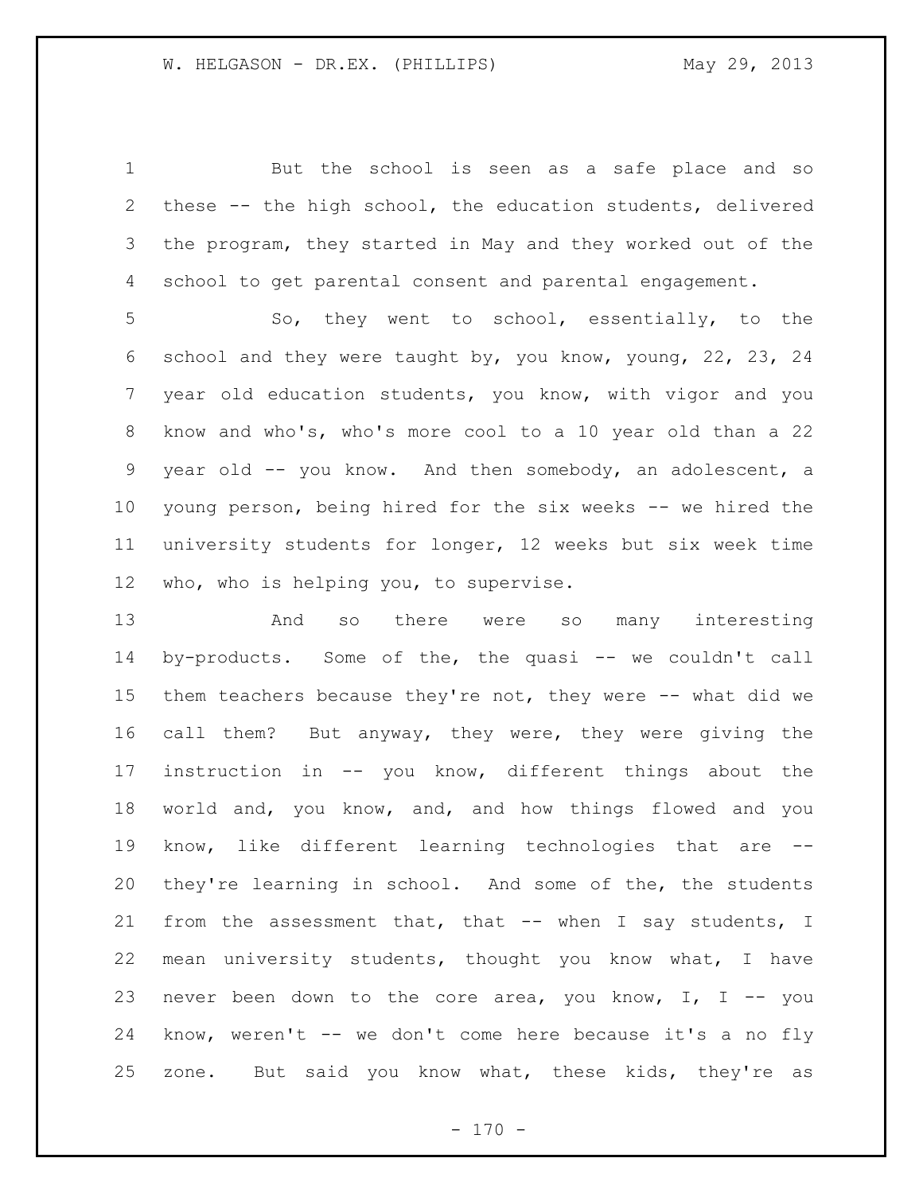But the school is seen as a safe place and so these -- the high school, the education students, delivered the program, they started in May and they worked out of the school to get parental consent and parental engagement.

So, they went to school, essentially, to the school and they were taught by, you know, young, 22, 23, 24 year old education students, you know, with vigor and you know and who's, who's more cool to a 10 year old than a 22 year old -- you know. And then somebody, an adolescent, a young person, being hired for the six weeks -- we hired the university students for longer, 12 weeks but six week time who, who is helping you, to supervise.

And so there were so many interesting by-products. Some of the, the quasi -- we couldn't call them teachers because they're not, they were -- what did we call them? But anyway, they were, they were giving the instruction in -- you know, different things about the world and, you know, and, and how things flowed and you know, like different learning technologies that are -- they're learning in school. And some of the, the students from the assessment that, that -- when I say students, I mean university students, thought you know what, I have never been down to the core area, you know, I, I -- you know, weren't -- we don't come here because it's a no fly zone. But said you know what, these kids, they're as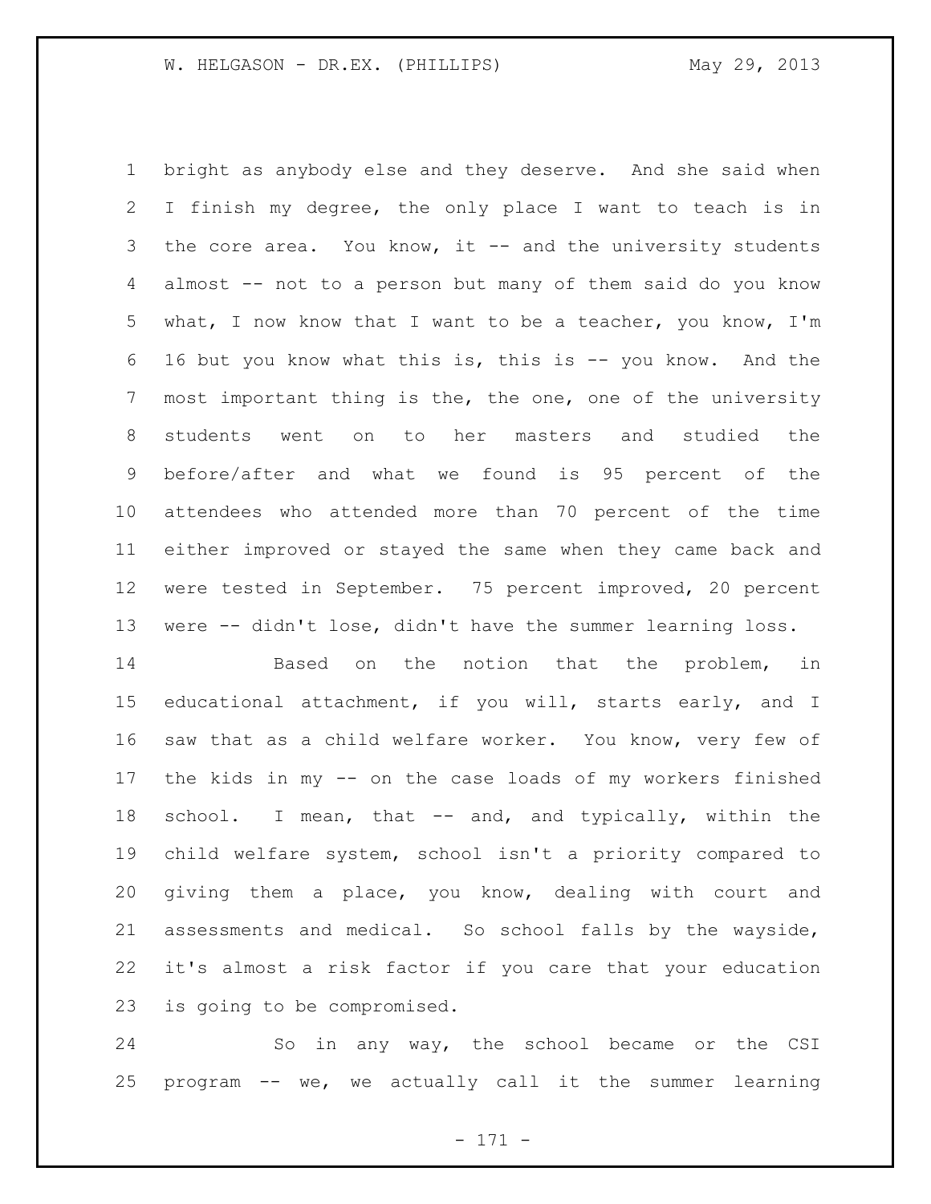bright as anybody else and they deserve. And she said when I finish my degree, the only place I want to teach is in the core area. You know, it -- and the university students almost -- not to a person but many of them said do you know what, I now know that I want to be a teacher, you know, I'm 16 but you know what this is, this is -- you know. And the most important thing is the, the one, one of the university students went on to her masters and studied the before/after and what we found is 95 percent of the attendees who attended more than 70 percent of the time either improved or stayed the same when they came back and were tested in September. 75 percent improved, 20 percent were -- didn't lose, didn't have the summer learning loss.

Based on the notion that the problem, in educational attachment, if you will, starts early, and I saw that as a child welfare worker. You know, very few of the kids in my -- on the case loads of my workers finished school. I mean, that -- and, and typically, within the child welfare system, school isn't a priority compared to giving them a place, you know, dealing with court and assessments and medical. So school falls by the wayside, it's almost a risk factor if you care that your education is going to be compromised.

So in any way, the school became or the CSI program -- we, we actually call it the summer learning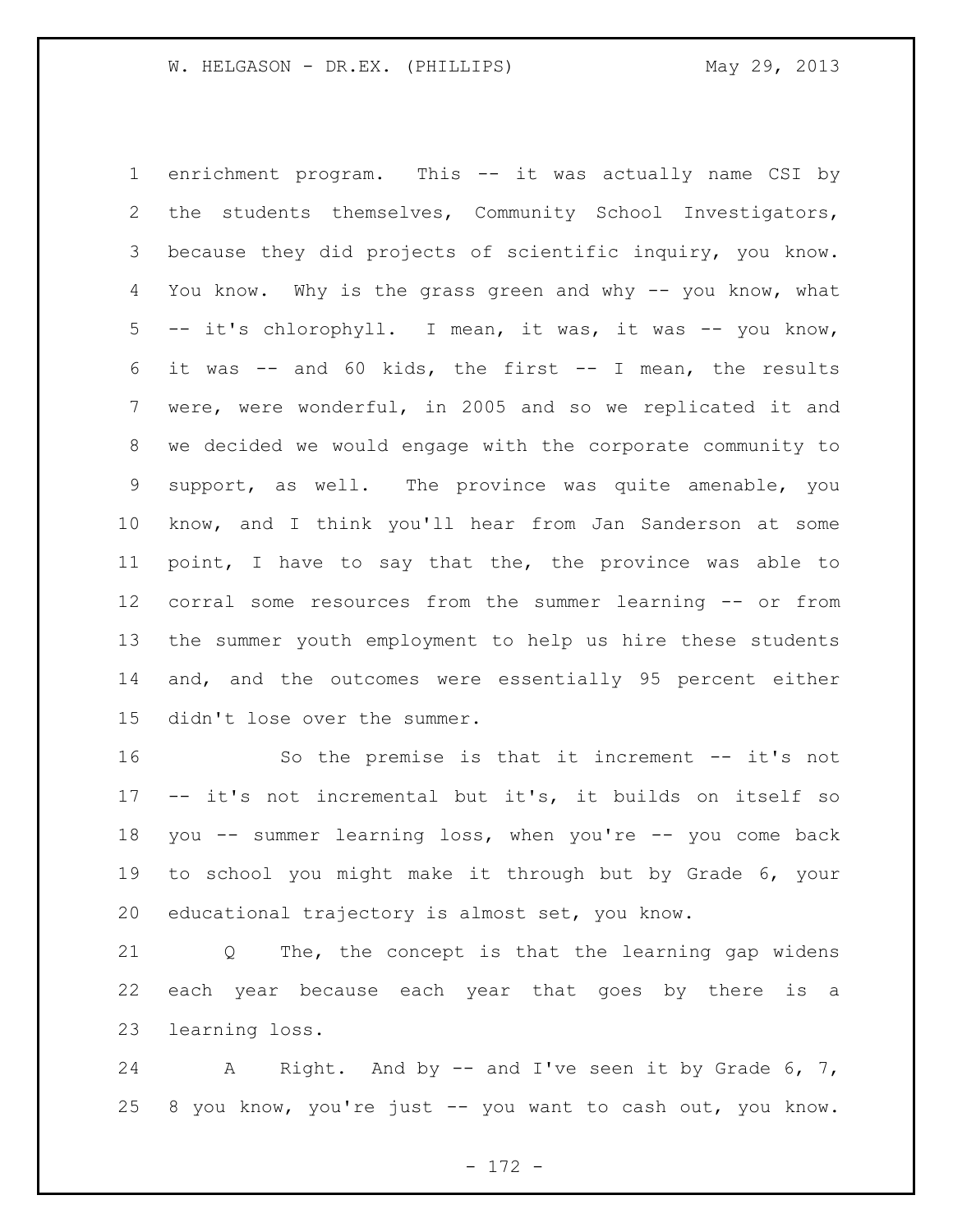enrichment program. This -- it was actually name CSI by the students themselves, Community School Investigators, because they did projects of scientific inquiry, you know. You know. Why is the grass green and why -- you know, what -- it's chlorophyll. I mean, it was, it was -- you know, it was -- and 60 kids, the first -- I mean, the results were, were wonderful, in 2005 and so we replicated it and we decided we would engage with the corporate community to support, as well. The province was quite amenable, you know, and I think you'll hear from Jan Sanderson at some point, I have to say that the, the province was able to corral some resources from the summer learning -- or from the summer youth employment to help us hire these students and, and the outcomes were essentially 95 percent either didn't lose over the summer.

So the premise is that it increment -- it's not -- it's not incremental but it's, it builds on itself so you -- summer learning loss, when you're -- you come back to school you might make it through but by Grade 6, your educational trajectory is almost set, you know.

Q The, the concept is that the learning gap widens each year because each year that goes by there is a learning loss.

A Right. And by -- and I've seen it by Grade 6, 7, 8 you know, you're just -- you want to cash out, you know.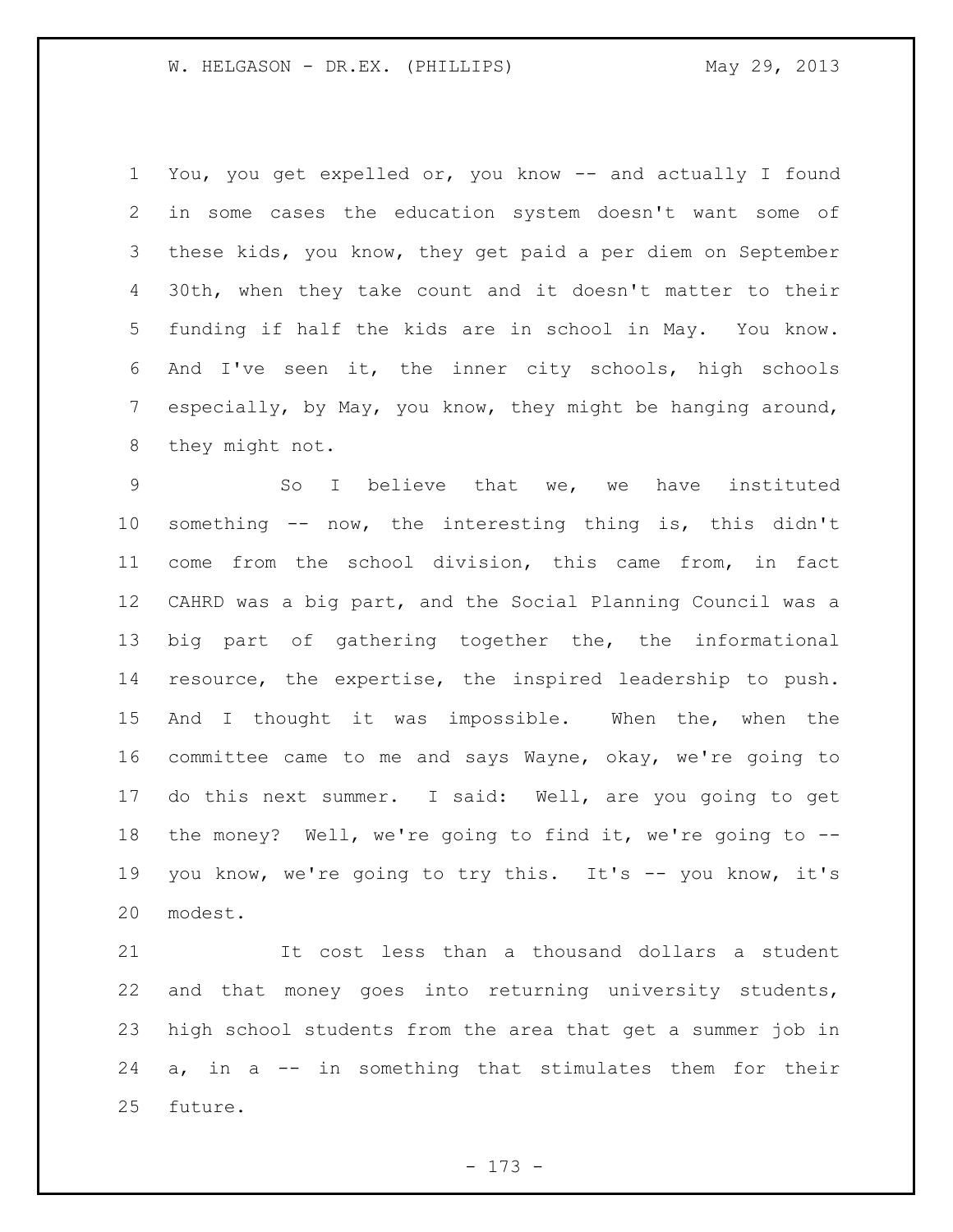You, you get expelled or, you know -- and actually I found in some cases the education system doesn't want some of these kids, you know, they get paid a per diem on September 30th, when they take count and it doesn't matter to their funding if half the kids are in school in May. You know. And I've seen it, the inner city schools, high schools especially, by May, you know, they might be hanging around, they might not.

So I believe that we, we have instituted something -- now, the interesting thing is, this didn't come from the school division, this came from, in fact CAHRD was a big part, and the Social Planning Council was a big part of gathering together the, the informational resource, the expertise, the inspired leadership to push. And I thought it was impossible. When the, when the committee came to me and says Wayne, okay, we're going to do this next summer. I said: Well, are you going to get the money? Well, we're going to find it, we're going to -- you know, we're going to try this. It's -- you know, it's modest.

It cost less than a thousand dollars a student and that money goes into returning university students, high school students from the area that get a summer job in a, in a -- in something that stimulates them for their future.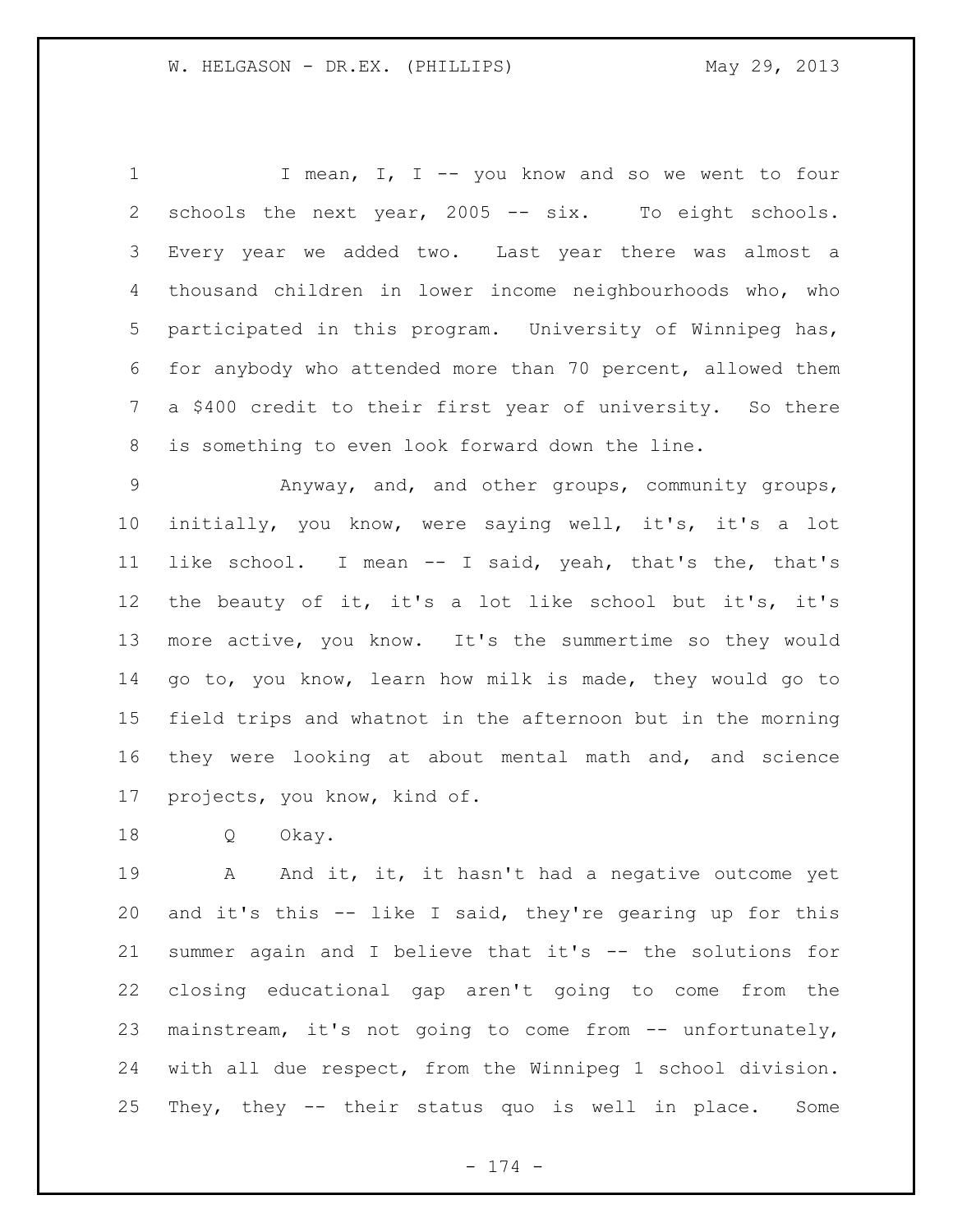I mean, I, I -- you know and so we went to four schools the next year, 2005 -- six. To eight schools. Every year we added two. Last year there was almost a thousand children in lower income neighbourhoods who, who participated in this program. University of Winnipeg has, for anybody who attended more than 70 percent, allowed them a $400 credit to their first year of university. So there is something to even look forward down the line.

Anyway, and, and other groups, community groups, initially, you know, were saying well, it's, it's a lot like school. I mean -- I said, yeah, that's the, that's the beauty of it, it's a lot like school but it's, it's more active, you know. It's the summertime so they would go to, you know, learn how milk is made, they would go to field trips and whatnot in the afternoon but in the morning they were looking at about mental math and, and science projects, you know, kind of.

Q Okay.

A And it, it, it hasn't had a negative outcome yet and it's this -- like I said, they're gearing up for this summer again and I believe that it's -- the solutions for closing educational gap aren't going to come from the mainstream, it's not going to come from -- unfortunately, with all due respect, from the Winnipeg 1 school division. They, they -- their status quo is well in place. Some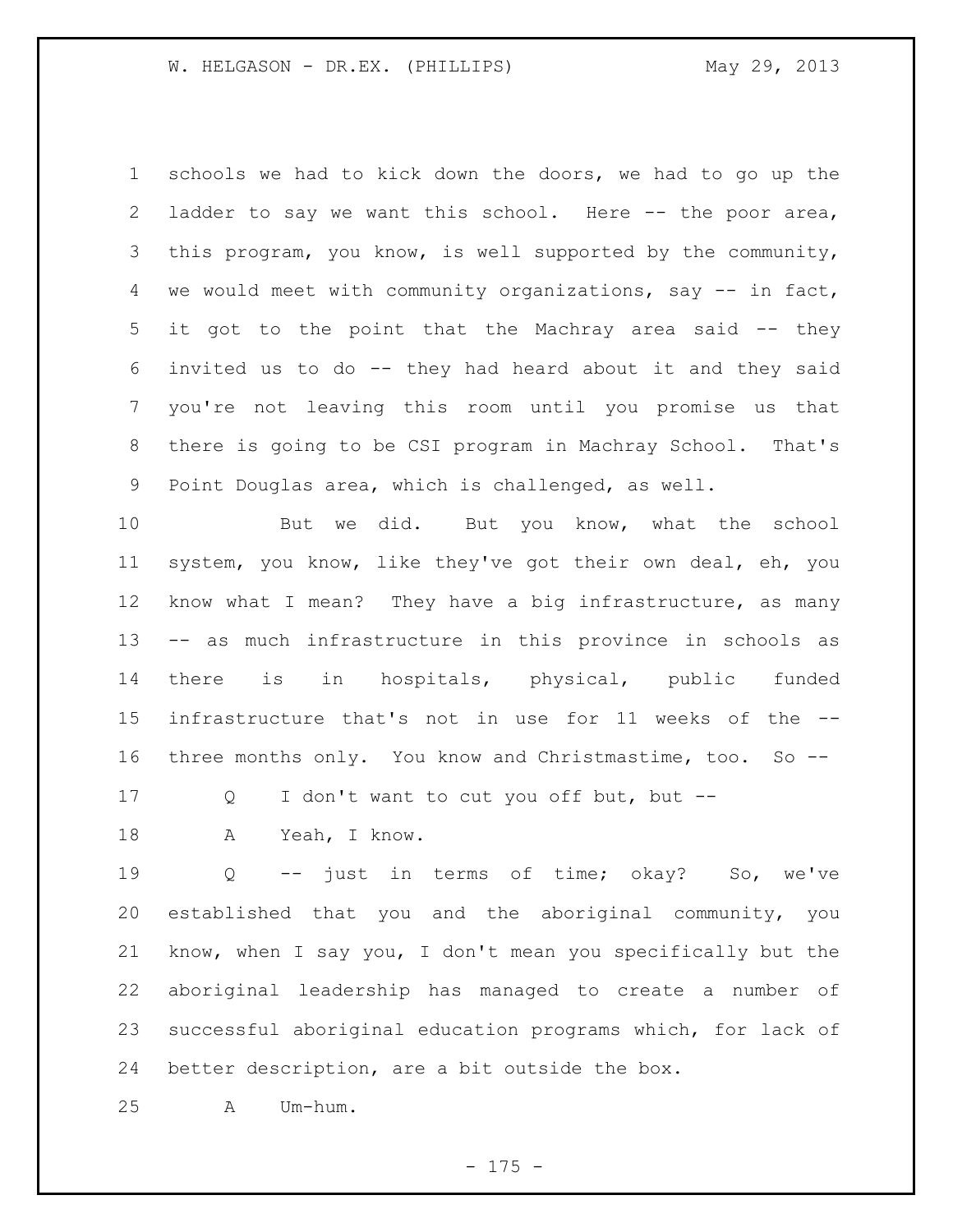schools we had to kick down the doors, we had to go up the ladder to say we want this school. Here -- the poor area, this program, you know, is well supported by the community, we would meet with community organizations, say -- in fact, it got to the point that the Machray area said -- they invited us to do -- they had heard about it and they said you're not leaving this room until you promise us that there is going to be CSI program in Machray School. That's Point Douglas area, which is challenged, as well.

But we did. But you know, what the school system, you know, like they've got their own deal, eh, you know what I mean? They have a big infrastructure, as many -- as much infrastructure in this province in schools as there is in hospitals, physical, public funded infrastructure that's not in use for 11 weeks of the -- three months only. You know and Christmastime, too. So --

Q I don't want to cut you off but, but --

A Yeah, I know.

Q -- just in terms of time; okay? So, we've established that you and the aboriginal community, you know, when I say you, I don't mean you specifically but the aboriginal leadership has managed to create a number of successful aboriginal education programs which, for lack of better description, are a bit outside the box.

A Um-hum.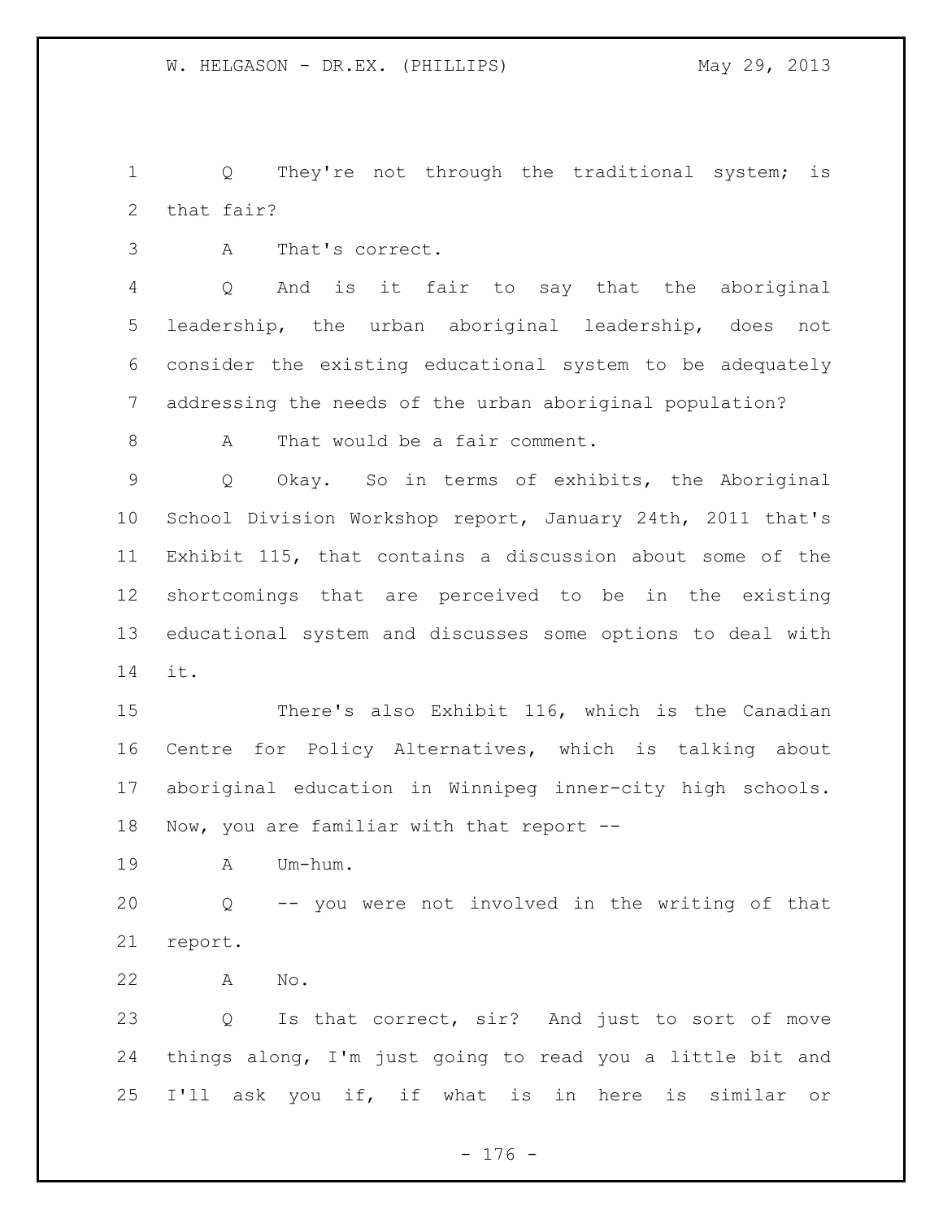Q They're not through the traditional system; is that fair?

A That's correct.

Q And is it fair to say that the aboriginal leadership, the urban aboriginal leadership, does not consider the existing educational system to be adequately addressing the needs of the urban aboriginal population?

A That would be a fair comment.

Q Okay. So in terms of exhibits, the Aboriginal School Division Workshop report, January 24th, 2011 that's Exhibit 115, that contains a discussion about some of the shortcomings that are perceived to be in the existing educational system and discusses some options to deal with it.

There's also Exhibit 116, which is the Canadian Centre for Policy Alternatives, which is talking about aboriginal education in Winnipeg inner-city high schools. Now, you are familiar with that report --

A Um-hum.

Q -- you were not involved in the writing of that report.

A No.

Q Is that correct, sir? And just to sort of move things along, I'm just going to read you a little bit and I'll ask you if, if what is in here is similar or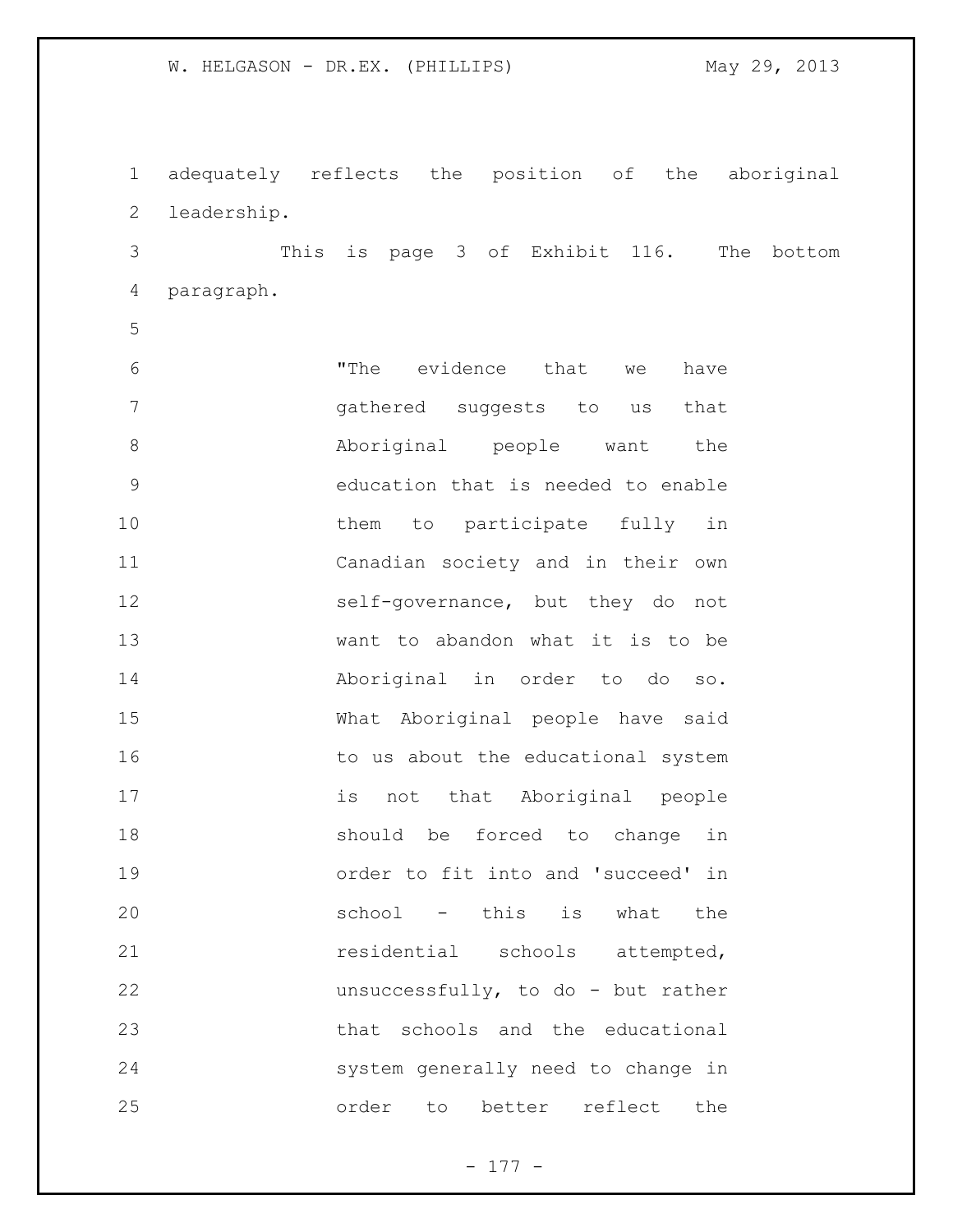adequately reflects the position of the aboriginal leadership.

This is page 3 of Exhibit 116. The bottom paragraph.

> "The evidence that we have gathered suggests to us that Aboriginal people want the education that is needed to enable them to participate fully in Canadian society and in their own self-governance, but they do not want to abandon what it is to be Aboriginal in order to do so. What Aboriginal people have said to us about the educational system is not that Aboriginal people should be forced to change in order to fit into and 'succeed' in school - this is what the residential schools attempted, unsuccessfully, to do - but rather that schools and the educational system generally need to change in order to better reflect the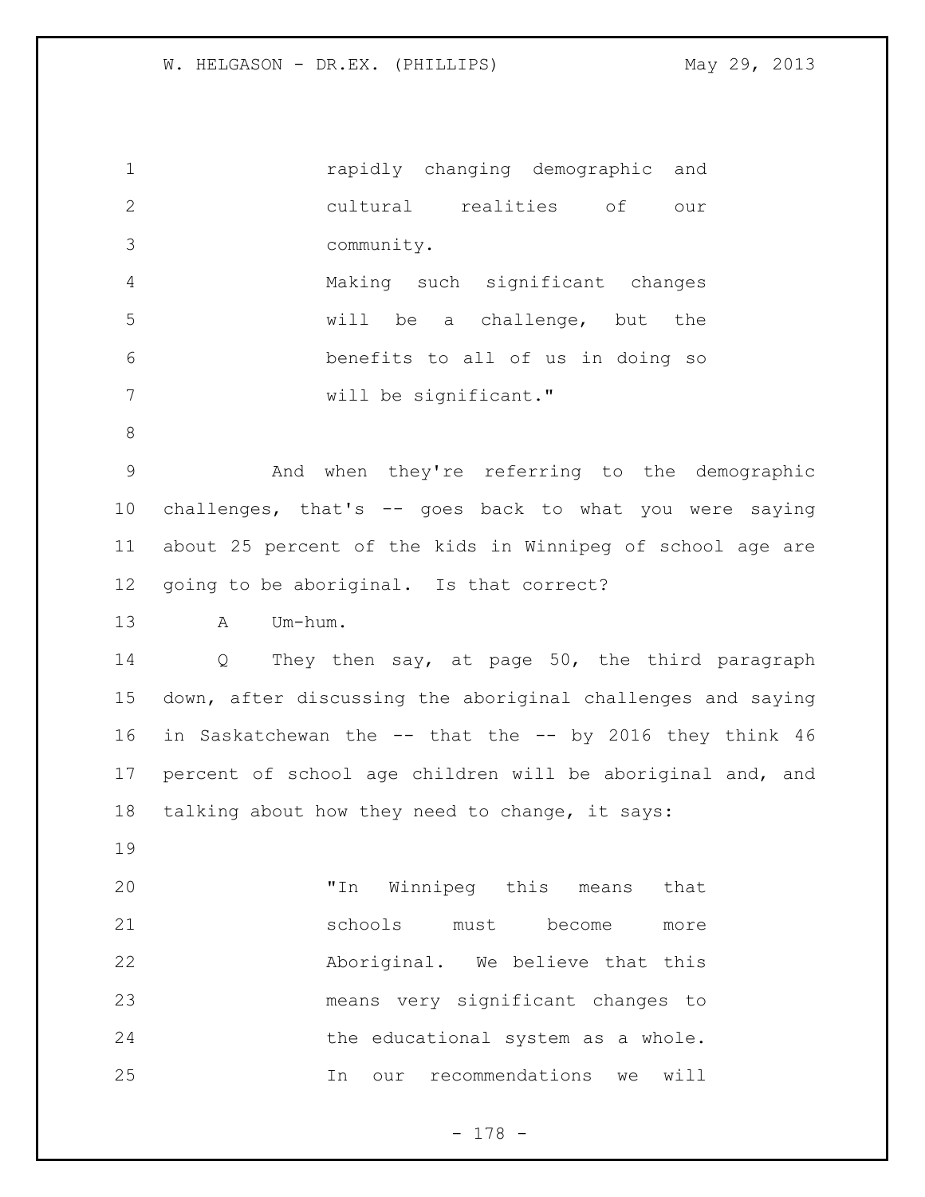> rapidly changing demographic and cultural realities of our community.
>
> Making such significant changes will be a challenge, but the benefits to all of us in doing so will be significant."

And when they're referring to the demographic challenges, that's -- goes back to what you were saying about 25 percent of the kids in Winnipeg of school age are going to be aboriginal. Is that correct?

A Um-hum.

Q They then say, at page 50, the third paragraph down, after discussing the aboriginal challenges and saying in Saskatchewan the -- that the -- by 2016 they think 46 percent of school age children will be aboriginal and, and talking about how they need to change, it says:

> "In Winnipeg this means that schools must become more Aboriginal. We believe that this means very significant changes to the educational system as a whole. In our recommendations we will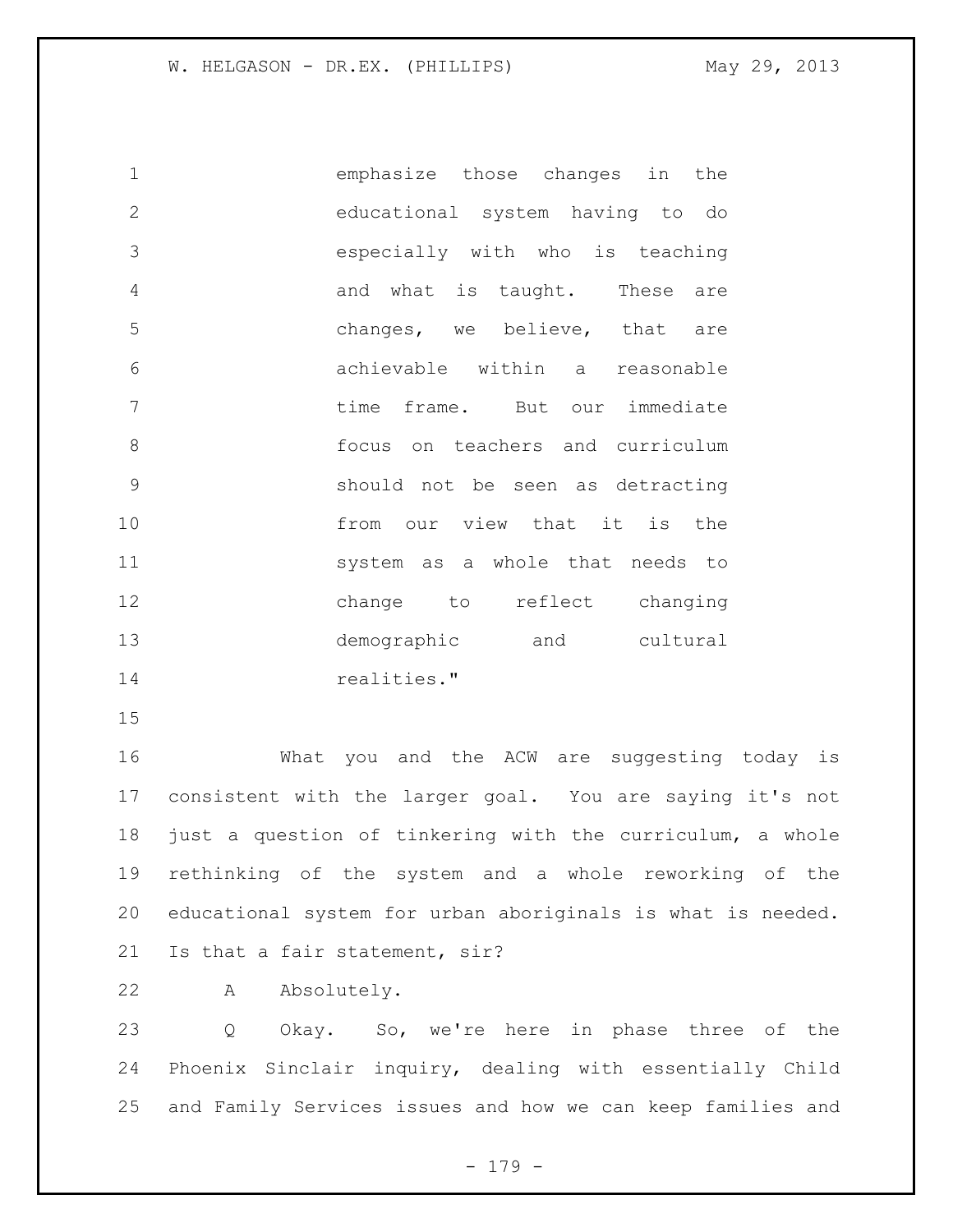emphasize those changes in the educational system having to do especially with who is teaching and what is taught. These are changes, we believe, that are achievable within a reasonable time frame. But our immediate focus on teachers and curriculum should not be seen as detracting from our view that it is the system as a whole that needs to change to reflect changing demographic and cultural realities."

What you and the ACW are suggesting today is consistent with the larger goal. You are saying it's not just a question of tinkering with the curriculum, a whole rethinking of the system and a whole reworking of the educational system for urban aboriginals is what is needed. Is that a fair statement, sir?

A Absolutely.

Q Okay. So, we're here in phase three of the Phoenix Sinclair inquiry, dealing with essentially Child and Family Services issues and how we can keep families and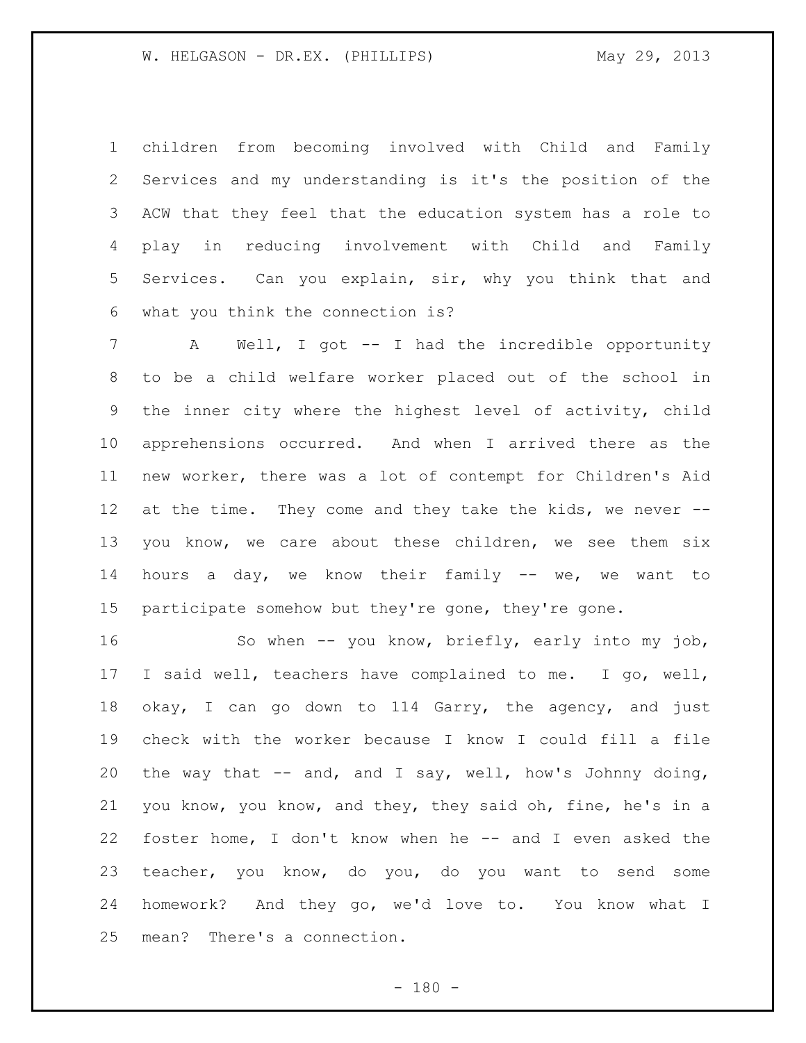children from becoming involved with Child and Family Services and my understanding is it's the position of the ACW that they feel that the education system has a role to play in reducing involvement with Child and Family Services. Can you explain, sir, why you think that and what you think the connection is?

A Well, I got -- I had the incredible opportunity to be a child welfare worker placed out of the school in the inner city where the highest level of activity, child apprehensions occurred. And when I arrived there as the new worker, there was a lot of contempt for Children's Aid at the time. They come and they take the kids, we never -- you know, we care about these children, we see them six hours a day, we know their family -- we, we want to participate somehow but they're gone, they're gone.

So when -- you know, briefly, early into my job, I said well, teachers have complained to me. I go, well, okay, I can go down to 114 Garry, the agency, and just check with the worker because I know I could fill a file the way that -- and, and I say, well, how's Johnny doing, you know, you know, and they, they said oh, fine, he's in a foster home, I don't know when he -- and I even asked the teacher, you know, do you, do you want to send some homework? And they go, we'd love to. You know what I mean? There's a connection.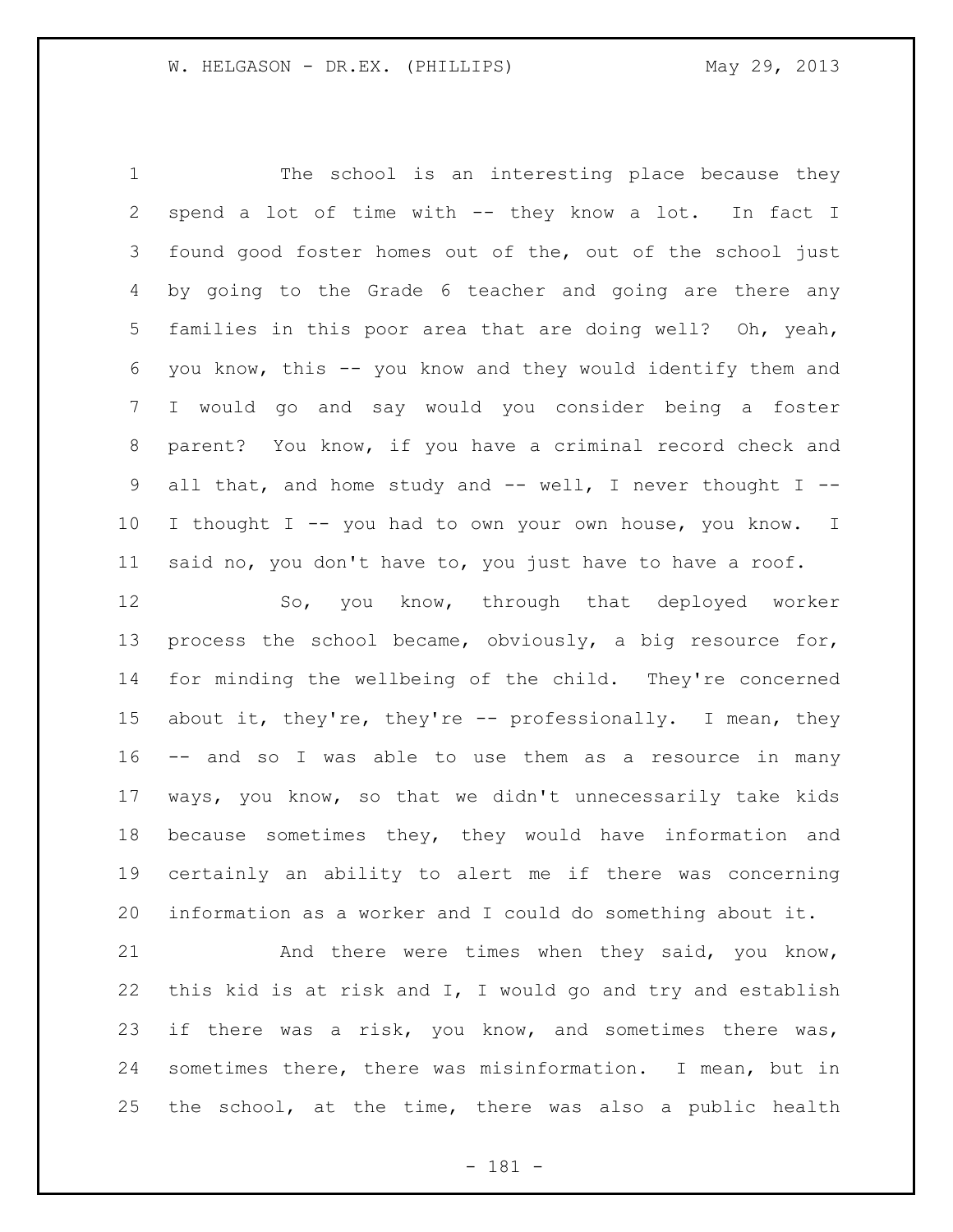The school is an interesting place because they spend a lot of time with -- they know a lot. In fact I found good foster homes out of the, out of the school just by going to the Grade 6 teacher and going are there any families in this poor area that are doing well? Oh, yeah, you know, this -- you know and they would identify them and I would go and say would you consider being a foster parent? You know, if you have a criminal record check and all that, and home study and -- well, I never thought I -- I thought I -- you had to own your own house, you know. I said no, you don't have to, you just have to have a roof.

So, you know, through that deployed worker process the school became, obviously, a big resource for, for minding the wellbeing of the child. They're concerned about it, they're, they're -- professionally. I mean, they -- and so I was able to use them as a resource in many ways, you know, so that we didn't unnecessarily take kids because sometimes they, they would have information and certainly an ability to alert me if there was concerning information as a worker and I could do something about it.

And there were times when they said, you know, this kid is at risk and I, I would go and try and establish if there was a risk, you know, and sometimes there was, sometimes there, there was misinformation. I mean, but in the school, at the time, there was also a public health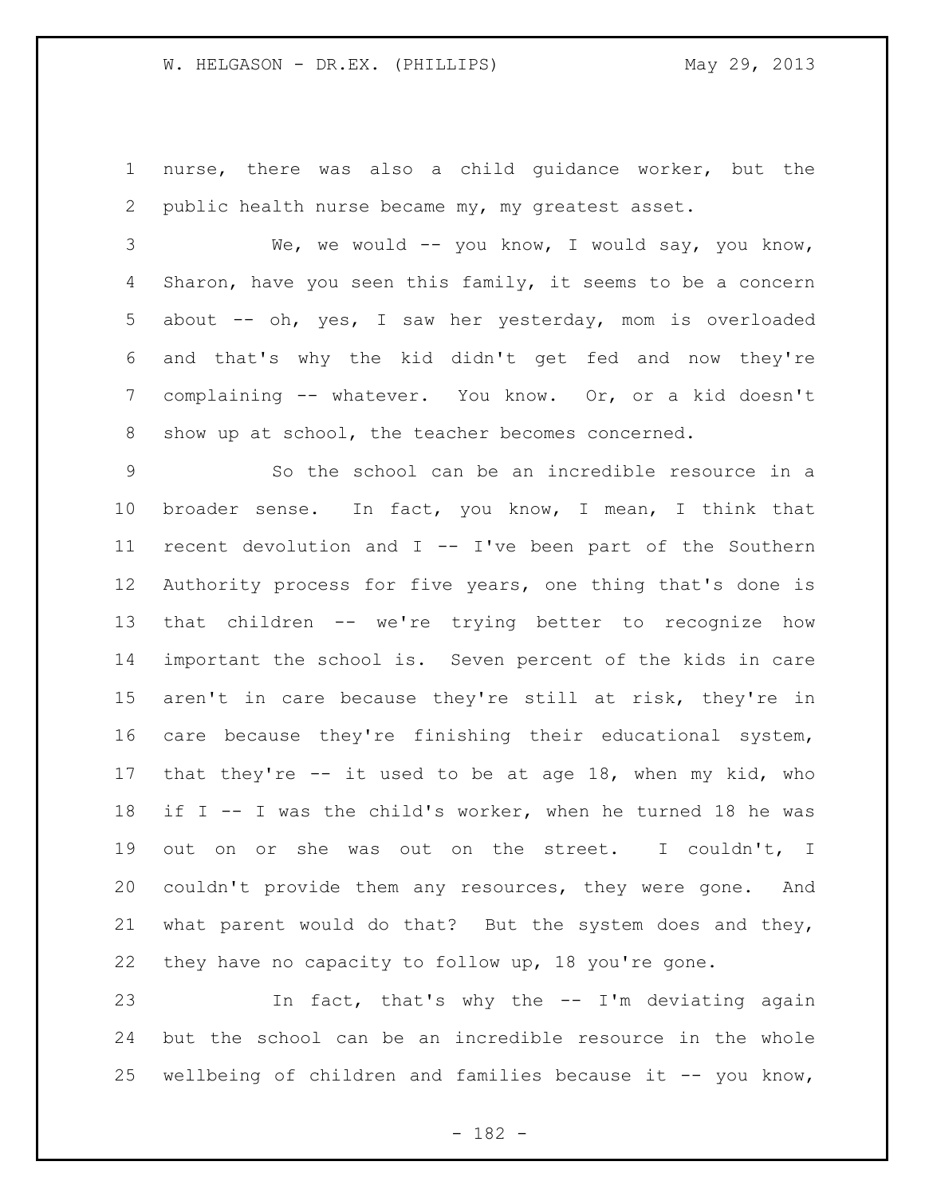nurse, there was also a child guidance worker, but the public health nurse became my, my greatest asset.

We, we would -- you know, I would say, you know, Sharon, have you seen this family, it seems to be a concern about -- oh, yes, I saw her yesterday, mom is overloaded and that's why the kid didn't get fed and now they're complaining -- whatever. You know. Or, or a kid doesn't show up at school, the teacher becomes concerned.

So the school can be an incredible resource in a broader sense. In fact, you know, I mean, I think that recent devolution and I -- I've been part of the Southern Authority process for five years, one thing that's done is that children -- we're trying better to recognize how important the school is. Seven percent of the kids in care aren't in care because they're still at risk, they're in care because they're finishing their educational system, that they're -- it used to be at age 18, when my kid, who if I -- I was the child's worker, when he turned 18 he was out on or she was out on the street. I couldn't, I couldn't provide them any resources, they were gone. And what parent would do that? But the system does and they, they have no capacity to follow up, 18 you're gone.

In fact, that's why the -- I'm deviating again but the school can be an incredible resource in the whole wellbeing of children and families because it -- you know,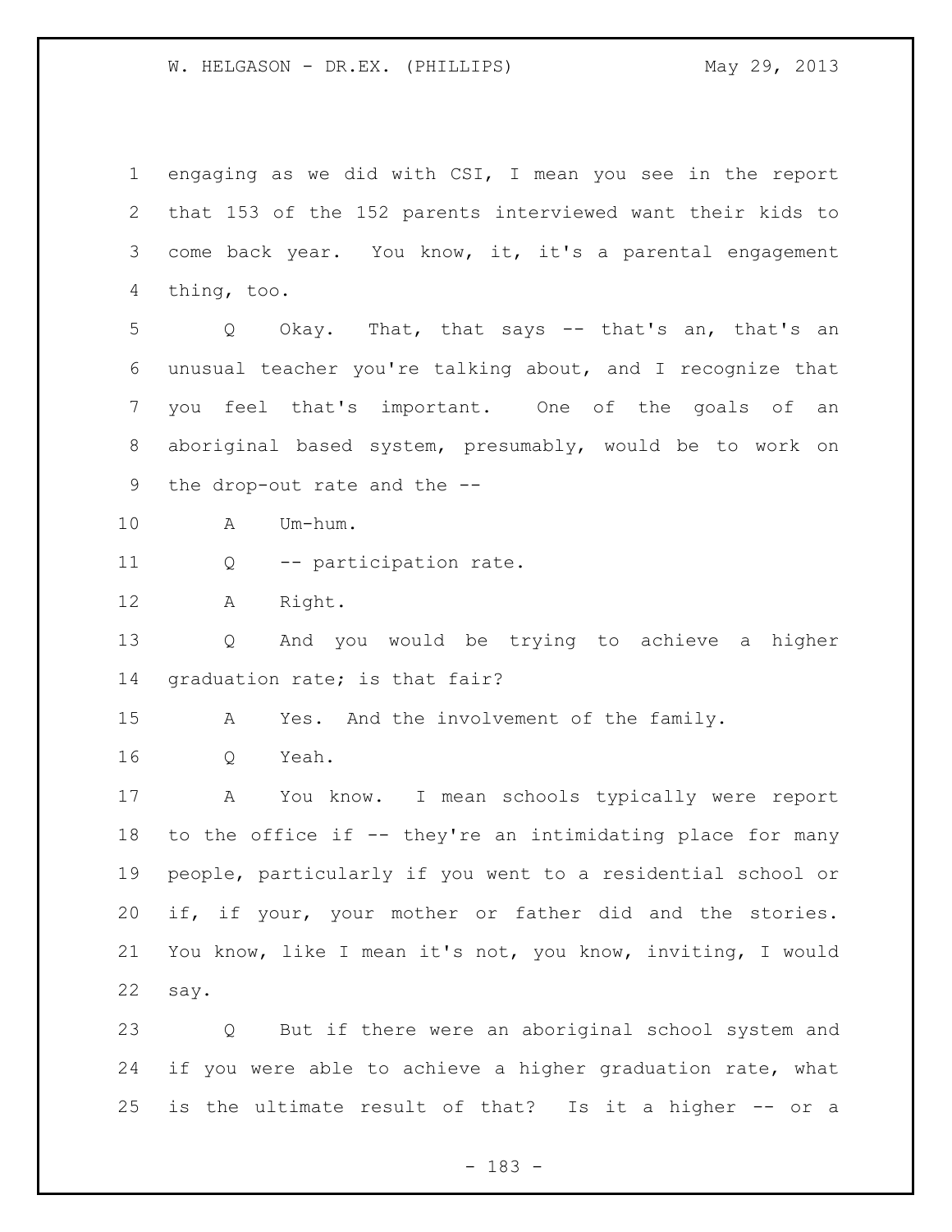engaging as we did with CSI, I mean you see in the report that 153 of the 152 parents interviewed want their kids to come back year. You know, it, it's a parental engagement thing, too.

Q Okay. That, that says -- that's an, that's an unusual teacher you're talking about, and I recognize that you feel that's important. One of the goals of an aboriginal based system, presumably, would be to work on the drop-out rate and the --

A Um-hum.

Q -- participation rate.

A Right.

Q And you would be trying to achieve a higher graduation rate; is that fair?

A Yes. And the involvement of the family.

Q Yeah.

A You know. I mean schools typically were report to the office if -- they're an intimidating place for many people, particularly if you went to a residential school or if, if your, your mother or father did and the stories. You know, like I mean it's not, you know, inviting, I would say.

Q But if there were an aboriginal school system and if you were able to achieve a higher graduation rate, what is the ultimate result of that? Is it a higher -- or a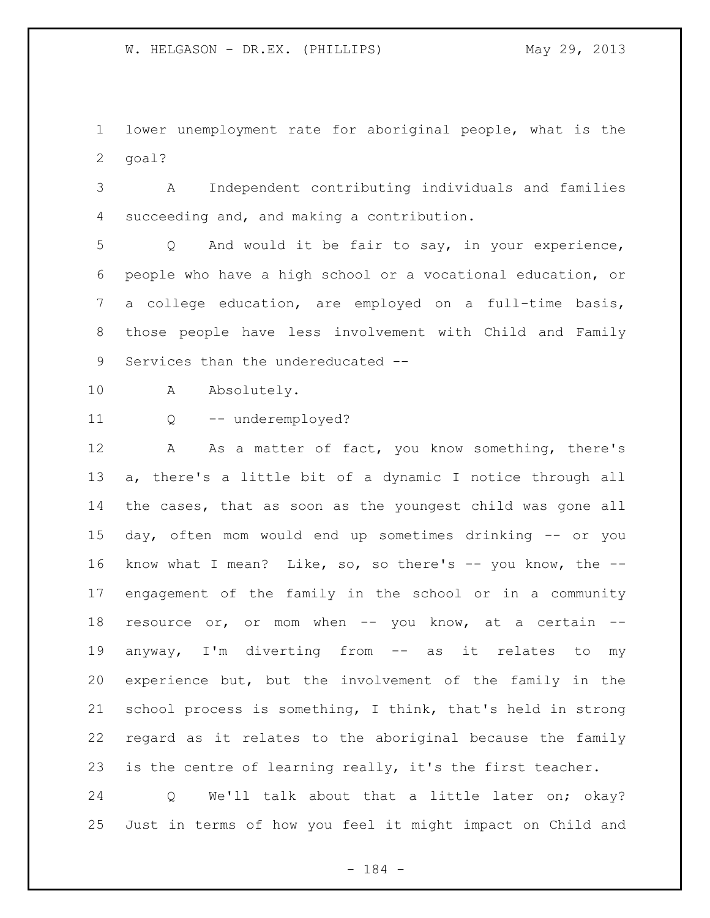lower unemployment rate for aboriginal people, what is the goal?

A Independent contributing individuals and families succeeding and, and making a contribution.

Q And would it be fair to say, in your experience, people who have a high school or a vocational education, or a college education, are employed on a full-time basis, those people have less involvement with Child and Family Services than the undereducated --

A Absolutely.

Q -- underemployed?

A As a matter of fact, you know something, there's a, there's a little bit of a dynamic I notice through all the cases, that as soon as the youngest child was gone all day, often mom would end up sometimes drinking -- or you know what I mean? Like, so, so there's -- you know, the -- engagement of the family in the school or in a community resource or, or mom when -- you know, at a certain -- anyway, I'm diverting from -- as it relates to my experience but, but the involvement of the family in the school process is something, I think, that's held in strong regard as it relates to the aboriginal because the family is the centre of learning really, it's the first teacher.

Q We'll talk about that a little later on; okay? Just in terms of how you feel it might impact on Child and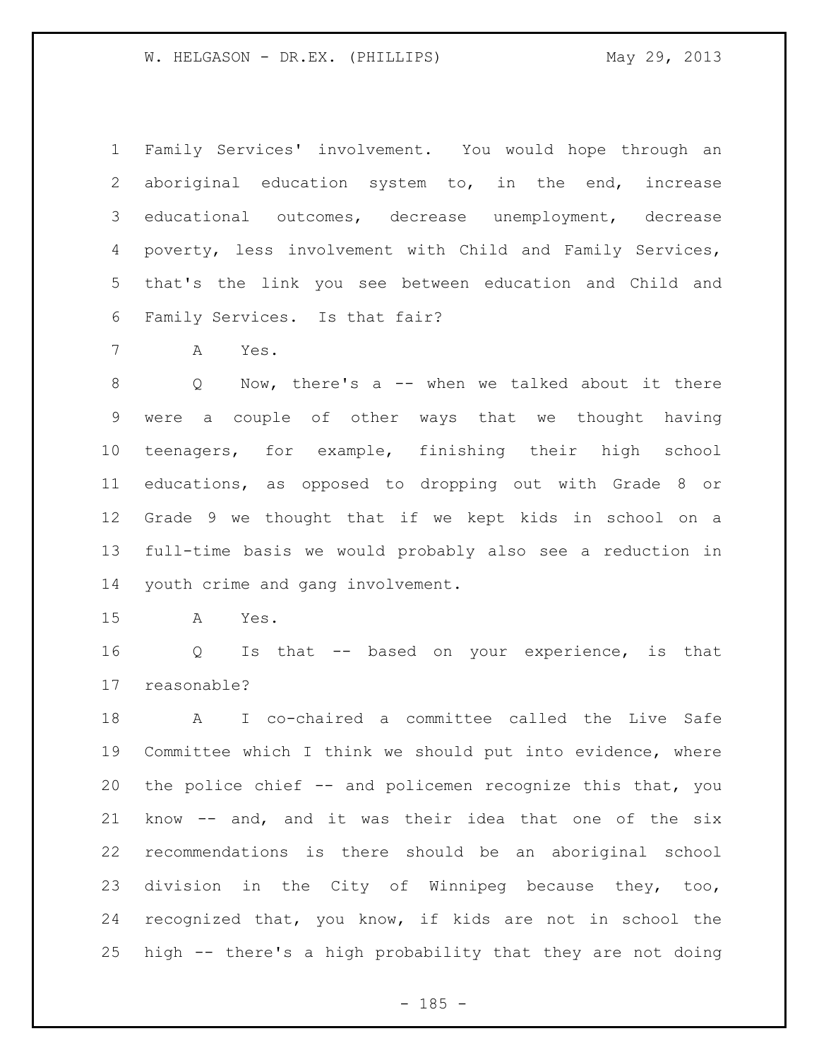Family Services' involvement. You would hope through an aboriginal education system to, in the end, increase educational outcomes, decrease unemployment, decrease poverty, less involvement with Child and Family Services, that's the link you see between education and Child and Family Services. Is that fair?

A Yes.

Q Now, there's a -- when we talked about it there were a couple of other ways that we thought having teenagers, for example, finishing their high school educations, as opposed to dropping out with Grade 8 or Grade 9 we thought that if we kept kids in school on a full-time basis we would probably also see a reduction in youth crime and gang involvement.

A Yes.

Q Is that -- based on your experience, is that reasonable?

A I co-chaired a committee called the Live Safe Committee which I think we should put into evidence, where the police chief -- and policemen recognize this that, you know -- and, and it was their idea that one of the six recommendations is there should be an aboriginal school division in the City of Winnipeg because they, too, recognized that, you know, if kids are not in school the high -- there's a high probability that they are not doing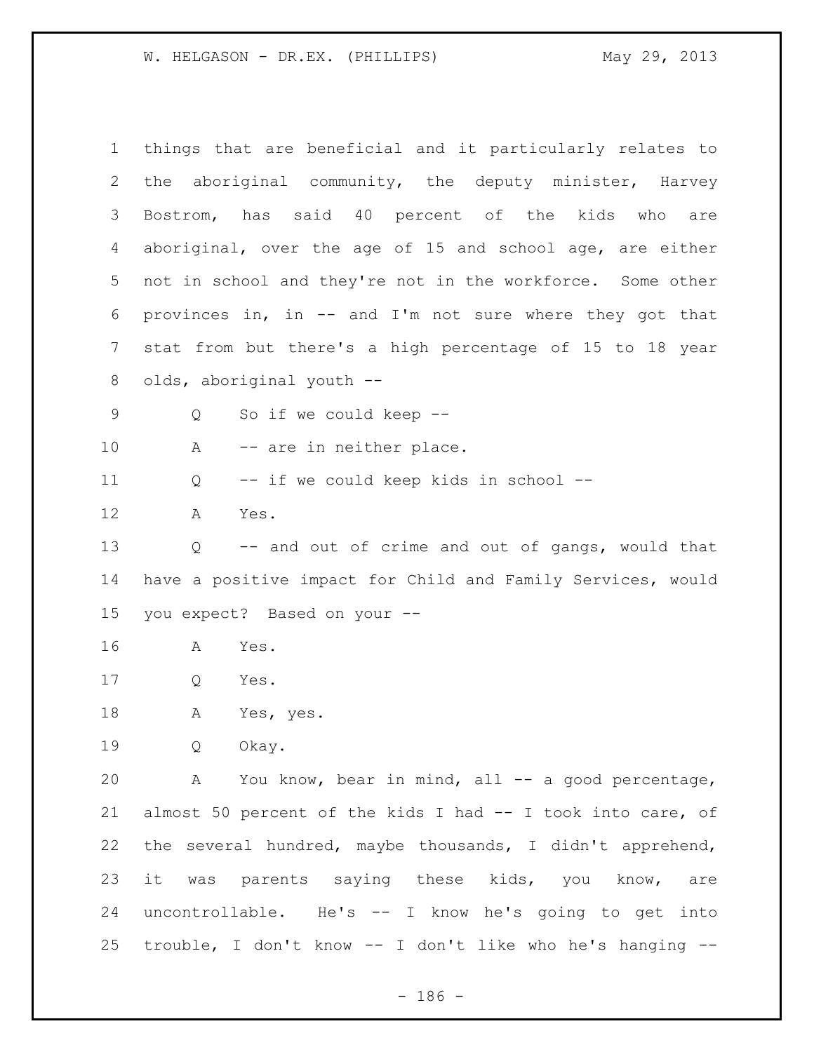things that are beneficial and it particularly relates to the aboriginal community, the deputy minister, Harvey Bostrom, has said 40 percent of the kids who are aboriginal, over the age of 15 and school age, are either not in school and they're not in the workforce. Some other provinces in, in -- and I'm not sure where they got that stat from but there's a high percentage of 15 to 18 year olds, aboriginal youth --

Q So if we could keep --

A -- are in neither place.

Q -- if we could keep kids in school --

A Yes.

Q -- and out of crime and out of gangs, would that have a positive impact for Child and Family Services, would you expect? Based on your --

A Yes.

Q Yes.

A Yes, yes.

Q Okay.

A You know, bear in mind, all -- a good percentage, almost 50 percent of the kids I had -- I took into care, of the several hundred, maybe thousands, I didn't apprehend, it was parents saying these kids, you know, are uncontrollable. He's -- I know he's going to get into trouble, I don't know -- I don't like who he's hanging --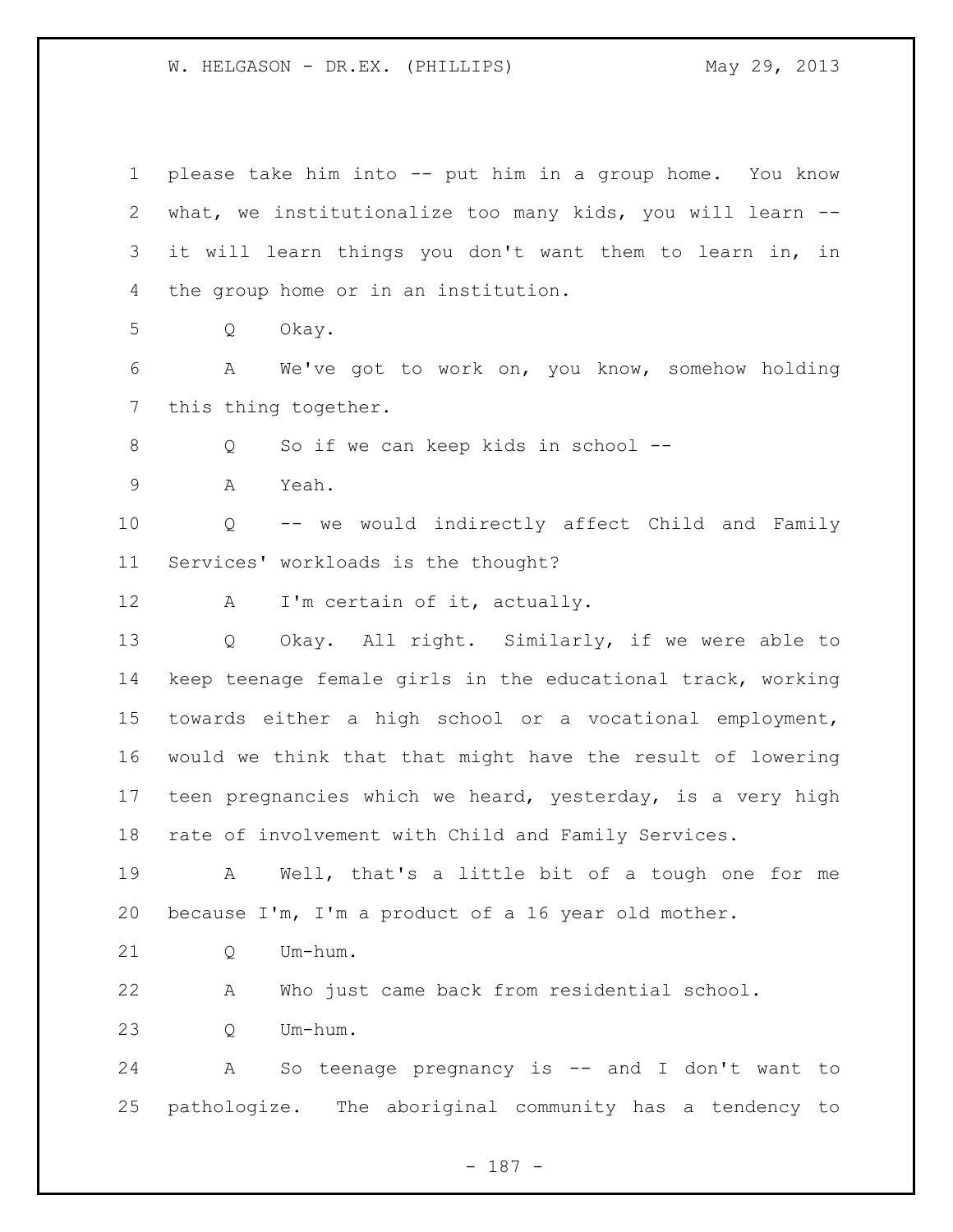please take him into -- put him in a group home. You know what, we institutionalize too many kids, you will learn -- it will learn things you don't want them to learn in, in the group home or in an institution.

Q Okay.

A We've got to work on, you know, somehow holding this thing together.

Q So if we can keep kids in school --

A Yeah.

Q -- we would indirectly affect Child and Family Services' workloads is the thought?

A I'm certain of it, actually.

Q Okay. All right. Similarly, if we were able to keep teenage female girls in the educational track, working towards either a high school or a vocational employment, would we think that that might have the result of lowering teen pregnancies which we heard, yesterday, is a very high rate of involvement with Child and Family Services.

A Well, that's a little bit of a tough one for me because I'm, I'm a product of a 16 year old mother.

Q Um-hum.

A Who just came back from residential school.

Q Um-hum.

A So teenage pregnancy is -- and I don't want to pathologize. The aboriginal community has a tendency to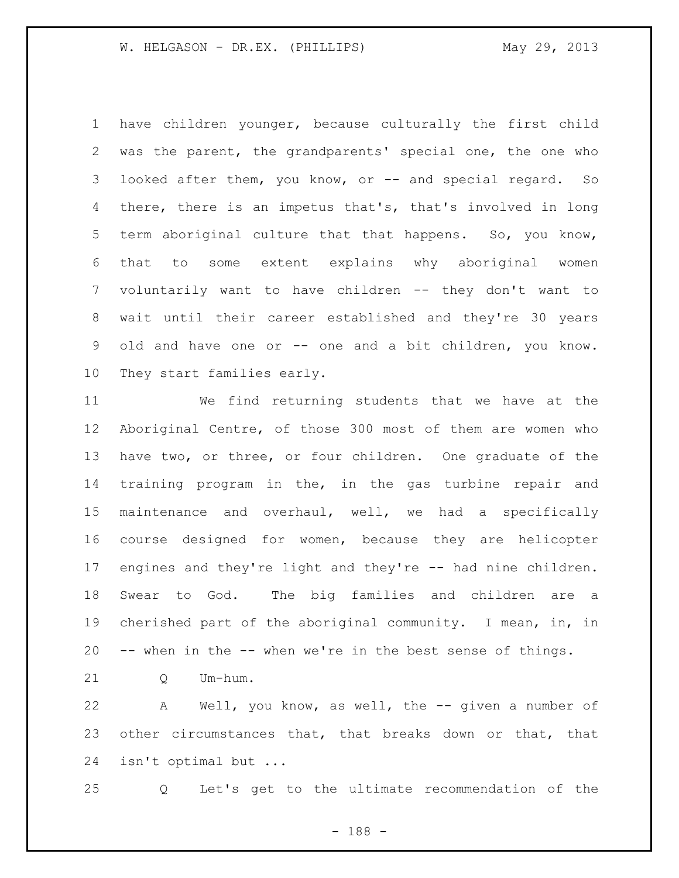have children younger, because culturally the first child was the parent, the grandparents' special one, the one who looked after them, you know, or -- and special regard. So there, there is an impetus that's, that's involved in long term aboriginal culture that that happens. So, you know, that to some extent explains why aboriginal women voluntarily want to have children -- they don't want to wait until their career established and they're 30 years old and have one or -- one and a bit children, you know. They start families early.

We find returning students that we have at the Aboriginal Centre, of those 300 most of them are women who have two, or three, or four children. One graduate of the training program in the, in the gas turbine repair and maintenance and overhaul, well, we had a specifically course designed for women, because they are helicopter engines and they're light and they're -- had nine children. Swear to God. The big families and children are a cherished part of the aboriginal community. I mean, in, in -- when in the -- when we're in the best sense of things.

Q Um-hum.

A Well, you know, as well, the -- given a number of other circumstances that, that breaks down or that, that isn't optimal but ...

Q Let's get to the ultimate recommendation of the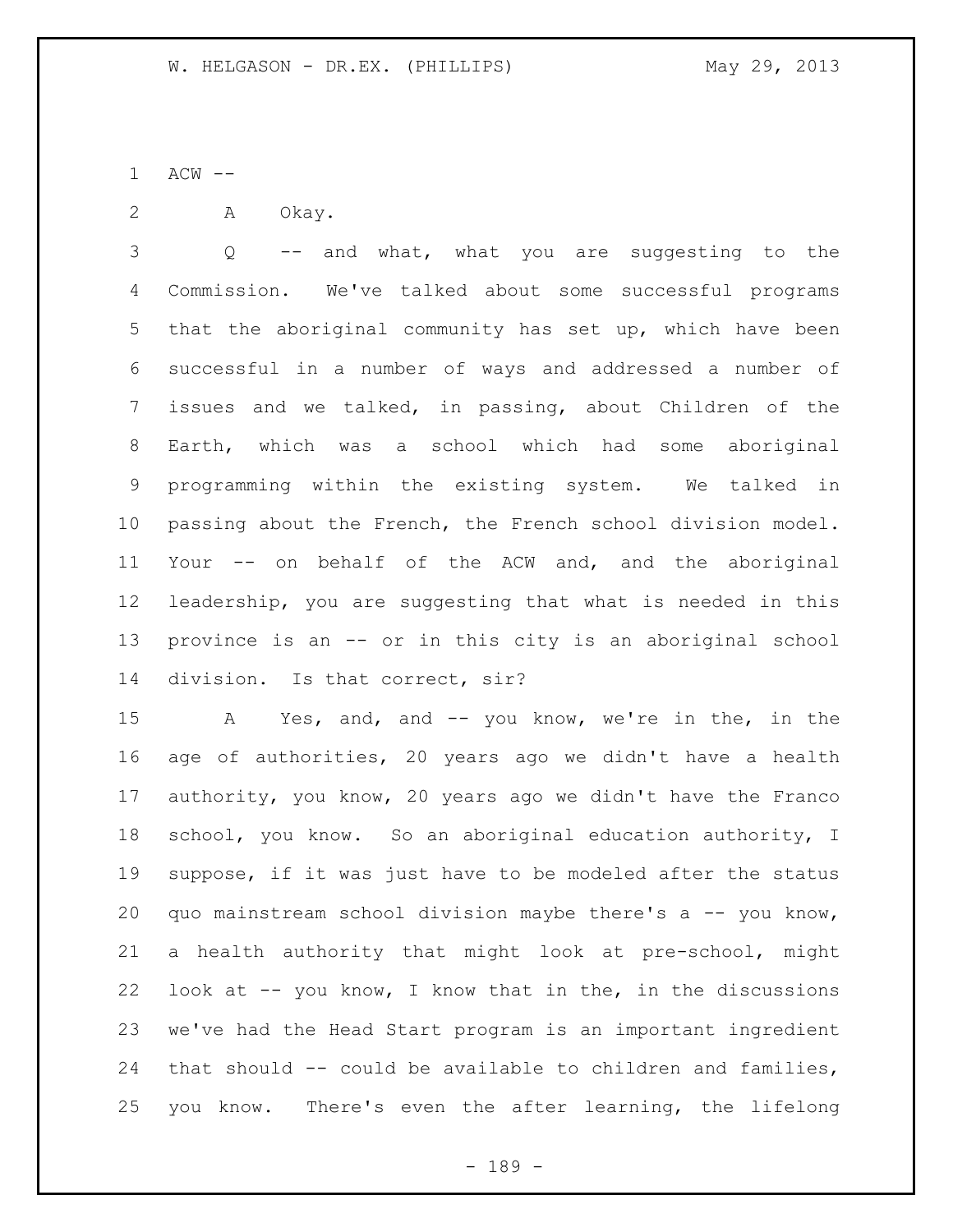ACW --

A Okay.

Q -- and what, what you are suggesting to the Commission. We've talked about some successful programs that the aboriginal community has set up, which have been successful in a number of ways and addressed a number of issues and we talked, in passing, about Children of the Earth, which was a school which had some aboriginal programming within the existing system. We talked in passing about the French, the French school division model. Your -- on behalf of the ACW and, and the aboriginal leadership, you are suggesting that what is needed in this province is an -- or in this city is an aboriginal school division. Is that correct, sir?

A Yes, and, and -- you know, we're in the, in the age of authorities, 20 years ago we didn't have a health authority, you know, 20 years ago we didn't have the Franco school, you know. So an aboriginal education authority, I suppose, if it was just have to be modeled after the status quo mainstream school division maybe there's a -- you know, a health authority that might look at pre-school, might look at -- you know, I know that in the, in the discussions we've had the Head Start program is an important ingredient that should -- could be available to children and families, you know. There's even the after learning, the lifelong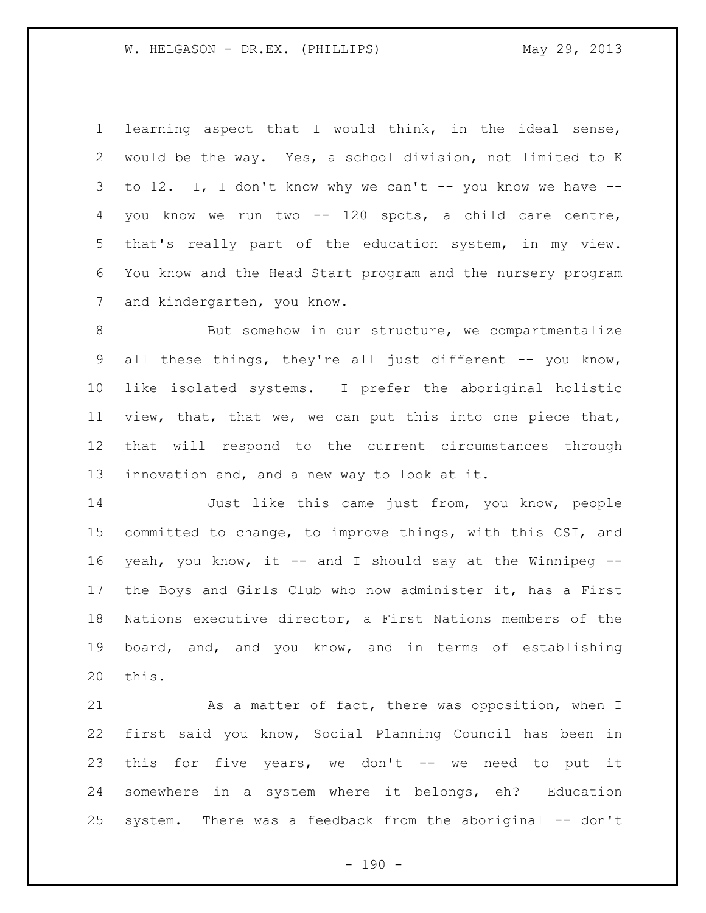learning aspect that I would think, in the ideal sense, would be the way. Yes, a school division, not limited to K to 12. I, I don't know why we can't -- you know we have -- you know we run two -- 120 spots, a child care centre, that's really part of the education system, in my view. You know and the Head Start program and the nursery program and kindergarten, you know.

But somehow in our structure, we compartmentalize all these things, they're all just different -- you know, like isolated systems. I prefer the aboriginal holistic view, that, that we, we can put this into one piece that, that will respond to the current circumstances through innovation and, and a new way to look at it.

Just like this came just from, you know, people committed to change, to improve things, with this CSI, and yeah, you know, it -- and I should say at the Winnipeg -- the Boys and Girls Club who now administer it, has a First Nations executive director, a First Nations members of the board, and, and you know, and in terms of establishing this.

As a matter of fact, there was opposition, when I first said you know, Social Planning Council has been in this for five years, we don't -- we need to put it somewhere in a system where it belongs, eh? Education system. There was a feedback from the aboriginal -- don't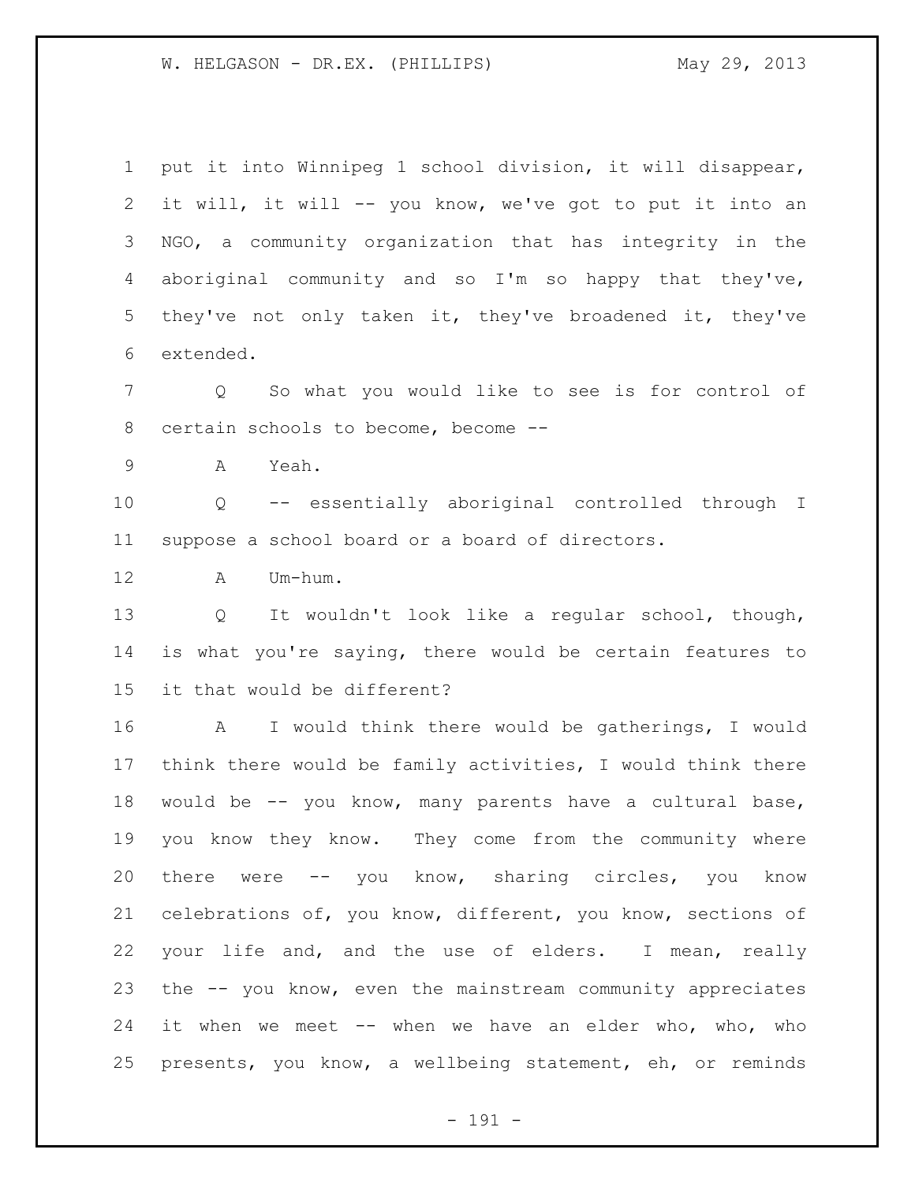put it into Winnipeg 1 school division, it will disappear, it will, it will -- you know, we've got to put it into an NGO, a community organization that has integrity in the aboriginal community and so I'm so happy that they've, they've not only taken it, they've broadened it, they've extended.

Q So what you would like to see is for control of certain schools to become, become --

A Yeah.

Q -- essentially aboriginal controlled through I suppose a school board or a board of directors.

A Um-hum.

Q It wouldn't look like a regular school, though, is what you're saying, there would be certain features to it that would be different?

A I would think there would be gatherings, I would think there would be family activities, I would think there would be -- you know, many parents have a cultural base, you know they know. They come from the community where there were -- you know, sharing circles, you know celebrations of, you know, different, you know, sections of your life and, and the use of elders. I mean, really the -- you know, even the mainstream community appreciates it when we meet -- when we have an elder who, who, who presents, you know, a wellbeing statement, eh, or reminds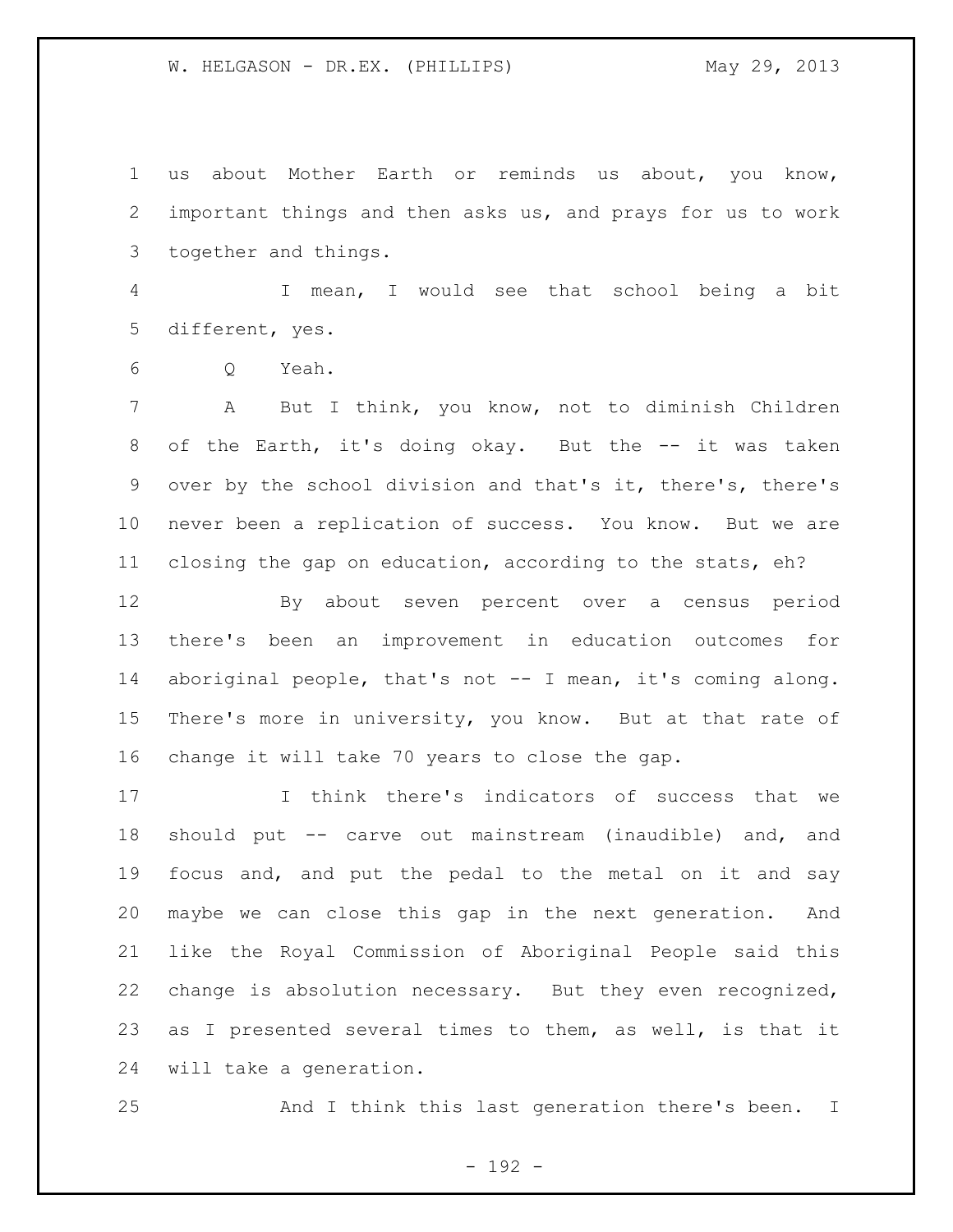us about Mother Earth or reminds us about, you know, important things and then asks us, and prays for us to work together and things.

I mean, I would see that school being a bit different, yes.

Q Yeah.

A But I think, you know, not to diminish Children of the Earth, it's doing okay. But the -- it was taken over by the school division and that's it, there's, there's never been a replication of success. You know. But we are closing the gap on education, according to the stats, eh?

By about seven percent over a census period there's been an improvement in education outcomes for aboriginal people, that's not -- I mean, it's coming along. There's more in university, you know. But at that rate of change it will take 70 years to close the gap.

I think there's indicators of success that we should put -- carve out mainstream (inaudible) and, and focus and, and put the pedal to the metal on it and say maybe we can close this gap in the next generation. And like the Royal Commission of Aboriginal People said this change is absolution necessary. But they even recognized, as I presented several times to them, as well, is that it will take a generation.

And I think this last generation there's been. I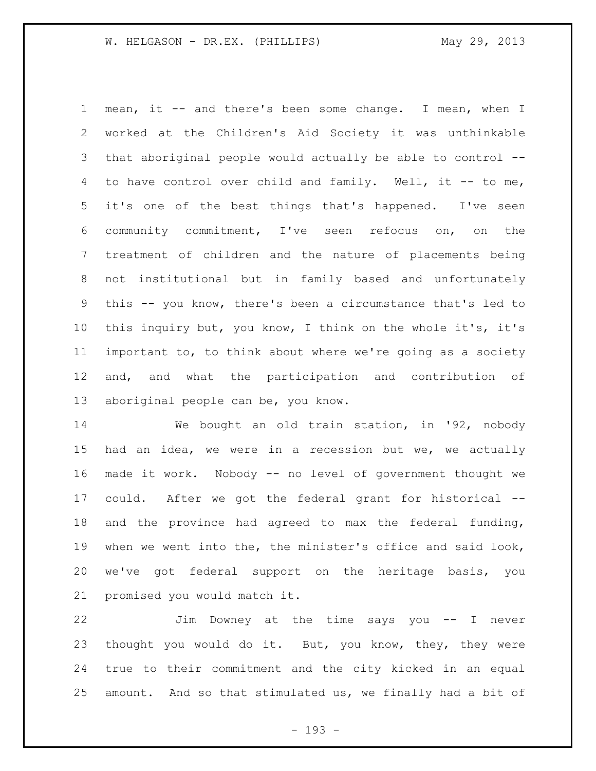mean, it -- and there's been some change. I mean, when I worked at the Children's Aid Society it was unthinkable that aboriginal people would actually be able to control -- to have control over child and family. Well, it -- to me, it's one of the best things that's happened. I've seen community commitment, I've seen refocus on, on the treatment of children and the nature of placements being not institutional but in family based and unfortunately this -- you know, there's been a circumstance that's led to this inquiry but, you know, I think on the whole it's, it's important to, to think about where we're going as a society and, and what the participation and contribution of aboriginal people can be, you know.

We bought an old train station, in '92, nobody had an idea, we were in a recession but we, we actually made it work. Nobody -- no level of government thought we could. After we got the federal grant for historical -- and the province had agreed to max the federal funding, when we went into the, the minister's office and said look, we've got federal support on the heritage basis, you promised you would match it.

Jim Downey at the time says you -- I never thought you would do it. But, you know, they, they were true to their commitment and the city kicked in an equal amount. And so that stimulated us, we finally had a bit of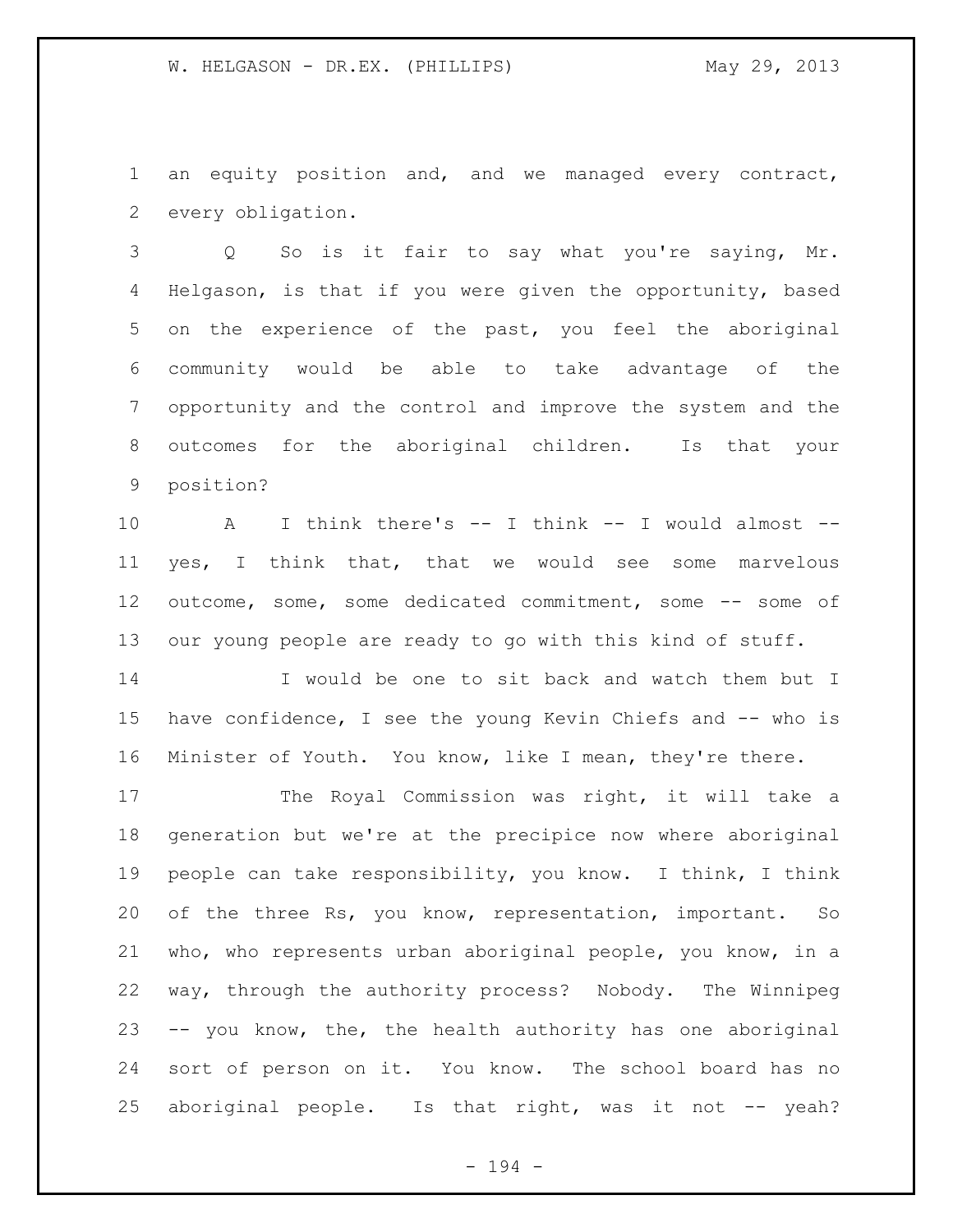an equity position and, and we managed every contract, every obligation.

Q So is it fair to say what you're saying, Mr. Helgason, is that if you were given the opportunity, based on the experience of the past, you feel the aboriginal community would be able to take advantage of the opportunity and the control and improve the system and the outcomes for the aboriginal children. Is that your position?

A I think there's -- I think -- I would almost -- yes, I think that, that we would see some marvelous outcome, some, some dedicated commitment, some -- some of our young people are ready to go with this kind of stuff.

I would be one to sit back and watch them but I have confidence, I see the young Kevin Chiefs and -- who is Minister of Youth. You know, like I mean, they're there.

The Royal Commission was right, it will take a generation but we're at the precipice now where aboriginal people can take responsibility, you know. I think, I think of the three Rs, you know, representation, important. So who, who represents urban aboriginal people, you know, in a way, through the authority process? Nobody. The Winnipeg -- you know, the, the health authority has one aboriginal sort of person on it. You know. The school board has no aboriginal people. Is that right, was it not -- yeah?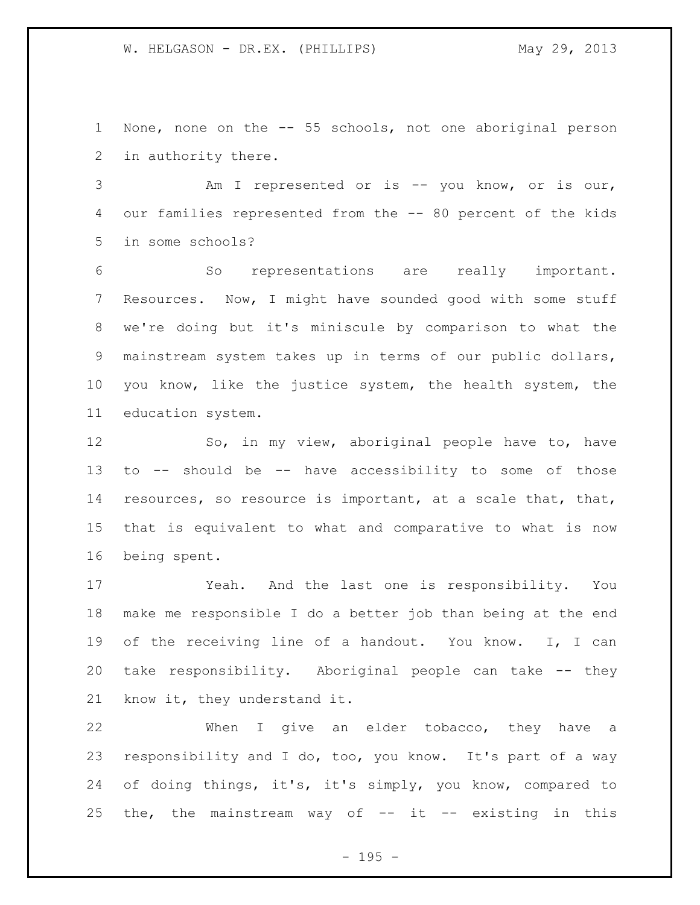None, none on the -- 55 schools, not one aboriginal person in authority there.

Am I represented or is -- you know, or is our, our families represented from the -- 80 percent of the kids in some schools?

So representations are really important. Resources. Now, I might have sounded good with some stuff we're doing but it's miniscule by comparison to what the mainstream system takes up in terms of our public dollars, you know, like the justice system, the health system, the education system.

So, in my view, aboriginal people have to, have to -- should be -- have accessibility to some of those resources, so resource is important, at a scale that, that, that is equivalent to what and comparative to what is now being spent.

Yeah. And the last one is responsibility. You make me responsible I do a better job than being at the end of the receiving line of a handout. You know. I, I can take responsibility. Aboriginal people can take -- they know it, they understand it.

When I give an elder tobacco, they have a responsibility and I do, too, you know. It's part of a way of doing things, it's, it's simply, you know, compared to the, the mainstream way of -- it -- existing in this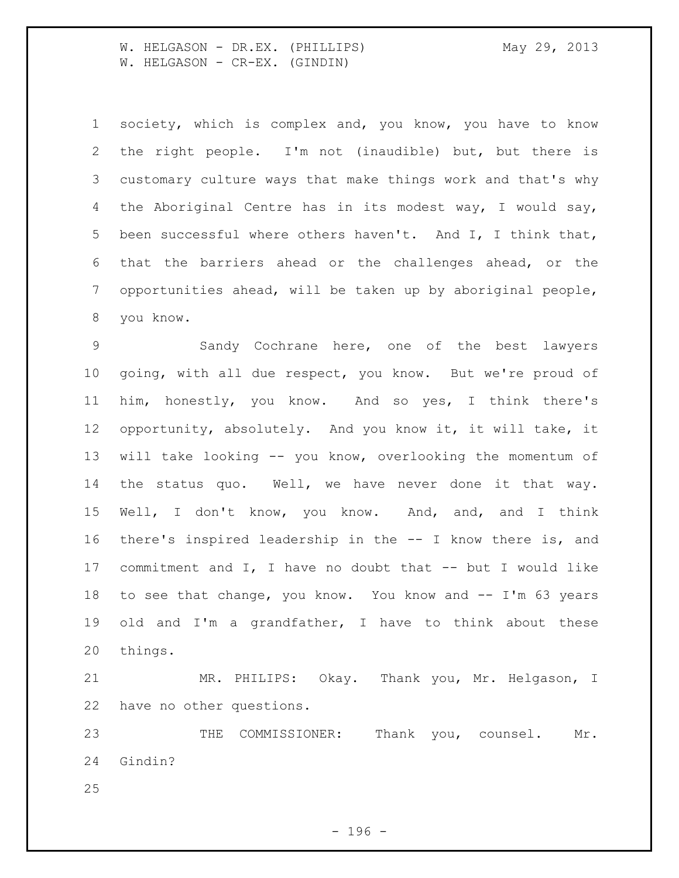society, which is complex and, you know, you have to know the right people. I'm not (inaudible) but, but there is customary culture ways that make things work and that's why the Aboriginal Centre has in its modest way, I would say, been successful where others haven't. And I, I think that, that the barriers ahead or the challenges ahead, or the opportunities ahead, will be taken up by aboriginal people, you know.

Sandy Cochrane here, one of the best lawyers going, with all due respect, you know. But we're proud of him, honestly, you know. And so yes, I think there's opportunity, absolutely. And you know it, it will take, it will take looking -- you know, overlooking the momentum of the status quo. Well, we have never done it that way. Well, I don't know, you know. And, and, and I think there's inspired leadership in the -- I know there is, and commitment and I, I have no doubt that -- but I would like to see that change, you know. You know and -- I'm 63 years old and I'm a grandfather, I have to think about these things.

MR. PHILIPS: Okay. Thank you, Mr. Helgason, I have no other questions.

THE COMMISSIONER: Thank you, counsel. Mr. Gindin?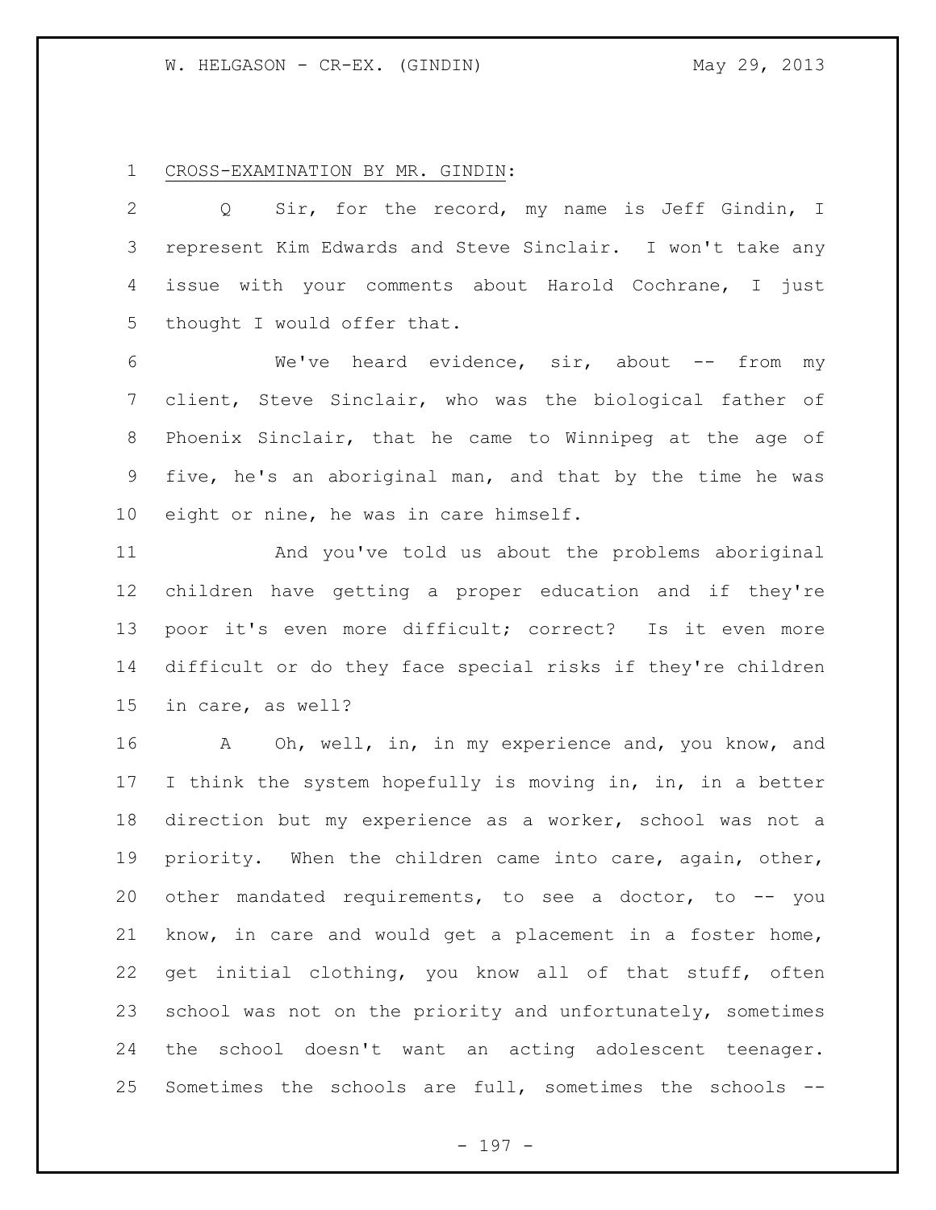CROSS-EXAMINATION BY MR. GINDIN:

Q Sir, for the record, my name is Jeff Gindin, I represent Kim Edwards and Steve Sinclair. I won't take any issue with your comments about Harold Cochrane, I just thought I would offer that.

We've heard evidence, sir, about -- from my client, Steve Sinclair, who was the biological father of Phoenix Sinclair, that he came to Winnipeg at the age of five, he's an aboriginal man, and that by the time he was eight or nine, he was in care himself.

And you've told us about the problems aboriginal children have getting a proper education and if they're poor it's even more difficult; correct? Is it even more difficult or do they face special risks if they're children in care, as well?

A Oh, well, in, in my experience and, you know, and I think the system hopefully is moving in, in, in a better direction but my experience as a worker, school was not a priority. When the children came into care, again, other, other mandated requirements, to see a doctor, to -- you know, in care and would get a placement in a foster home, get initial clothing, you know all of that stuff, often school was not on the priority and unfortunately, sometimes the school doesn't want an acting adolescent teenager. Sometimes the schools are full, sometimes the schools --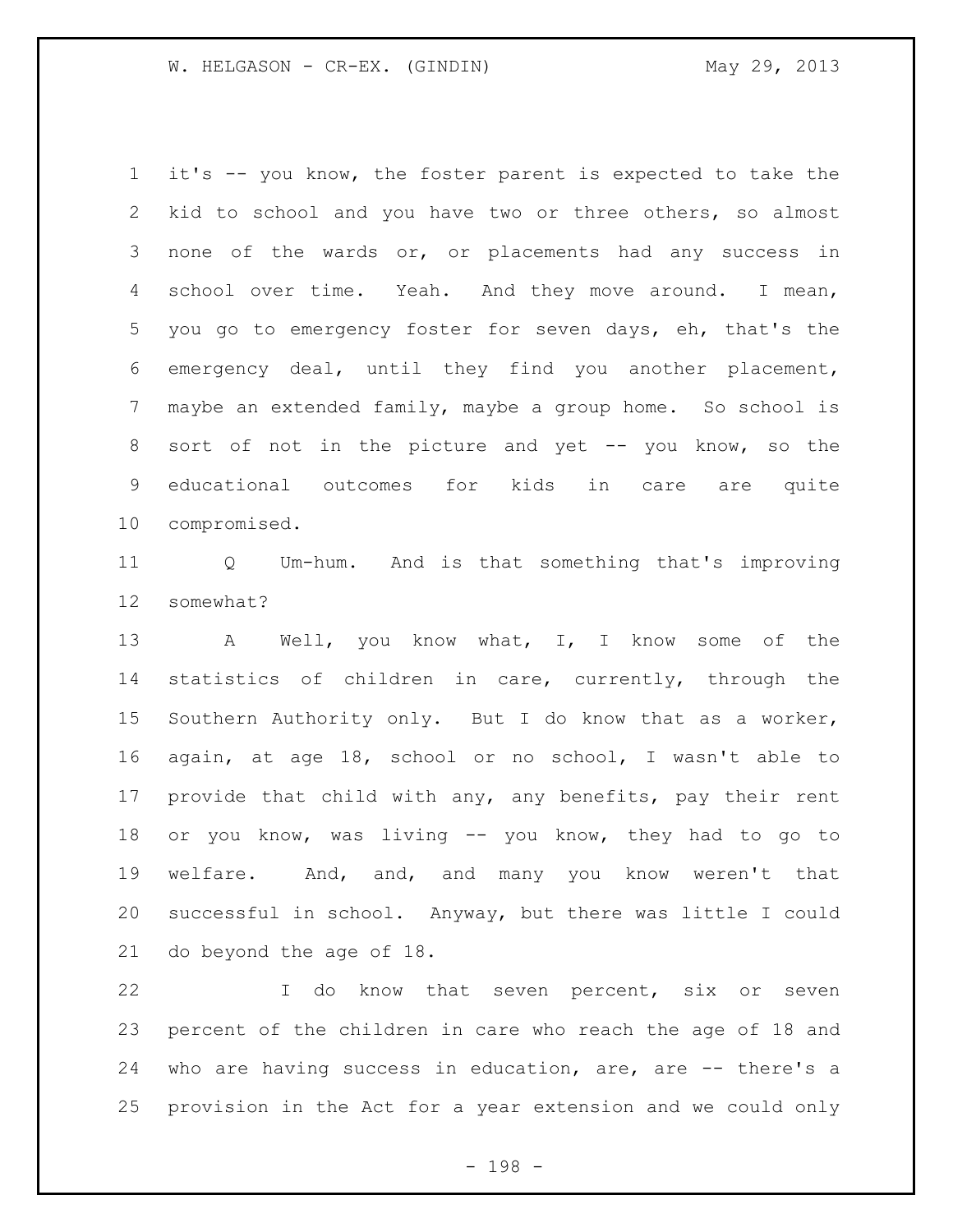it's -- you know, the foster parent is expected to take the kid to school and you have two or three others, so almost none of the wards or, or placements had any success in school over time. Yeah. And they move around. I mean, you go to emergency foster for seven days, eh, that's the emergency deal, until they find you another placement, maybe an extended family, maybe a group home. So school is sort of not in the picture and yet -- you know, so the educational outcomes for kids in care are quite compromised.

Q Um-hum. And is that something that's improving somewhat?

A Well, you know what, I, I know some of the statistics of children in care, currently, through the Southern Authority only. But I do know that as a worker, again, at age 18, school or no school, I wasn't able to provide that child with any, any benefits, pay their rent or you know, was living -- you know, they had to go to welfare. And, and, and many you know weren't that successful in school. Anyway, but there was little I could do beyond the age of 18.

I do know that seven percent, six or seven percent of the children in care who reach the age of 18 and who are having success in education, are, are -- there's a provision in the Act for a year extension and we could only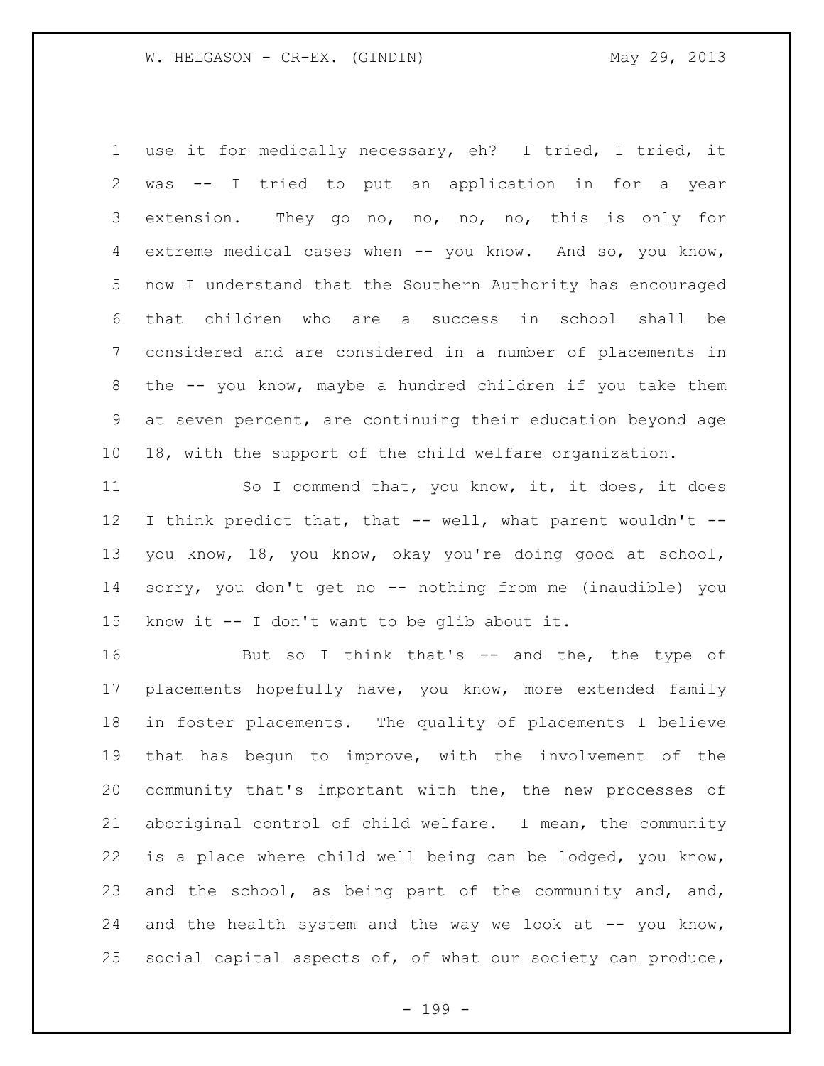use it for medically necessary, eh? I tried, I tried, it was -- I tried to put an application in for a year extension. They go no, no, no, no, this is only for extreme medical cases when -- you know. And so, you know, now I understand that the Southern Authority has encouraged that children who are a success in school shall be considered and are considered in a number of placements in the -- you know, maybe a hundred children if you take them at seven percent, are continuing their education beyond age 18, with the support of the child welfare organization.

So I commend that, you know, it, it does, it does I think predict that, that -- well, what parent wouldn't -- you know, 18, you know, okay you're doing good at school, sorry, you don't get no -- nothing from me (inaudible) you know it -- I don't want to be glib about it.

But so I think that's -- and the, the type of placements hopefully have, you know, more extended family in foster placements. The quality of placements I believe that has begun to improve, with the involvement of the community that's important with the, the new processes of aboriginal control of child welfare. I mean, the community is a place where child well being can be lodged, you know, and the school, as being part of the community and, and, and the health system and the way we look at -- you know, social capital aspects of, of what our society can produce,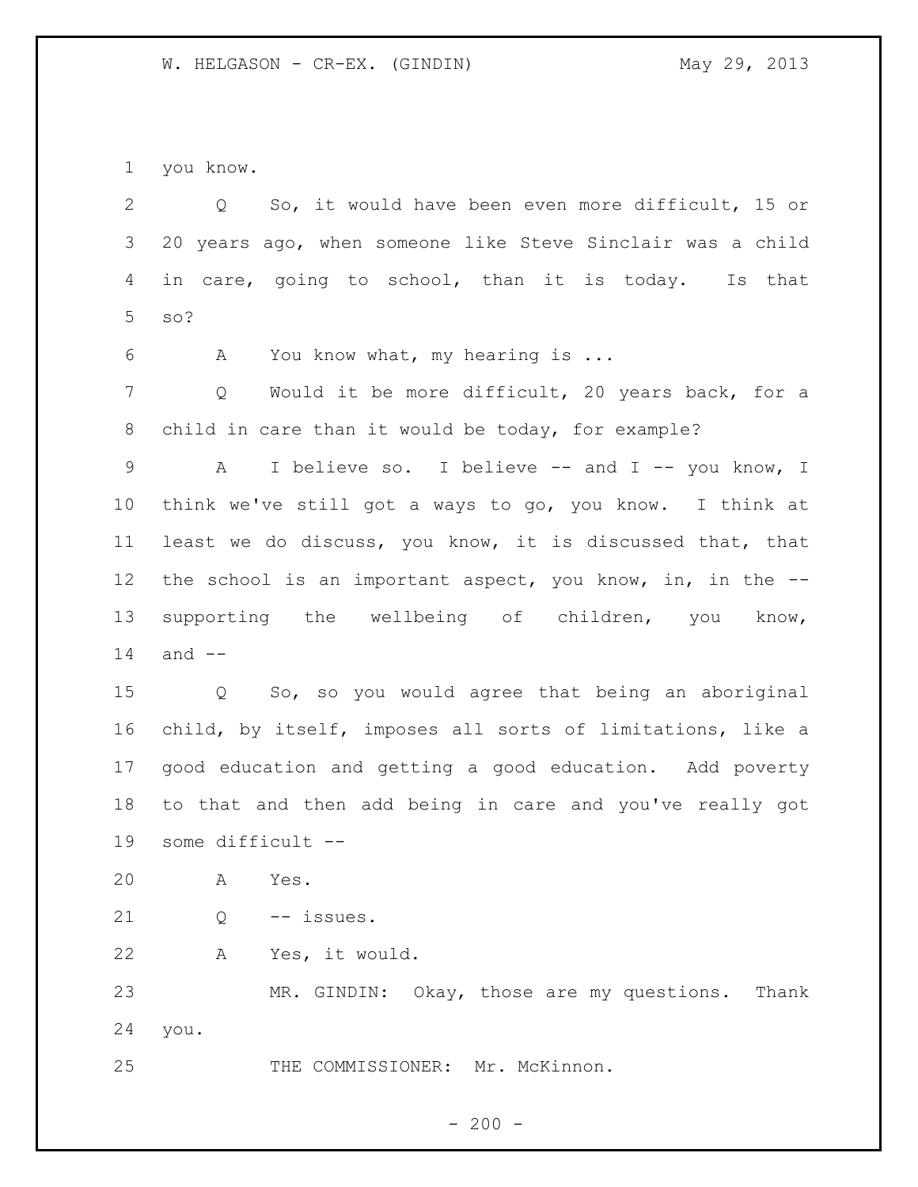you know.

Q So, it would have been even more difficult, 15 or 20 years ago, when someone like Steve Sinclair was a child in care, going to school, than it is today. Is that so?

A You know what, my hearing is ...

Q Would it be more difficult, 20 years back, for a child in care than it would be today, for example?

A I believe so. I believe -- and I -- you know, I think we've still got a ways to go, you know. I think at least we do discuss, you know, it is discussed that, that the school is an important aspect, you know, in, in the -- supporting the wellbeing of children, you know, and --

Q So, so you would agree that being an aboriginal child, by itself, imposes all sorts of limitations, like a good education and getting a good education. Add poverty to that and then add being in care and you've really got some difficult --

A Yes.

Q -- issues.

A Yes, it would.

MR. GINDIN: Okay, those are my questions. Thank you.

THE COMMISSIONER: Mr. McKinnon.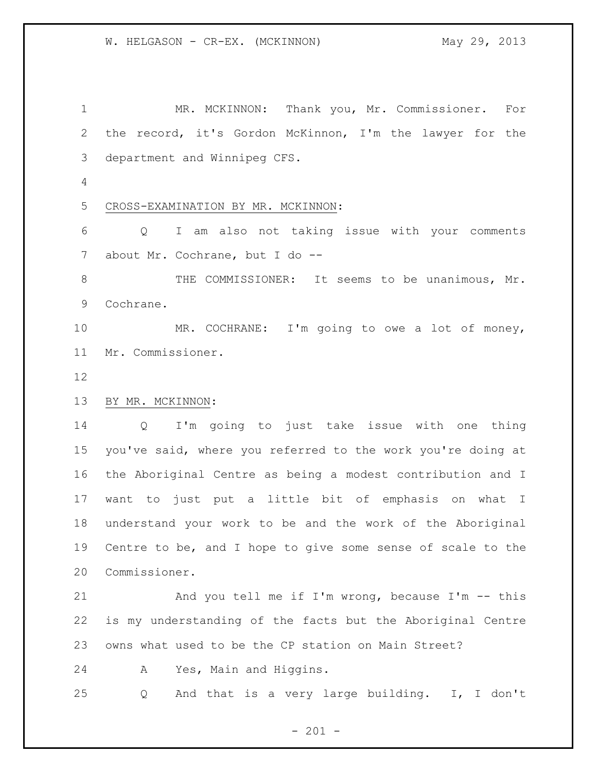MR. MCKINNON: Thank you, Mr. Commissioner. For the record, it's Gordon McKinnon, I'm the lawyer for the department and Winnipeg CFS.

CROSS-EXAMINATION BY MR. MCKINNON:

Q I am also not taking issue with your comments about Mr. Cochrane, but I do --

THE COMMISSIONER: It seems to be unanimous, Mr. Cochrane.

MR. COCHRANE: I'm going to owe a lot of money, Mr. Commissioner.

BY MR. MCKINNON:

Q I'm going to just take issue with one thing you've said, where you referred to the work you're doing at the Aboriginal Centre as being a modest contribution and I want to just put a little bit of emphasis on what I understand your work to be and the work of the Aboriginal Centre to be, and I hope to give some sense of scale to the Commissioner.

And you tell me if I'm wrong, because I'm -- this is my understanding of the facts but the Aboriginal Centre owns what used to be the CP station on Main Street?

A Yes, Main and Higgins.

Q And that is a very large building. I, I don't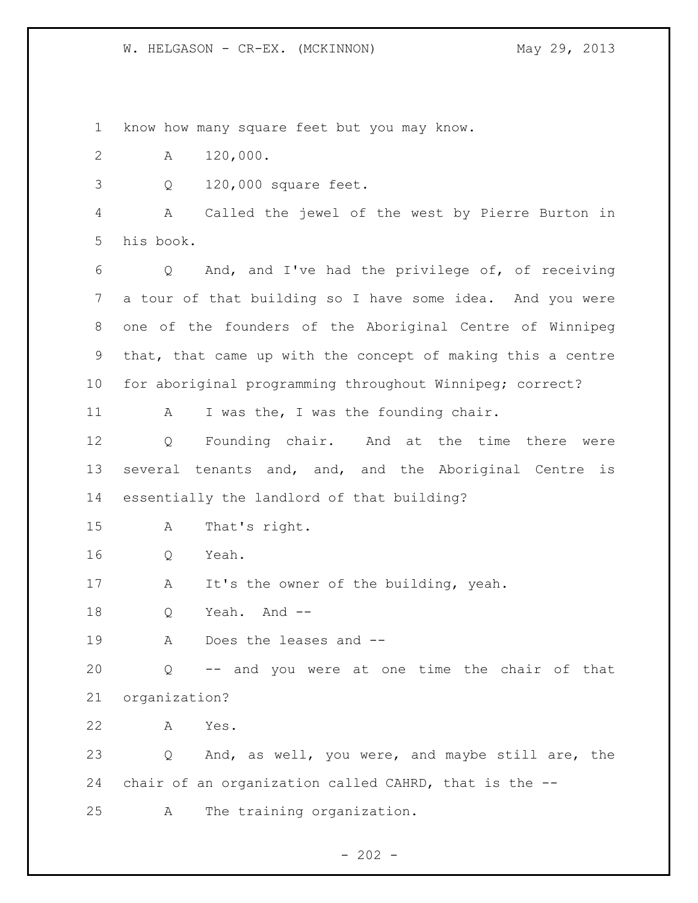1 know how many square feet but you may know.

2 A 120,000.

3 Q 120,000 square feet.

4 A Called the jewel of the west by Pierre Burton in

5 his book.

6 Q And, and I've had the privilege of, of receiving

7 a tour of that building so I have some idea. And you were

8 one of the founders of the Aboriginal Centre of Winnipeg

9 that, that came up with the concept of making this a centre

10 for aboriginal programming throughout Winnipeg; correct?

11 A I was the, I was the founding chair.

12 Q Founding chair. And at the time there were

13 several tenants and, and, and the Aboriginal Centre is

14 essentially the landlord of that building?

15 A That's right.

16 Q Yeah.

17 A It's the owner of the building, yeah.

18 Q Yeah. And --

19 A Does the leases and --

20 Q -- and you were at one time the chair of that

21 organization?

22 A Yes.

23 Q And, as well, you were, and maybe still are, the

24 chair of an organization called CAHRD, that is the --

25 A The training organization.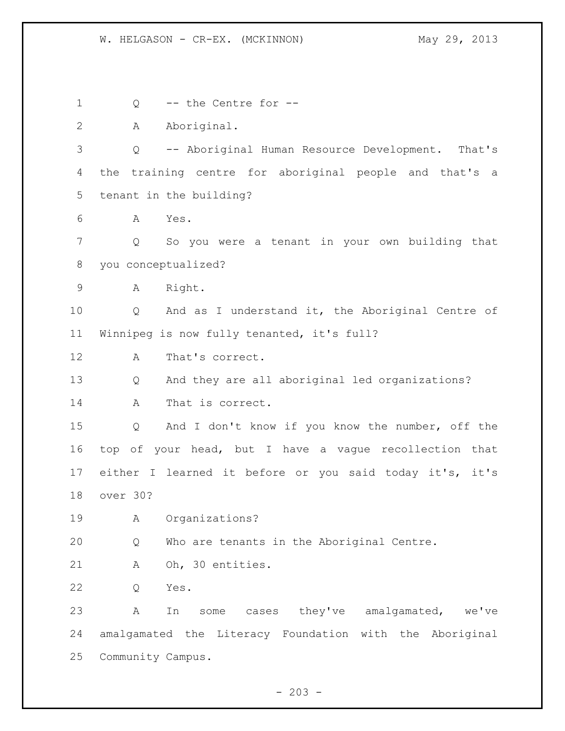Q -- the Centre for --

A Aboriginal.

Q -- Aboriginal Human Resource Development. That's the training centre for aboriginal people and that's a tenant in the building?

A Yes.

Q So you were a tenant in your own building that you conceptualized?

A Right.

Q And as I understand it, the Aboriginal Centre of Winnipeg is now fully tenanted, it's full?

A That's correct.

Q And they are all aboriginal led organizations?

A That is correct.

Q And I don't know if you know the number, off the top of your head, but I have a vague recollection that either I learned it before or you said today it's, it's over 30?

A Organizations?

Q Who are tenants in the Aboriginal Centre.

A Oh, 30 entities.

Q Yes.

A In some cases they've amalgamated, we've amalgamated the Literacy Foundation with the Aboriginal Community Campus.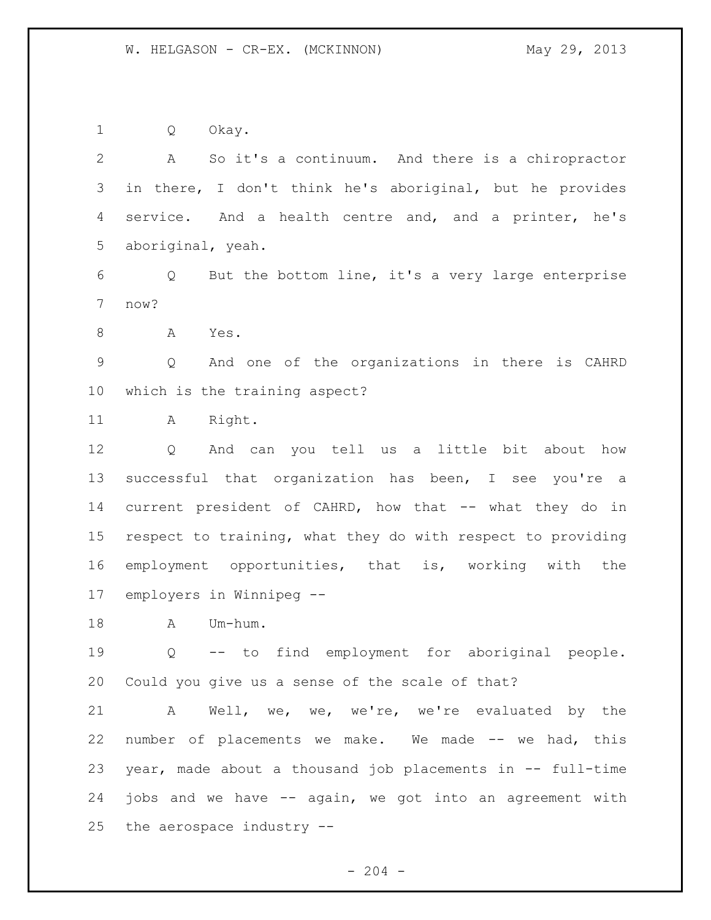Q Okay.

A So it's a continuum. And there is a chiropractor in there, I don't think he's aboriginal, but he provides service. And a health centre and, and a printer, he's aboriginal, yeah.

Q But the bottom line, it's a very large enterprise now?

A Yes.

Q And one of the organizations in there is CAHRD which is the training aspect?

A Right.

Q And can you tell us a little bit about how successful that organization has been, I see you're a current president of CAHRD, how that -- what they do in respect to training, what they do with respect to providing employment opportunities, that is, working with the employers in Winnipeg --

A Um-hum.

Q -- to find employment for aboriginal people. Could you give us a sense of the scale of that?

A Well, we, we, we're, we're evaluated by the number of placements we make. We made -- we had, this year, made about a thousand job placements in -- full-time jobs and we have -- again, we got into an agreement with the aerospace industry --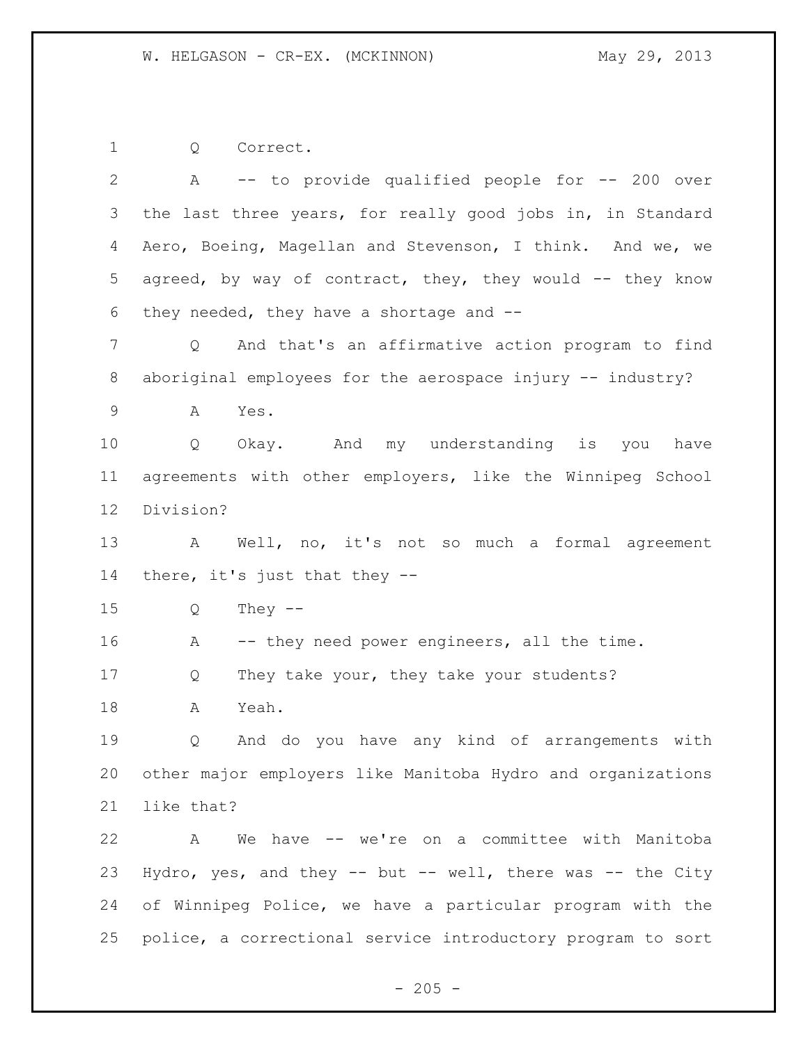1 Q Correct.

2 A -- to provide qualified people for -- 200 over
3 the last three years, for really good jobs in, in Standard
4 Aero, Boeing, Magellan and Stevenson, I think. And we, we
5 agreed, by way of contract, they, they would -- they know
6 they needed, they have a shortage and --

7 Q And that's an affirmative action program to find
8 aboriginal employees for the aerospace injury -- industry?

9 A Yes.

10 Q Okay. And my understanding is you have
11 agreements with other employers, like the Winnipeg School
12 Division?

13 A Well, no, it's not so much a formal agreement
14 there, it's just that they --

15 Q They --

16 A -- they need power engineers, all the time.

17 Q They take your, they take your students?

18 A Yeah.

19 Q And do you have any kind of arrangements with
20 other major employers like Manitoba Hydro and organizations
21 like that?

22 A We have -- we're on a committee with Manitoba
23 Hydro, yes, and they -- but -- well, there was -- the City
24 of Winnipeg Police, we have a particular program with the
25 police, a correctional service introductory program to sort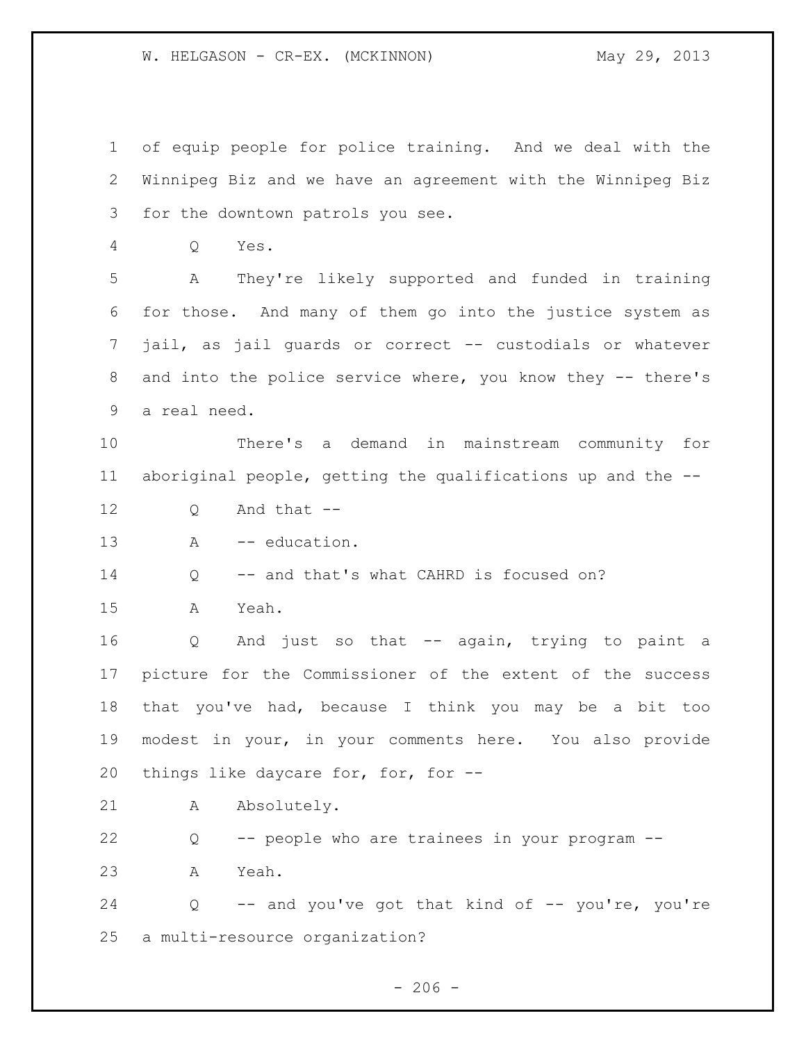of equip people for police training. And we deal with the Winnipeg Biz and we have an agreement with the Winnipeg Biz for the downtown patrols you see.

Q Yes.

A They're likely supported and funded in training for those. And many of them go into the justice system as jail, as jail guards or correct -- custodials or whatever and into the police service where, you know they -- there's a real need.

There's a demand in mainstream community for aboriginal people, getting the qualifications up and the --

Q And that --

A -- education.

Q -- and that's what CAHRD is focused on?

A Yeah.

Q And just so that -- again, trying to paint a picture for the Commissioner of the extent of the success that you've had, because I think you may be a bit too modest in your, in your comments here. You also provide things like daycare for, for, for --

A Absolutely.

Q -- people who are trainees in your program --

A Yeah.

Q -- and you've got that kind of -- you're, you're a multi-resource organization?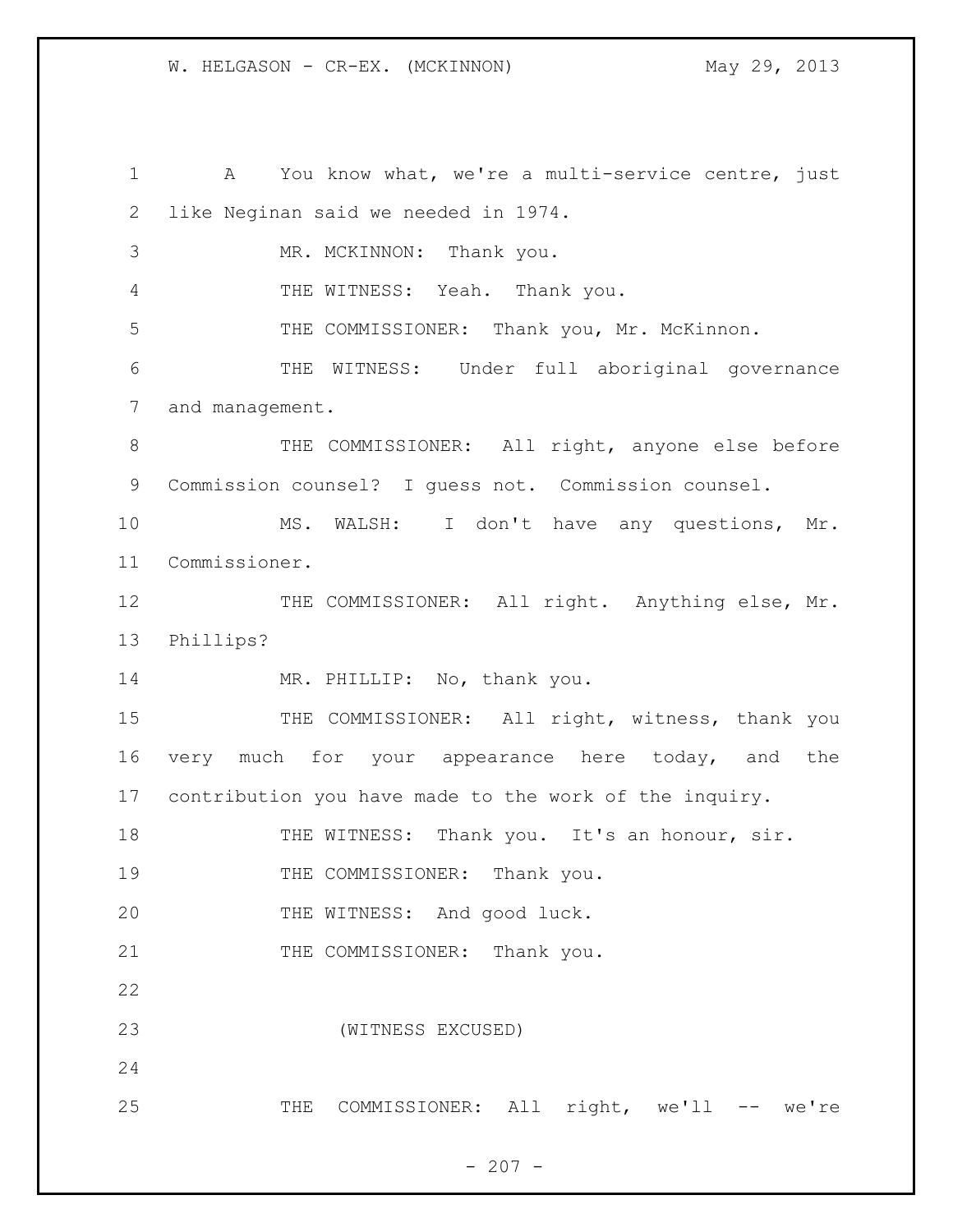A You know what, we're a multi-service centre, just like Neginan said we needed in 1974.

MR. MCKINNON: Thank you.

THE WITNESS: Yeah. Thank you.

THE COMMISSIONER: Thank you, Mr. McKinnon.

THE WITNESS: Under full aboriginal governance and management.

THE COMMISSIONER: All right, anyone else before Commission counsel? I guess not. Commission counsel.

MS. WALSH: I don't have any questions, Mr. Commissioner.

THE COMMISSIONER: All right. Anything else, Mr. Phillips?

MR. PHILLIP: No, thank you.

THE COMMISSIONER: All right, witness, thank you very much for your appearance here today, and the contribution you have made to the work of the inquiry.

THE WITNESS: Thank you. It's an honour, sir.

THE COMMISSIONER: Thank you.

THE WITNESS: And good luck.

THE COMMISSIONER: Thank you.

(WITNESS EXCUSED)

THE COMMISSIONER: All right, we'll -- we're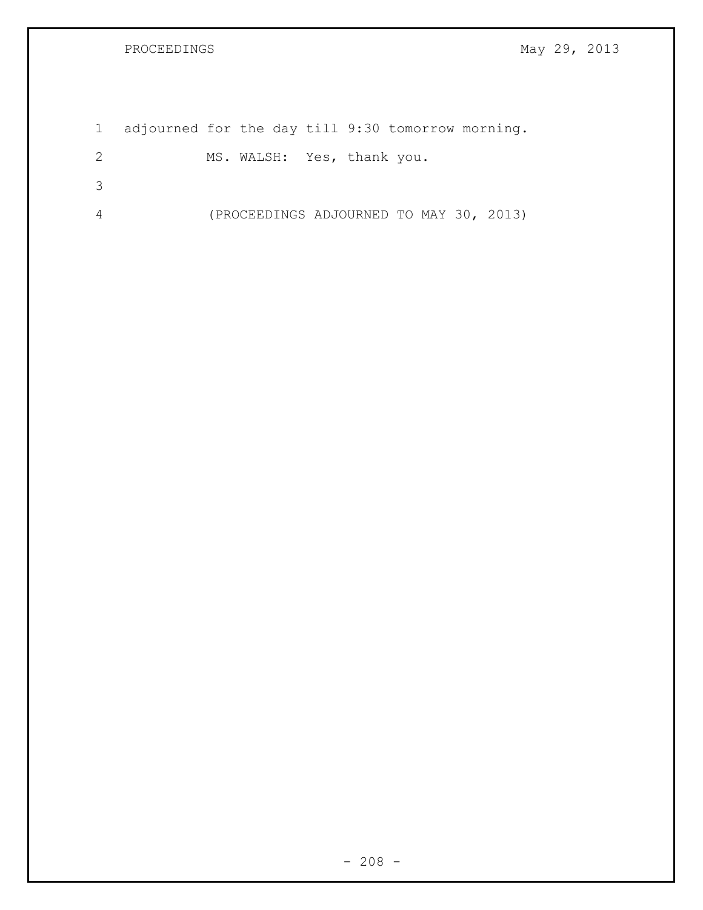adjourned for the day till 9:30 tomorrow morning.

MS. WALSH: Yes, thank you.

(PROCEEDINGS ADJOURNED TO MAY 30, 2013)